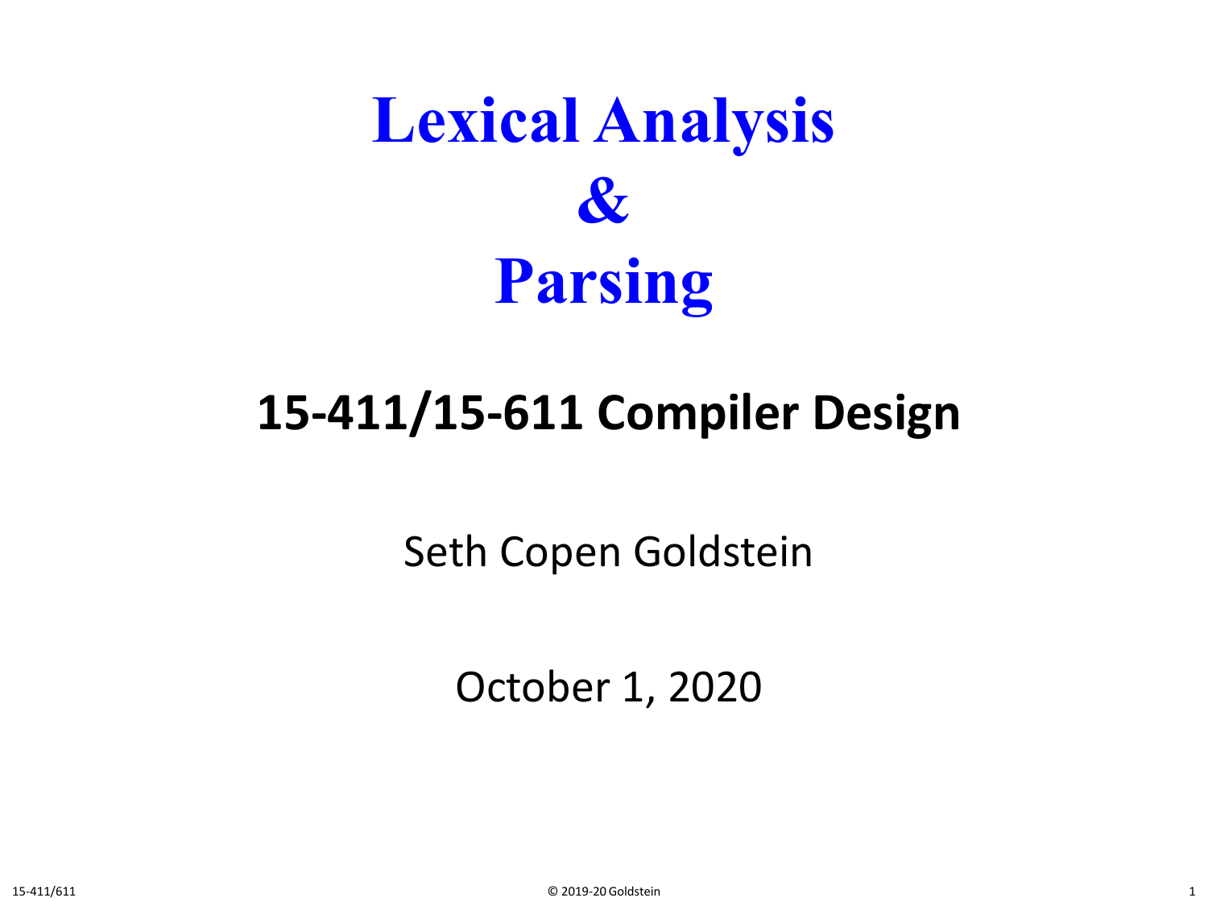# Lexical Analysis & Parsing

## 15-411/15-611 Compiler Design

Seth Copen Goldstein

October 1, 2020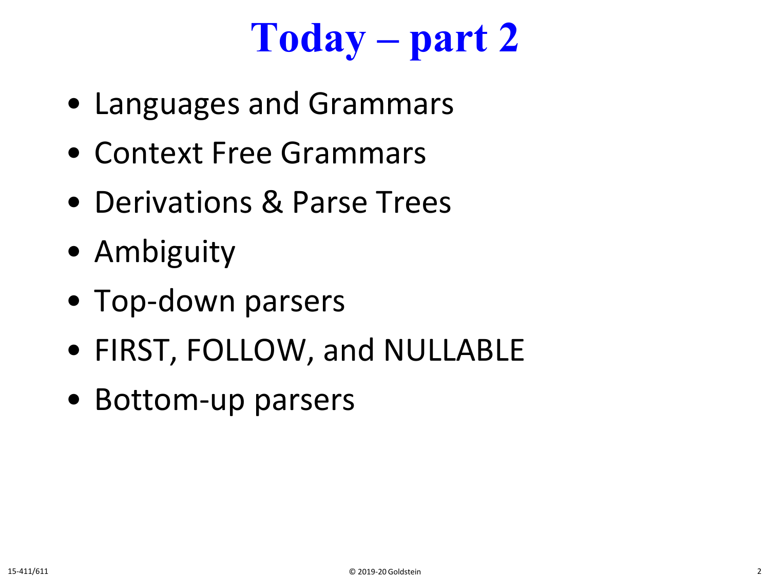# Today – part 2

- Languages and Grammars
- Context Free Grammars
- Derivations & Parse Trees
- Ambiguity
- Top-down parsers
- FIRST, FOLLOW, and NULLABLE
- Bottom-up parsers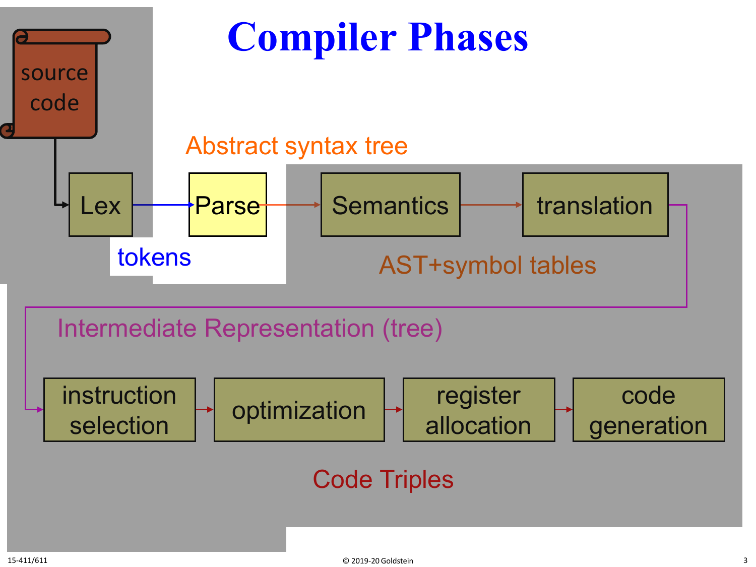# Compiler Phases

source code

Lex → Parse → Semantics → translation → instruction selection → optimization → register allocation → code generation

tokens

Abstract syntax tree

AST+symbol tables

Intermediate Representation (tree)

Code Triples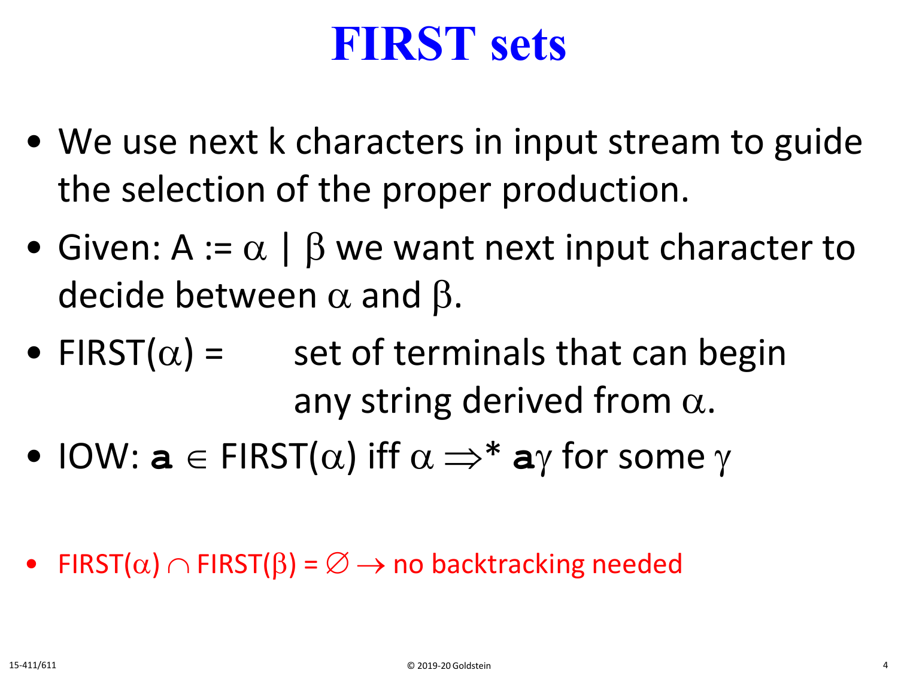# FIRST sets

- We use next k characters in input stream to guide the selection of the proper production.
- Given: $A := \alpha \mid \beta$ we want next input character to decide between $\alpha$ and $\beta$.
- $\text{FIRST}(\alpha)$ = set of terminals that can begin any string derived from $\alpha$.
- IOW: **a** $\in \text{FIRST}(\alpha)$ iff $\alpha \Rightarrow^* \mathbf{a}\gamma$ for some $\gamma$

- $\text{FIRST}(\alpha) \cap \text{FIRST}(\beta) = \emptyset \rightarrow$ no backtracking needed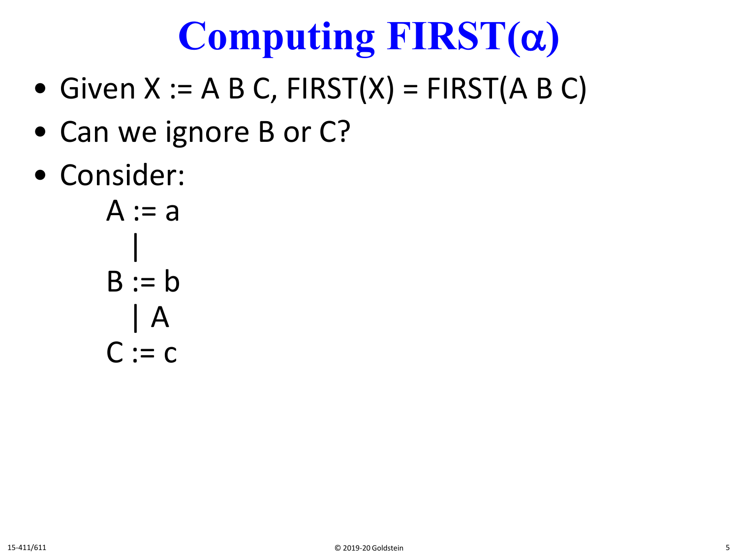# Computing FIRST(α)

- Given X := A B C, FIRST(X) = FIRST(A B C)
- Can we ignore B or C?
- Consider:

```
A := a
  |
B := b
  | A
C := c
```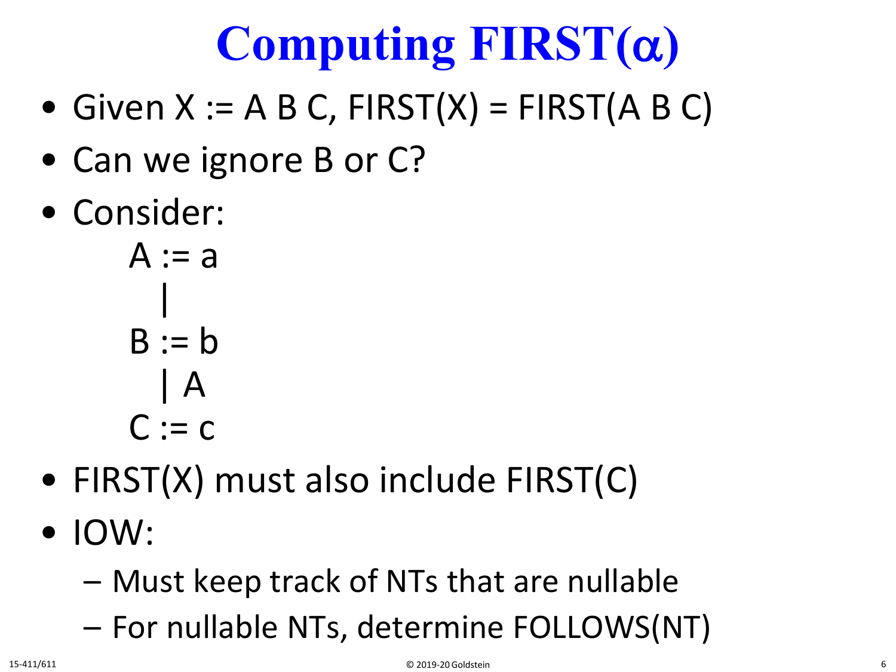# Computing FIRST(α)

- Given X := A B C, FIRST(X) = FIRST(A B C)
- Can we ignore B or C?
- Consider:

```
A := a
   |
B := b
   | A
C := c
```

- FIRST(X) must also include FIRST(C)
- IOW:
  - Must keep track of NTs that are nullable
  - For nullable NTs, determine FOLLOWS(NT)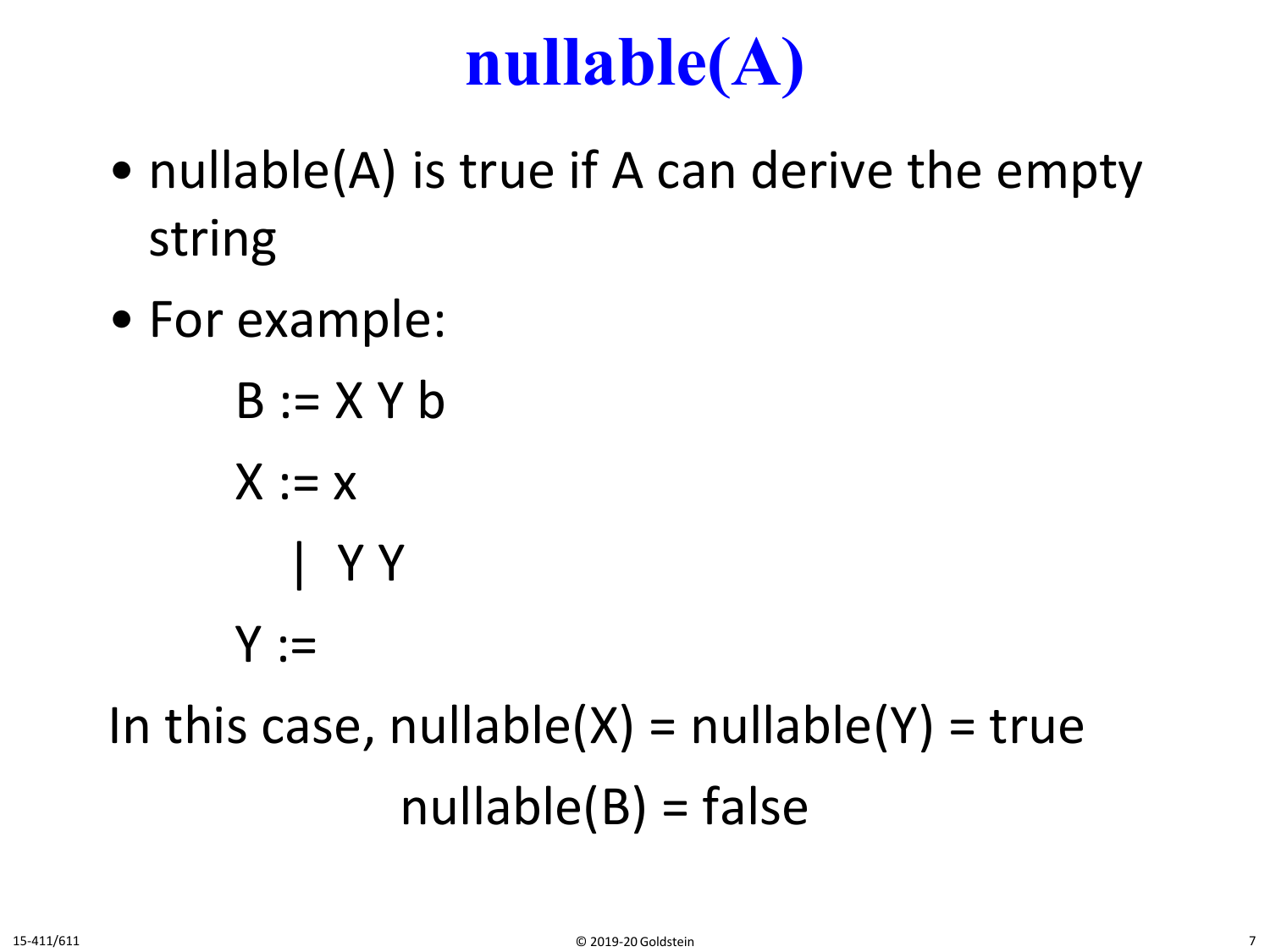# nullable(A)

- nullable(A) is true if A can derive the empty string
- For example:

```
B := X Y b
X := x
   | Y Y
Y :=
```

In this case, nullable(X) = nullable(Y) = true

nullable(B) = false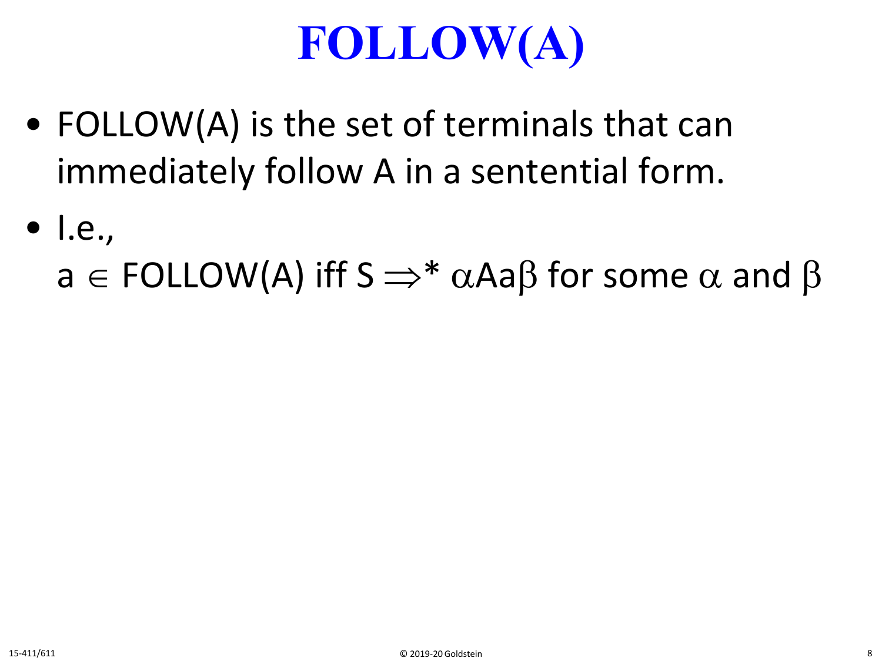# FOLLOW(A)

- FOLLOW(A) is the set of terminals that can immediately follow A in a sentential form.
- I.e.,
  a $\in$ FOLLOW(A) iff S $\Rightarrow^*$ $\alpha$Aa$\beta$ for some $\alpha$ and $\beta$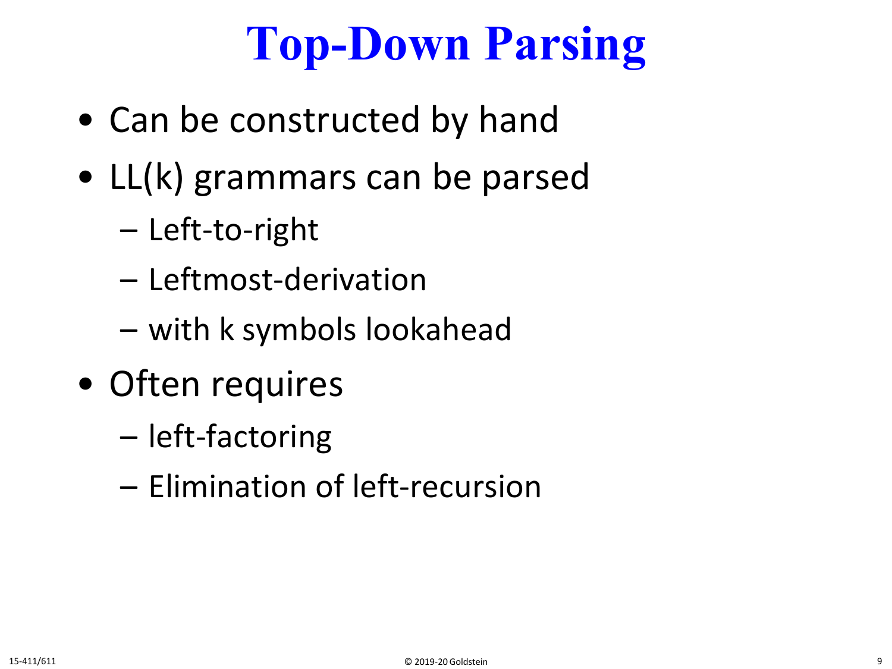# Top-Down Parsing

- Can be constructed by hand
- LL(k) grammars can be parsed
  - Left-to-right
  - Leftmost-derivation
  - with k symbols lookahead
- Often requires
  - left-factoring
  - Elimination of left-recursion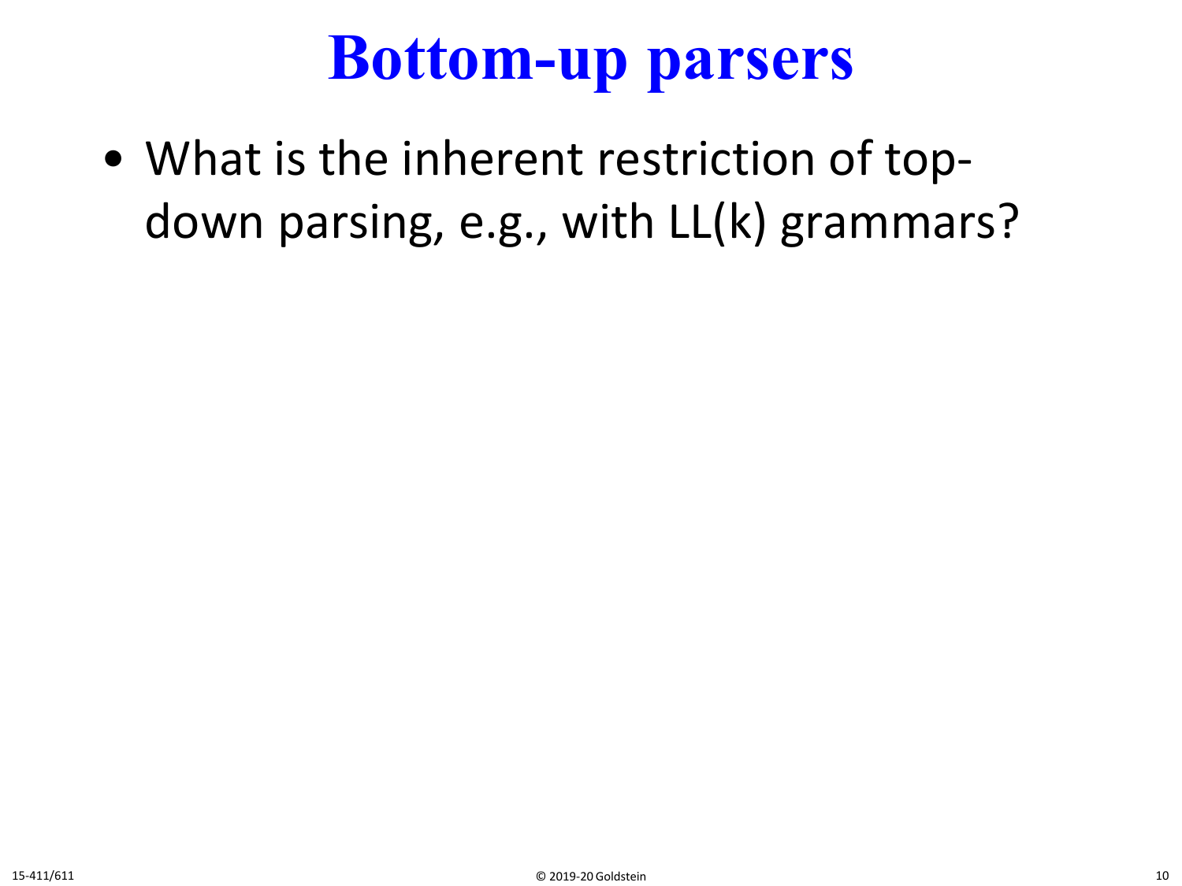# Bottom-up parsers

- What is the inherent restriction of top-down parsing, e.g., with LL(k) grammars?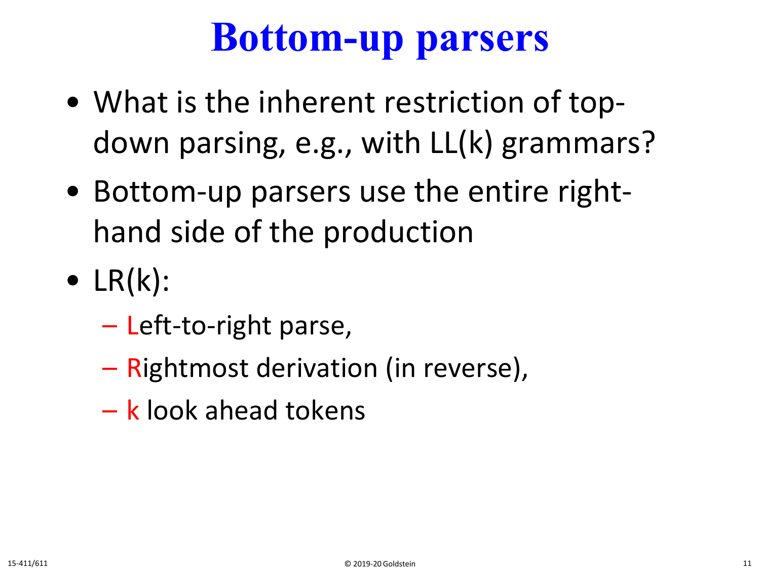# Bottom-up parsers

- What is the inherent restriction of top-down parsing, e.g., with LL(k) grammars?
- Bottom-up parsers use the entire right-hand side of the production
- LR(k):
  - Left-to-right parse,
  - Rightmost derivation (in reverse),
  - k look ahead tokens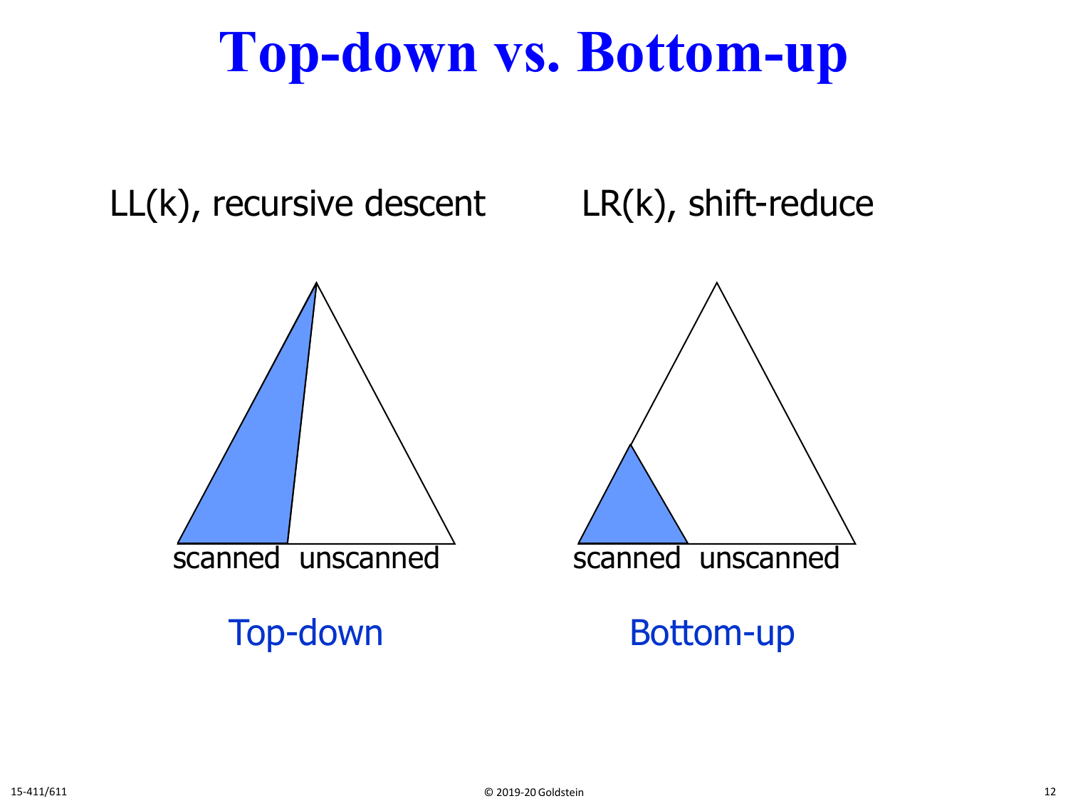# Top-down vs. Bottom-up

LL(k), recursive descent

LR(k), shift-reduce

scanned unscanned

Top-down

scanned unscanned

Bottom-up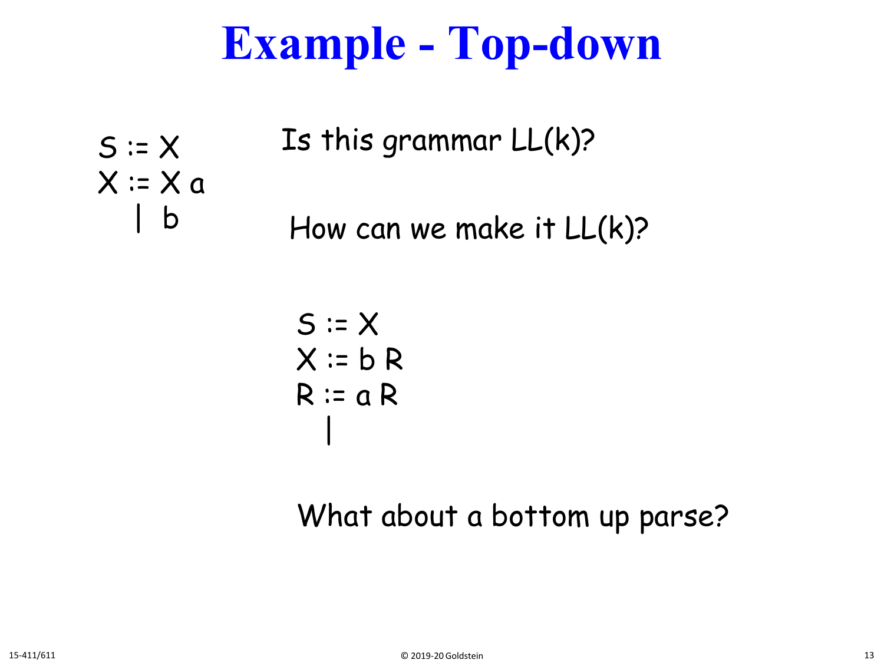# Example - Top-down

```
S := X
X := X a
   | b
```

Is this grammar LL(k)?

How can we make it LL(k)?

```
S := X
X := b R
R := a R
   |
```

What about a bottom up parse?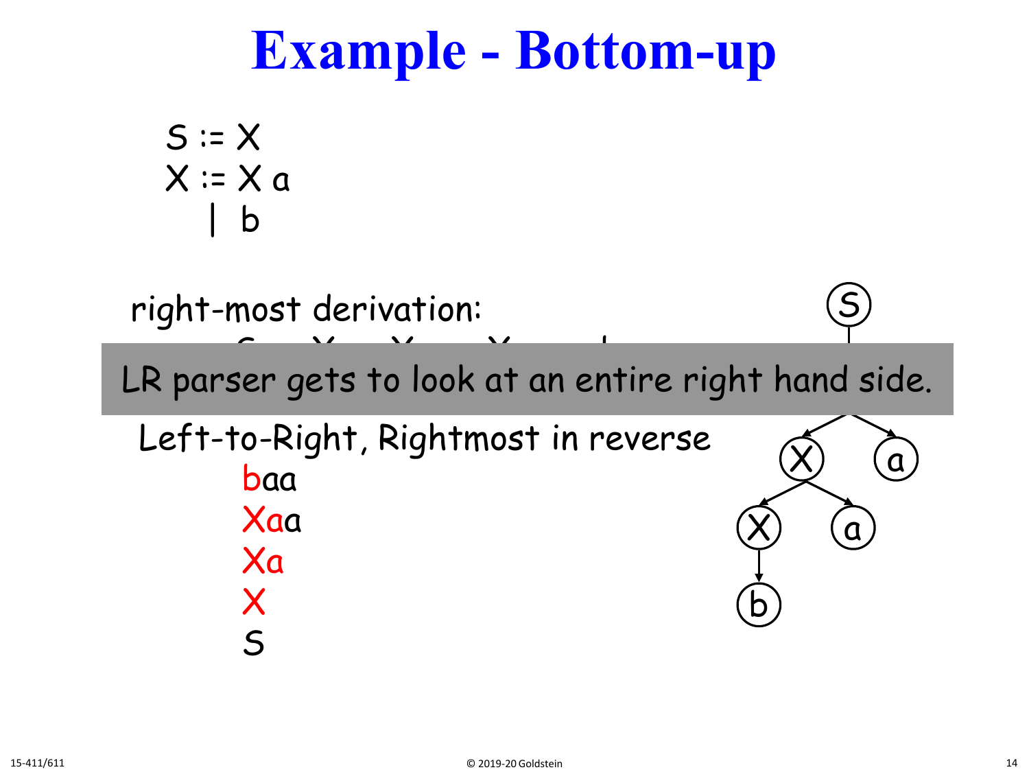# Example - Bottom-up

S := X
X := X a
  | b

right-most derivation:

LR parser gets to look at an entire right hand side.

Left-to-Right, Rightmost in reverse

baa
Xaa
Xa
X
S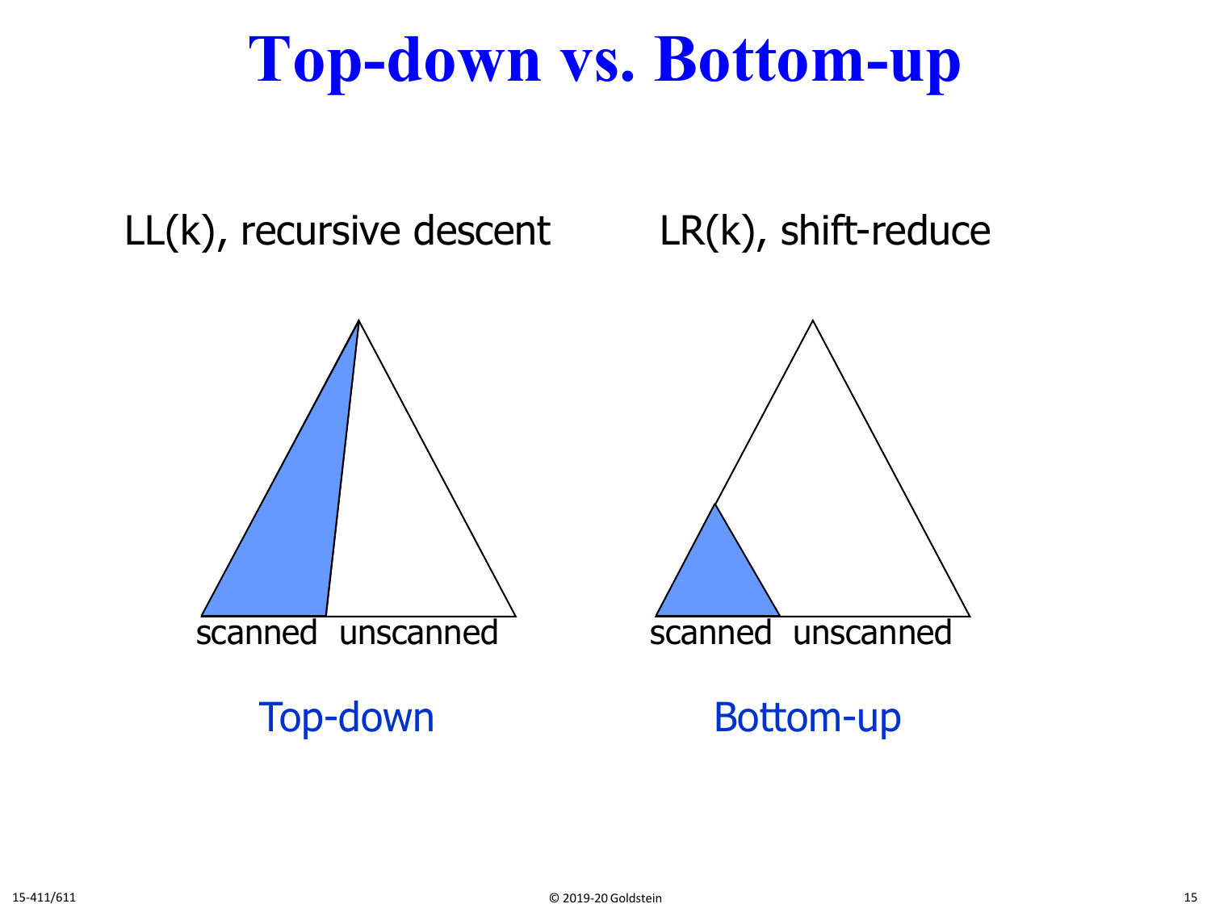# Top-down vs. Bottom-up

LL(k), recursive descent

LR(k), shift-reduce

scanned unscanned

Top-down

scanned unscanned

Bottom-up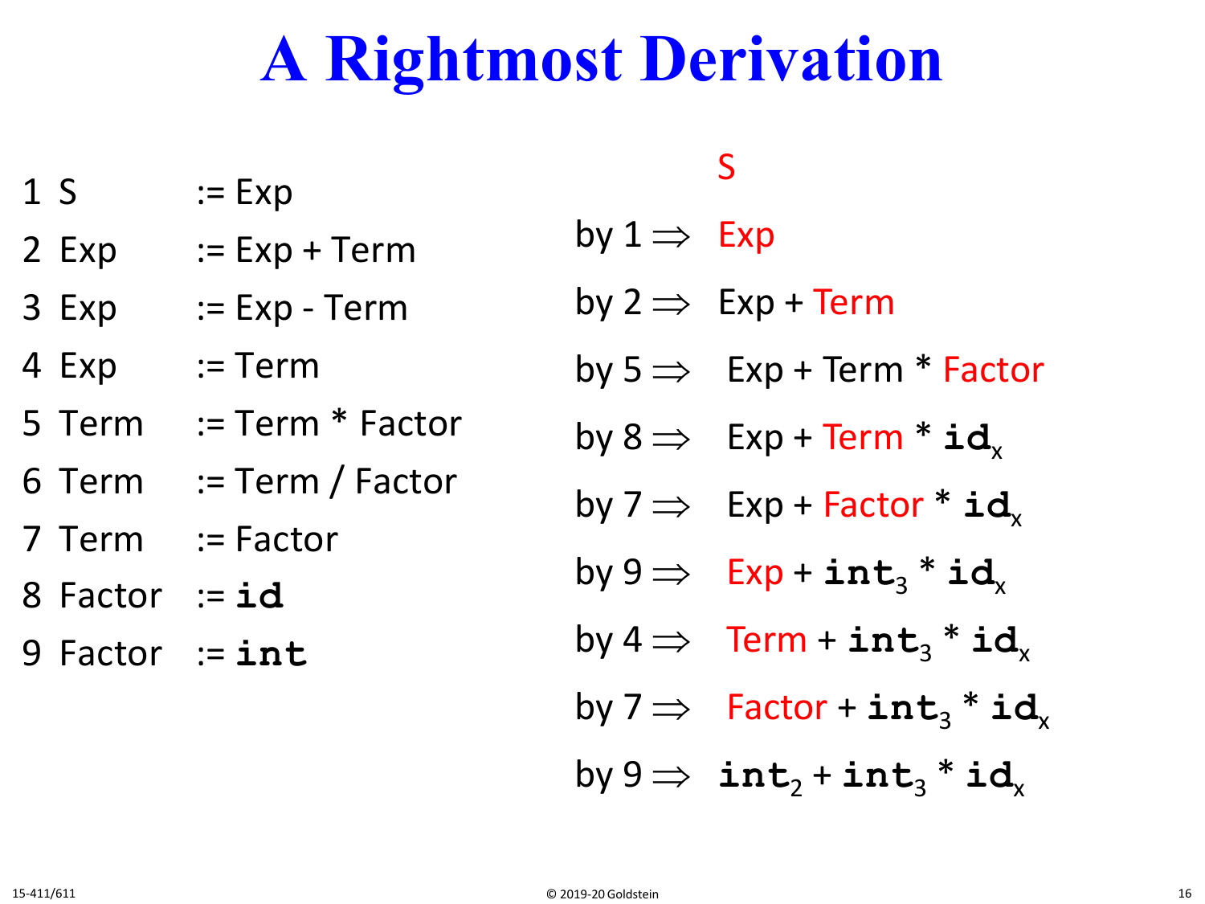# A Rightmost Derivation

1 S := Exp
2 Exp := Exp + Term
3 Exp := Exp - Term
4 Exp := Term
5 Term := Term * Factor
6 Term := Term / Factor
7 Term := Factor
8 Factor := **id**
9 Factor := **int**

S
by 1 ⇒ Exp
by 2 ⇒ Exp + Term
by 5 ⇒ Exp + Term * Factor
by 8 ⇒ Exp + Term * $\mathbf{id}_x$
by 7 ⇒ Exp + Factor * $\mathbf{id}_x$
by 9 ⇒ Exp + $\mathbf{int}_3$ * $\mathbf{id}_x$
by 4 ⇒ Term + $\mathbf{int}_3$ * $\mathbf{id}_x$
by 7 ⇒ Factor + $\mathbf{int}_3$ * $\mathbf{id}_x$
by 9 ⇒ $\mathbf{int}_2$ + $\mathbf{int}_3$ * $\mathbf{id}_x$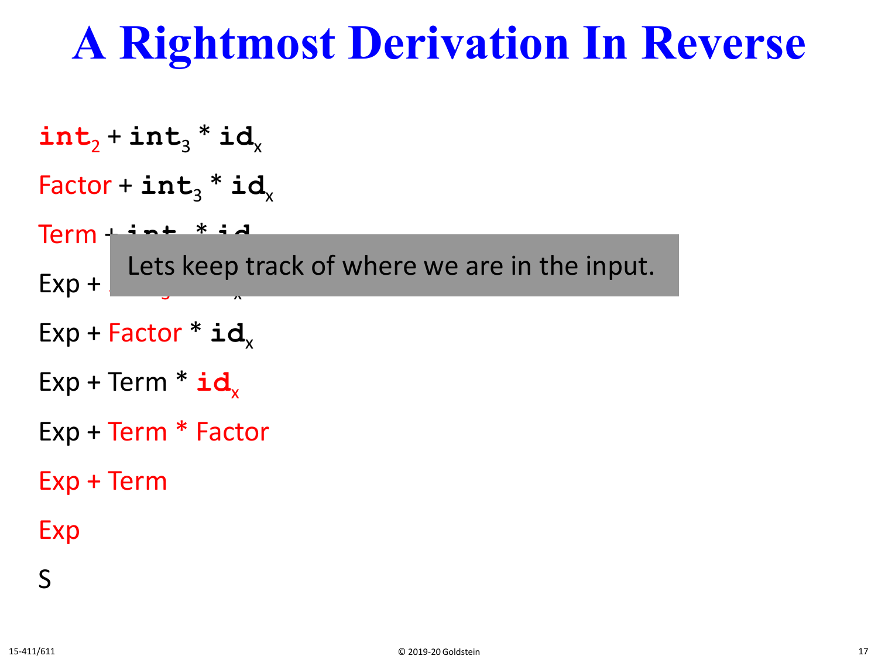# A Rightmost Derivation In Reverse

$\texttt{int}_2$ + $\texttt{int}_3$ * $\texttt{id}_x$

Factor + $\texttt{int}_3$ * $\texttt{id}_x$

Term + $\texttt{int}_3$ * $\texttt{id}_x$

Exp + $\texttt{int}_3$ * $\texttt{id}_x$

Lets keep track of where we are in the input.

Exp + Factor * $\texttt{id}_x$

Exp + Term * $\texttt{id}_x$

Exp + Term * Factor

Exp + Term

Exp

S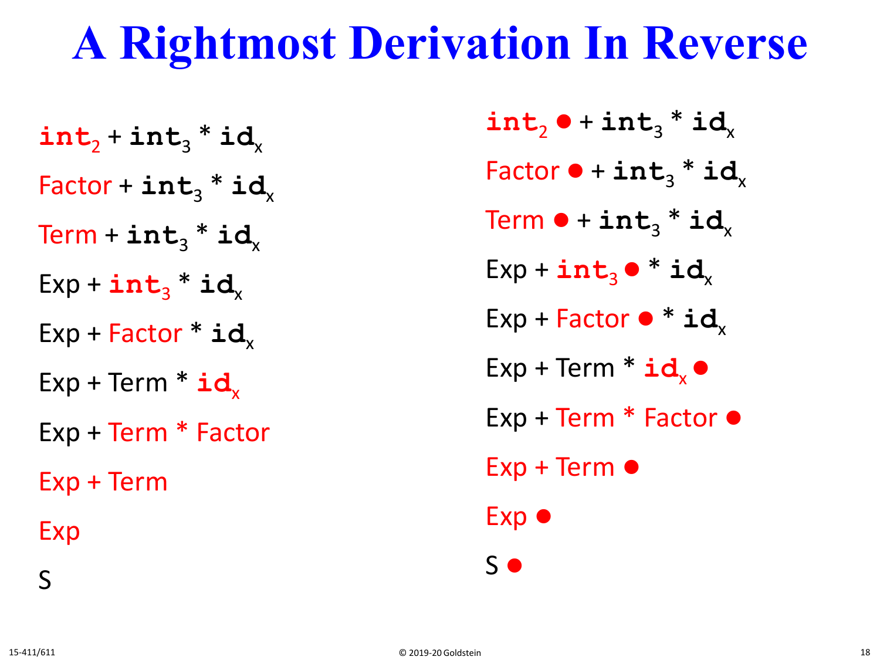# A Rightmost Derivation In Reverse

int$_2$ + int$_3$ * id$_x$

Factor + int$_3$ * id$_x$

Term + int$_3$ * id$_x$

Exp + int$_3$ * id$_x$

Exp + Factor * id$_x$

Exp + Term * id$_x$

Exp + Term * Factor

Exp + Term

Exp

S

int$_2$ ● + int$_3$ * id$_x$

Factor ● + int$_3$ * id$_x$

Term ● + int$_3$ * id$_x$

Exp + int$_3$ ● * id$_x$

Exp + Factor ● * id$_x$

Exp + Term * id$_x$ ●

Exp + Term * Factor ●

Exp + Term ●

Exp ●

S ●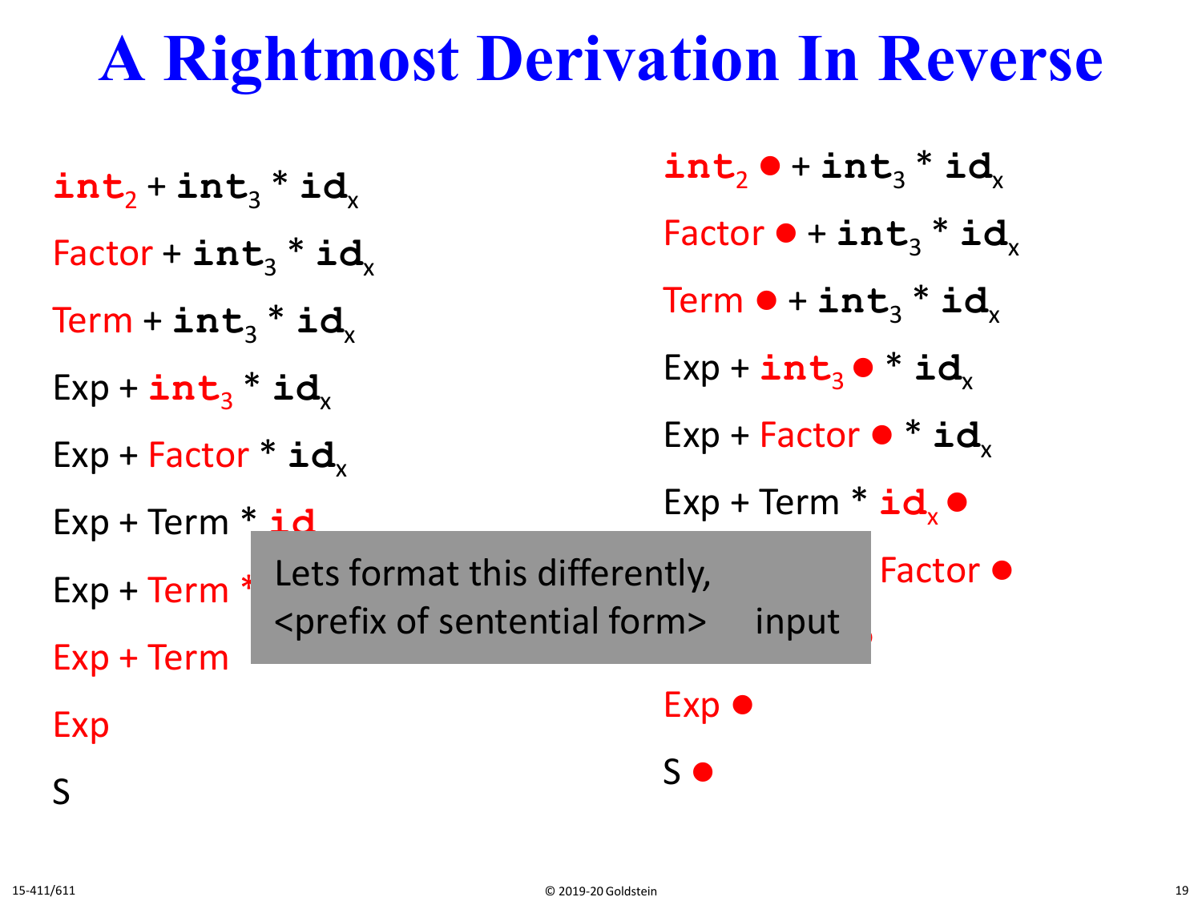# A Rightmost Derivation In Reverse

$\texttt{int}_2 + \texttt{int}_3 * \texttt{id}_x$

$\text{Factor} + \texttt{int}_3 * \texttt{id}_x$

$\text{Term} + \texttt{int}_3 * \texttt{id}_x$

$\text{Exp} + \texttt{int}_3 * \texttt{id}_x$

$\text{Exp} + \text{Factor} * \texttt{id}_x$

$\text{Exp} + \text{Term} * \texttt{id}_x$

$\text{Exp} + \text{Term} *$ …

$\text{Exp} + \text{Term}$

$\text{Exp}$

$\text{S}$

$\texttt{int}_2 \bullet + \texttt{int}_3 * \texttt{id}_x$

$\text{Factor} \bullet + \texttt{int}_3 * \texttt{id}_x$

$\text{Term} \bullet + \texttt{int}_3 * \texttt{id}_x$

$\text{Exp} + \texttt{int}_3 \bullet * \texttt{id}_x$

$\text{Exp} + \text{Factor} \bullet * \texttt{id}_x$

$\text{Exp} + \text{Term} * \texttt{id}_x \bullet$

… $\text{Factor} \bullet$

$\text{Exp} \bullet$

$\text{S} \bullet$

Lets format this differently,
<prefix of sentential form>     input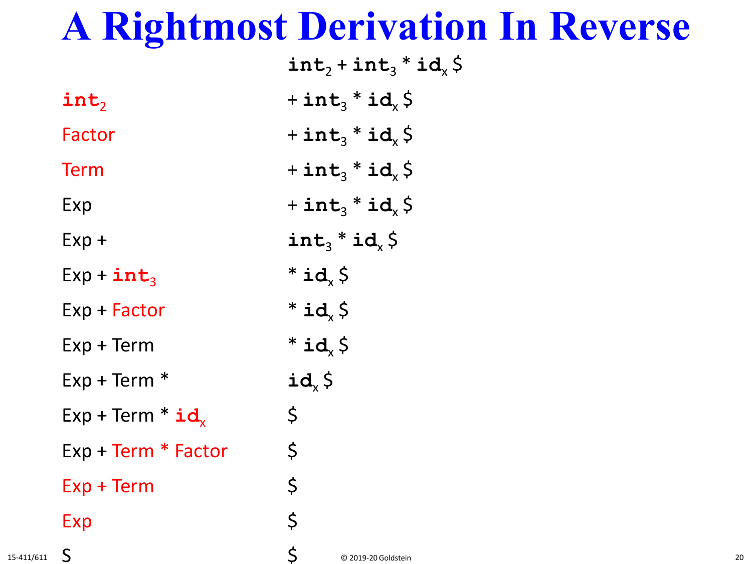# A Rightmost Derivation In Reverse

| | |
|---|---|
| | `int`$_2$ + `int`$_3$ * `id`$_x$ \$ |
| `int`$_2$ | + `int`$_3$ * `id`$_x$ \$ |
| Factor | + `int`$_3$ * `id`$_x$ \$ |
| Term | + `int`$_3$ * `id`$_x$ \$ |
| Exp | + `int`$_3$ * `id`$_x$ \$ |
| Exp + | `int`$_3$ * `id`$_x$ \$ |
| Exp + `int`$_3$ | * `id`$_x$ \$ |
| Exp + Factor | * `id`$_x$ \$ |
| Exp + Term | * `id`$_x$ \$ |
| Exp + Term * | `id`$_x$ \$ |
| Exp + Term * `id`$_x$ | \$ |
| Exp + Term * Factor | \$ |
| Exp + Term | \$ |
| Exp | \$ |
| S | \$ |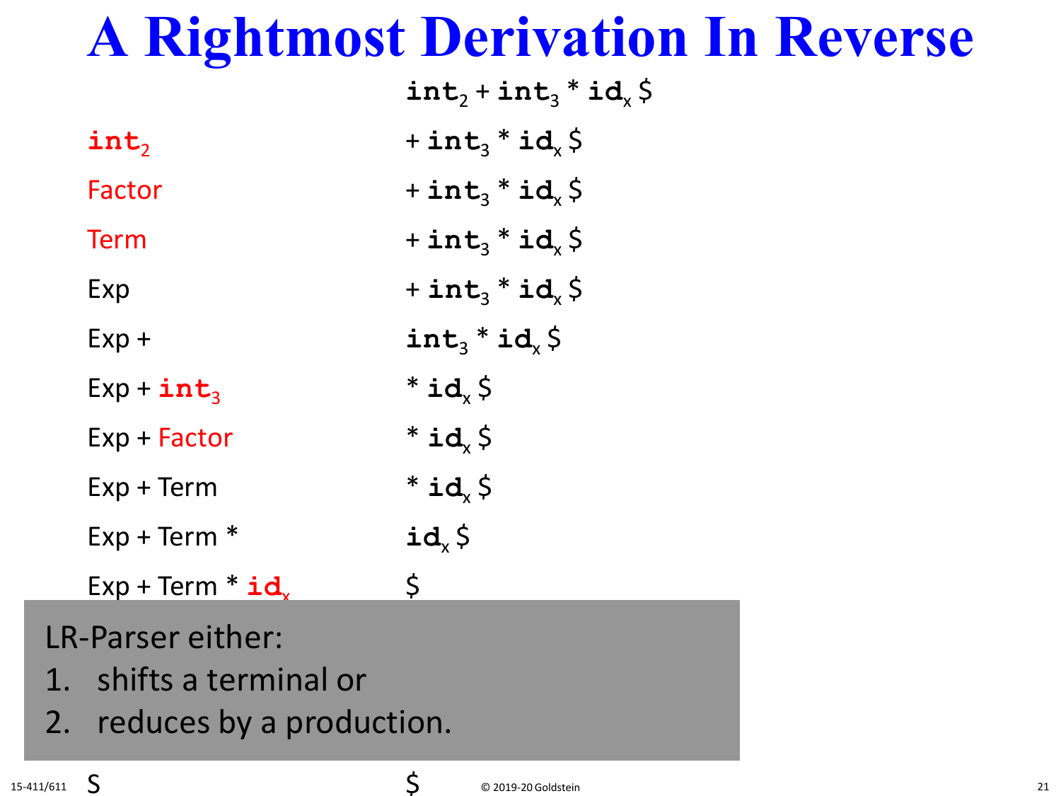# A Rightmost Derivation In Reverse

| | |
|---|---|
| | $\textbf{int}_2$ + $\textbf{int}_3$ * $\textbf{id}_x$ $ |
| $\textbf{int}_2$ | + $\textbf{int}_3$ * $\textbf{id}_x$ $ |
| Factor | + $\textbf{int}_3$ * $\textbf{id}_x$ $ |
| Term | + $\textbf{int}_3$ * $\textbf{id}_x$ $ |
| Exp | + $\textbf{int}_3$ * $\textbf{id}_x$ $ |
| Exp + | $\textbf{int}_3$ * $\textbf{id}_x$ $ |
| Exp + $\textbf{int}_3$ | * $\textbf{id}_x$ $ |
| Exp + Factor | * $\textbf{id}_x$ $ |
| Exp + Term | * $\textbf{id}_x$ $ |
| Exp + Term * | $\textbf{id}_x$ $ |
| Exp + Term * $\textbf{id}_x$ | $ |
| S | $ |

LR-Parser either:

1. shifts a terminal or
2. reduces by a production.

© 2019-20 Goldstein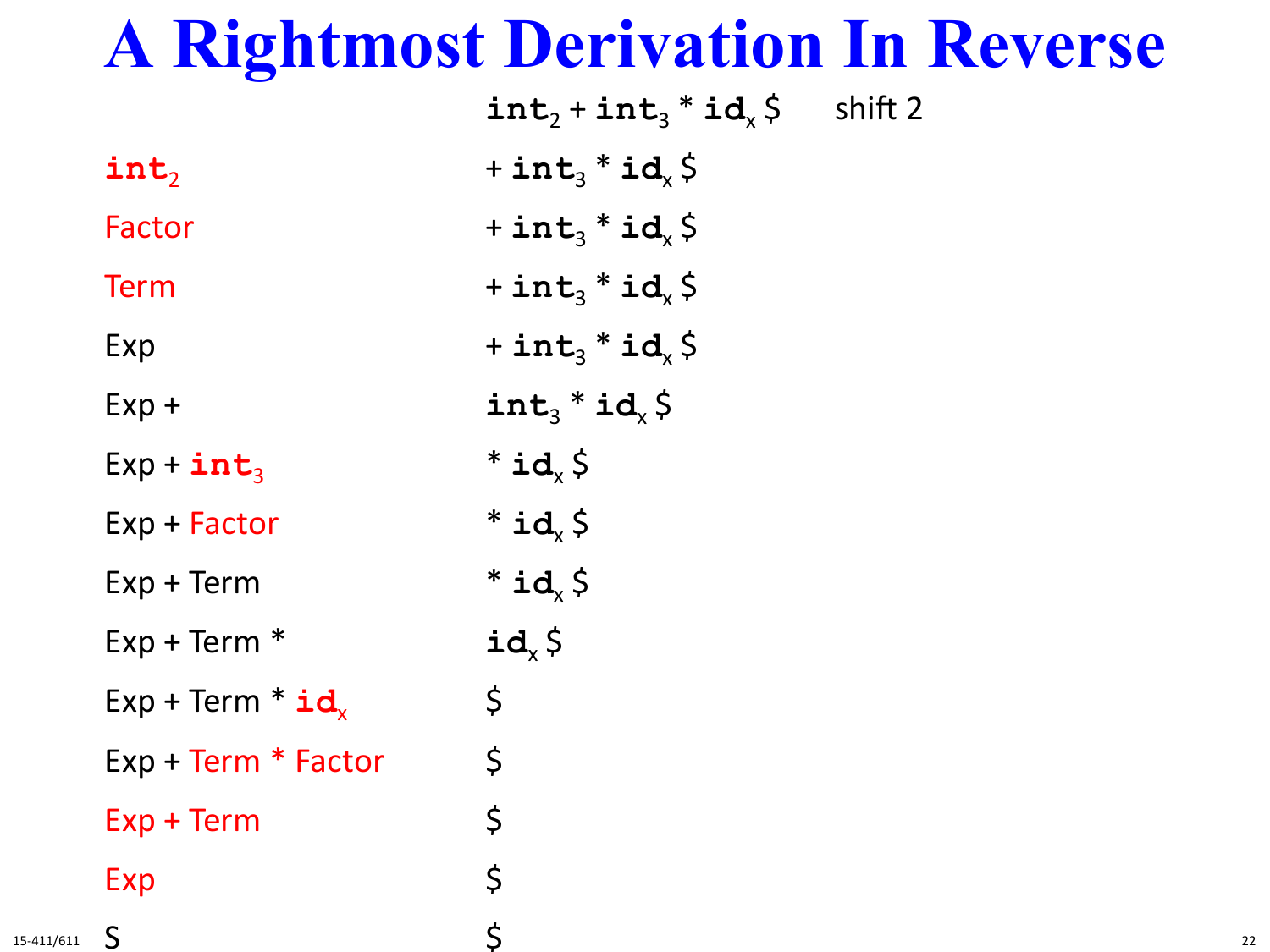# A Rightmost Derivation In Reverse

| | | |
|---|---|---|
| | $\texttt{int}_2$ + $\texttt{int}_3$ * $\texttt{id}_x$ \$ | shift 2 |
| $\texttt{int}_2$ | + $\texttt{int}_3$ * $\texttt{id}_x$ \$ | |
| Factor | + $\texttt{int}_3$ * $\texttt{id}_x$ \$ | |
| Term | + $\texttt{int}_3$ * $\texttt{id}_x$ \$ | |
| Exp | + $\texttt{int}_3$ * $\texttt{id}_x$ \$ | |
| Exp + | $\texttt{int}_3$ * $\texttt{id}_x$ \$ | |
| Exp + $\texttt{int}_3$ | * $\texttt{id}_x$ \$ | |
| Exp + Factor | * $\texttt{id}_x$ \$ | |
| Exp + Term | * $\texttt{id}_x$ \$ | |
| Exp + Term * | $\texttt{id}_x$ \$ | |
| Exp + Term * $\texttt{id}_x$ | \$ | |
| Exp + Term * Factor | \$ | |
| Exp + Term | \$ | |
| Exp | \$ | |
| S | \$ | |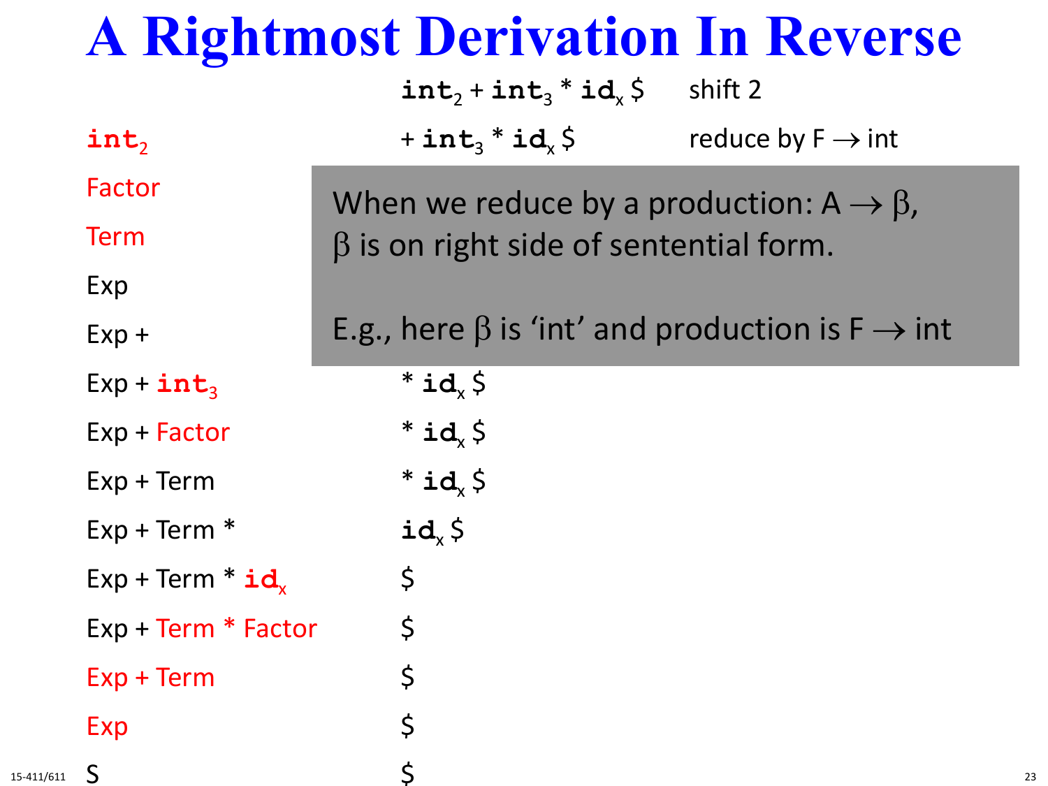# A Rightmost Derivation In Reverse

| Stack | Input | Action |
|---|---|---|
| | $\texttt{int}_2$ + $\texttt{int}_3$ * $\texttt{id}_x$ $ | shift 2 |
| $\texttt{int}_2$ | + $\texttt{int}_3$ * $\texttt{id}_x$ $ | reduce by F → int |
| Factor | | |
| Term | | |
| Exp | | |
| Exp + | | |
| Exp + $\texttt{int}_3$ | * $\texttt{id}_x$ $ | |
| Exp + Factor | * $\texttt{id}_x$ $ | |
| Exp + Term | * $\texttt{id}_x$ $ | |
| Exp + Term * | $\texttt{id}_x$ $ | |
| Exp + Term * $\texttt{id}_x$ | $ | |
| Exp + Term * Factor | $ | |
| Exp + Term | $ | |
| Exp | $ | |
| S | $ | |

When we reduce by a production: A → β, β is on right side of sentential form.

E.g., here β is 'int' and production is F → int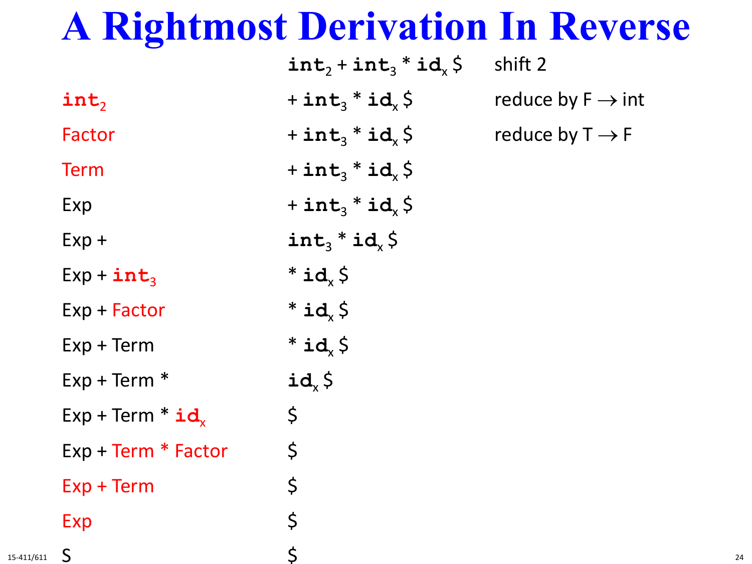# A Rightmost Derivation In Reverse

| Stack | Input | Action |
|---|---|---|
| | `int`$_2$ + `int`$_3$ * `id`$_x$ $ | shift 2 |
| `int`$_2$ | + `int`$_3$ * `id`$_x$ $ | reduce by F → int |
| Factor | + `int`$_3$ * `id`$_x$ $ | reduce by T → F |
| Term | + `int`$_3$ * `id`$_x$ $ | |
| Exp | + `int`$_3$ * `id`$_x$ $ | |
| Exp + | `int`$_3$ * `id`$_x$ $ | |
| Exp + `int`$_3$ | * `id`$_x$ $ | |
| Exp + Factor | * `id`$_x$ $ | |
| Exp + Term | * `id`$_x$ $ | |
| Exp + Term * | `id`$_x$ $ | |
| Exp + Term * `id`$_x$ | $ | |
| Exp + Term * Factor | $ | |
| Exp + Term | $ | |
| Exp | $ | |
| S | $ | |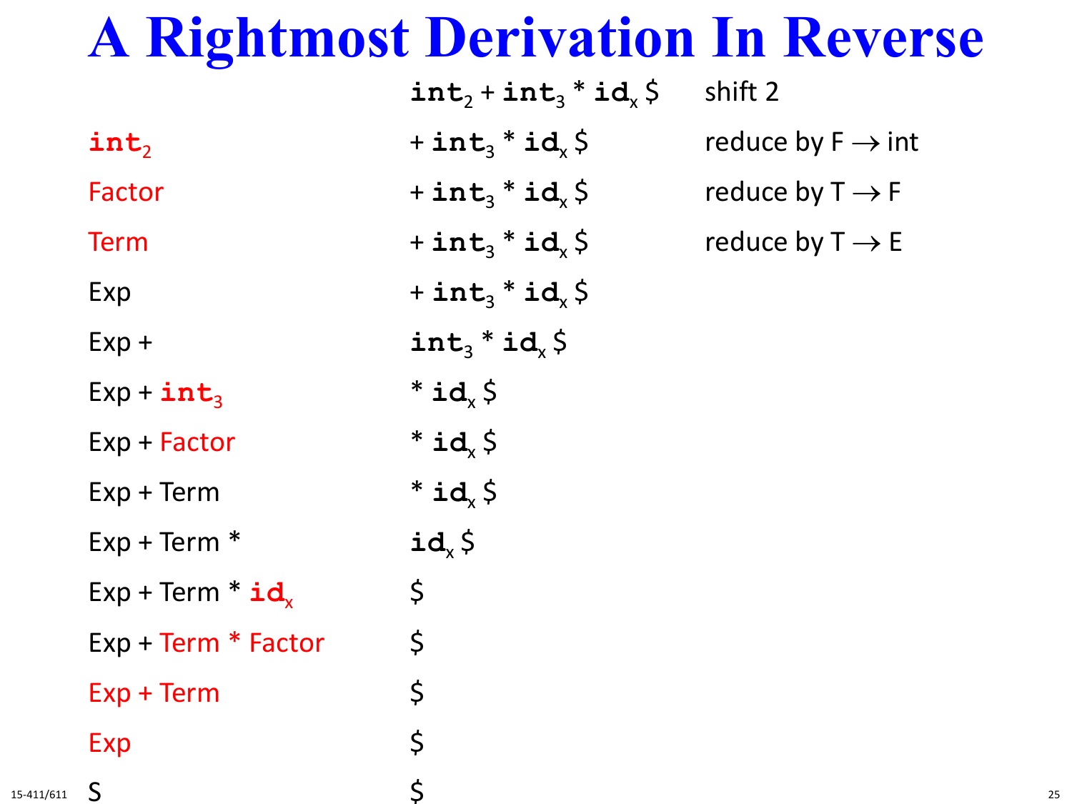# A Rightmost Derivation In Reverse

| Stack | Input | Action |
|---|---|---|
| | $\texttt{int}_2 + \texttt{int}_3 * \texttt{id}_x$ \$ | shift 2 |
| $\texttt{int}_2$ | $+ \texttt{int}_3 * \texttt{id}_x$ \$ | reduce by F → int |
| Factor | $+ \texttt{int}_3 * \texttt{id}_x$ \$ | reduce by T → F |
| Term | $+ \texttt{int}_3 * \texttt{id}_x$ \$ | reduce by T → E |
| Exp | $+ \texttt{int}_3 * \texttt{id}_x$ \$ | |
| Exp + | $\texttt{int}_3 * \texttt{id}_x$ \$ | |
| Exp + $\texttt{int}_3$ | $* \texttt{id}_x$ \$ | |
| Exp + Factor | $* \texttt{id}_x$ \$ | |
| Exp + Term | $* \texttt{id}_x$ \$ | |
| Exp + Term * | $\texttt{id}_x$ \$ | |
| Exp + Term * $\texttt{id}_x$ | \$ | |
| Exp + Term * Factor | \$ | |
| Exp + Term | \$ | |
| Exp | \$ | |
| S | \$ | |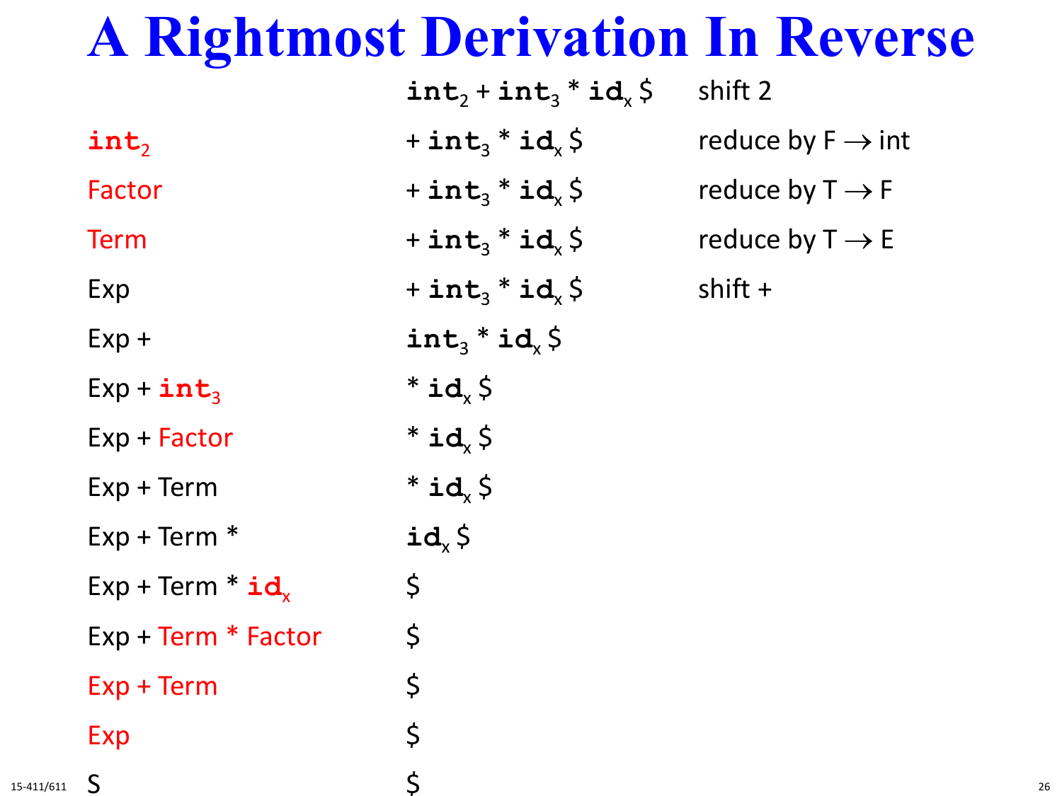# A Rightmost Derivation In Reverse

| Stack | Input | Action |
|---|---|---|
| | $\texttt{int}_2 + \texttt{int}_3 * \texttt{id}_x$ \$ | shift 2 |
| $\texttt{int}_2$ | $+ \texttt{int}_3 * \texttt{id}_x$ \$ | reduce by F → int |
| Factor | $+ \texttt{int}_3 * \texttt{id}_x$ \$ | reduce by T → F |
| Term | $+ \texttt{int}_3 * \texttt{id}_x$ \$ | reduce by T → E |
| Exp | $+ \texttt{int}_3 * \texttt{id}_x$ \$ | shift + |
| Exp + | $\texttt{int}_3 * \texttt{id}_x$ \$ | |
| Exp + $\texttt{int}_3$ | $* \texttt{id}_x$ \$ | |
| Exp + Factor | $* \texttt{id}_x$ \$ | |
| Exp + Term | $* \texttt{id}_x$ \$ | |
| Exp + Term * | $\texttt{id}_x$ \$ | |
| Exp + Term * $\texttt{id}_x$ | \$ | |
| Exp + Term * Factor | \$ | |
| Exp + Term | \$ | |
| Exp | \$ | |
| S | \$ | |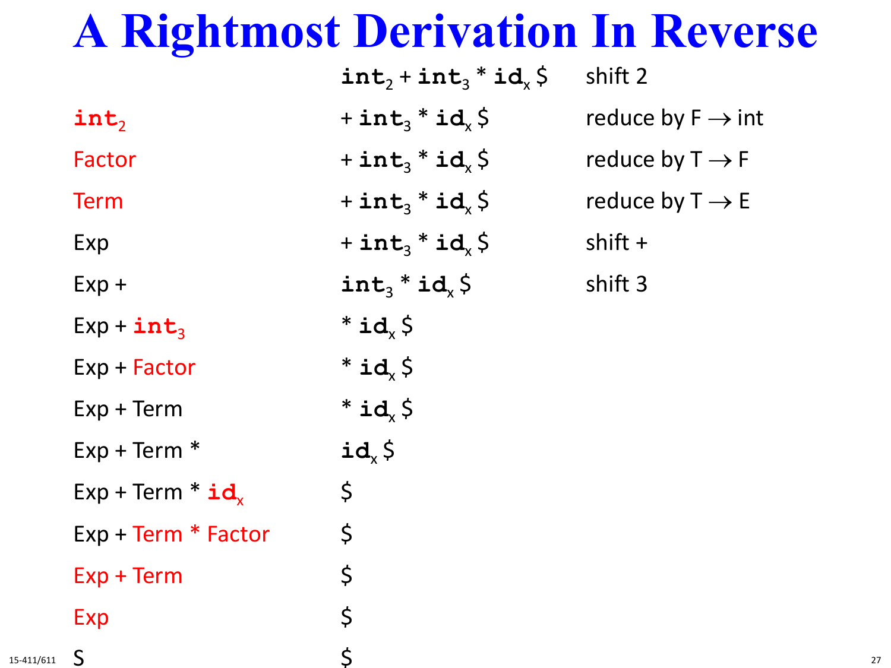# A Rightmost Derivation In Reverse

| Stack | Input | Action |
|---|---|---|
| | $\texttt{int}_2 + \texttt{int}_3 * \texttt{id}_x$ $ | shift 2 |
| $\texttt{int}_2$ | $+ \texttt{int}_3 * \texttt{id}_x$ $ | reduce by F → int |
| Factor | $+ \texttt{int}_3 * \texttt{id}_x$ $ | reduce by T → F |
| Term | $+ \texttt{int}_3 * \texttt{id}_x$ $ | reduce by T → E |
| Exp | $+ \texttt{int}_3 * \texttt{id}_x$ $ | shift + |
| Exp + | $\texttt{int}_3 * \texttt{id}_x$ $ | shift 3 |
| Exp + $\texttt{int}_3$ | $* \texttt{id}_x$ $ | |
| Exp + Factor | $* \texttt{id}_x$ $ | |
| Exp + Term | $* \texttt{id}_x$ $ | |
| Exp + Term * | $\texttt{id}_x$ $ | |
| Exp + Term * $\texttt{id}_x$ | $ | |
| Exp + Term * Factor | $ | |
| Exp + Term | $ | |
| Exp | $ | |
| S | $ | |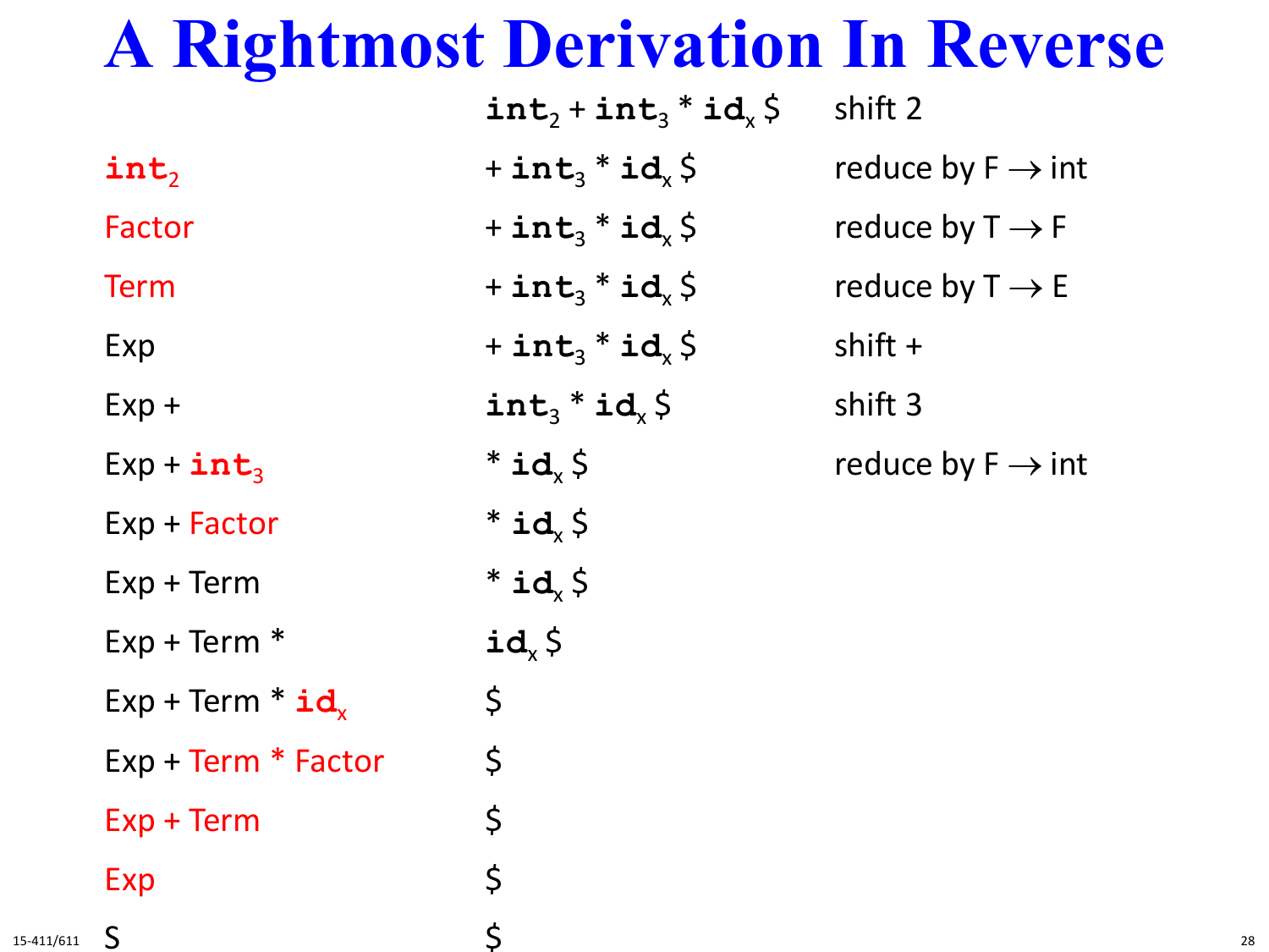# A Rightmost Derivation In Reverse

| | | |
|---|---|---|
| | $\texttt{int}_2$ + $\texttt{int}_3$ * $\texttt{id}_x$ \$ | shift 2 |
| $\texttt{int}_2$ | + $\texttt{int}_3$ * $\texttt{id}_x$ \$ | reduce by F → int |
| Factor | + $\texttt{int}_3$ * $\texttt{id}_x$ \$ | reduce by T → F |
| Term | + $\texttt{int}_3$ * $\texttt{id}_x$ \$ | reduce by T → E |
| Exp | + $\texttt{int}_3$ * $\texttt{id}_x$ \$ | shift + |
| Exp + | $\texttt{int}_3$ * $\texttt{id}_x$ \$ | shift 3 |
| Exp + $\texttt{int}_3$ | * $\texttt{id}_x$ \$ | reduce by F → int |
| Exp + Factor | * $\texttt{id}_x$ \$ | |
| Exp + Term | * $\texttt{id}_x$ \$ | |
| Exp + Term * | $\texttt{id}_x$ \$ | |
| Exp + Term * $\texttt{id}_x$ | \$ | |
| Exp + Term * Factor | \$ | |
| Exp + Term | \$ | |
| Exp | \$ | |
| S | \$ | |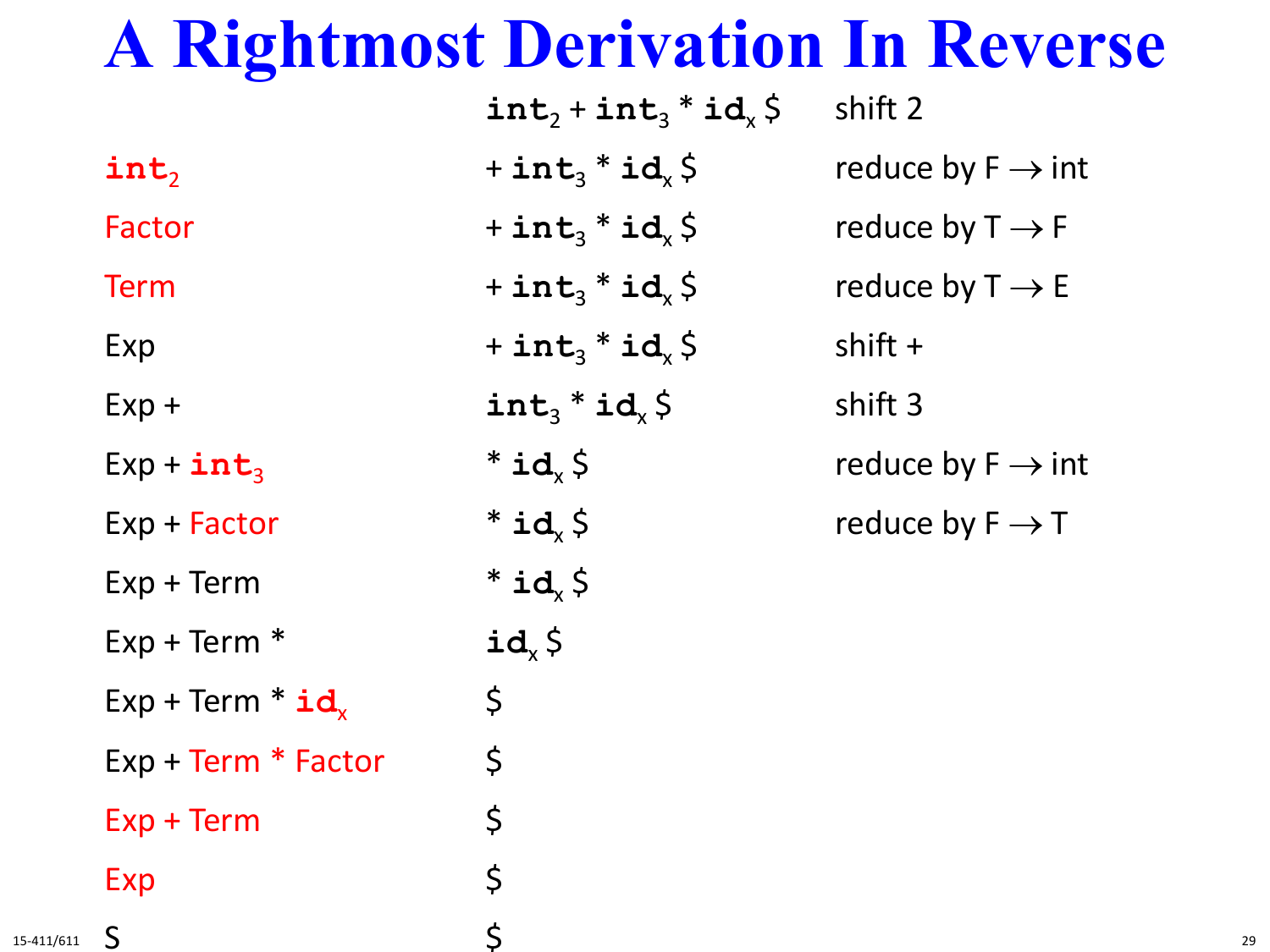# A Rightmost Derivation In Reverse

| | | |
|---|---|---|
| | $\texttt{int}_2$ + $\texttt{int}_3$ * $\texttt{id}_x$ \$ | shift 2 |
| $\texttt{int}_2$ | + $\texttt{int}_3$ * $\texttt{id}_x$ \$ | reduce by F → int |
| Factor | + $\texttt{int}_3$ * $\texttt{id}_x$ \$ | reduce by T → F |
| Term | + $\texttt{int}_3$ * $\texttt{id}_x$ \$ | reduce by T → E |
| Exp | + $\texttt{int}_3$ * $\texttt{id}_x$ \$ | shift + |
| Exp + | $\texttt{int}_3$ * $\texttt{id}_x$ \$ | shift 3 |
| Exp + $\texttt{int}_3$ | * $\texttt{id}_x$ \$ | reduce by F → int |
| Exp + Factor | * $\texttt{id}_x$ \$ | reduce by F → T |
| Exp + Term | * $\texttt{id}_x$ \$ | |
| Exp + Term * | $\texttt{id}_x$ \$ | |
| Exp + Term * $\texttt{id}_x$ | \$ | |
| Exp + Term * Factor | \$ | |
| Exp + Term | \$ | |
| Exp | \$ | |
| S | \$ | |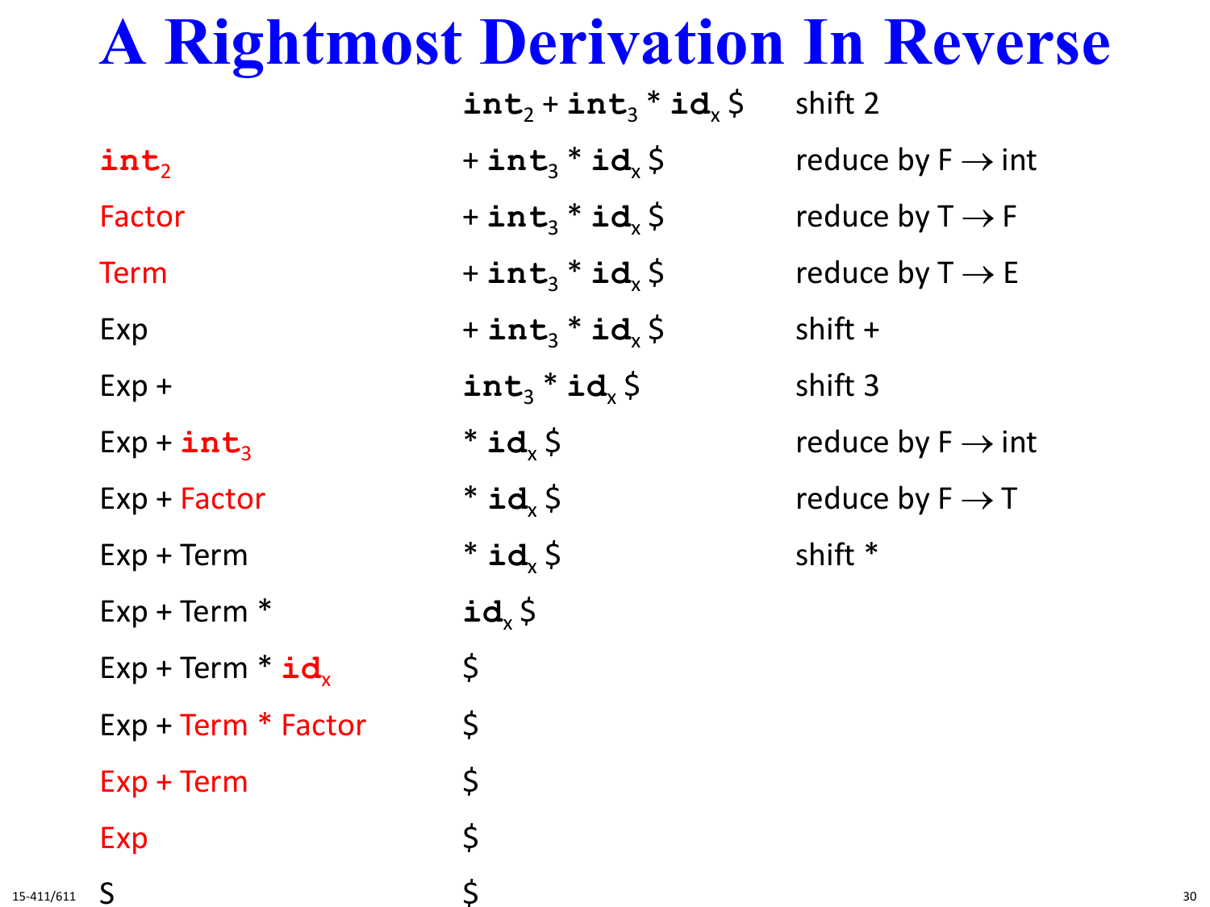# A Rightmost Derivation In Reverse

| Stack | Input | Action |
|---|---|---|
| | **int**$_2$ + **int**$_3$ * **id**$_x$ $ | shift 2 |
| **int**$_2$ | + **int**$_3$ * **id**$_x$ $ | reduce by F → int |
| Factor | + **int**$_3$ * **id**$_x$ $ | reduce by T → F |
| Term | + **int**$_3$ * **id**$_x$ $ | reduce by T → E |
| Exp | + **int**$_3$ * **id**$_x$ $ | shift + |
| Exp + | **int**$_3$ * **id**$_x$ $ | shift 3 |
| Exp + **int**$_3$ | * **id**$_x$ $ | reduce by F → int |
| Exp + Factor | * **id**$_x$ $ | reduce by F → T |
| Exp + Term | * **id**$_x$ $ | shift * |
| Exp + Term * | **id**$_x$ $ | |
| Exp + Term * **id**$_x$ | $ | |
| Exp + Term * Factor | $ | |
| Exp + Term | $ | |
| Exp | $ | |
| S | $ | |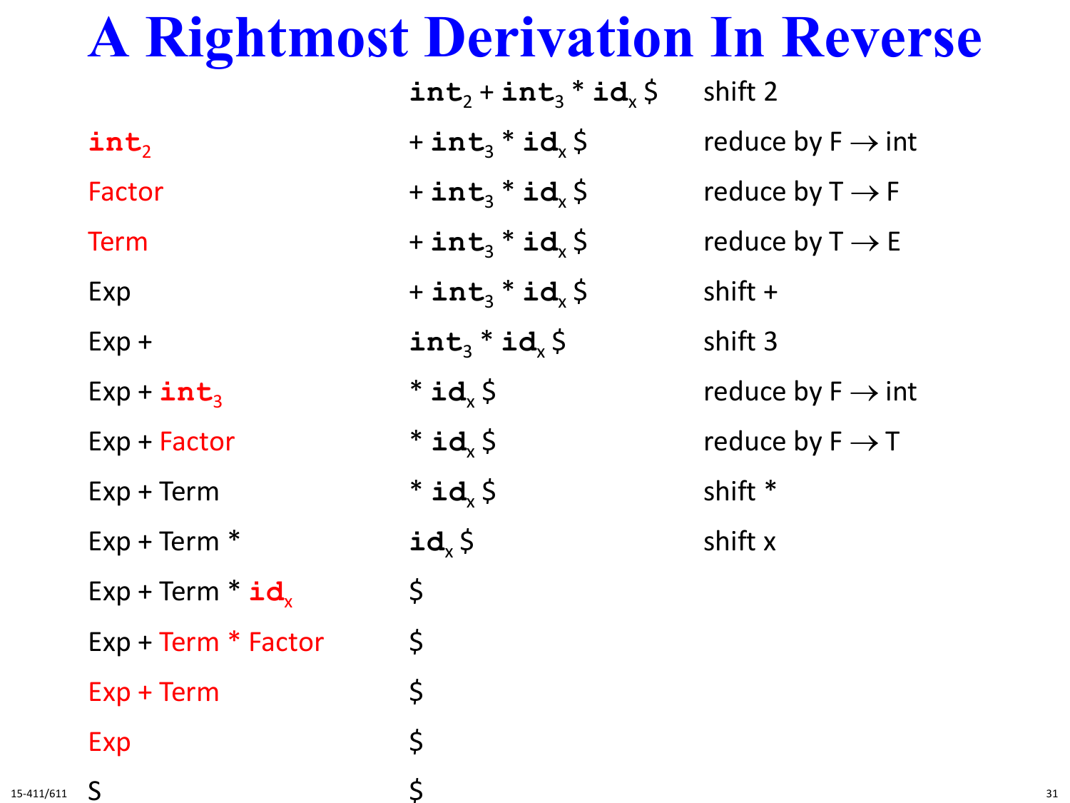# A Rightmost Derivation In Reverse

| Stack | Input | Action |
|---|---|---|
| | $\texttt{int}_2 + \texttt{int}_3 * \texttt{id}_x$ \$ | shift 2 |
| $\texttt{int}_2$ | $+ \texttt{int}_3 * \texttt{id}_x$ \$ | reduce by F → int |
| Factor | $+ \texttt{int}_3 * \texttt{id}_x$ \$ | reduce by T → F |
| Term | $+ \texttt{int}_3 * \texttt{id}_x$ \$ | reduce by T → E |
| Exp | $+ \texttt{int}_3 * \texttt{id}_x$ \$ | shift + |
| Exp + | $\texttt{int}_3 * \texttt{id}_x$ \$ | shift 3 |
| Exp + $\texttt{int}_3$ | $* \texttt{id}_x$ \$ | reduce by F → int |
| Exp + Factor | $* \texttt{id}_x$ \$ | reduce by F → T |
| Exp + Term | $* \texttt{id}_x$ \$ | shift * |
| Exp + Term * | $\texttt{id}_x$ \$ | shift x |
| Exp + Term * $\texttt{id}_x$ | \$ | |
| Exp + Term * Factor | \$ | |
| Exp + Term | \$ | |
| Exp | \$ | |
| S | \$ | |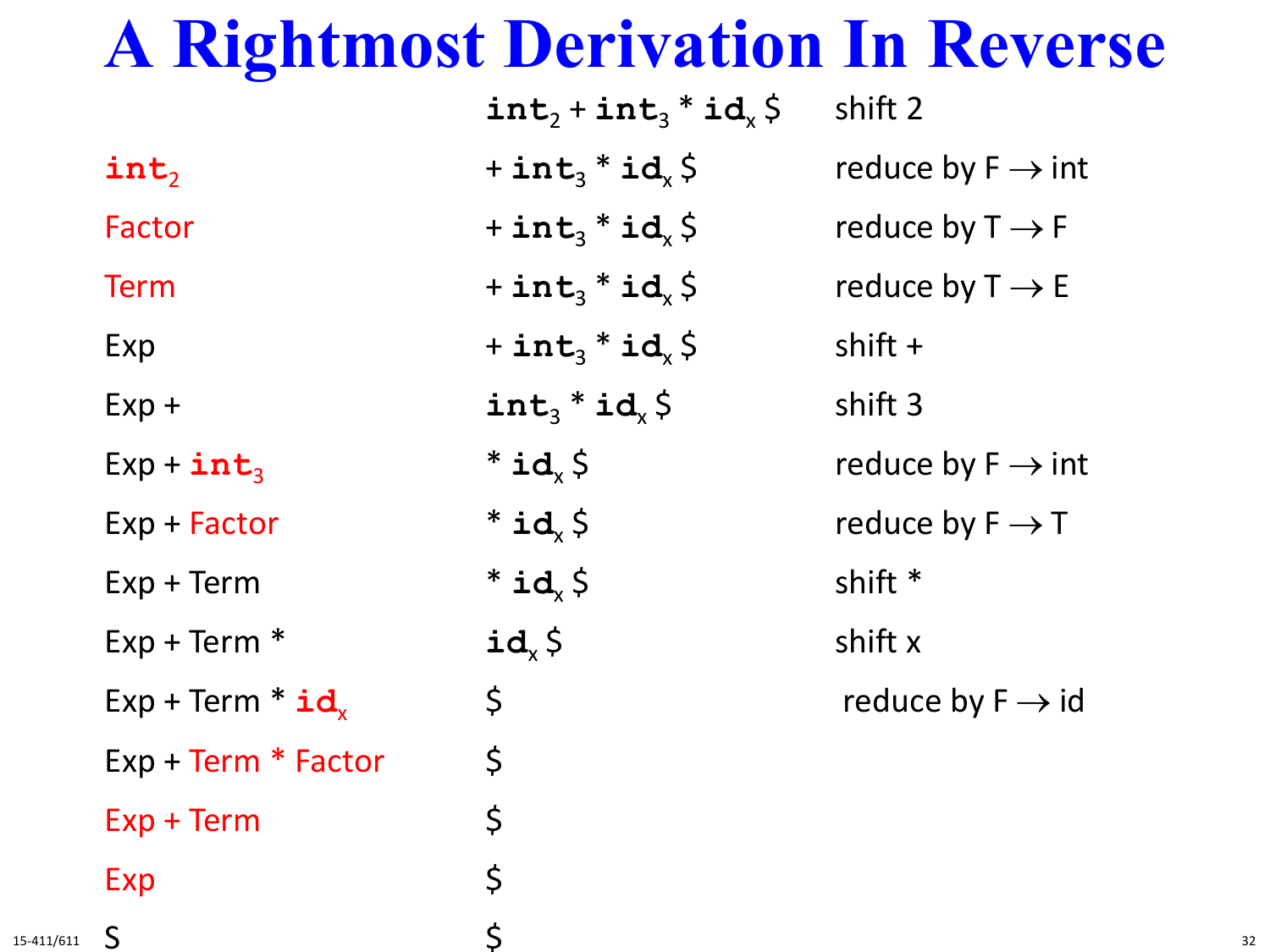# A Rightmost Derivation In Reverse

| | | |
|---|---|---|
| | $\texttt{int}_2$ + $\texttt{int}_3$ * $\texttt{id}_x$ $ | shift 2 |
| $\texttt{int}_2$ | + $\texttt{int}_3$ * $\texttt{id}_x$ $ | reduce by F → int |
| Factor | + $\texttt{int}_3$ * $\texttt{id}_x$ $ | reduce by T → F |
| Term | + $\texttt{int}_3$ * $\texttt{id}_x$ $ | reduce by T → E |
| Exp | + $\texttt{int}_3$ * $\texttt{id}_x$ $ | shift + |
| Exp + | $\texttt{int}_3$ * $\texttt{id}_x$ $ | shift 3 |
| Exp + $\texttt{int}_3$ | * $\texttt{id}_x$ $ | reduce by F → int |
| Exp + Factor | * $\texttt{id}_x$ $ | reduce by F → T |
| Exp + Term | * $\texttt{id}_x$ $ | shift * |
| Exp + Term * | $\texttt{id}_x$ $ | shift x |
| Exp + Term * $\texttt{id}_x$ | $ | reduce by F → id |
| Exp + Term * Factor | $ | |
| Exp + Term | $ | |
| Exp | $ | |
| S | $ | |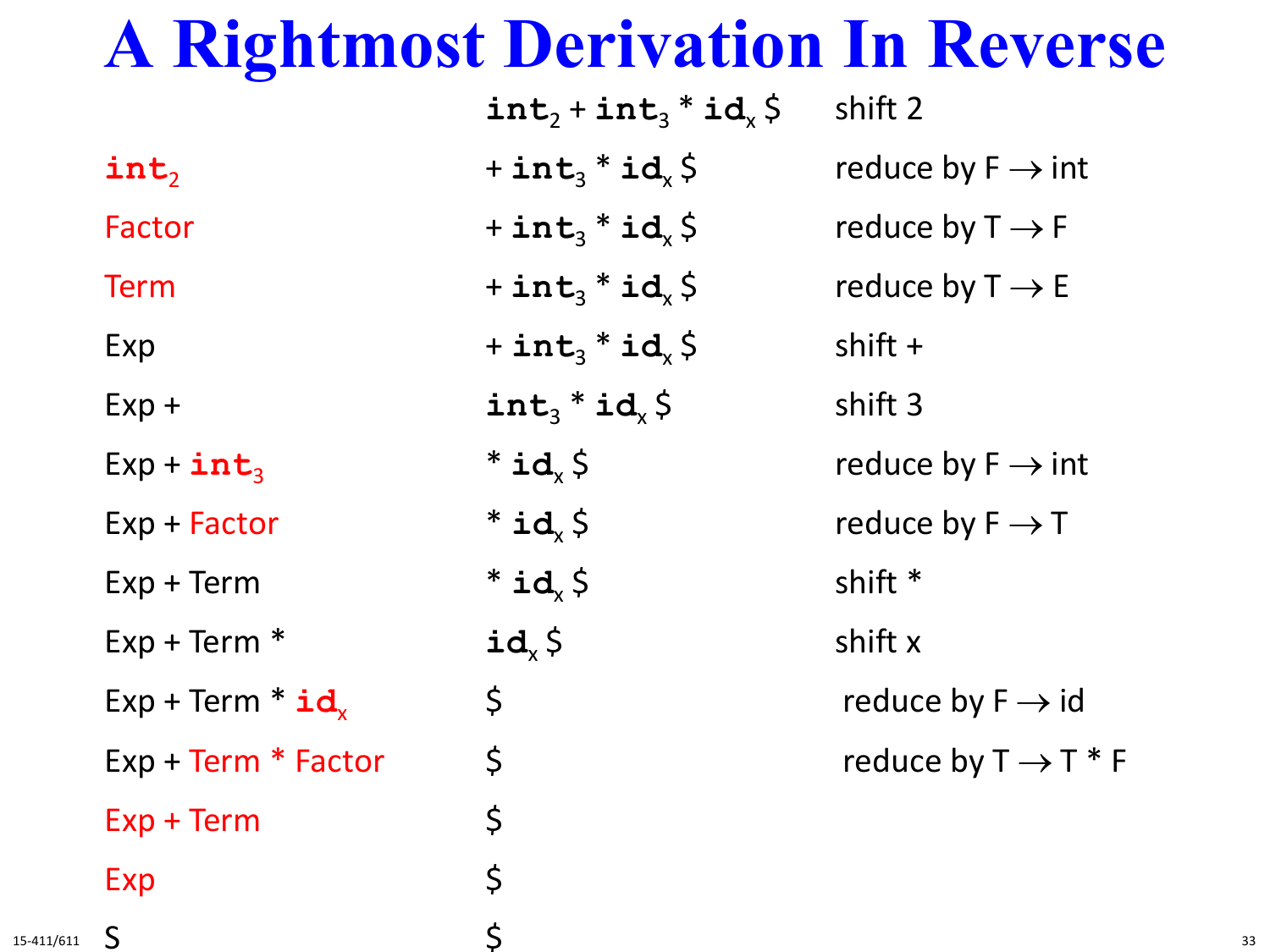# A Rightmost Derivation In Reverse

| Stack | Input | Action |
|---|---|---|
| | $int_2$ + $int_3$ * $id_x$ $ | shift 2 |
| $int_2$ | + $int_3$ * $id_x$ $ | reduce by F → int |
| Factor | + $int_3$ * $id_x$ $ | reduce by T → F |
| Term | + $int_3$ * $id_x$ $ | reduce by T → E |
| Exp | + $int_3$ * $id_x$ $ | shift + |
| Exp + | $int_3$ * $id_x$ $ | shift 3 |
| Exp + $int_3$ | * $id_x$ $ | reduce by F → int |
| Exp + Factor | * $id_x$ $ | reduce by F → T |
| Exp + Term | * $id_x$ $ | shift * |
| Exp + Term * | $id_x$ $ | shift x |
| Exp + Term * $id_x$ | $ | reduce by F → id |
| Exp + Term * Factor | $ | reduce by T → T * F |
| Exp + Term | $ | |
| Exp | $ | |
| S | $ | |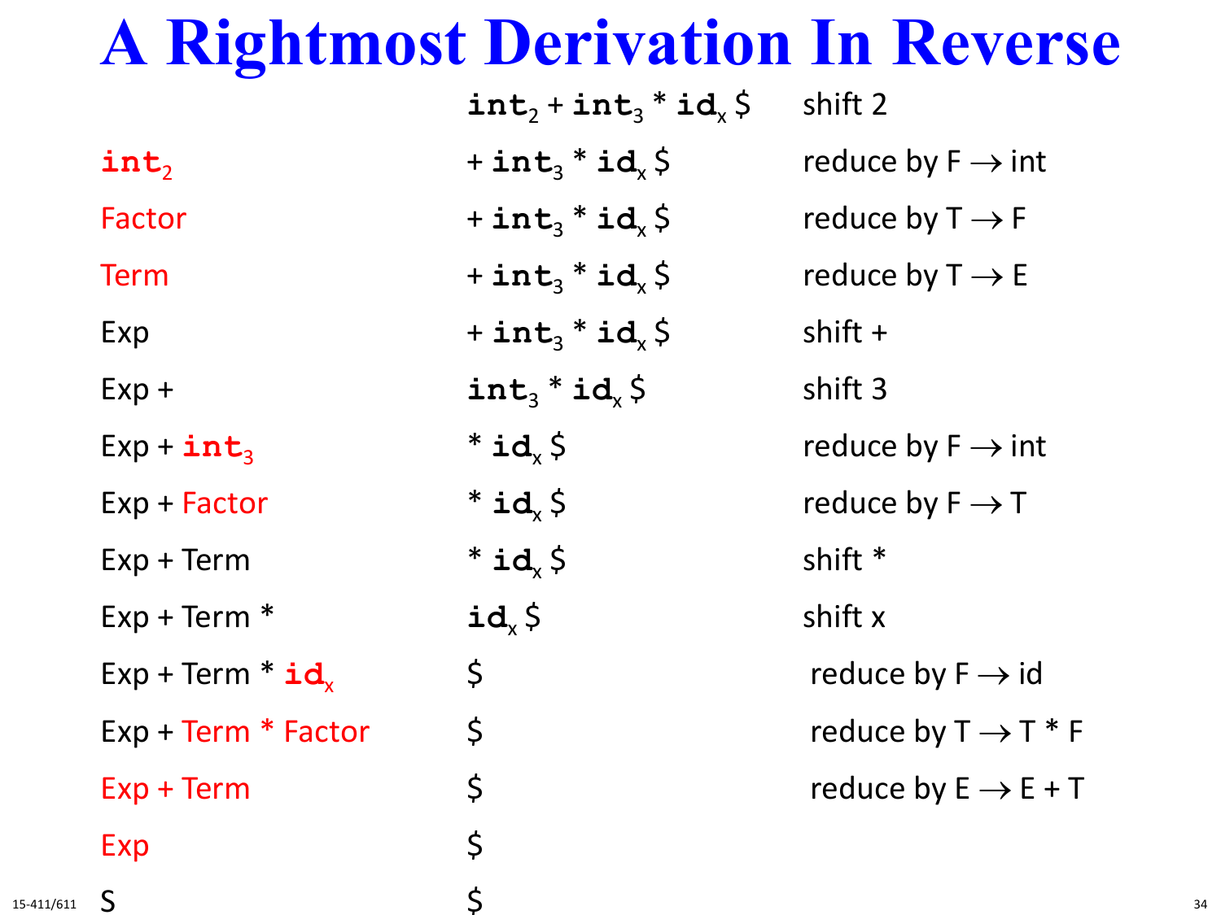# A Rightmost Derivation In Reverse

| | | |
|---|---|---|
| | $\texttt{int}_2$ + $\texttt{int}_3$ * $\texttt{id}_x$ \$ | shift 2 |
| $\texttt{int}_2$ | + $\texttt{int}_3$ * $\texttt{id}_x$ \$ | reduce by F → int |
| Factor | + $\texttt{int}_3$ * $\texttt{id}_x$ \$ | reduce by T → F |
| Term | + $\texttt{int}_3$ * $\texttt{id}_x$ \$ | reduce by T → E |
| Exp | + $\texttt{int}_3$ * $\texttt{id}_x$ \$ | shift + |
| Exp + | $\texttt{int}_3$ * $\texttt{id}_x$ \$ | shift 3 |
| Exp + $\texttt{int}_3$ | * $\texttt{id}_x$ \$ | reduce by F → int |
| Exp + Factor | * $\texttt{id}_x$ \$ | reduce by F → T |
| Exp + Term | * $\texttt{id}_x$ \$ | shift * |
| Exp + Term * | $\texttt{id}_x$ \$ | shift x |
| Exp + Term * $\texttt{id}_x$ | \$ | reduce by F → id |
| Exp + Term * Factor | \$ | reduce by T → T * F |
| Exp + Term | \$ | reduce by E → E + T |
| Exp | \$ | |
| S | \$ | |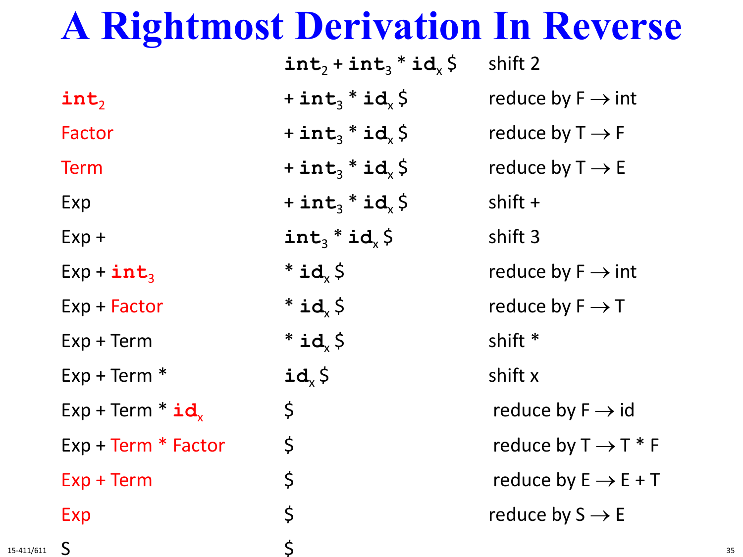# A Rightmost Derivation In Reverse

| Stack | Input | Action |
|---|---|---|
| | $\mathbf{int}_2 + \mathbf{int}_3 * \mathbf{id}_x$ \$ | shift 2 |
| $\mathbf{int}_2$ | $+ \mathbf{int}_3 * \mathbf{id}_x$ \$ | reduce by F → int |
| Factor | $+ \mathbf{int}_3 * \mathbf{id}_x$ \$ | reduce by T → F |
| Term | $+ \mathbf{int}_3 * \mathbf{id}_x$ \$ | reduce by T → E |
| Exp | $+ \mathbf{int}_3 * \mathbf{id}_x$ \$ | shift + |
| Exp + | $\mathbf{int}_3 * \mathbf{id}_x$ \$ | shift 3 |
| Exp + $\mathbf{int}_3$ | $* \mathbf{id}_x$ \$ | reduce by F → int |
| Exp + Factor | $* \mathbf{id}_x$ \$ | reduce by F → T |
| Exp + Term | $* \mathbf{id}_x$ \$ | shift * |
| Exp + Term * | $\mathbf{id}_x$ \$ | shift x |
| Exp + Term * $\mathbf{id}_x$ | \$ | reduce by F → id |
| Exp + Term * Factor | \$ | reduce by T → T * F |
| Exp + Term | \$ | reduce by E → E + T |
| Exp | \$ | reduce by S → E |
| S | \$ | |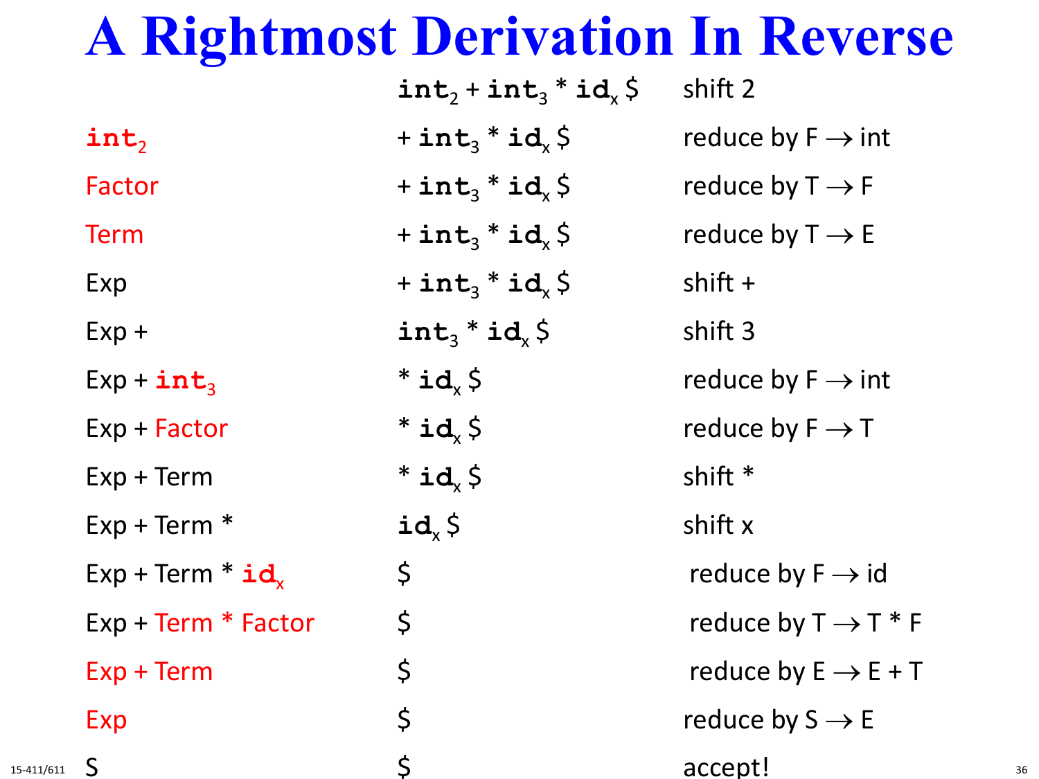# A Rightmost Derivation In Reverse

| Stack | Input | Action |
|---|---|---|
| | $\texttt{int}_2 + \texttt{int}_3 * \texttt{id}_x$ \$ | shift 2 |
| $\texttt{int}_2$ | $+ \texttt{int}_3 * \texttt{id}_x$ \$ | reduce by F → int |
| Factor | $+ \texttt{int}_3 * \texttt{id}_x$ \$ | reduce by T → F |
| Term | $+ \texttt{int}_3 * \texttt{id}_x$ \$ | reduce by T → E |
| Exp | $+ \texttt{int}_3 * \texttt{id}_x$ \$ | shift + |
| Exp + | $\texttt{int}_3 * \texttt{id}_x$ \$ | shift 3 |
| Exp + $\texttt{int}_3$ | $* \texttt{id}_x$ \$ | reduce by F → int |
| Exp + Factor | $* \texttt{id}_x$ \$ | reduce by F → T |
| Exp + Term | $* \texttt{id}_x$ \$ | shift * |
| Exp + Term * | $\texttt{id}_x$ \$ | shift x |
| Exp + Term * $\texttt{id}_x$ | \$ | reduce by F → id |
| Exp + Term * Factor | \$ | reduce by T → T * F |
| Exp + Term | \$ | reduce by E → E + T |
| Exp | \$ | reduce by S → E |
| S | \$ | accept! |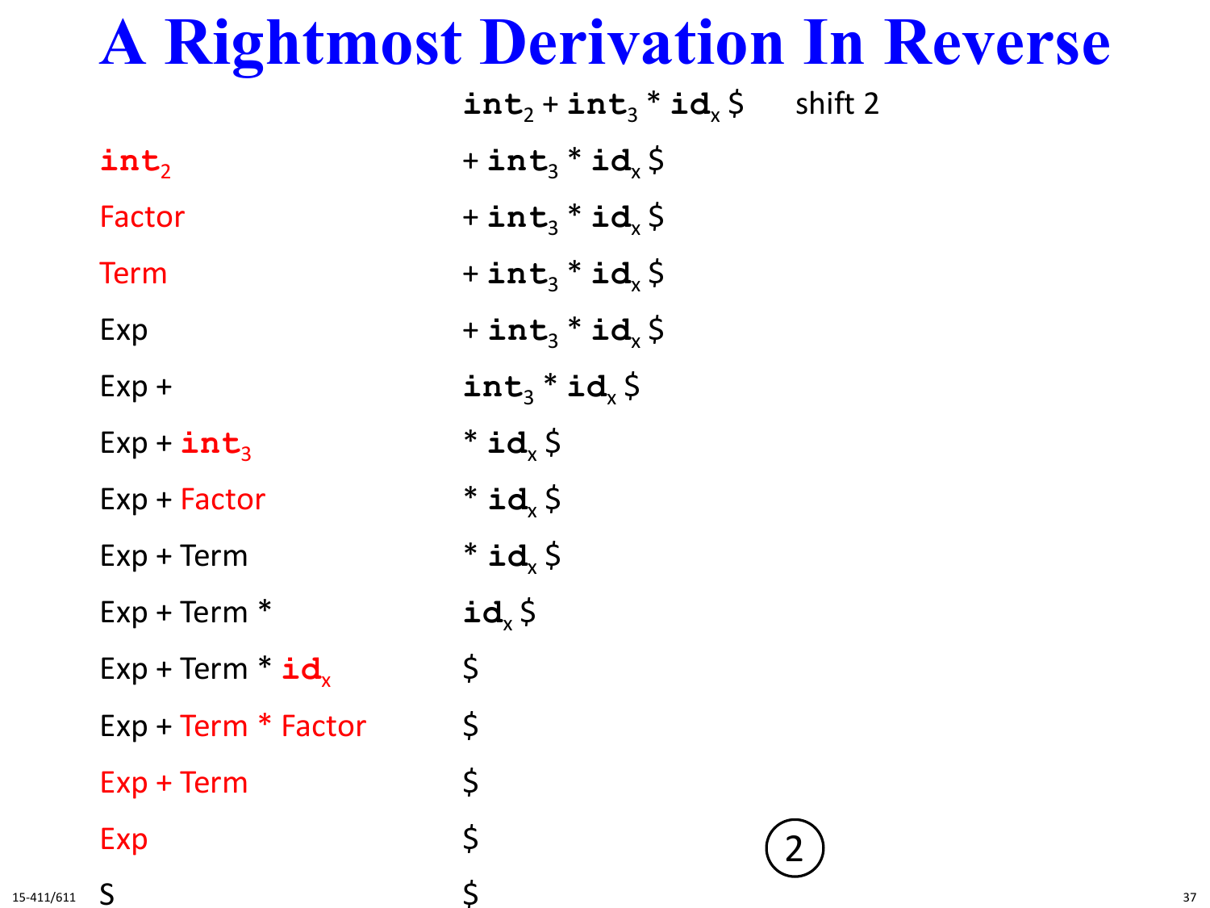# A Rightmost Derivation In Reverse

| Stack | Input | |
|---|---|---|
| | $\texttt{int}_2 + \texttt{int}_3 * \texttt{id}_x$ $ | shift 2 |
| $\texttt{int}_2$ | $+ \texttt{int}_3 * \texttt{id}_x$ $ | |
| Factor | $+ \texttt{int}_3 * \texttt{id}_x$ $ | |
| Term | $+ \texttt{int}_3 * \texttt{id}_x$ $ | |
| Exp | $+ \texttt{int}_3 * \texttt{id}_x$ $ | |
| Exp + | $\texttt{int}_3 * \texttt{id}_x$ $ | |
| Exp + $\texttt{int}_3$ | $* \texttt{id}_x$ $ | |
| Exp + Factor | $* \texttt{id}_x$ $ | |
| Exp + Term | $* \texttt{id}_x$ $ | |
| Exp + Term * | $\texttt{id}_x$ $ | |
| Exp + Term * $\texttt{id}_x$ | $ | |
| Exp + Term * Factor | $ | |
| Exp + Term | $ | |
| Exp | $ | 2 |
| S | $ | |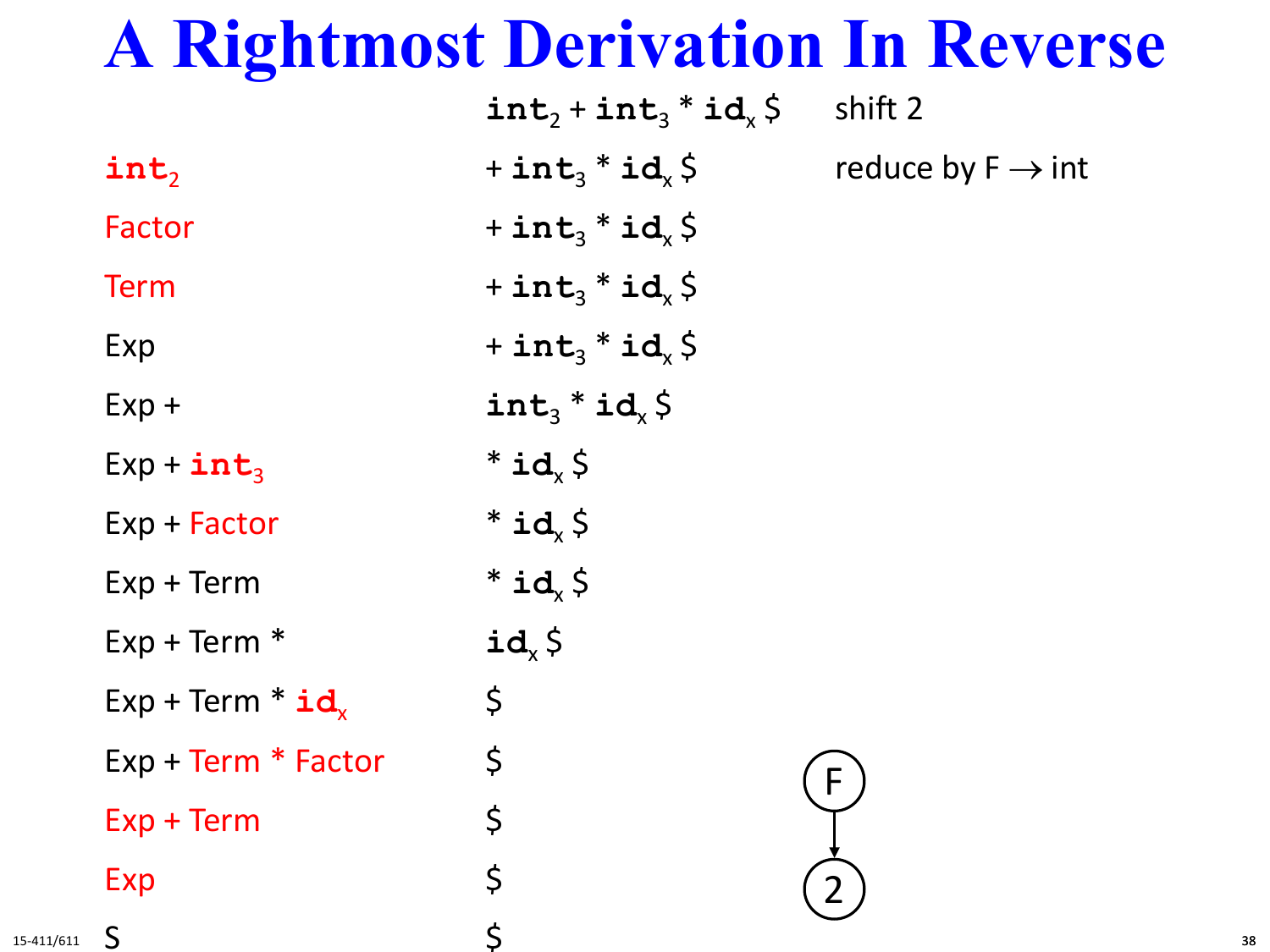# A Rightmost Derivation In Reverse

| Stack | Input | Action |
|---|---|---|
| | $\texttt{int}_2$ + $\texttt{int}_3$ * $\texttt{id}_x$ $ | shift 2 |
| $\texttt{int}_2$ | + $\texttt{int}_3$ * $\texttt{id}_x$ $ | reduce by F → int |
| Factor | + $\texttt{int}_3$ * $\texttt{id}_x$ $ | |
| Term | + $\texttt{int}_3$ * $\texttt{id}_x$ $ | |
| Exp | + $\texttt{int}_3$ * $\texttt{id}_x$ $ | |
| Exp + | $\texttt{int}_3$ * $\texttt{id}_x$ $ | |
| Exp + $\texttt{int}_3$ | * $\texttt{id}_x$ $ | |
| Exp + Factor | * $\texttt{id}_x$ $ | |
| Exp + Term | * $\texttt{id}_x$ $ | |
| Exp + Term * | $\texttt{id}_x$ $ | |
| Exp + Term * $\texttt{id}_x$ | $ | |
| Exp + Term * Factor | $ | |
| Exp + Term | $ | |
| Exp | $ | |
| S | $ | |

F → 2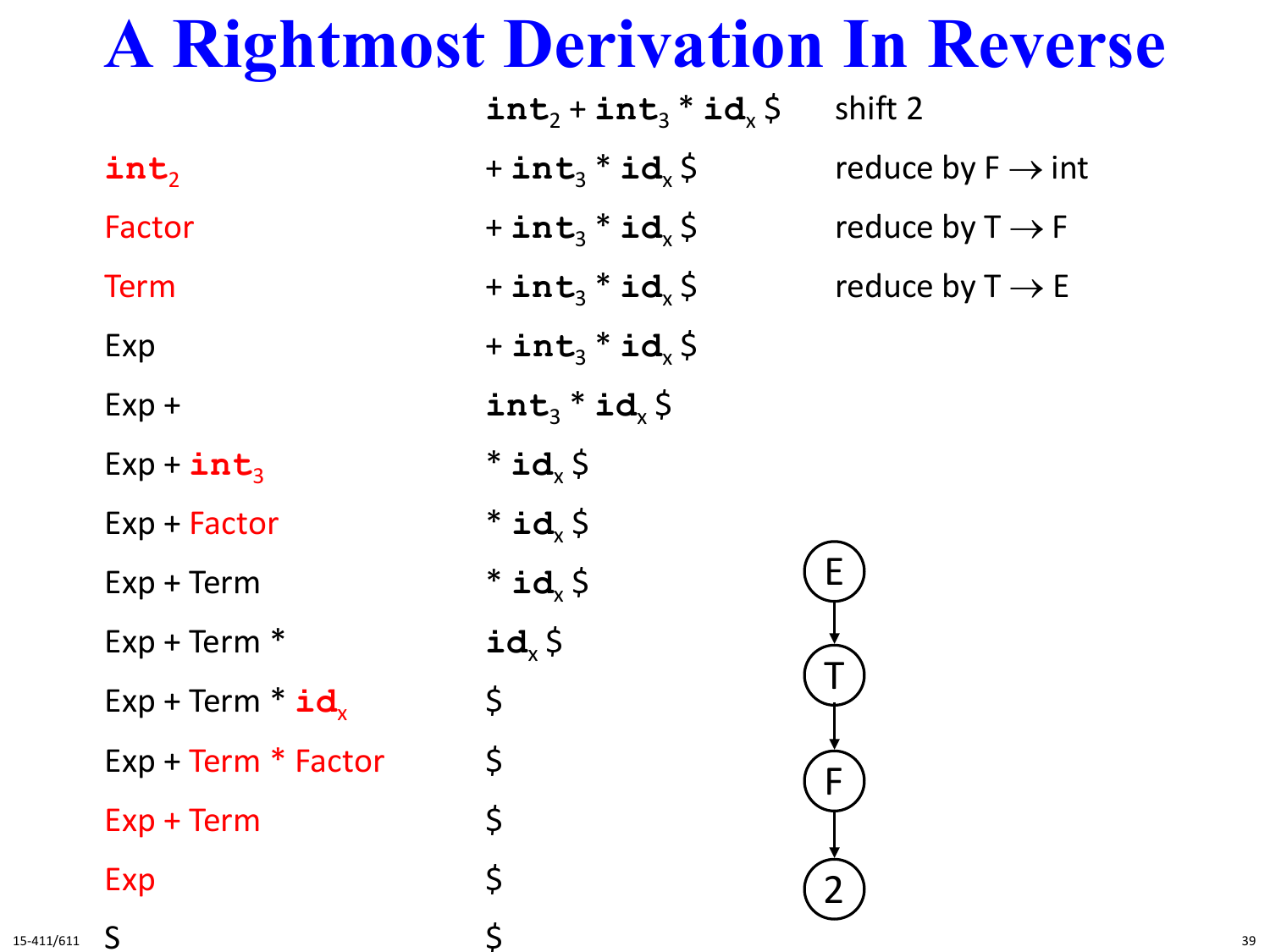# A Rightmost Derivation In Reverse

| | | |
|---|---|---|
| | $int_2$ + $int_3$ * $id_x$ $ | shift 2 |
| $int_2$ | + $int_3$ * $id_x$ $ | reduce by F → int |
| Factor | + $int_3$ * $id_x$ $ | reduce by T → F |
| Term | + $int_3$ * $id_x$ $ | reduce by T → E |
| Exp | + $int_3$ * $id_x$ $ | |
| Exp + | $int_3$ * $id_x$ $ | |
| Exp + $int_3$ | * $id_x$ $ | |
| Exp + Factor | * $id_x$ $ | |
| Exp + Term | * $id_x$ $ | |
| Exp + Term * | $id_x$ $ | |
| Exp + Term * $id_x$ | $ | |
| Exp + Term * Factor | $ | |
| Exp + Term | $ | |
| Exp | $ | |
| S | $ | |

```
E
|
T
|
F
|
2
```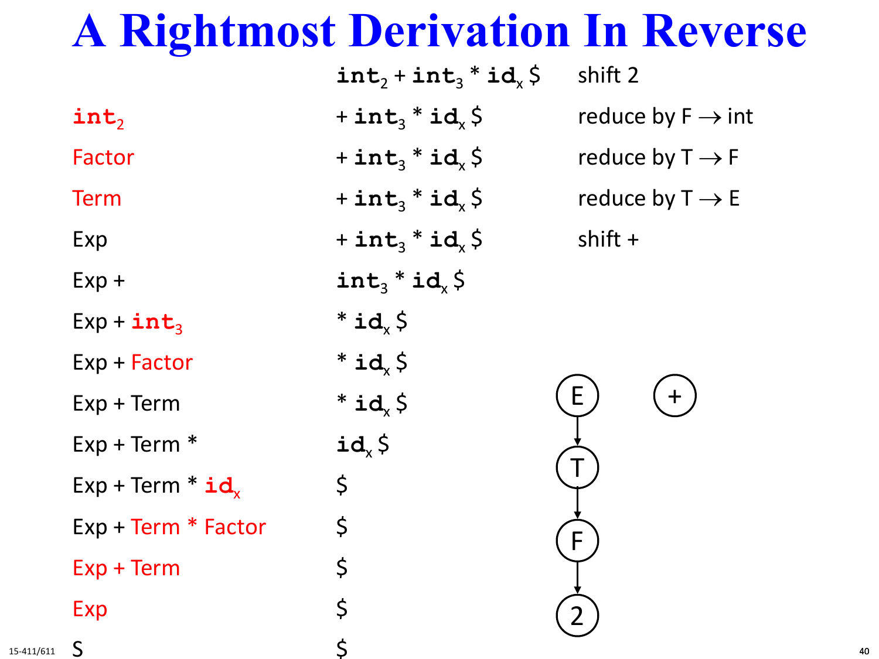# A Rightmost Derivation In Reverse

| | | |
|---|---|---|
| | **int**$_2$ + **int**$_3$ * **id**$_x$ $ | shift 2 |
| **int**$_2$ | + **int**$_3$ * **id**$_x$ $ | reduce by F → int |
| Factor | + **int**$_3$ * **id**$_x$ $ | reduce by T → F |
| Term | + **int**$_3$ * **id**$_x$ $ | reduce by T → E |
| Exp | + **int**$_3$ * **id**$_x$ $ | shift + |
| Exp + | **int**$_3$ * **id**$_x$ $ | |
| Exp + **int**$_3$ | * **id**$_x$ $ | |
| Exp + Factor | * **id**$_x$ $ | |
| Exp + Term | * **id**$_x$ $ | |
| Exp + Term * | **id**$_x$ $ | |
| Exp + Term * **id**$_x$ | $ | |
| Exp + Term * Factor | $ | |
| Exp + Term | $ | |
| Exp | $ | |
| S | $ | |

```
 E        +
 |
 T
 |
 F
 |
 2
```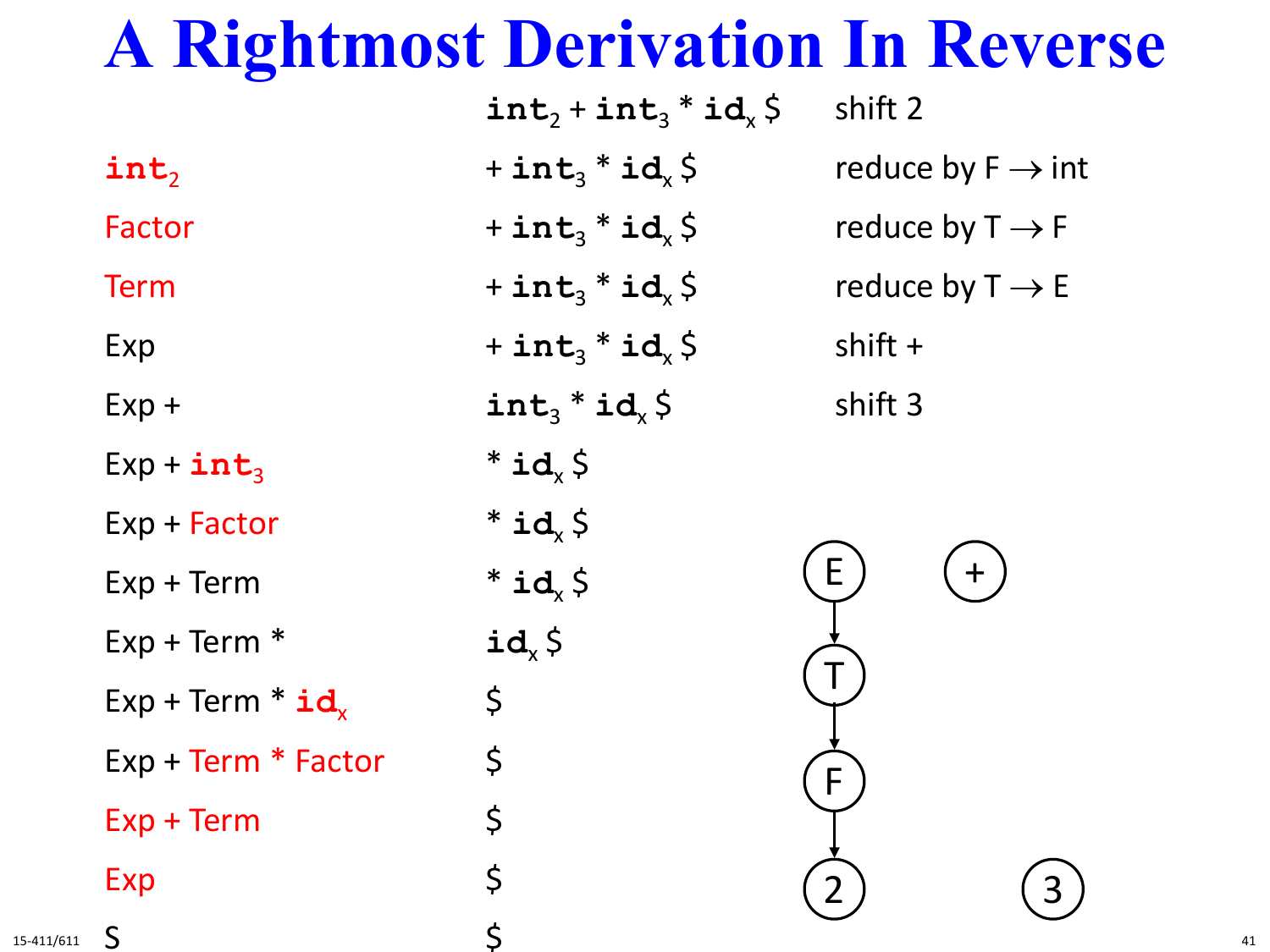# A Rightmost Derivation In Reverse

| Stack | Input | Action |
|---|---|---|
| | $\texttt{int}_2 + \texttt{int}_3 * \texttt{id}_x$ \$ | shift 2 |
| $\texttt{int}_2$ | $+ \texttt{int}_3 * \texttt{id}_x$ \$ | reduce by F → int |
| Factor | $+ \texttt{int}_3 * \texttt{id}_x$ \$ | reduce by T → F |
| Term | $+ \texttt{int}_3 * \texttt{id}_x$ \$ | reduce by T → E |
| Exp | $+ \texttt{int}_3 * \texttt{id}_x$ \$ | shift + |
| Exp + | $\texttt{int}_3 * \texttt{id}_x$ \$ | shift 3 |
| Exp + $\texttt{int}_3$ | $* \texttt{id}_x$ \$ | |
| Exp + Factor | $* \texttt{id}_x$ \$ | |
| Exp + Term | $* \texttt{id}_x$ \$ | |
| Exp + Term * | $\texttt{id}_x$ \$ | |
| Exp + Term * $\texttt{id}_x$ | \$ | |
| Exp + Term * Factor | \$ | |
| Exp + Term | \$ | |
| Exp | \$ | |
| S | \$ | |

Tree nodes: E → T → F → 2; + ; 3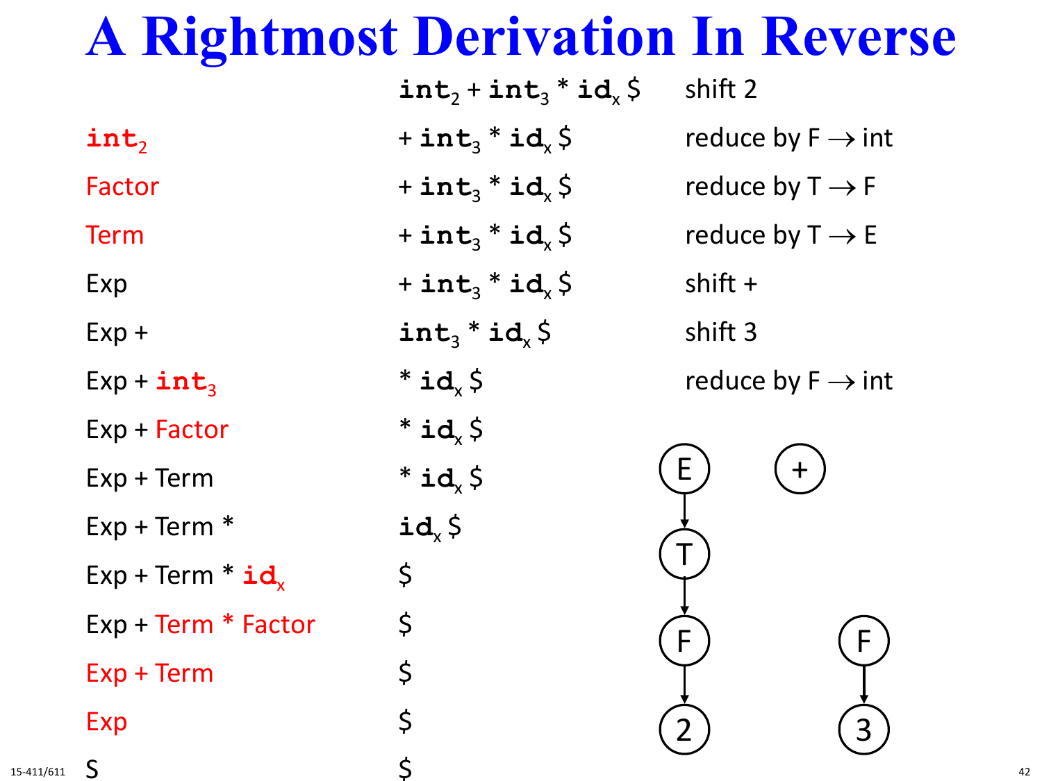# A Rightmost Derivation In Reverse

| Stack | Input | Action |
|---|---|---|
| | $\texttt{int}_2 + \texttt{int}_3 * \texttt{id}_x$ $ | shift 2 |
| $\texttt{int}_2$ | $+ \texttt{int}_3 * \texttt{id}_x$ $ | reduce by F → int |
| Factor | $+ \texttt{int}_3 * \texttt{id}_x$ $ | reduce by T → F |
| Term | $+ \texttt{int}_3 * \texttt{id}_x$ $ | reduce by T → E |
| Exp | $+ \texttt{int}_3 * \texttt{id}_x$ $ | shift + |
| Exp + | $\texttt{int}_3 * \texttt{id}_x$ $ | shift 3 |
| Exp + $\texttt{int}_3$ | $* \texttt{id}_x$ $ | reduce by F → int |
| Exp + Factor | $* \texttt{id}_x$ $ | |
| Exp + Term | $* \texttt{id}_x$ $ | |
| Exp + Term * | $\texttt{id}_x$ $ | |
| Exp + Term * $\texttt{id}_x$ | $ | |
| Exp + Term * Factor | $ | |
| Exp + Term | $ | |
| Exp | $ | |
| S | $ | |

E → T → F → 2    + F → 3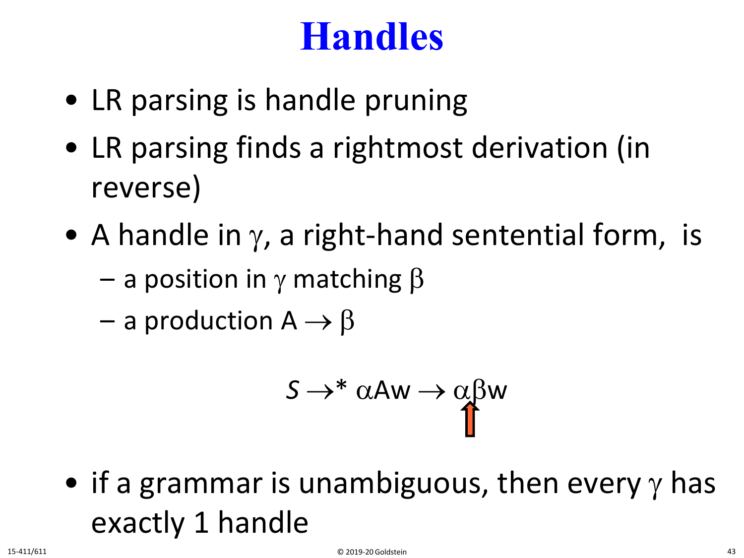# Handles

- LR parsing is handle pruning
- LR parsing finds a rightmost derivation (in reverse)
- A handle in $\gamma$, a right-hand sentential form, is
  - a position in $\gamma$ matching $\beta$
  - a production $A \rightarrow \beta$

$$S \rightarrow^* \alpha A w \rightarrow \alpha\beta w$$

- if a grammar is unambiguous, then every $\gamma$ has exactly 1 handle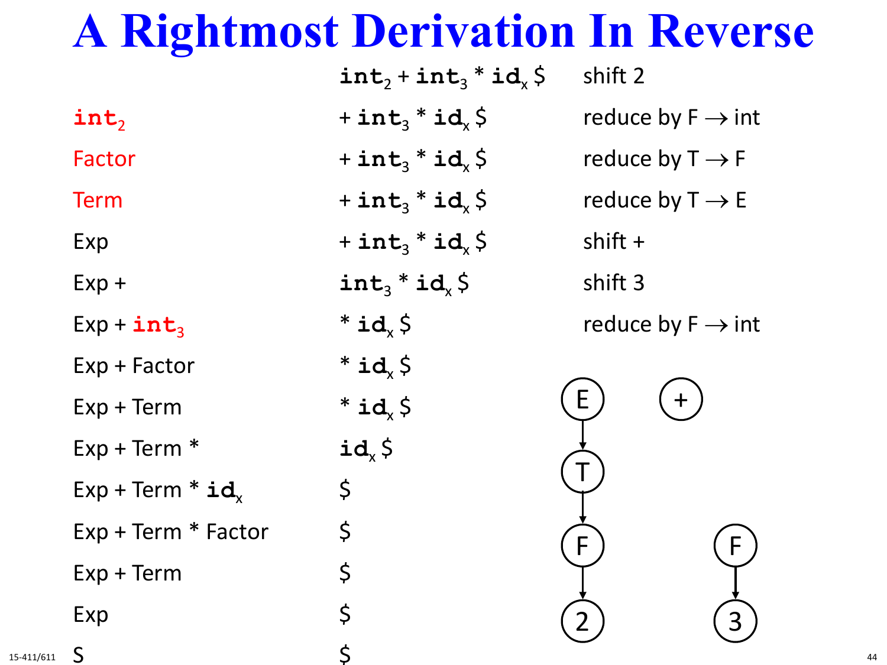# A Rightmost Derivation In Reverse

| Stack | Input | Action |
|---|---|---|
| | $\texttt{int}_2 + \texttt{int}_3 * \texttt{id}_x$ \$ | shift 2 |
| $\texttt{int}_2$ | $+ \texttt{int}_3 * \texttt{id}_x$ \$ | reduce by F → int |
| Factor | $+ \texttt{int}_3 * \texttt{id}_x$ \$ | reduce by T → F |
| Term | $+ \texttt{int}_3 * \texttt{id}_x$ \$ | reduce by T → E |
| Exp | $+ \texttt{int}_3 * \texttt{id}_x$ \$ | shift + |
| Exp + | $\texttt{int}_3 * \texttt{id}_x$ \$ | shift 3 |
| Exp + $\texttt{int}_3$ | $* \texttt{id}_x$ \$ | reduce by F → int |
| Exp + Factor | $* \texttt{id}_x$ \$ | |
| Exp + Term | $* \texttt{id}_x$ \$ | |
| Exp + Term * | $\texttt{id}_x$ \$ | |
| Exp + Term * $\texttt{id}_x$ | \$ | |
| Exp + Term * Factor | \$ | |
| Exp + Term | \$ | |
| Exp | \$ | |
| S | \$ | |

Parse tree fragments: E → T → F → 2; + ; F → 3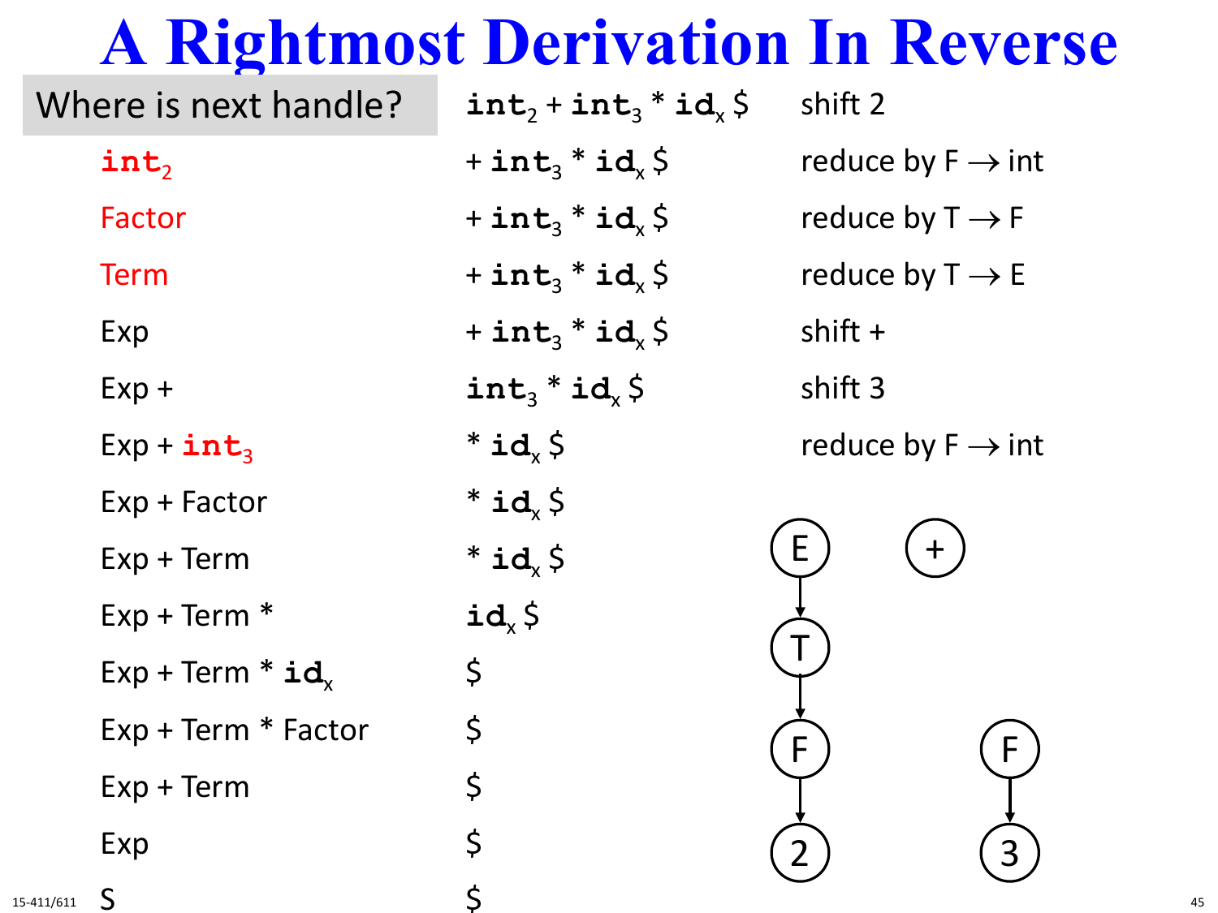# A Rightmost Derivation In Reverse

| Where is next handle? | | |
|---|---|---|
| | $\texttt{int}_2 + \texttt{int}_3 * \texttt{id}_x$ $ | shift 2 |
| $\texttt{int}_2$ | $+ \texttt{int}_3 * \texttt{id}_x$ $ | reduce by F → int |
| Factor | $+ \texttt{int}_3 * \texttt{id}_x$ $ | reduce by T → F |
| Term | $+ \texttt{int}_3 * \texttt{id}_x$ $ | reduce by T → E |
| Exp | $+ \texttt{int}_3 * \texttt{id}_x$ $ | shift + |
| Exp + | $\texttt{int}_3 * \texttt{id}_x$ $ | shift 3 |
| Exp + $\texttt{int}_3$ | $* \texttt{id}_x$ $ | reduce by F → int |
| Exp + Factor | $* \texttt{id}_x$ $ | |
| Exp + Term | $* \texttt{id}_x$ $ | |
| Exp + Term * | $\texttt{id}_x$ $ | |
| Exp + Term * $\texttt{id}_x$ | $ | |
| Exp + Term * Factor | $ | |
| Exp + Term | $ | |
| Exp | $ | |
| S | $ | |

Parse tree (partial): E → T → F → 2;  + ;  F → 3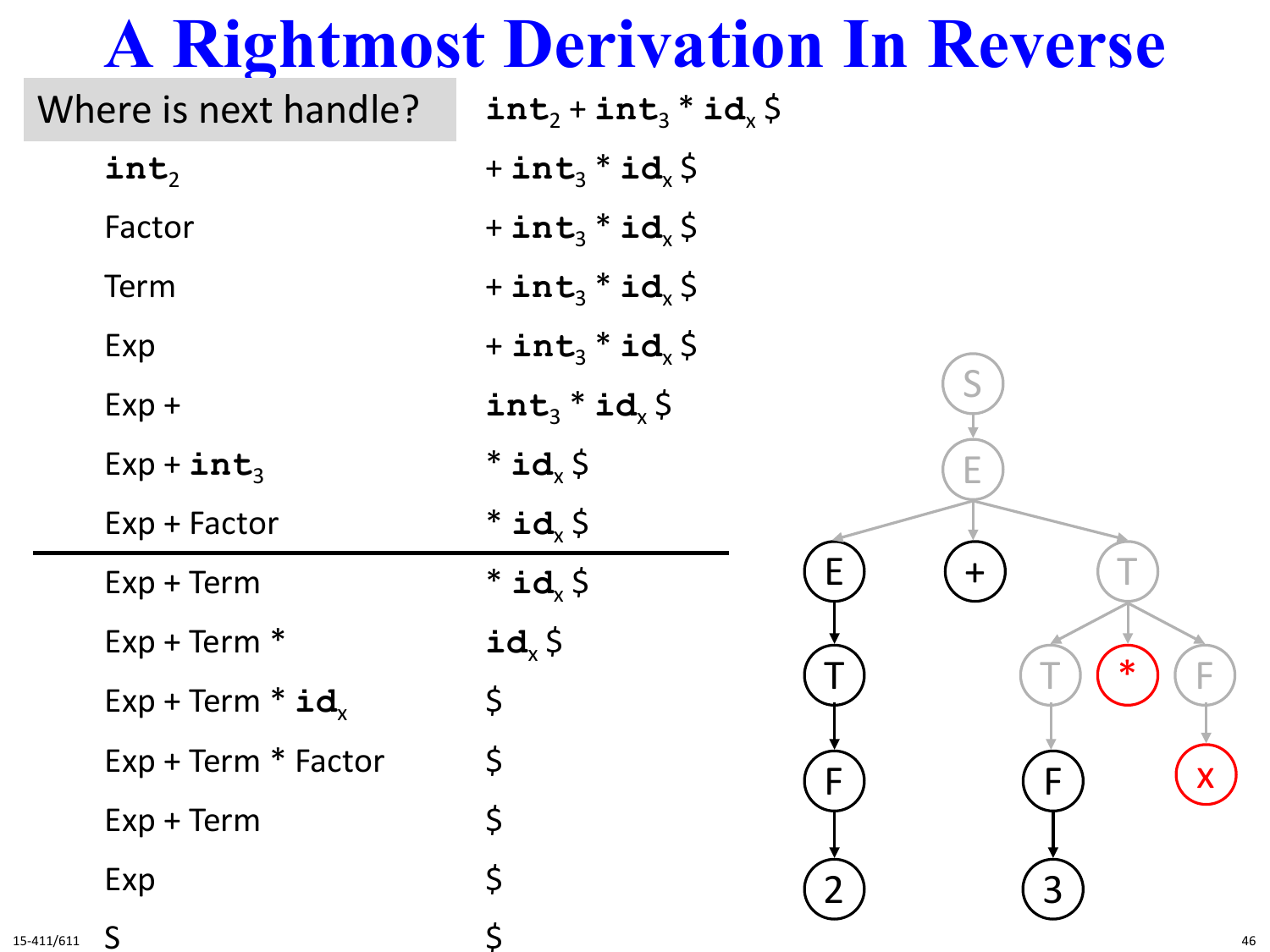# A Rightmost Derivation In Reverse

| Where is next handle? | $\texttt{int}_2 + \texttt{int}_3 * \texttt{id}_x$ \$ |
|---|---|
| $\texttt{int}_2$ | $+ \texttt{int}_3 * \texttt{id}_x$ \$ |
| Factor | $+ \texttt{int}_3 * \texttt{id}_x$ \$ |
| Term | $+ \texttt{int}_3 * \texttt{id}_x$ \$ |
| Exp | $+ \texttt{int}_3 * \texttt{id}_x$ \$ |
| Exp + | $\texttt{int}_3 * \texttt{id}_x$ \$ |
| Exp + $\texttt{int}_3$ | $* \texttt{id}_x$ \$ |
| Exp + Factor | $* \texttt{id}_x$ \$ |
| Exp + Term | $* \texttt{id}_x$ \$ |
| Exp + Term * | $\texttt{id}_x$ \$ |
| Exp + Term * $\texttt{id}_x$ | \$ |
| Exp + Term * Factor | \$ |
| Exp + Term | \$ |
| Exp | \$ |
| S | \$ |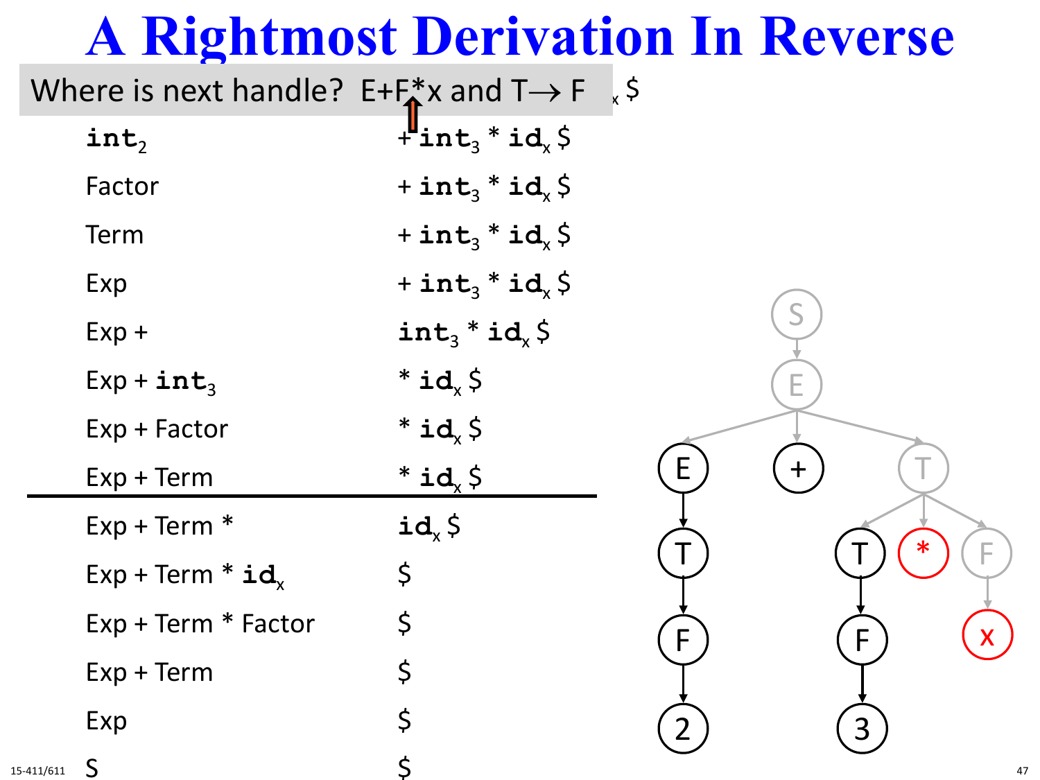# A Rightmost Derivation In Reverse

Where is next handle? E+F*x and T→ F

| | |
|---|---|
| **int**$_2$ | + **int**$_3$ * **id**$_x$ $ |
| Factor | + **int**$_3$ * **id**$_x$ $ |
| Term | + **int**$_3$ * **id**$_x$ $ |
| Exp | + **int**$_3$ * **id**$_x$ $ |
| Exp + | **int**$_3$ * **id**$_x$ $ |
| Exp + **int**$_3$ | * **id**$_x$ $ |
| Exp + Factor | * **id**$_x$ $ |
| Exp + Term | * **id**$_x$ $ |
| Exp + Term * | **id**$_x$ $ |
| Exp + Term * **id**$_x$ | $ |
| Exp + Term * Factor | $ |
| Exp + Term | $ |
| Exp | $ |
| S | $ |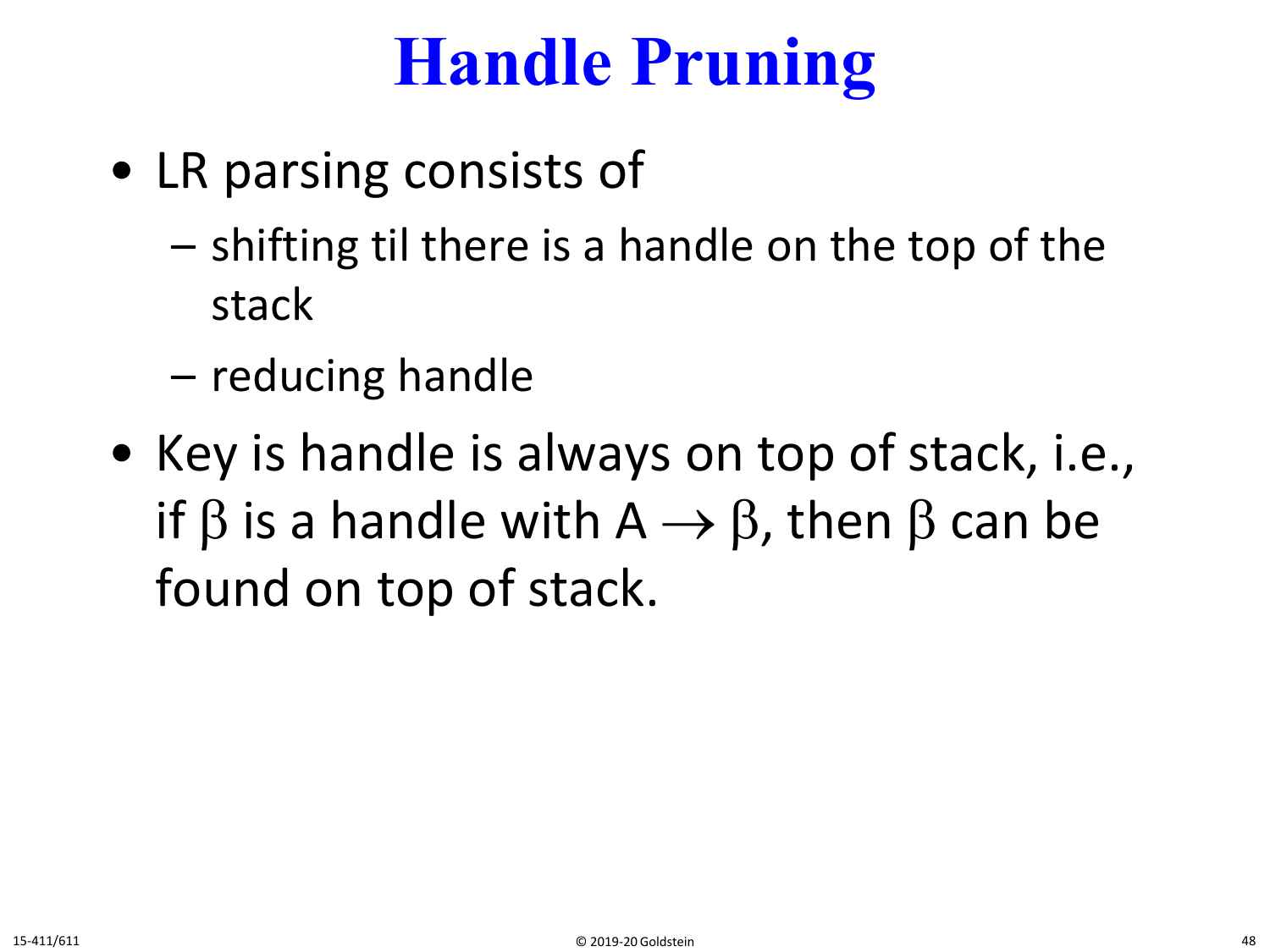# Handle Pruning

- LR parsing consists of
  - shifting til there is a handle on the top of the stack
  - reducing handle
- Key is handle is always on top of stack, i.e., if $\beta$ is a handle with $A \rightarrow \beta$, then $\beta$ can be found on top of stack.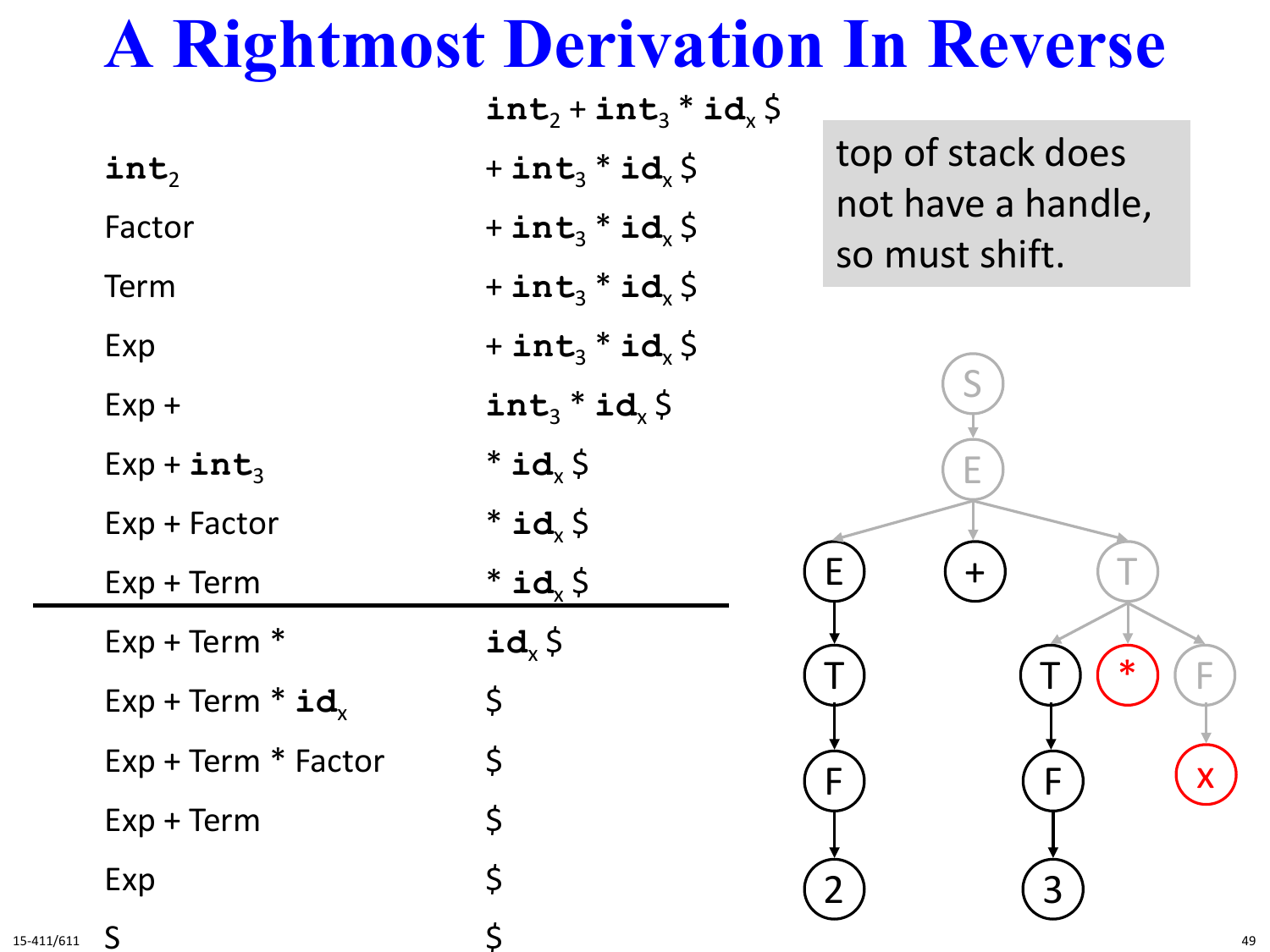# A Rightmost Derivation In Reverse

| Stack | Input |
| --- | --- |
| | $\mathtt{int}_2$ + $\mathtt{int}_3$ * $\mathtt{id}_x$ \$ |
| $\mathtt{int}_2$ | + $\mathtt{int}_3$ * $\mathtt{id}_x$ \$ |
| Factor | + $\mathtt{int}_3$ * $\mathtt{id}_x$ \$ |
| Term | + $\mathtt{int}_3$ * $\mathtt{id}_x$ \$ |
| Exp | + $\mathtt{int}_3$ * $\mathtt{id}_x$ \$ |
| Exp + | $\mathtt{int}_3$ * $\mathtt{id}_x$ \$ |
| Exp + $\mathtt{int}_3$ | * $\mathtt{id}_x$ \$ |
| Exp + Factor | * $\mathtt{id}_x$ \$ |
| Exp + Term | * $\mathtt{id}_x$ \$ |
| Exp + Term * | $\mathtt{id}_x$ \$ |
| Exp + Term * $\mathtt{id}_x$ | \$ |
| Exp + Term * Factor | \$ |
| Exp + Term | \$ |
| Exp | \$ |
| S | \$ |

top of stack does not have a handle, so must shift.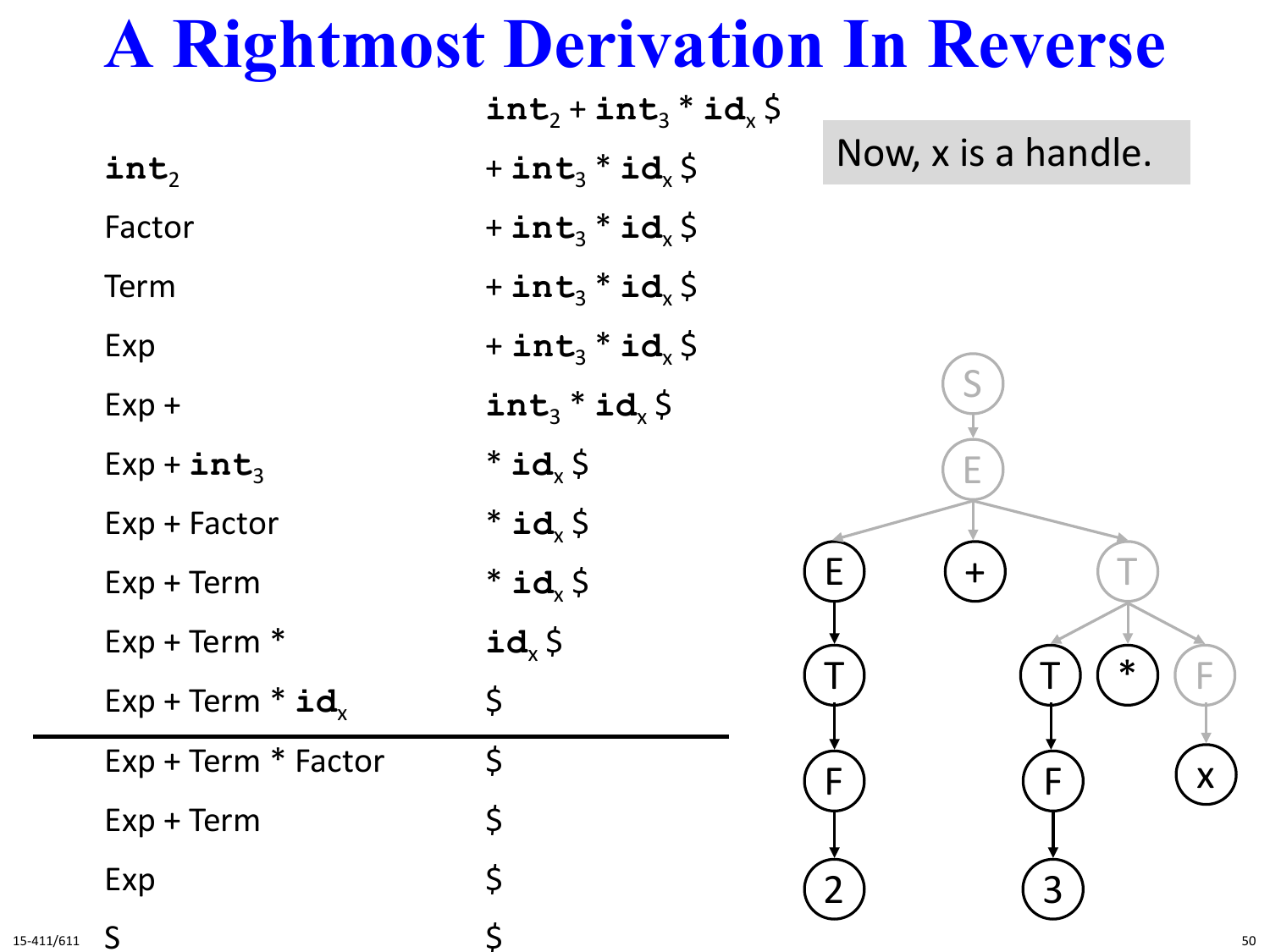# A Rightmost Derivation In Reverse

| | |
|---|---|
| | $\texttt{int}_2$ + $\texttt{int}_3$ * $\texttt{id}_x$ $ |
| $\texttt{int}_2$ | + $\texttt{int}_3$ * $\texttt{id}_x$ $ |
| Factor | + $\texttt{int}_3$ * $\texttt{id}_x$ $ |
| Term | + $\texttt{int}_3$ * $\texttt{id}_x$ $ |
| Exp | + $\texttt{int}_3$ * $\texttt{id}_x$ $ |
| Exp + | $\texttt{int}_3$ * $\texttt{id}_x$ $ |
| Exp + $\texttt{int}_3$ | * $\texttt{id}_x$ $ |
| Exp + Factor | * $\texttt{id}_x$ $ |
| Exp + Term | * $\texttt{id}_x$ $ |
| Exp + Term * | $\texttt{id}_x$ $ |
| Exp + Term * $\texttt{id}_x$ | $ |
| Exp + Term * Factor | $ |
| Exp + Term | $ |
| Exp | $ |
| S | $ |

Now, x is a handle.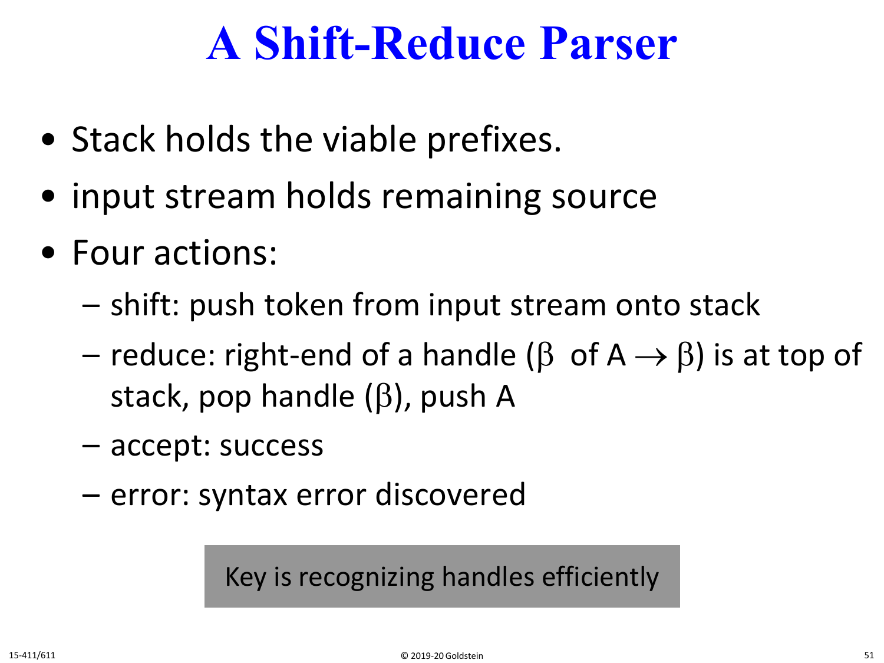# A Shift-Reduce Parser

- Stack holds the viable prefixes.
- input stream holds remaining source
- Four actions:
  - shift: push token from input stream onto stack
  - reduce: right-end of a handle ($\beta$ of $A \rightarrow \beta$) is at top of stack, pop handle ($\beta$), push A
  - accept: success
  - error: syntax error discovered

Key is recognizing handles efficiently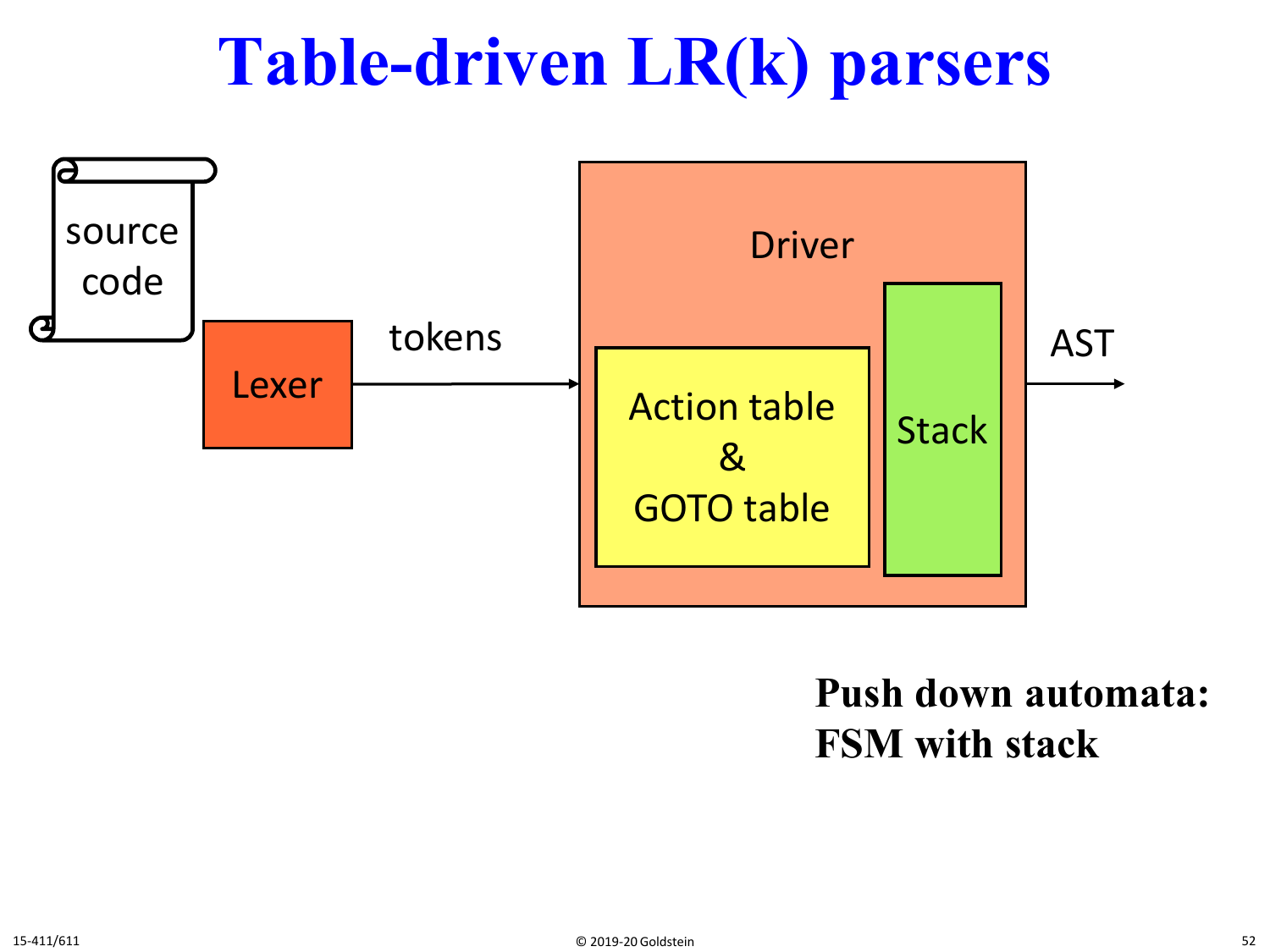# Table-driven LR(k) parsers

source code

Lexer

tokens

Driver

Action table & GOTO table

Stack

AST

**Push down automata: FSM with stack**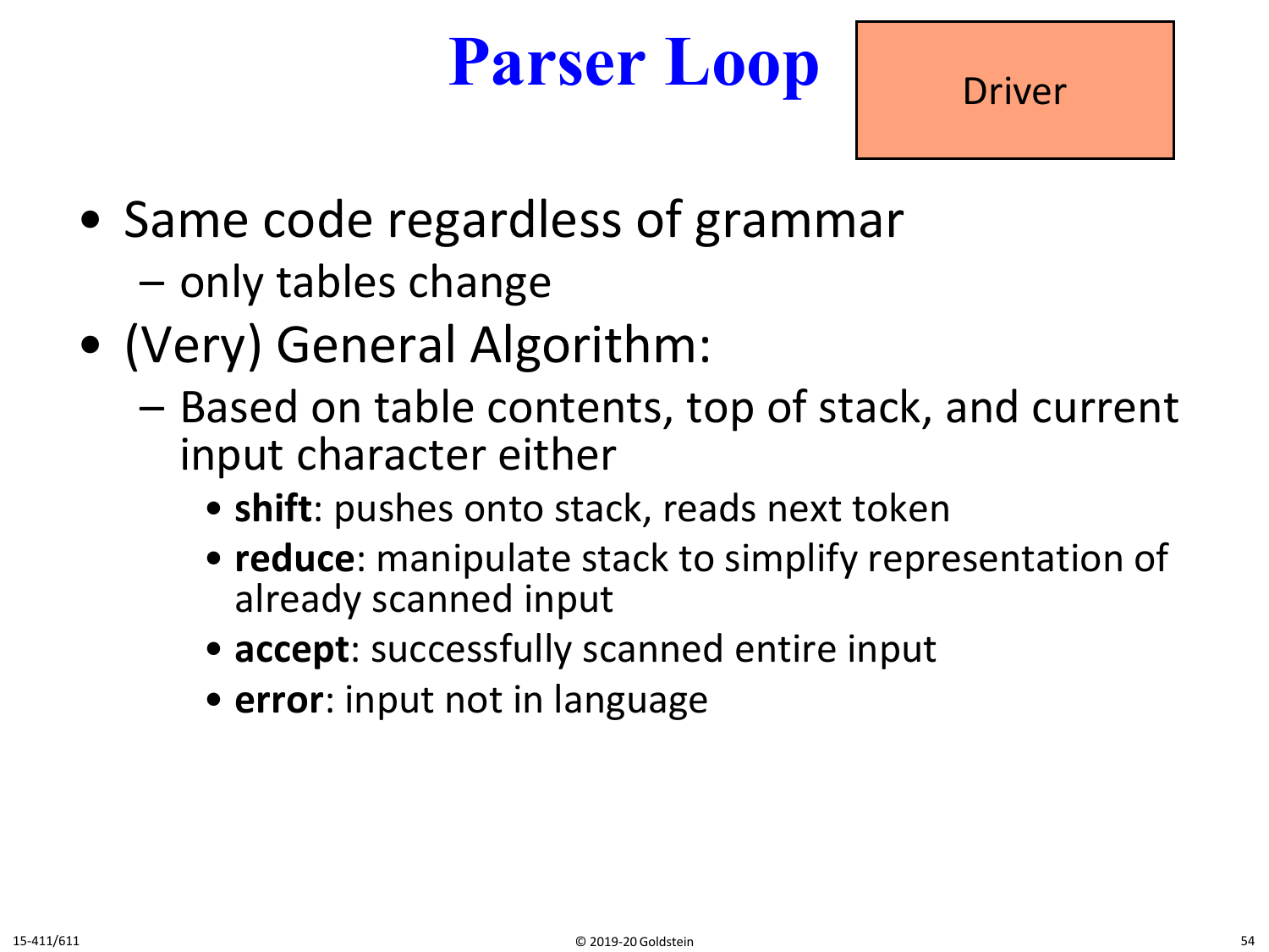# Parser Loop

Driver

- Same code regardless of grammar
  - only tables change
- (Very) General Algorithm:
  - Based on table contents, top of stack, and current input character either
    - **shift**: pushes onto stack, reads next token
    - **reduce**: manipulate stack to simplify representation of already scanned input
    - **accept**: successfully scanned entire input
    - **error**: input not in language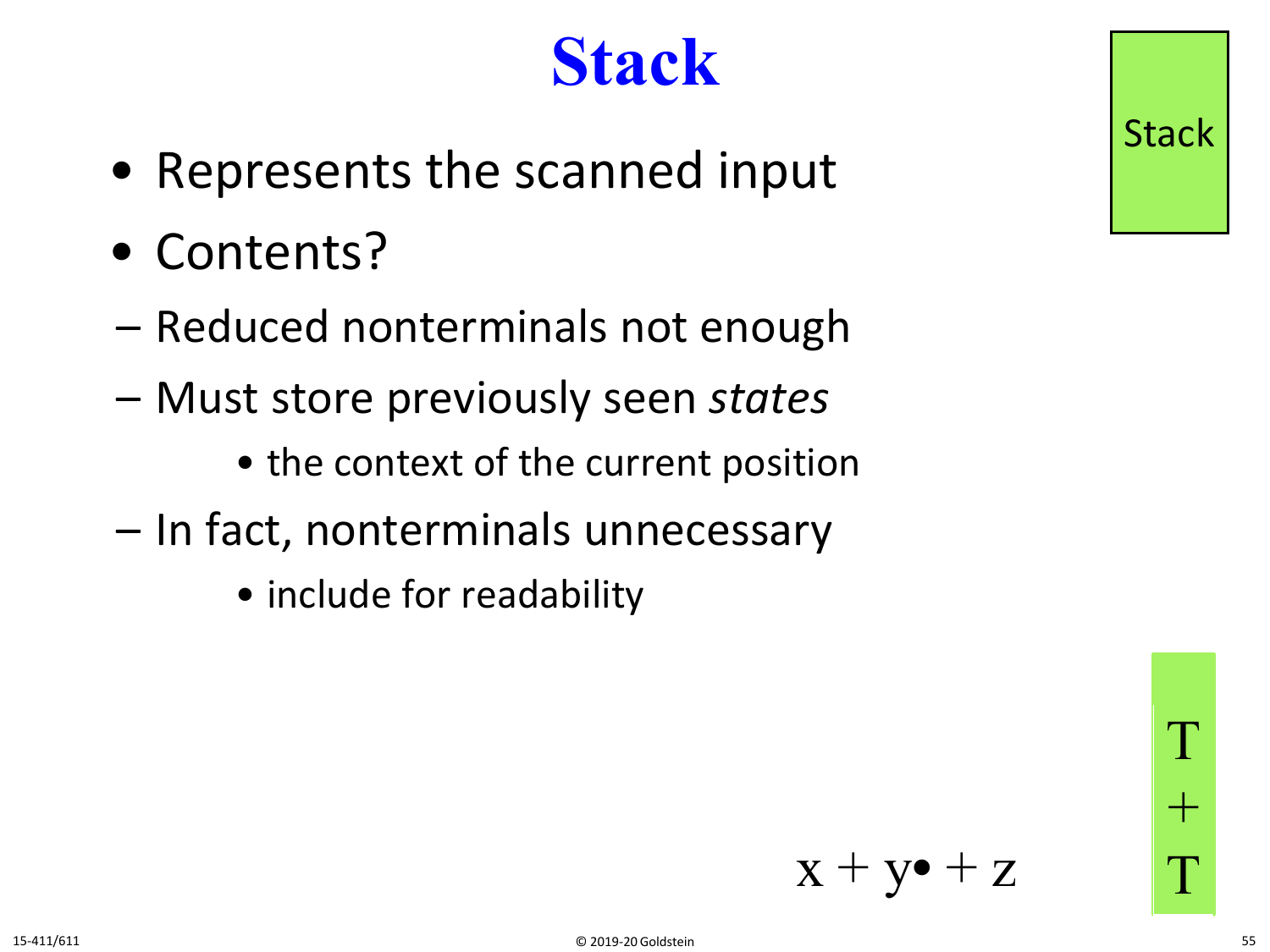# Stack

- Represents the scanned input
- Contents?
  - Reduced nonterminals not enough
  - Must store previously seen *states*
    - the context of the current position
  - In fact, nonterminals unnecessary
    - include for readability

Stack

$x + y\bullet + z$

T
+
T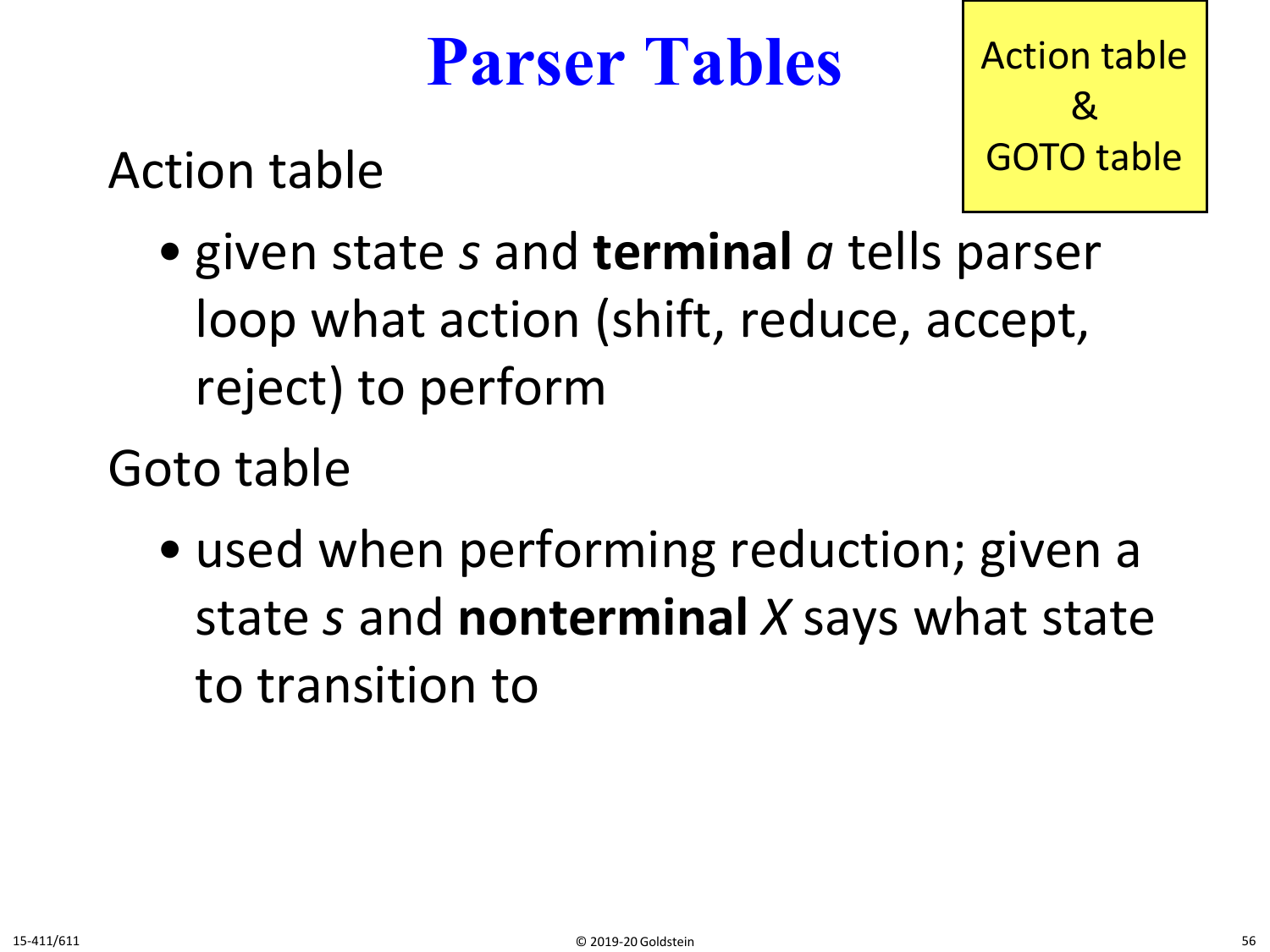# Parser Tables

Action table
&
GOTO table

Action table

- given state *s* and **terminal** *a* tells parser loop what action (shift, reduce, accept, reject) to perform

Goto table

- used when performing reduction; given a state *s* and **nonterminal** *X* says what state to transition to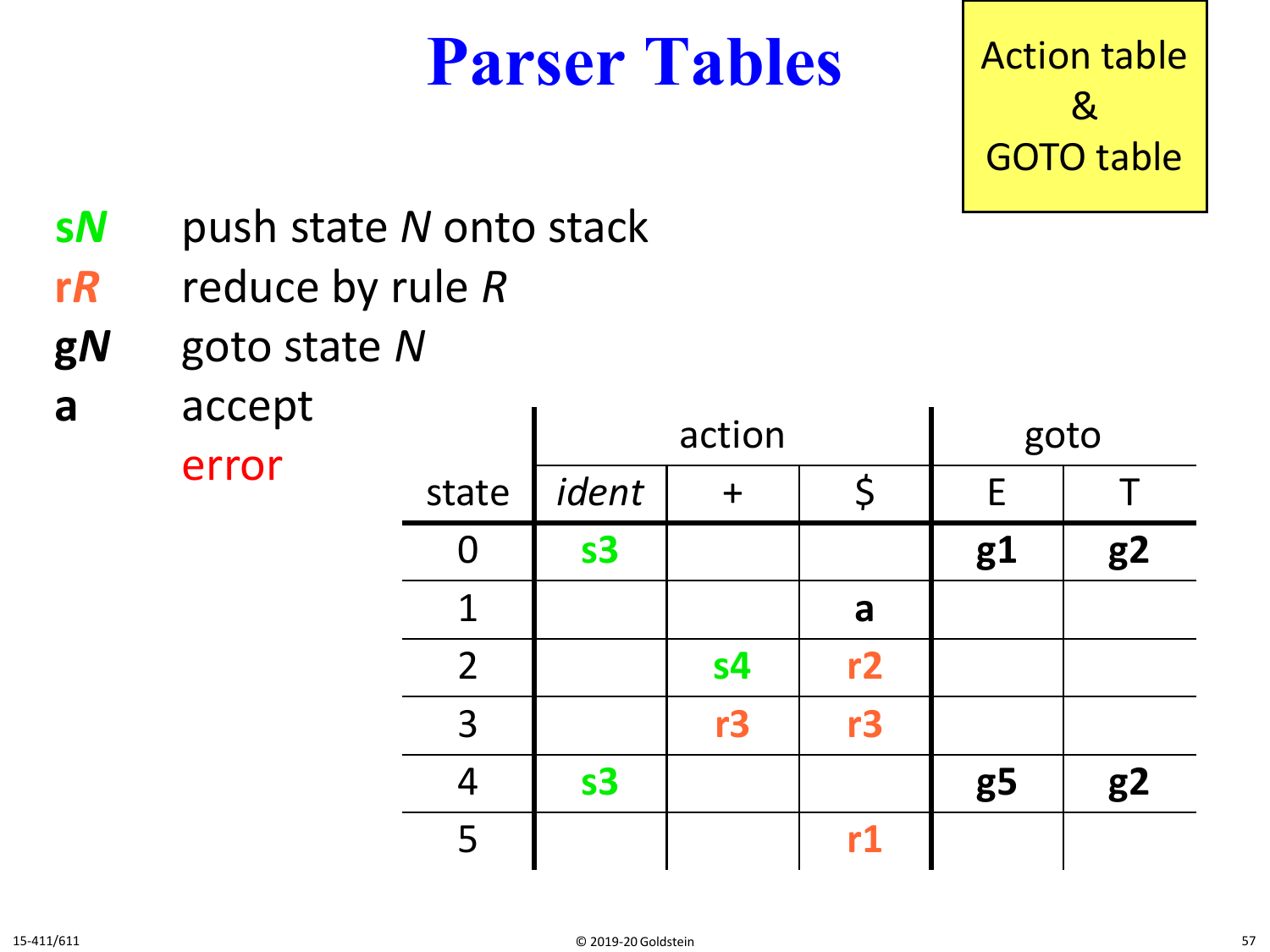# Parser Tables

Action table & GOTO table

**s*N*** push state *N* onto stack

**r*R*** reduce by rule *R*

**g*N*** goto state *N*

**a** accept

error

| | action | | | goto | |
|---|---|---|---|---|---|
| state | *ident* | + | $ | E | T |
| 0 | s3 | | | **g1** | **g2** |
| 1 | | | **a** | | |
| 2 | | s4 | r2 | | |
| 3 | | r3 | r3 | | |
| 4 | s3 | | | **g5** | **g2** |
| 5 | | | r1 | | |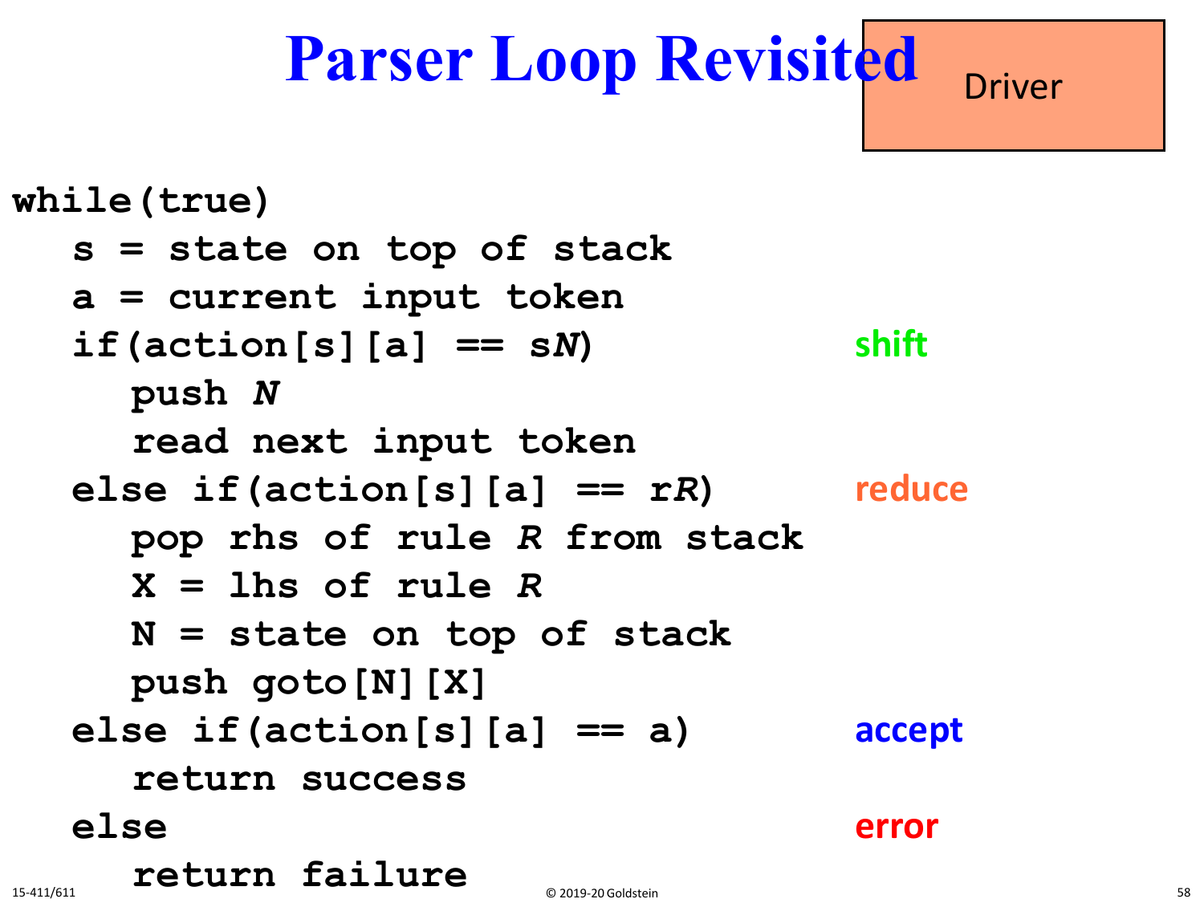# Parser Loop Revisited

Driver

```
while(true)
   s = state on top of stack
   a = current input token
   if(action[s][a] == sN)                    shift
      push N
      read next input token
   else if(action[s][a] == rR)               reduce
      pop rhs of rule R from stack
      X = lhs of rule R
      N = state on top of stack
      push goto[N][X]
   else if(action[s][a] == a)                accept
      return success
   else                                      error
      return failure
```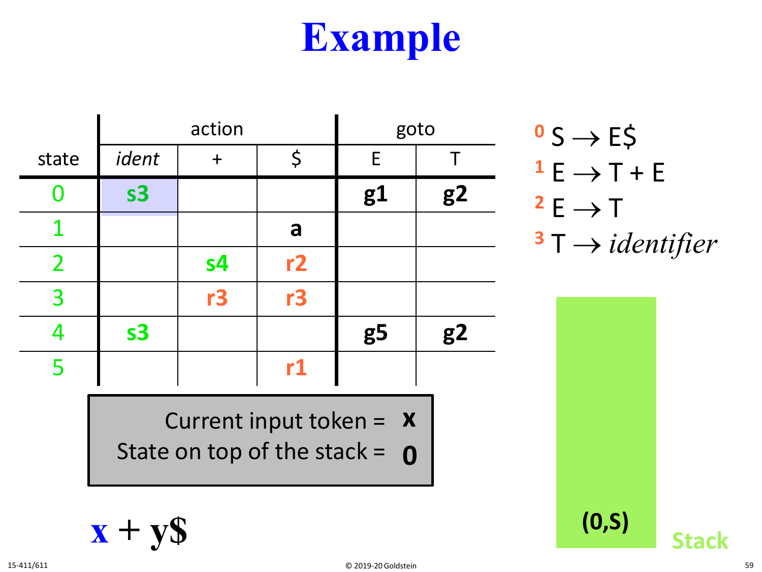# Example

| state | action | | | goto | |
|---|---|---|---|---|---|
| | *ident* | + | $ | E | T |
| 0 | s3 | | | g1 | g2 |
| 1 | | | a | | |
| 2 | | s4 | r2 | | |
| 3 | | r3 | r3 | | |
| 4 | s3 | | | g5 | g2 |
| 5 | | | r1 | | |

0 $S \rightarrow E\$$

1 $E \rightarrow T + E$

2 $E \rightarrow T$

3 $T \rightarrow$ *identifier*

Current input token = **x**

State on top of the stack = **0**

**x** + **y$**

**Stack**

| **(0,S)** |
|---|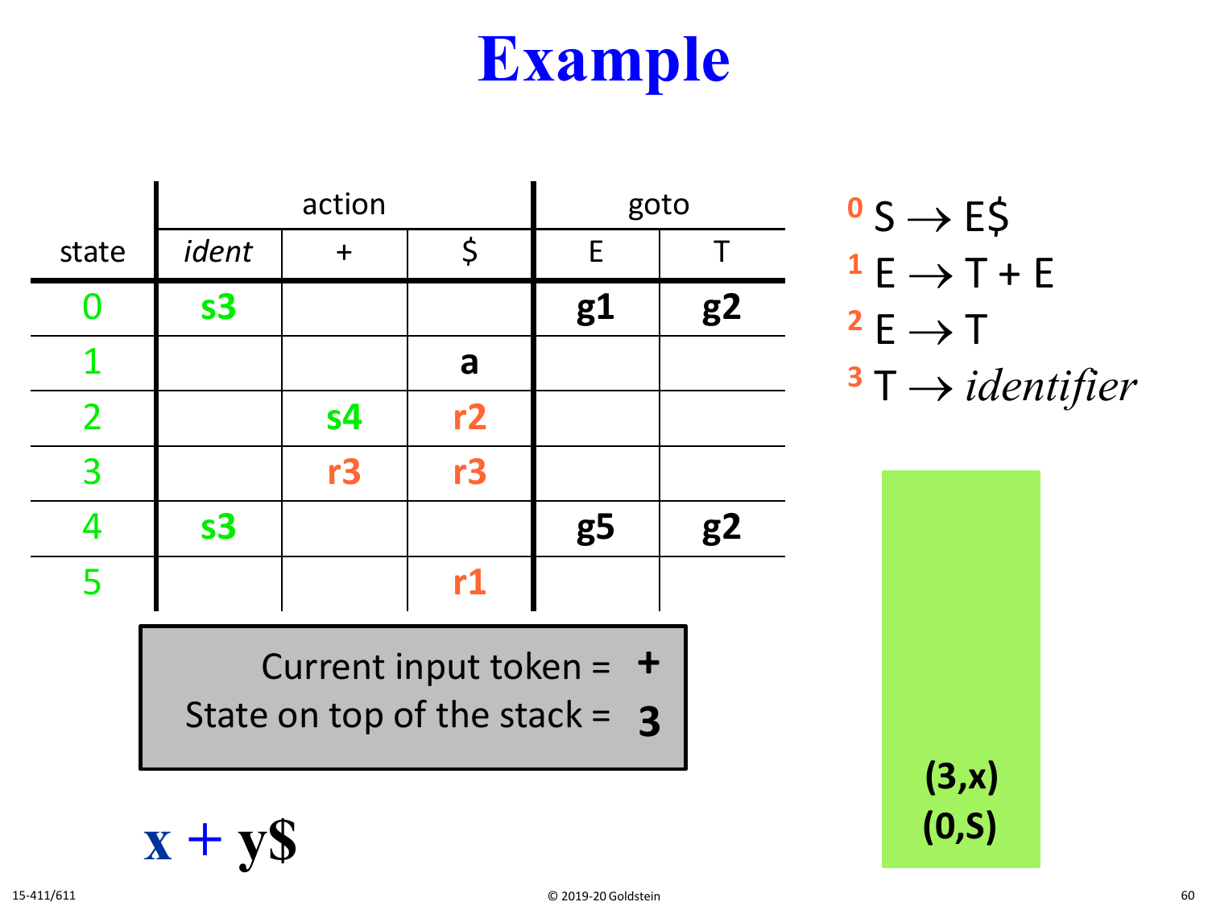# Example

| state | action | | | goto | |
|---|---|---|---|---|---|
| | *ident* | + | $ | E | T |
| 0 | **s3** | | | **g1** | **g2** |
| 1 | | | **a** | | |
| 2 | | **s4** | **r2** | | |
| 3 | | **r3** | **r3** | | |
| 4 | **s3** | | | **g5** | **g2** |
| 5 | | | **r1** | | |

0 $S \rightarrow E\$$

1 $E \rightarrow T + E$

2 $E \rightarrow T$

3 $T \rightarrow$ *identifier*

Current input token = **+**

State on top of the stack = **3**

Stack:

**(3,x)**

**(0,S)**

**x + y$**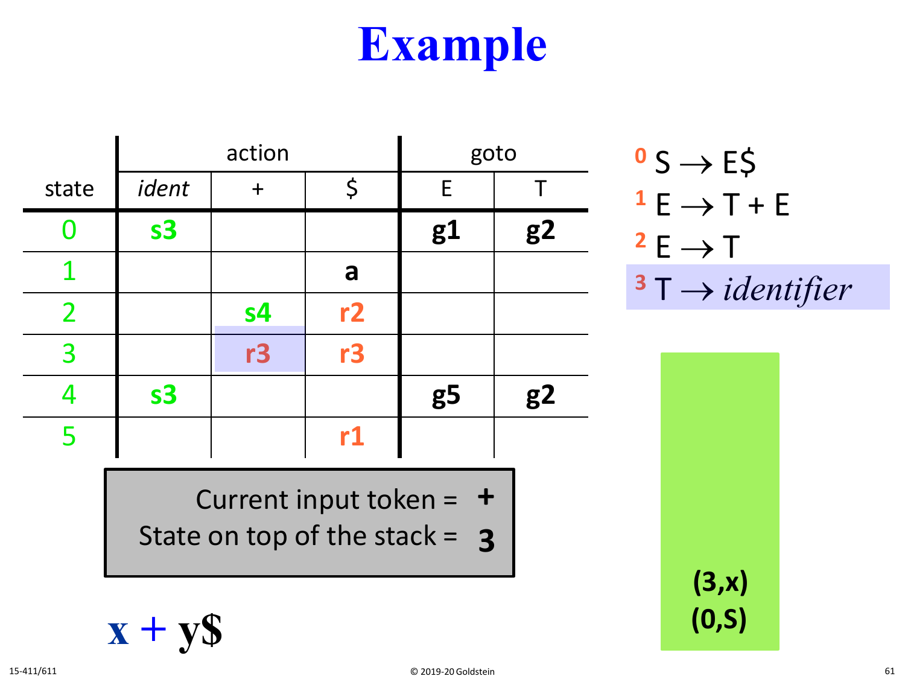# Example

| state | action | | | goto | |
|---|---|---|---|---|---|
| | *ident* | + | $ | E | T |
| 0 | **s3** | | | **g1** | **g2** |
| 1 | | | **a** | | |
| 2 | | **s4** | **r2** | | |
| 3 | | **r3** | **r3** | | |
| 4 | **s3** | | | **g5** | **g2** |
| 5 | | | **r1** | | |

0 S → E$

1 E → T + E

2 E → T

3 T → *identifier*

Current input token = **+**

State on top of the stack = **3**

Stack:

**(3,x)**

**(0,S)**

**x + y$**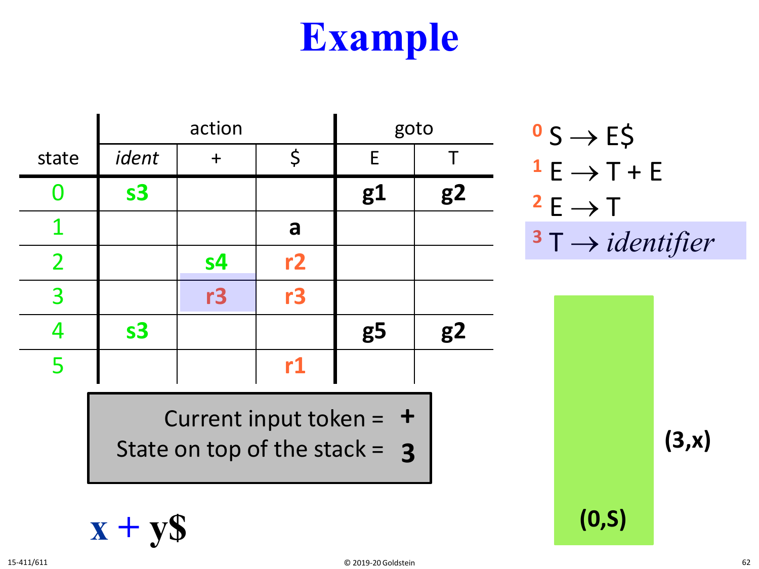# Example

| state | action | | | goto | |
|---|---|---|---|---|---|
| | *ident* | + | $ | E | T |
| 0 | s3 | | | g1 | g2 |
| 1 | | | a | | |
| 2 | | s4 | r2 | | |
| 3 | | r3 | r3 | | |
| 4 | s3 | | | g5 | g2 |
| 5 | | | r1 | | |

0 $S \rightarrow E\$$

1 $E \rightarrow T + E$

2 $E \rightarrow T$

3 $T \rightarrow$ *identifier*

Current input token = **+**

State on top of the stack = **3**

Stack (top to bottom):

**(3,x)**

**(0,S)**

**x + y$**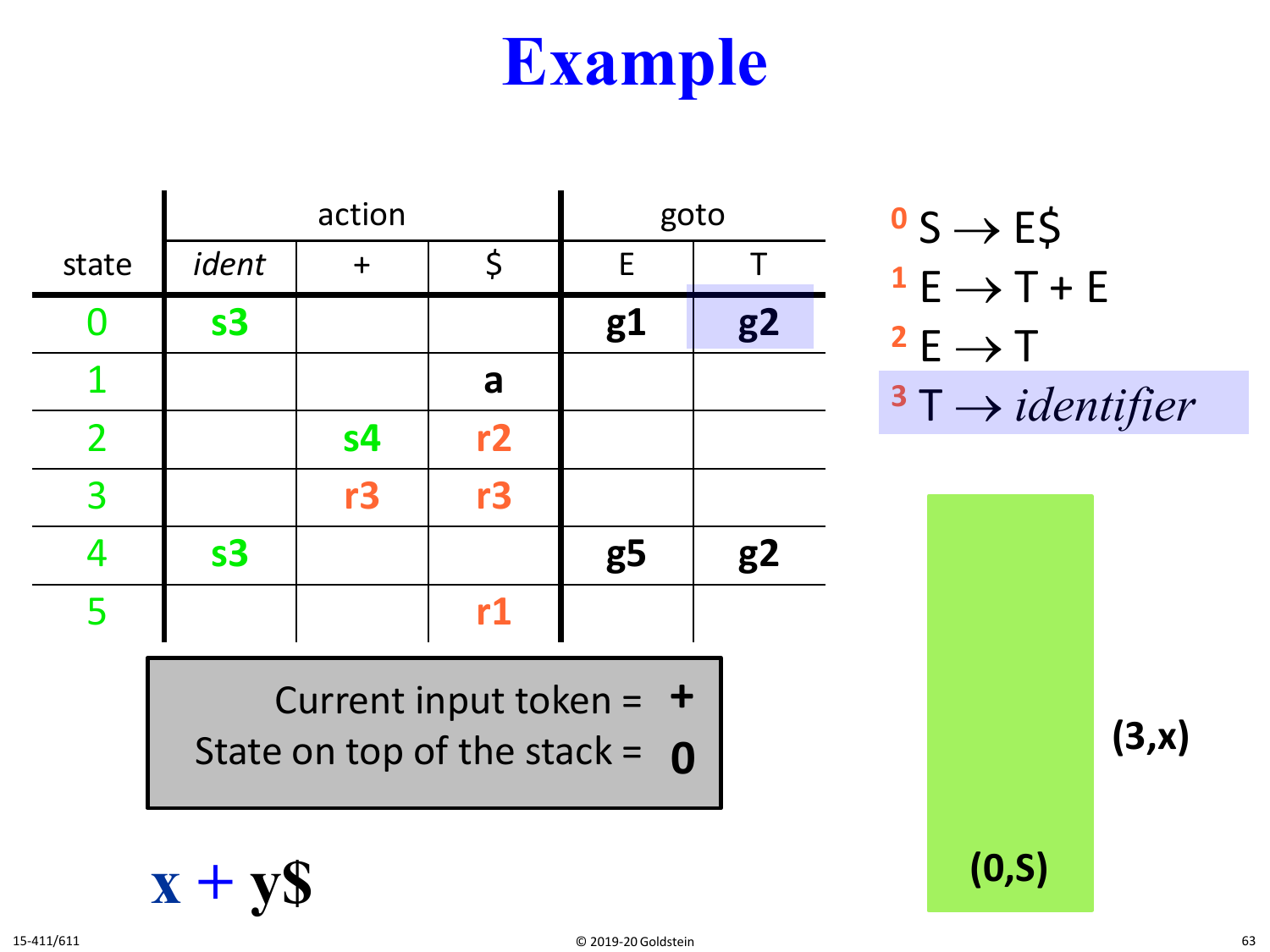# Example

| state | action | | | goto | |
|---|---|---|---|---|---|
| | *ident* | + | $ | E | T |
| 0 | s3 | | | g1 | g2 |
| 1 | | | a | | |
| 2 | | s4 | r2 | | |
| 3 | | r3 | r3 | | |
| 4 | s3 | | | g5 | g2 |
| 5 | | | r1 | | |

0 $S \rightarrow E\$$

1 $E \rightarrow T + E$

2 $E \rightarrow T$

3 $T \rightarrow$ *identifier*

Current input token = **+**

State on top of the stack = **0**

**x + y$**

**(3,x)**

**(0,S)**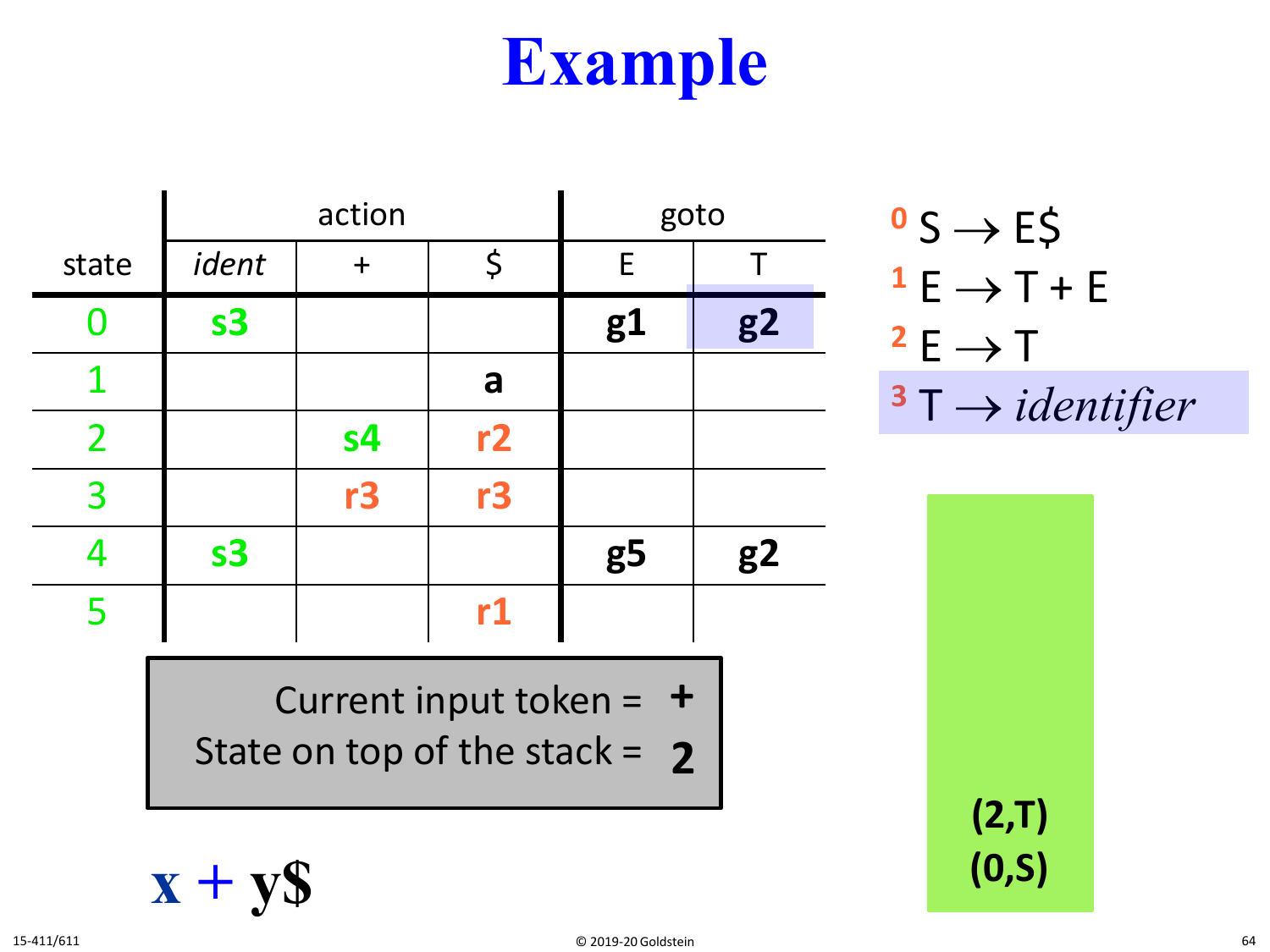# Example

| state | action | | | goto | |
|---|---|---|---|---|---|
| | *ident* | + | $ | E | T |
| 0 | s3 | | | g1 | g2 |
| 1 | | | a | | |
| 2 | | s4 | r2 | | |
| 3 | | r3 | r3 | | |
| 4 | s3 | | | g5 | g2 |
| 5 | | | r1 | | |

0 $S \rightarrow E\$$

1 $E \rightarrow T + E$

2 $E \rightarrow T$

3 $T \rightarrow$ *identifier*

Current input token = **+**

State on top of the stack = **2**

**(2,T)**
**(0,S)**

**x + y$**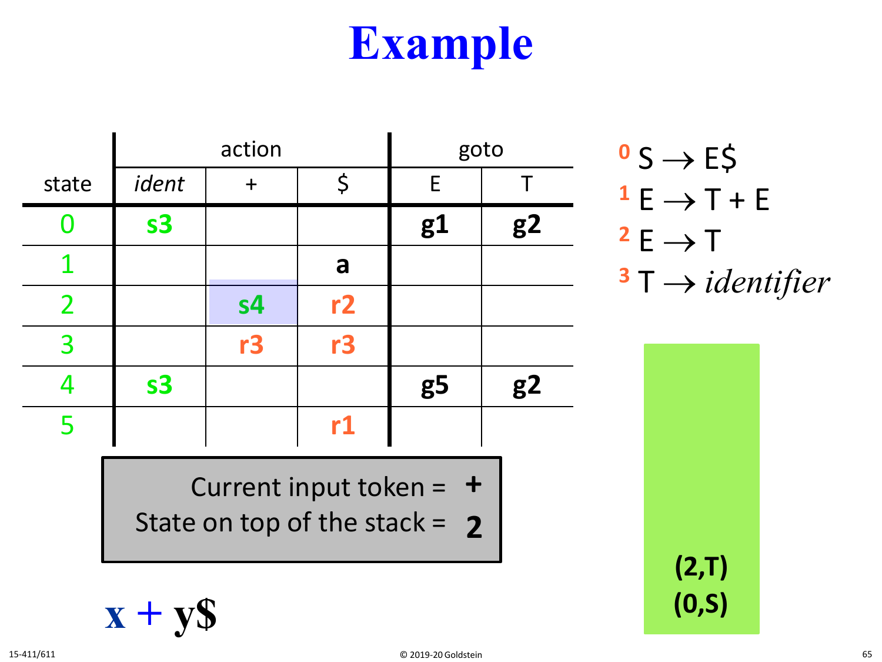# Example

| state | action | | | goto | |
|---|---|---|---|---|---|
| | *ident* | + | $ | E | T |
| 0 | **s3** | | | **g1** | **g2** |
| 1 | | | **a** | | |
| 2 | | **s4** | **r2** | | |
| 3 | | **r3** | **r3** | | |
| 4 | **s3** | | | **g5** | **g2** |
| 5 | | | **r1** | | |

0 S → E$

1 E → T + E

2 E → T

3 T → *identifier*

Current input token = **+**

State on top of the stack = **2**

**(2,T)**
**(0,S)**

**x + y$**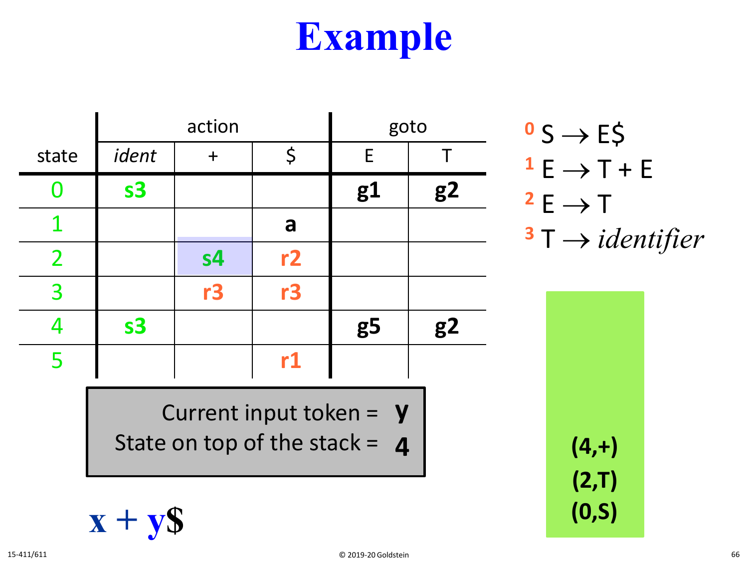# Example

| state | action | | | goto | |
|---|---|---|---|---|---|
| | *ident* | + | $ | E | T |
| 0 | **s3** | | | **g1** | **g2** |
| 1 | | | **a** | | |
| 2 | | **s4** | **r2** | | |
| 3 | | **r3** | **r3** | | |
| 4 | **s3** | | | **g5** | **g2** |
| 5 | | | **r1** | | |

[0] S → E$

[1] E → T + E

[2] E → T

[3] T → *identifier*

Current input token = **y**

State on top of the stack = **4**

**(4,+)**
**(2,T)**
**(0,S)**

**x + y$**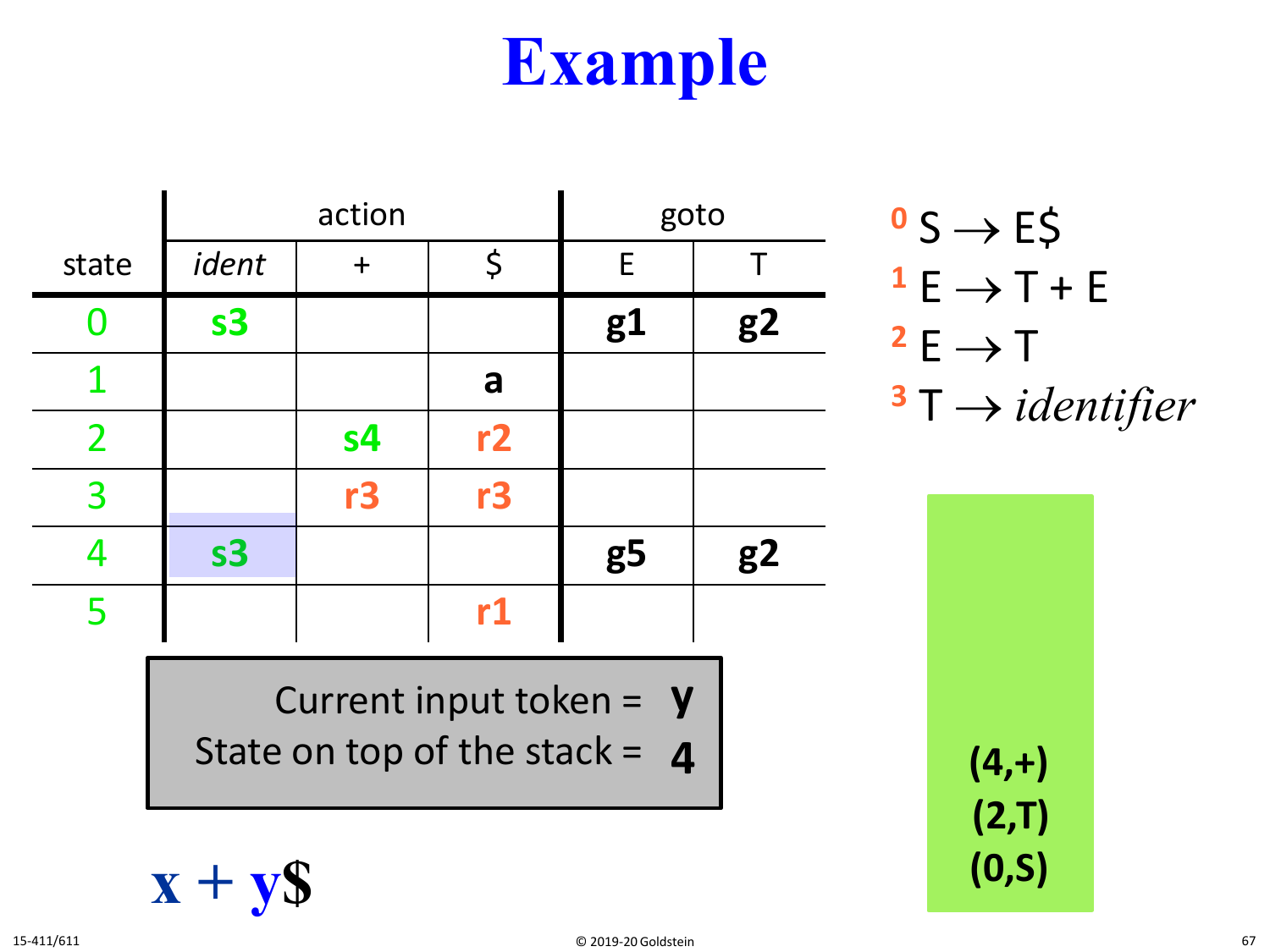# Example

| state | action | | | goto | |
|---|---|---|---|---|---|
| | *ident* | + | $ | E | T |
| 0 | **s3** | | | **g1** | **g2** |
| 1 | | | **a** | | |
| 2 | | **s4** | **r2** | | |
| 3 | | **r3** | **r3** | | |
| 4 | **s3** | | | **g5** | **g2** |
| 5 | | | **r1** | | |

0 S → E$

1 E → T + E

2 E → T

3 T → *identifier*

Current input token = **y**

State on top of the stack = **4**

**(4,+)**
**(2,T)**
**(0,S)**

**x + y$**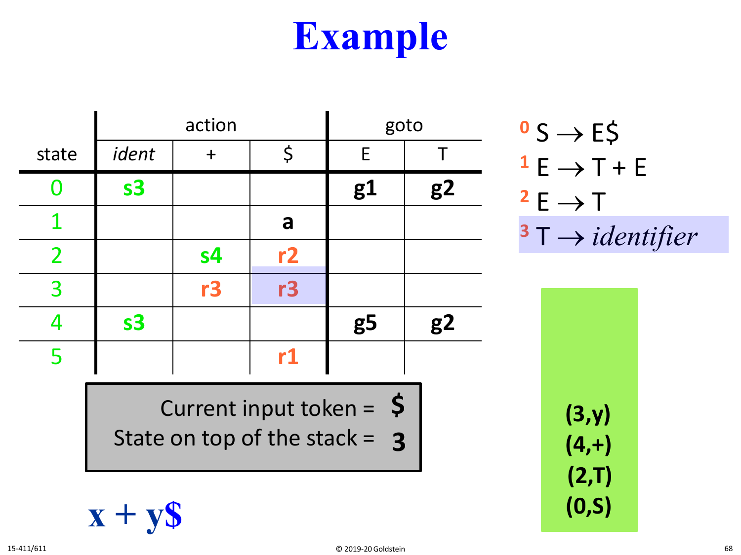# Example

| state | action | | | goto | |
|---|---|---|---|---|---|
| | *ident* | + | $ | E | T |
| 0 | **s3** | | | **g1** | **g2** |
| 1 | | | **a** | | |
| 2 | | **s4** | **r2** | | |
| 3 | | **r3** | **r3** | | |
| 4 | **s3** | | | **g5** | **g2** |
| 5 | | | **r1** | | |

0 S → E$

1 E → T + E

2 E → T

3 T → *identifier*

Current input token = **$**

State on top of the stack = **3**

**(3,y)**
**(4,+)**
**(2,T)**
**(0,S)**

**x + y$**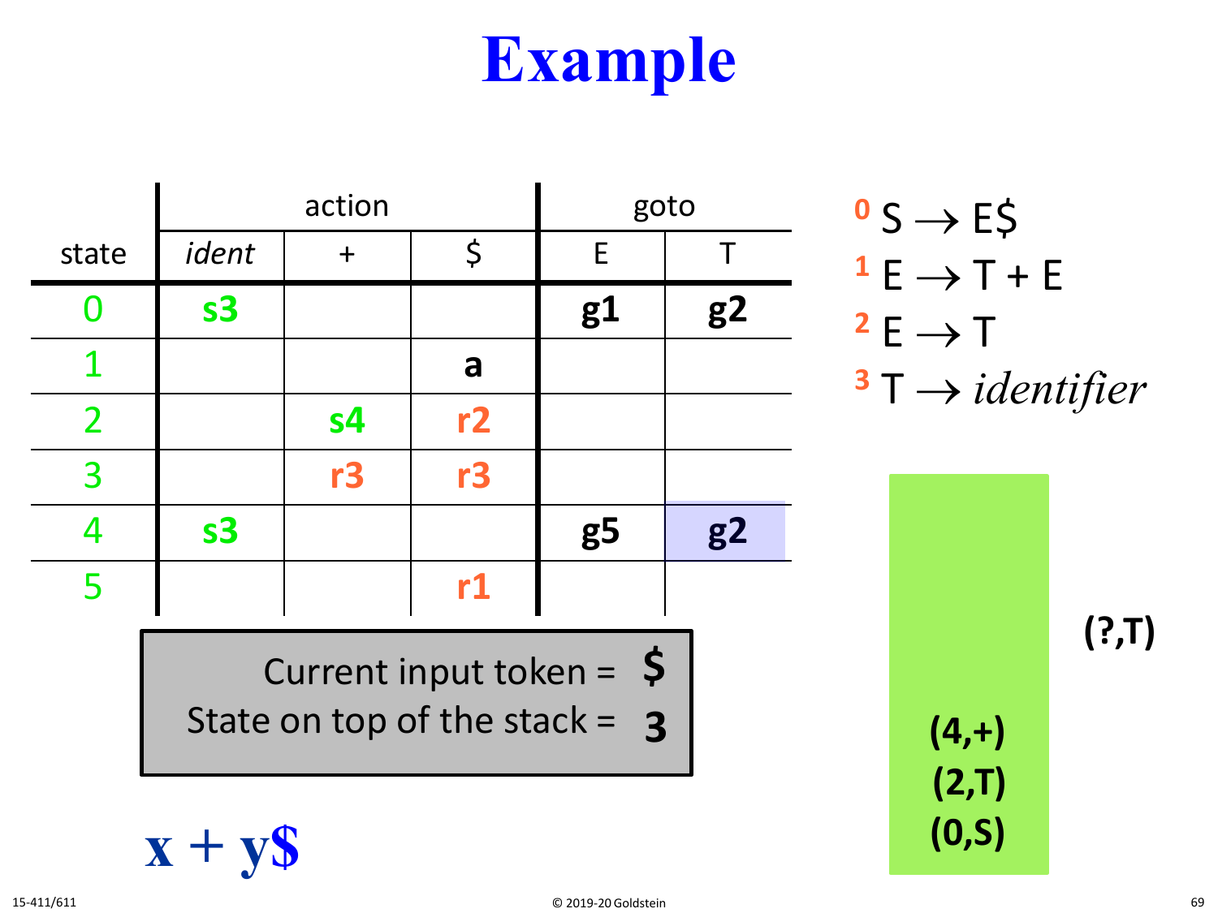# Example

| state | action | | | goto | |
|---|---|---|---|---|---|
| | *ident* | + | $ | E | T |
| 0 | **s3** | | | **g1** | **g2** |
| 1 | | | **a** | | |
| 2 | | **s4** | **r2** | | |
| 3 | | **r3** | **r3** | | |
| 4 | **s3** | | | **g5** | **g2** |
| 5 | | | **r1** | | |

0 S → E$

1 E → T + E

2 E → T

3 T → *identifier*

Current input token = **$**

State on top of the stack = **3**

**x + y$**

**(?,T)**

**(4,+)**

**(2,T)**

**(0,S)**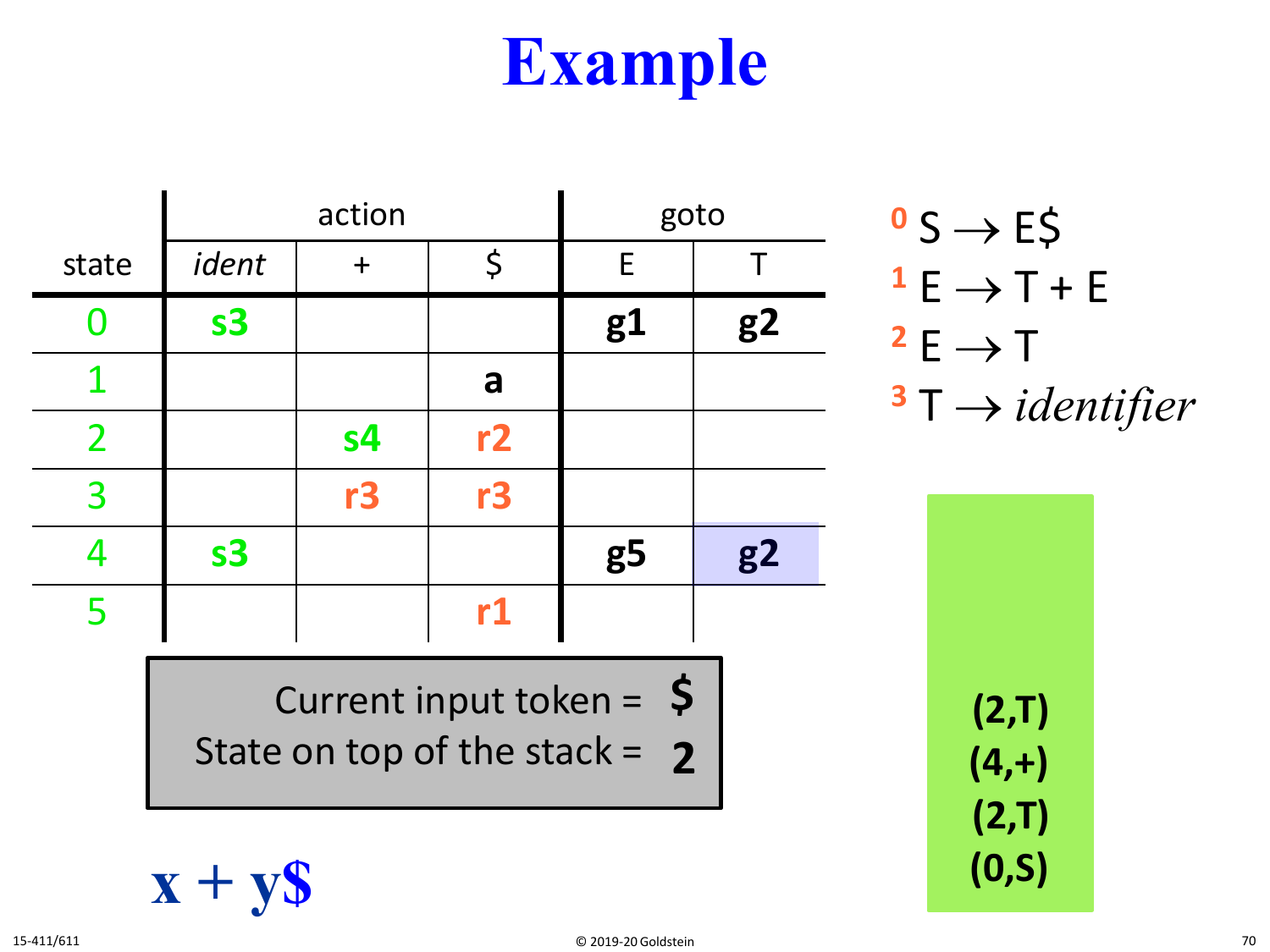# Example

| state | action | | | goto | |
|---|---|---|---|---|---|
| | *ident* | + | $ | E | T |
| 0 | **s3** | | | **g1** | **g2** |
| 1 | | | **a** | | |
| 2 | | **s4** | **r2** | | |
| 3 | | **r3** | **r3** | | |
| 4 | **s3** | | | **g5** | **g2** |
| 5 | | | **r1** | | |

0. S → E$
1. E → T + E
2. E → T
3. T → *identifier*

Current input token = **$**
State on top of the stack = **2**

**(2,T)**
**(4,+)**
**(2,T)**
**(0,S)**

**x + y$**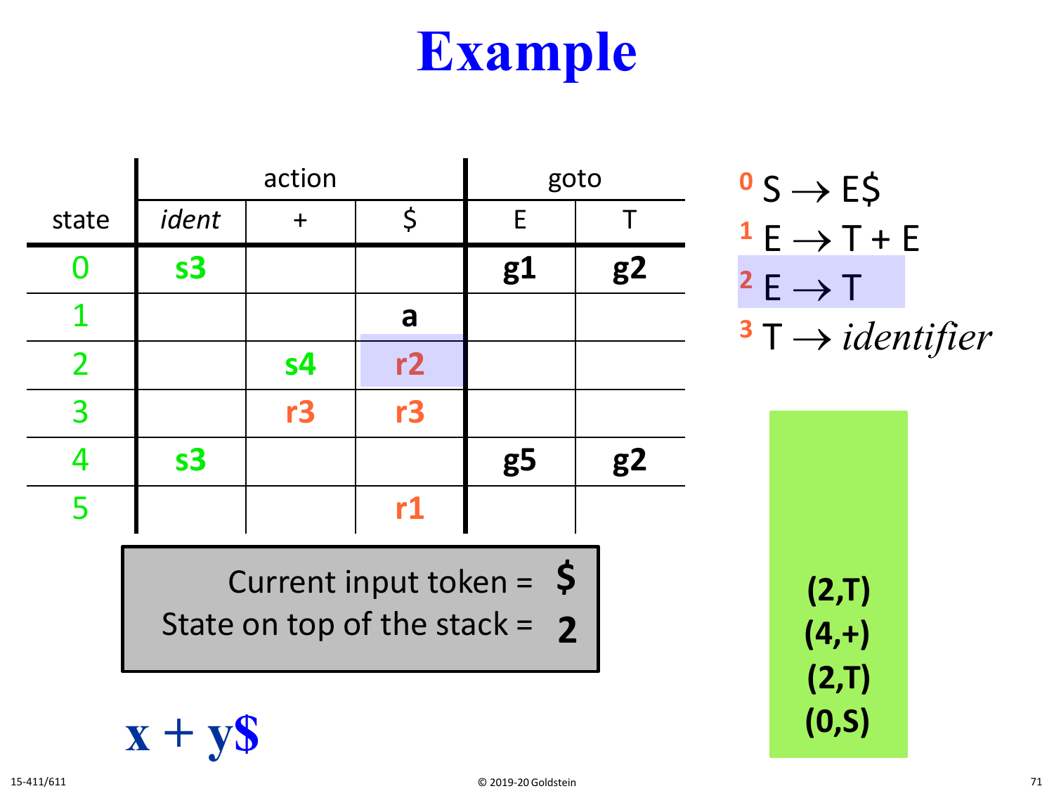# Example

| state | action | | | goto | |
|---|---|---|---|---|---|
| | *ident* | + | $ | E | T |
| 0 | **s3** | | | **g1** | **g2** |
| 1 | | | **a** | | |
| 2 | | **s4** | **r2** | | |
| 3 | | **r3** | **r3** | | |
| 4 | **s3** | | | **g5** | **g2** |
| 5 | | | **r1** | | |

0 $S \rightarrow E\$$

1 $E \rightarrow T + E$

2 $E \rightarrow T$

3 $T \rightarrow$ *identifier*

Current input token = **$**

State on top of the stack = **2**

**(2,T)**
**(4,+)**
**(2,T)**
**(0,S)**

**x + y$**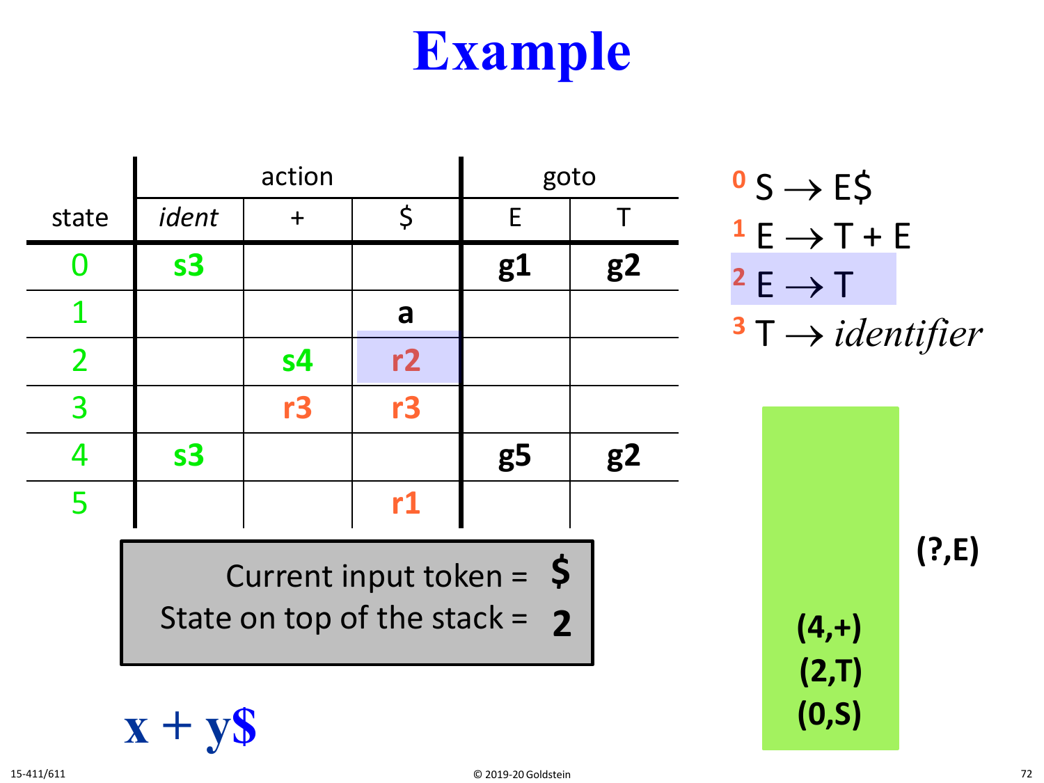# Example

| state | action | | | goto | |
|---|---|---|---|---|---|
| | *ident* | + | $ | E | T |
| 0 | s3 | | | g1 | g2 |
| 1 | | | a | | |
| 2 | | s4 | r2 | | |
| 3 | | r3 | r3 | | |
| 4 | s3 | | | g5 | g2 |
| 5 | | | r1 | | |

0 S → E$

1 E → T + E

2 E → T

3 T → *identifier*

Current input token = **$**

State on top of the stack = **2**

**x + y$**

**(?,E)**

**(4,+)**
**(2,T)**
**(0,S)**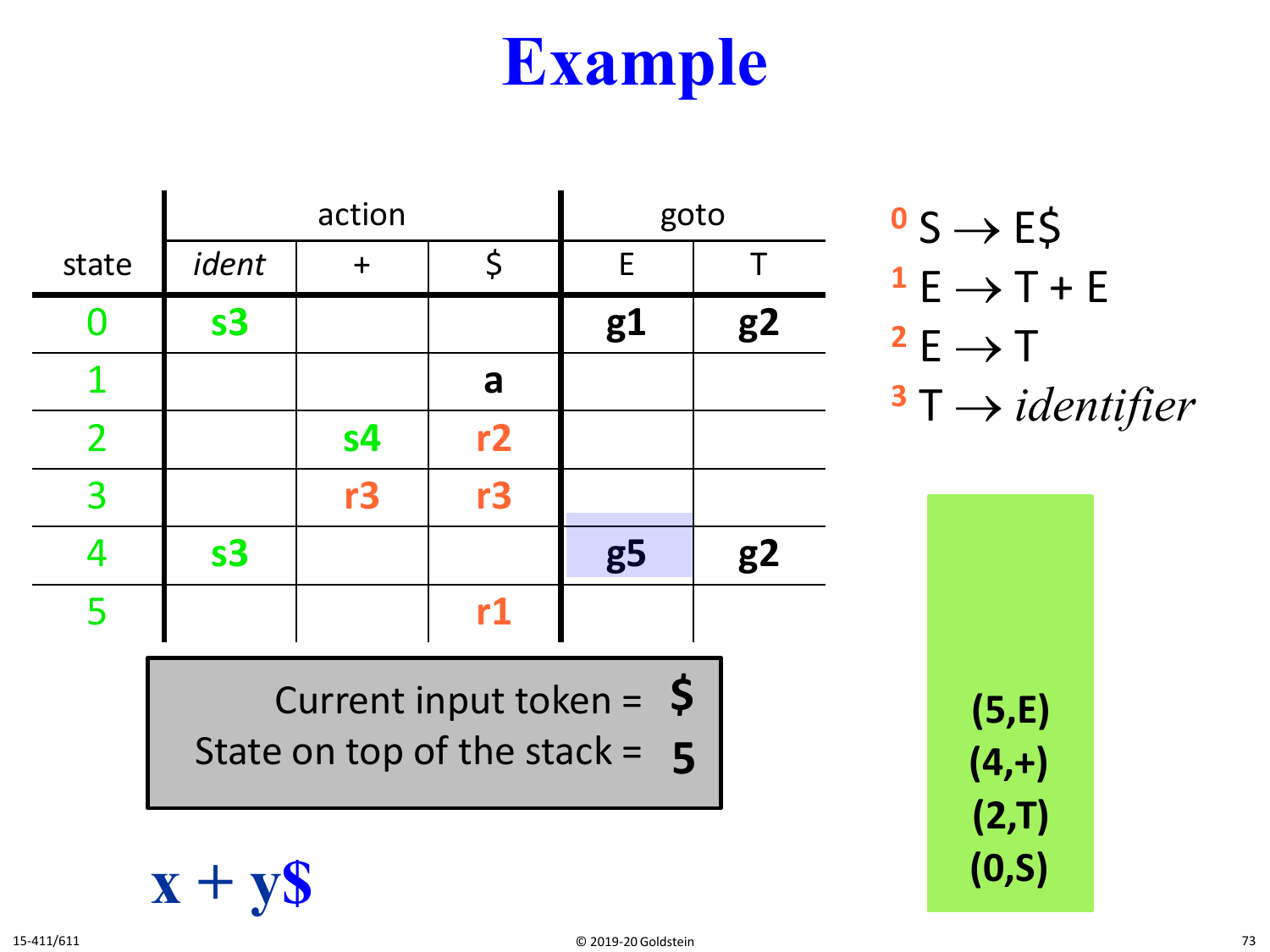# Example

| state | action | | | goto | |
|---|---|---|---|---|---|
| | *ident* | + | $ | E | T |
| 0 | **s3** | | | **g1** | **g2** |
| 1 | | | **a** | | |
| 2 | | **s4** | **r2** | | |
| 3 | | **r3** | **r3** | | |
| 4 | **s3** | | | **g5** | **g2** |
| 5 | | | **r1** | | |

[0] S → E$

[1] E → T + E

[2] E → T

[3] T → *identifier*

Current input token = **$**

State on top of the stack = **5**

**(5,E)**
**(4,+)**
**(2,T)**
**(0,S)**

**x + y$**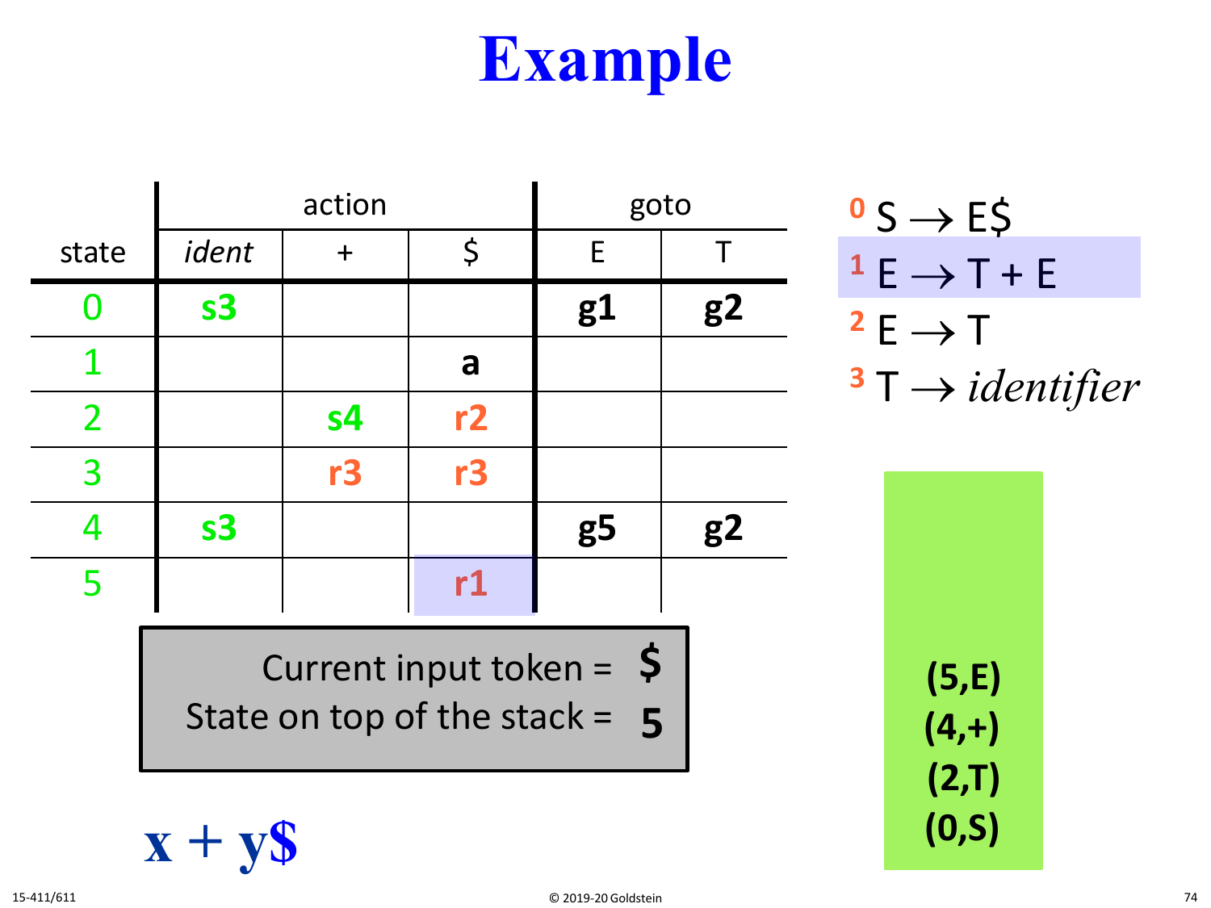# Example

| state | action | | | goto | |
|---|---|---|---|---|---|
| | *ident* | + | $ | E | T |
| 0 | **s3** | | | **g1** | **g2** |
| 1 | | | **a** | | |
| 2 | | **s4** | **r2** | | |
| 3 | | **r3** | **r3** | | |
| 4 | **s3** | | | **g5** | **g2** |
| 5 | | | **r1** | | |

0 S → E$

1 E → T + E

2 E → T

3 T → *identifier*

Current input token = **$**

State on top of the stack = **5**

**(5,E)**
**(4,+)**
**(2,T)**
**(0,S)**

**x + y$**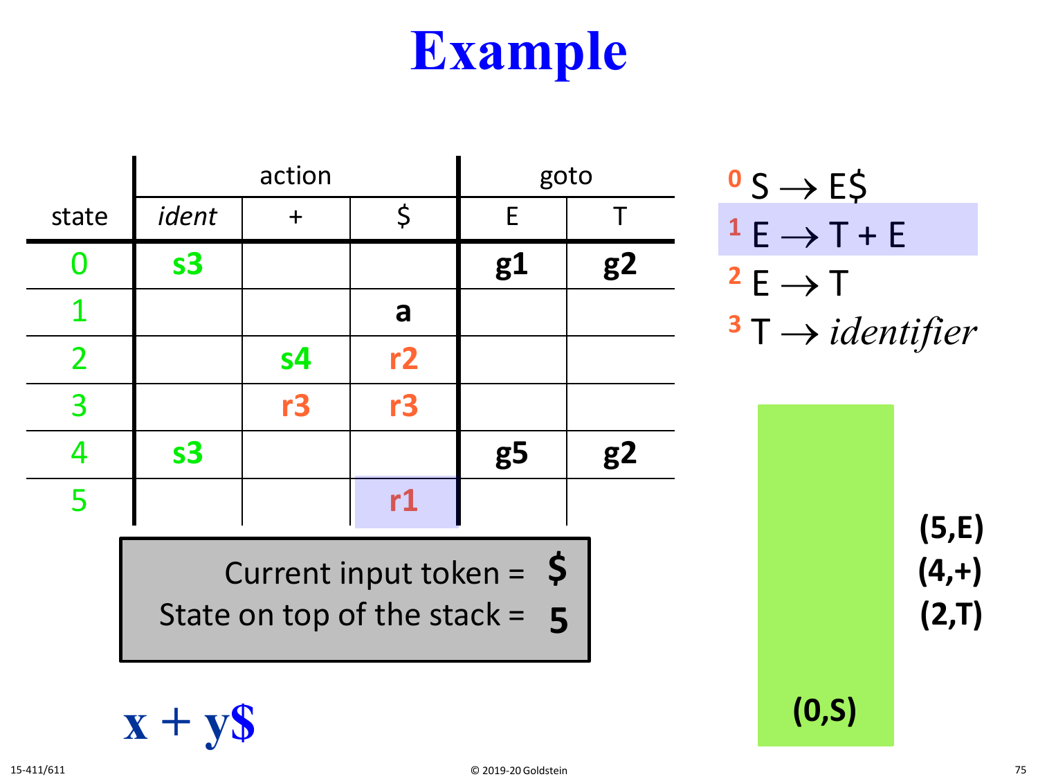# Example

| state | action | | | goto | |
|---|---|---|---|---|---|
| | *ident* | + | $ | E | T |
| 0 | s3 | | | g1 | g2 |
| 1 | | | a | | |
| 2 | | s4 | r2 | | |
| 3 | | r3 | r3 | | |
| 4 | s3 | | | g5 | g2 |
| 5 | | | r1 | | |

0 S → E$

1 E → T + E

2 E → T

3 T → *identifier*

Current input token = **$**

State on top of the stack = **5**

**(5,E)**
**(4,+)**
**(2,T)**

**(0,S)**

**x + y$**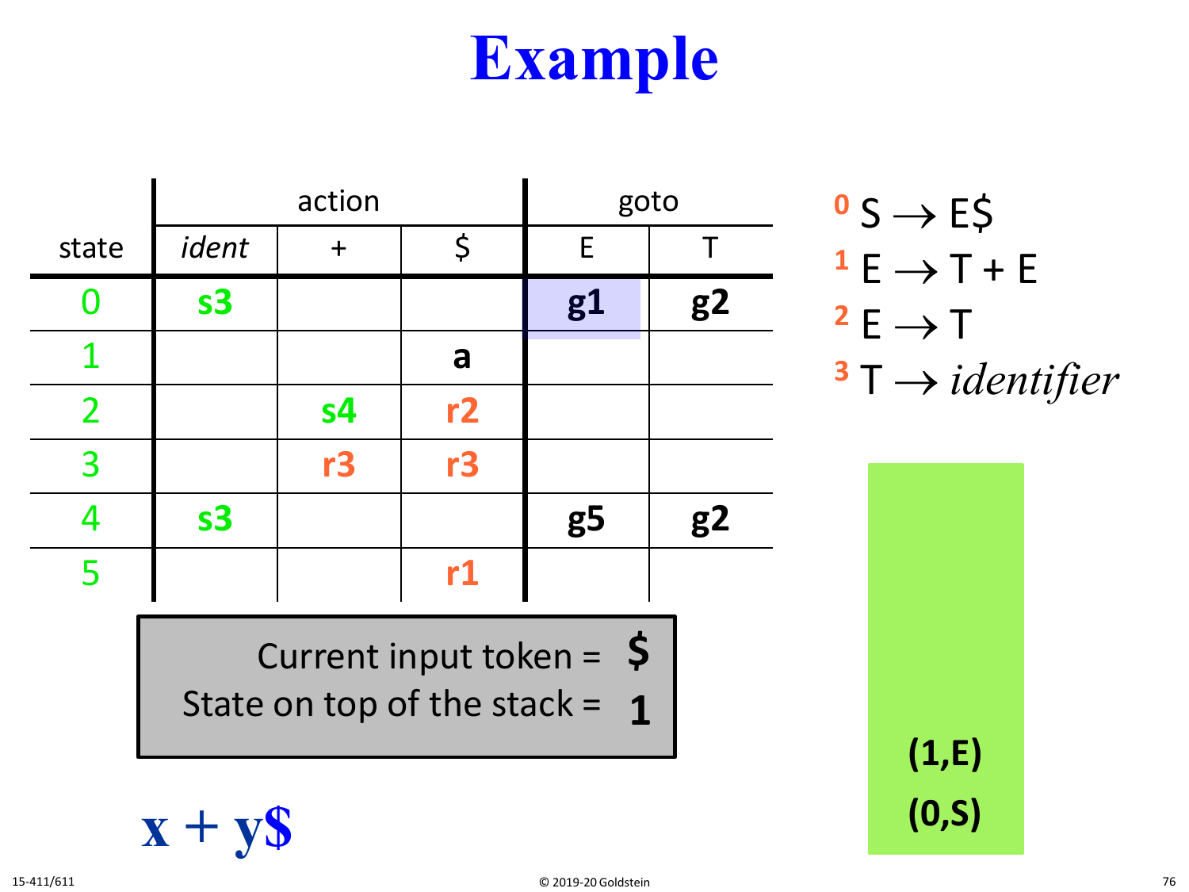# Example

| state | action | | | goto | |
|---|---|---|---|---|---|
| | *ident* | + | $ | E | T |
| 0 | **s3** | | | **g1** | **g2** |
| 1 | | | **a** | | |
| 2 | | **s4** | **r2** | | |
| 3 | | **r3** | **r3** | | |
| 4 | **s3** | | | **g5** | **g2** |
| 5 | | | **r1** | | |

0 S → E$

1 E → T + E

2 E → T

3 T → *identifier*

Current input token = **$**

State on top of the stack = **1**

Stack:

**(1,E)**

**(0,S)**

**x + y$**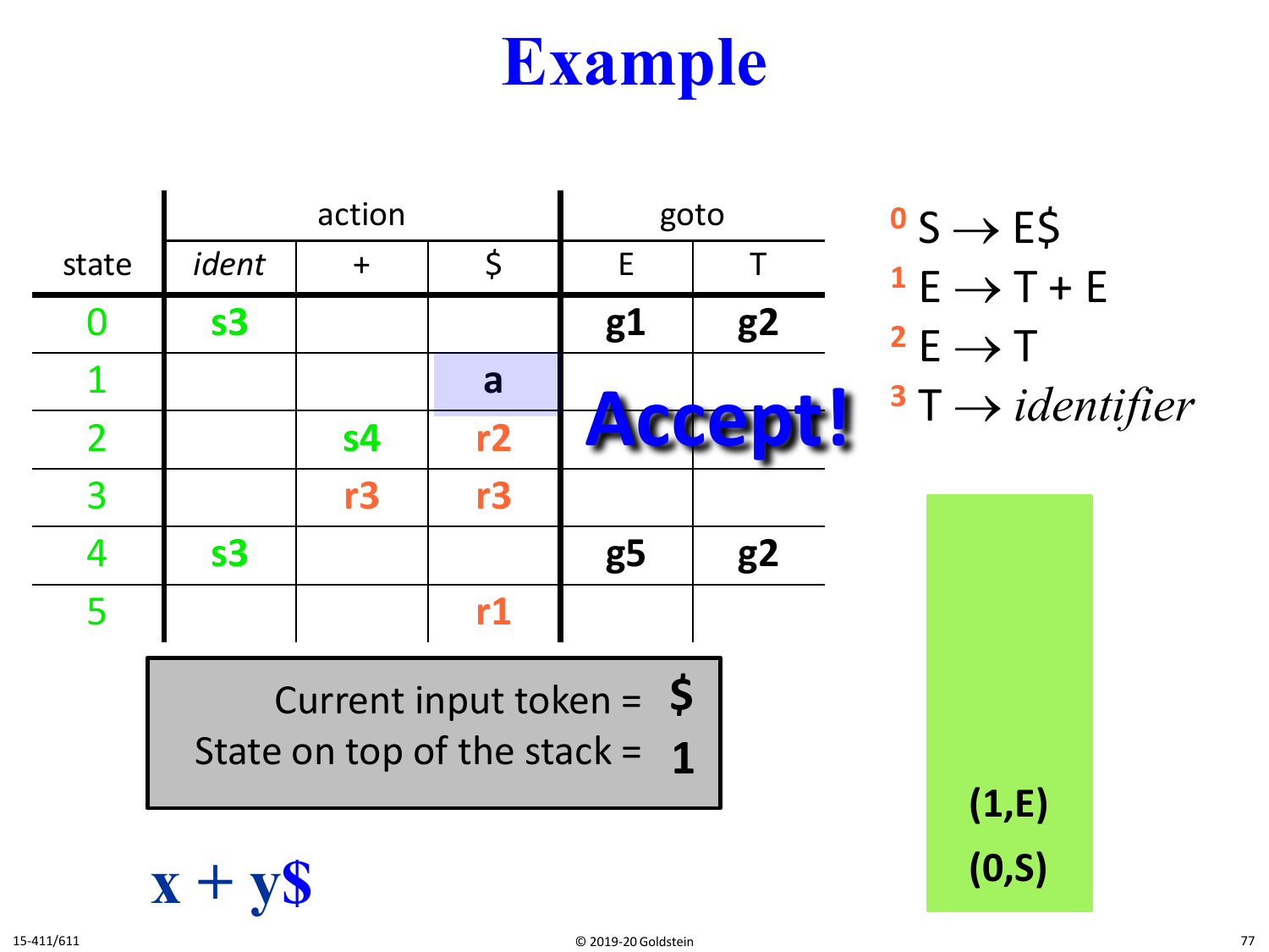# Example

| state | action | | | goto | |
|---|---|---|---|---|---|
| | *ident* | + | $ | E | T |
| 0 | **s3** | | | **g1** | **g2** |
| 1 | | | **a** | | |
| 2 | | **s4** | **r2** | | |
| 3 | | **r3** | **r3** | | |
| 4 | **s3** | | | **g5** | **g2** |
| 5 | | | **r1** | | |

**Accept!**

0 $S \rightarrow E\$$

1 $E \rightarrow T + E$

2 $E \rightarrow T$

3 $T \rightarrow$ *identifier*

Current input token = **$**

State on top of the stack = **1**

Stack:

**(1,E)**

**(0,S)**

**x + y$**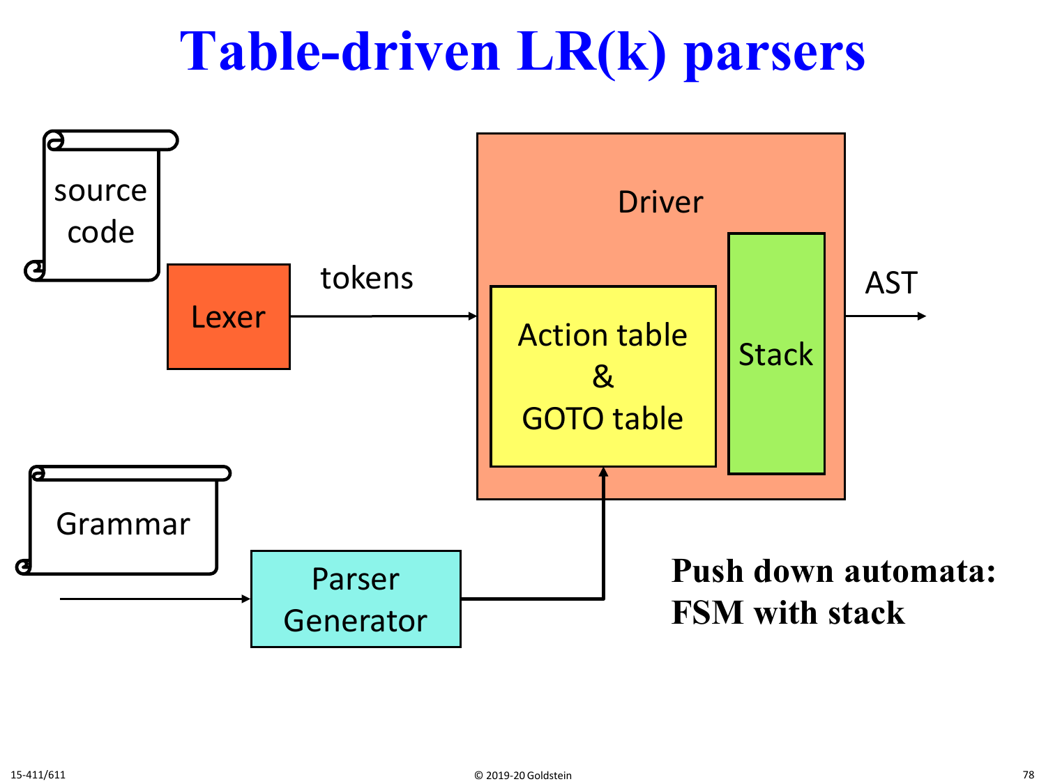# Table-driven LR(k) parsers

source code

Lexer

tokens

Driver

Action table & GOTO table

Stack

AST

Grammar

Parser Generator

**Push down automata: FSM with stack**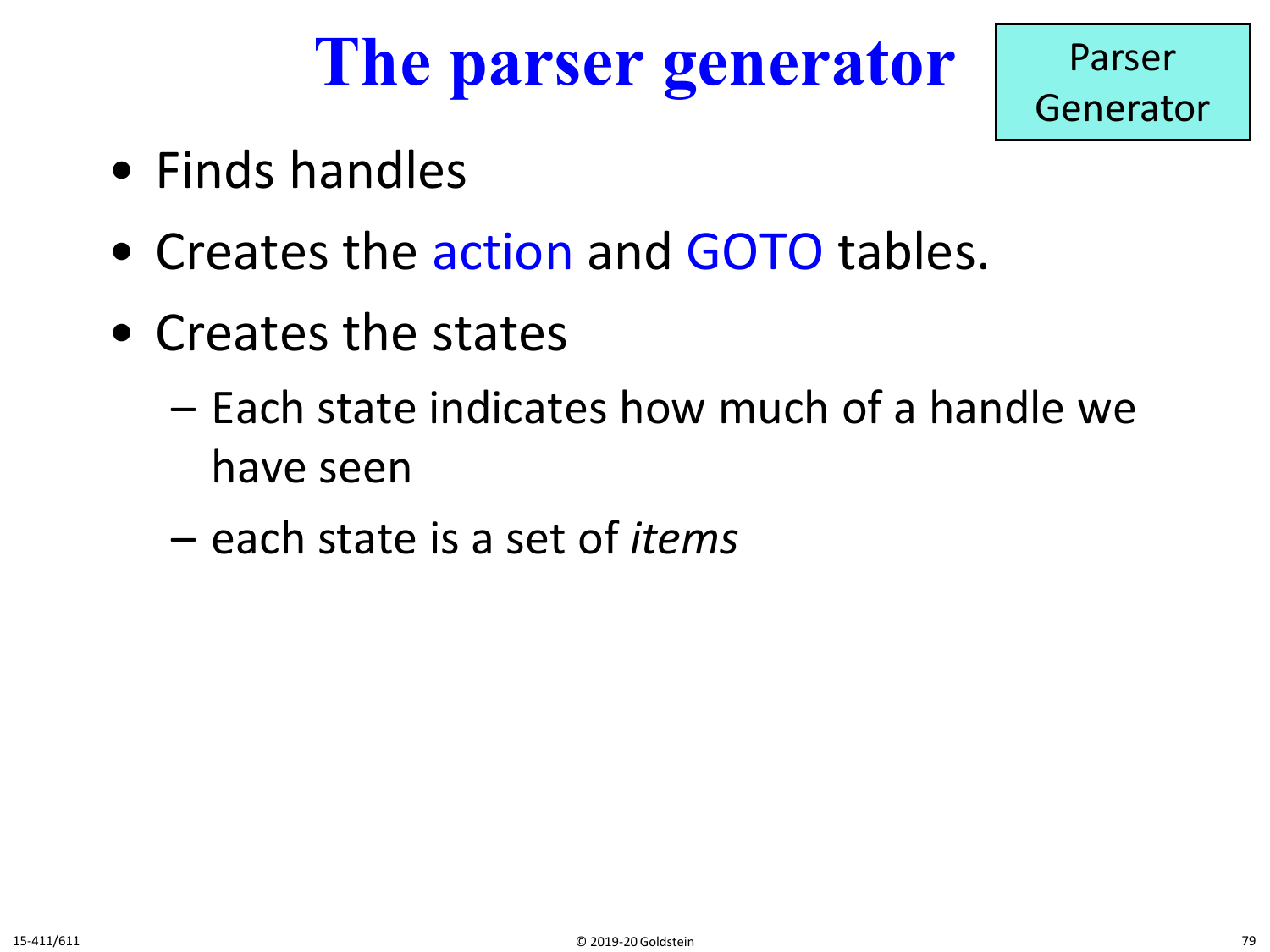# The parser generator

Parser Generator

- Finds handles
- Creates the action and GOTO tables.
- Creates the states
  - Each state indicates how much of a handle we have seen
  - each state is a set of *items*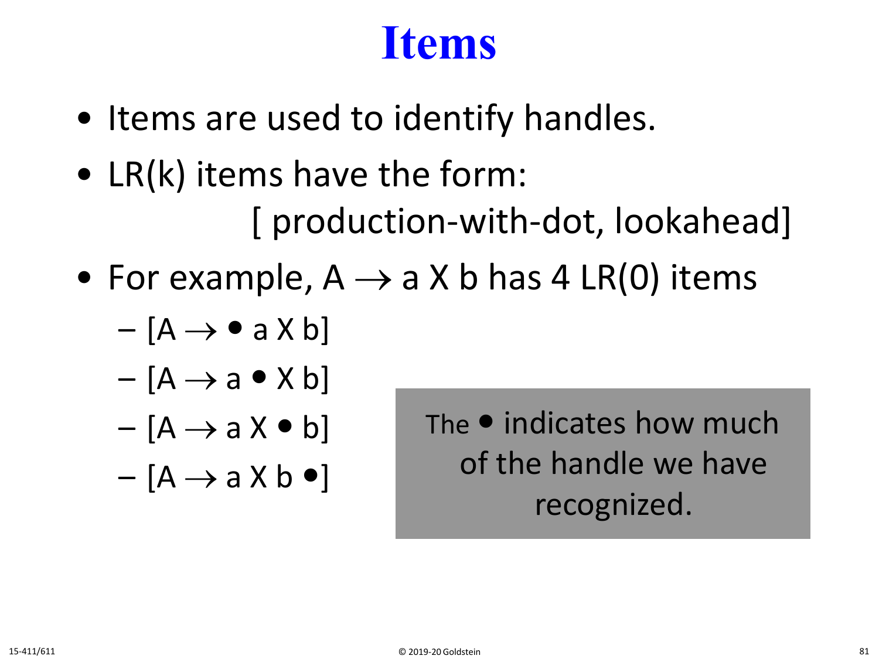# Items

- Items are used to identify handles.
- LR(k) items have the form:

  [ production-with-dot, lookahead]

- For example, $A \rightarrow a\ X\ b$ has 4 LR(0) items
  - [$A \rightarrow \bullet\ a\ X\ b$]
  - [$A \rightarrow a \bullet X\ b$]
  - [$A \rightarrow a\ X \bullet b$]
  - [$A \rightarrow a\ X\ b \bullet$]

The $\bullet$ indicates how much of the handle we have recognized.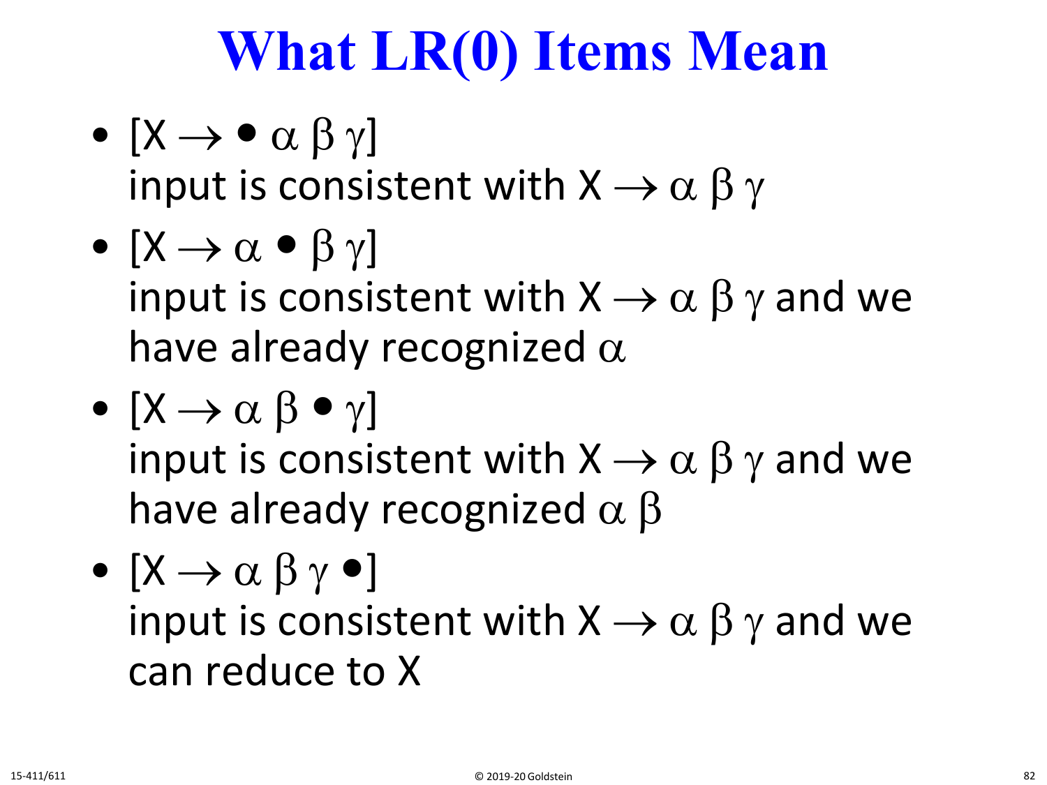# What LR(0) Items Mean

- $[X \rightarrow \bullet\ \alpha\ \beta\ \gamma]$
  input is consistent with $X \rightarrow \alpha\ \beta\ \gamma$
- $[X \rightarrow \alpha\ \bullet\ \beta\ \gamma]$
  input is consistent with $X \rightarrow \alpha\ \beta\ \gamma$ and we have already recognized $\alpha$
- $[X \rightarrow \alpha\ \beta\ \bullet\ \gamma]$
  input is consistent with $X \rightarrow \alpha\ \beta\ \gamma$ and we have already recognized $\alpha\ \beta$
- $[X \rightarrow \alpha\ \beta\ \gamma\ \bullet]$
  input is consistent with $X \rightarrow \alpha\ \beta\ \gamma$ and we can reduce to X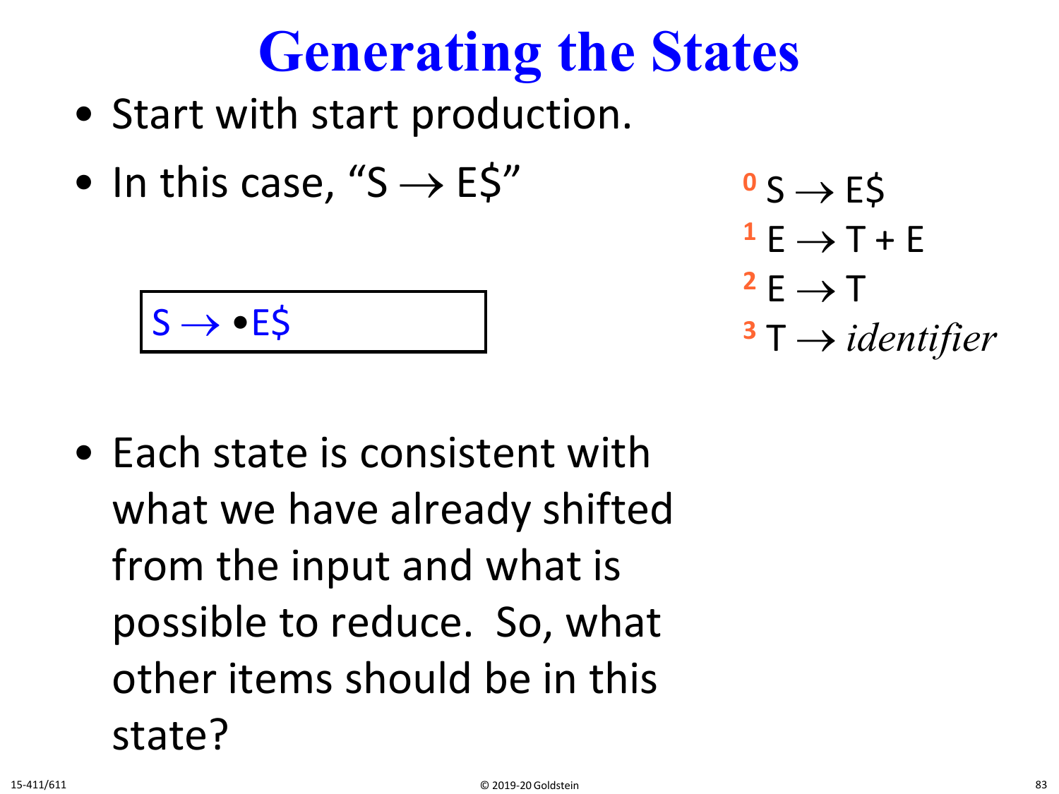# Generating the States

- Start with start production.
- In this case, "S → E$"

$^0$ S → E$
$^1$ E → T + E
$^2$ E → T
$^3$ T → *identifier*

S → •E$

- Each state is consistent with what we have already shifted from the input and what is possible to reduce. So, what other items should be in this state?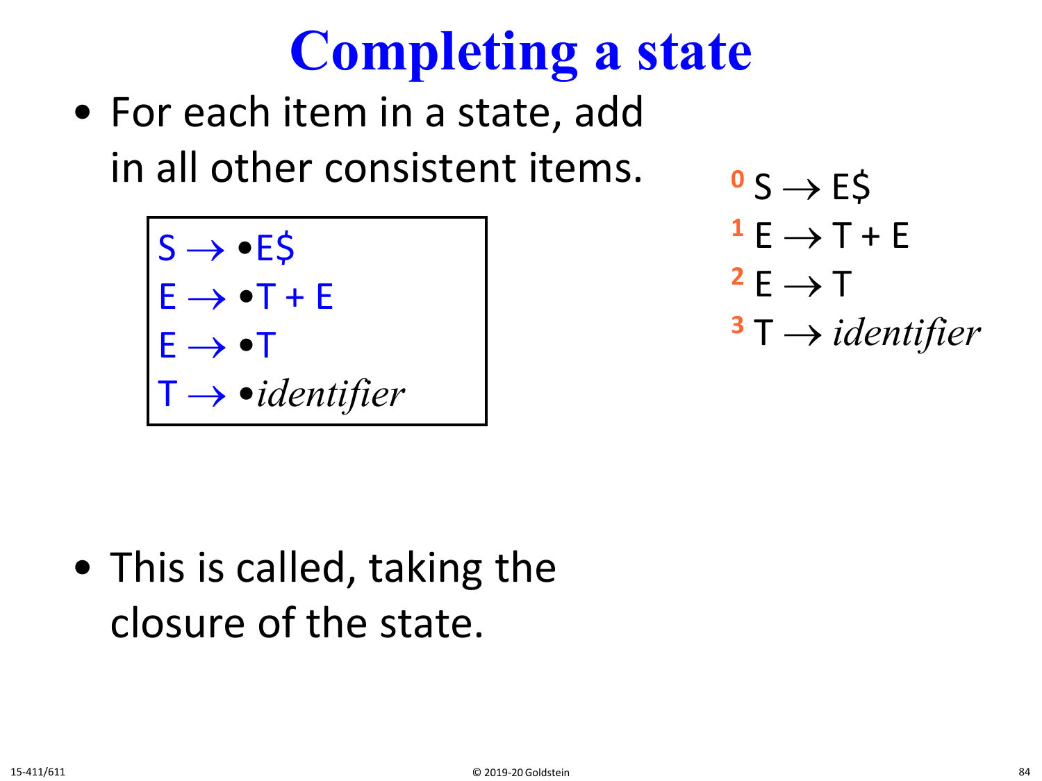# Completing a state

- For each item in a state, add in all other consistent items.

$$
\begin{array}{l}
S \rightarrow \bullet E\$ \\
E \rightarrow \bullet T + E \\
E \rightarrow \bullet T \\
T \rightarrow \bullet \textit{identifier}
\end{array}
$$

0 $S \rightarrow E\$$

1 $E \rightarrow T + E$

2 $E \rightarrow T$

3 $T \rightarrow \textit{identifier}$

- This is called, taking the closure of the state.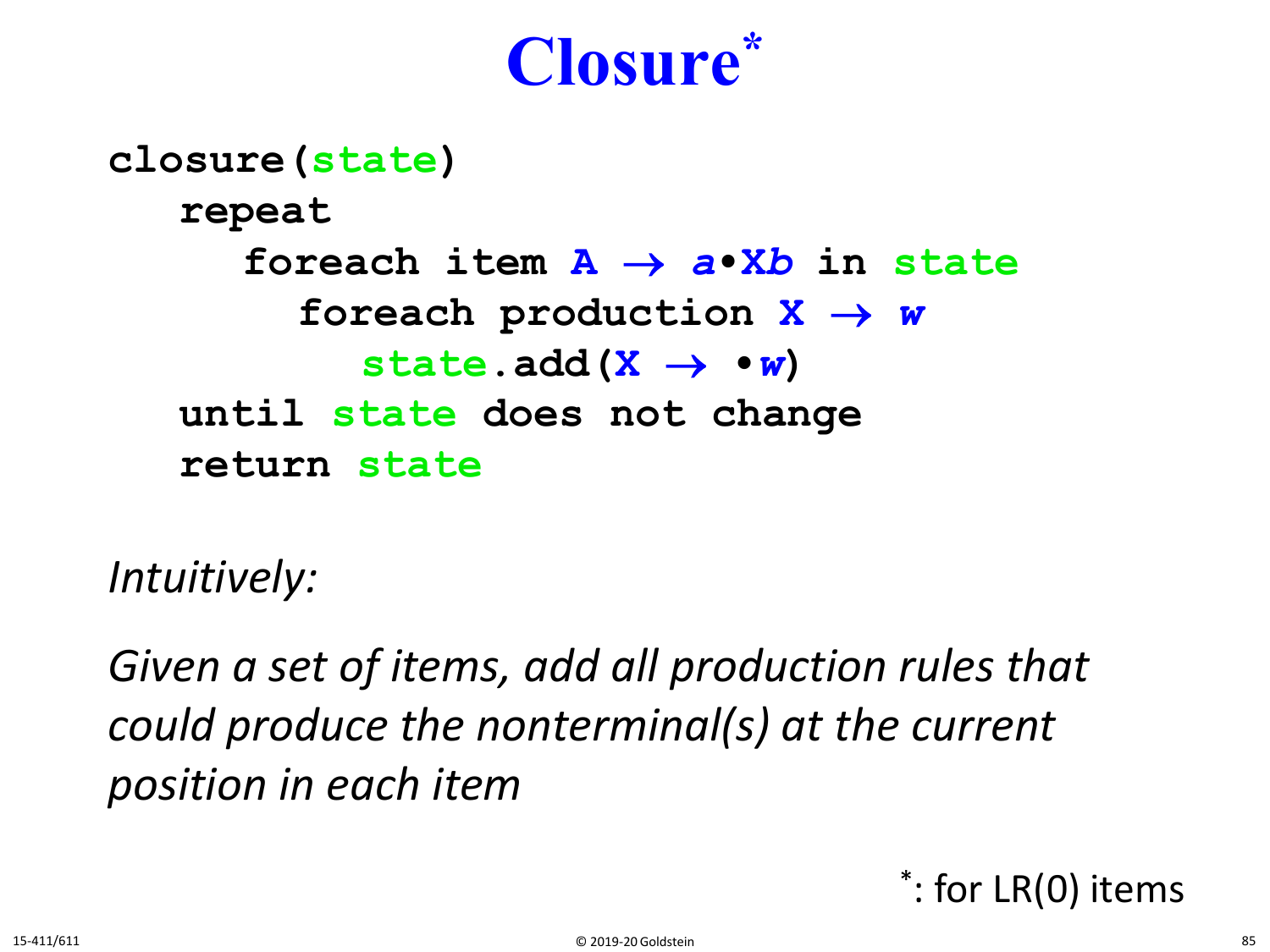# Closure*

```
closure(state)
   repeat
      foreach item A → a•Xb in state
         foreach production X → w
            state.add(X → •w)
   until state does not change
   return state
```

*Intuitively:*

*Given a set of items, add all production rules that could produce the nonterminal(s) at the current position in each item*

*: for LR(0) items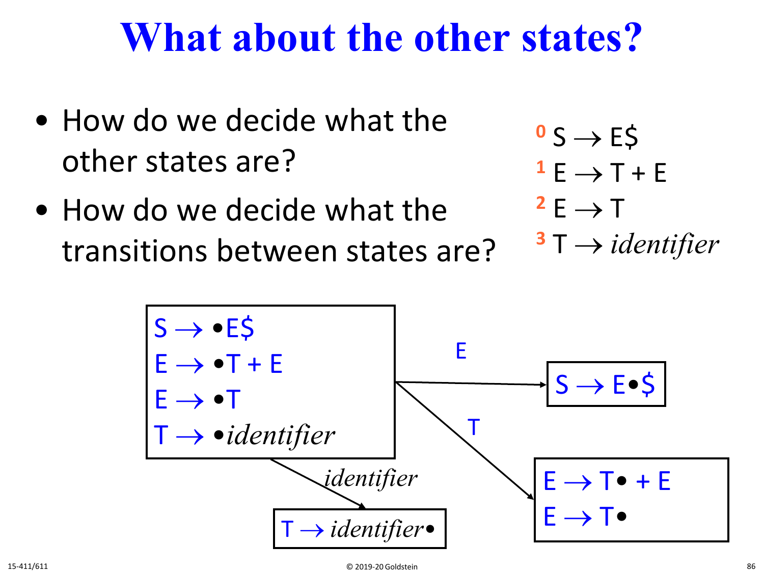# What about the other states?

- How do we decide what the other states are?
- How do we decide what the transitions between states are?

0 $S \rightarrow E\$$
1 $E \rightarrow T + E$
2 $E \rightarrow T$
3 $T \rightarrow$ *identifier*

State 0:

$S \rightarrow \bullet E\$$
$E \rightarrow \bullet T + E$
$E \rightarrow \bullet T$
$T \rightarrow \bullet$ *identifier*

Transitions from state 0:

- On $E$: $S \rightarrow E \bullet \$$
- On $T$: $E \rightarrow T \bullet + E$, $E \rightarrow T \bullet$
- On *identifier*: $T \rightarrow$ *identifier* $\bullet$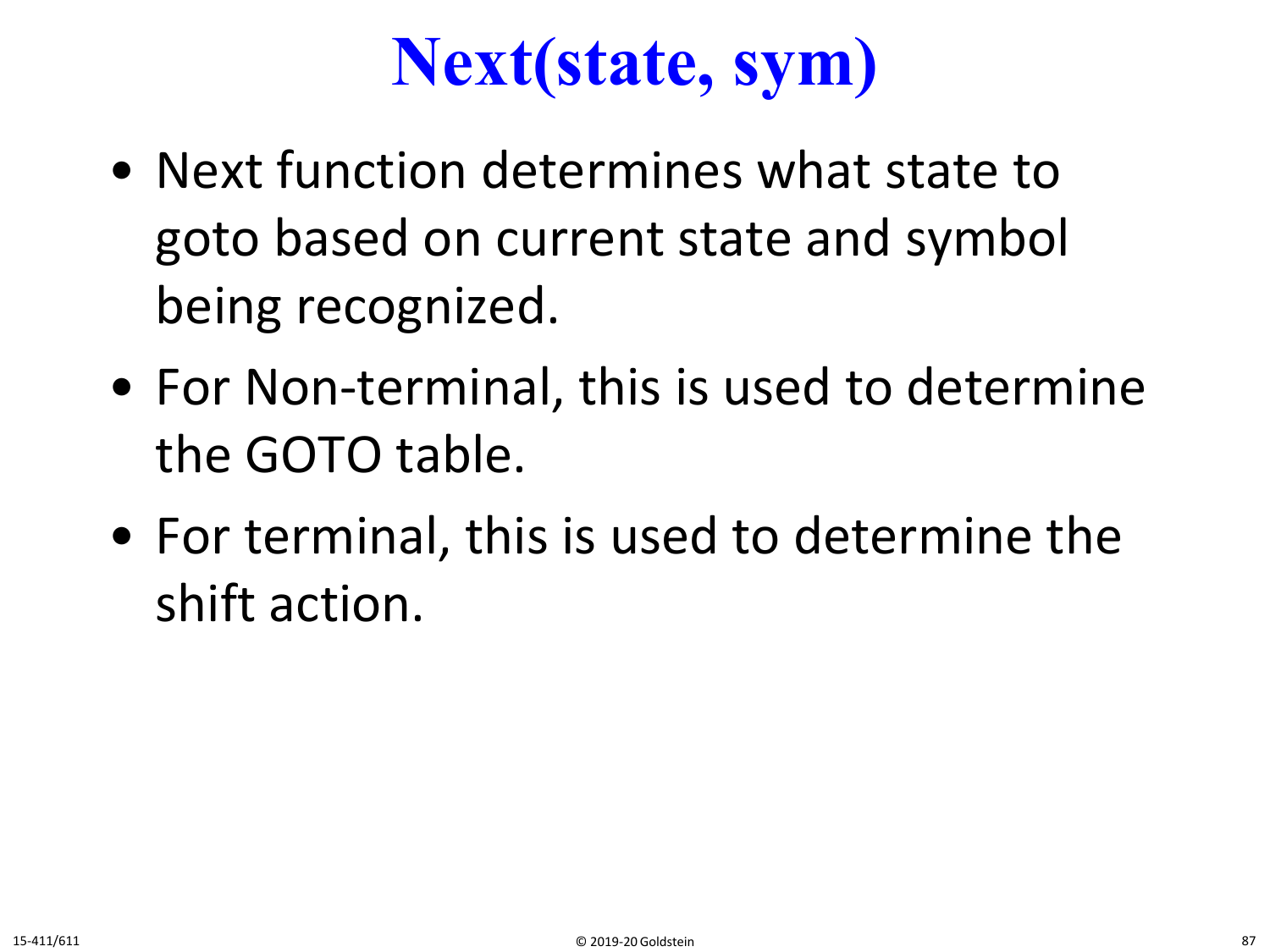# Next(state, sym)

- Next function determines what state to goto based on current state and symbol being recognized.
- For Non-terminal, this is used to determine the GOTO table.
- For terminal, this is used to determine the shift action.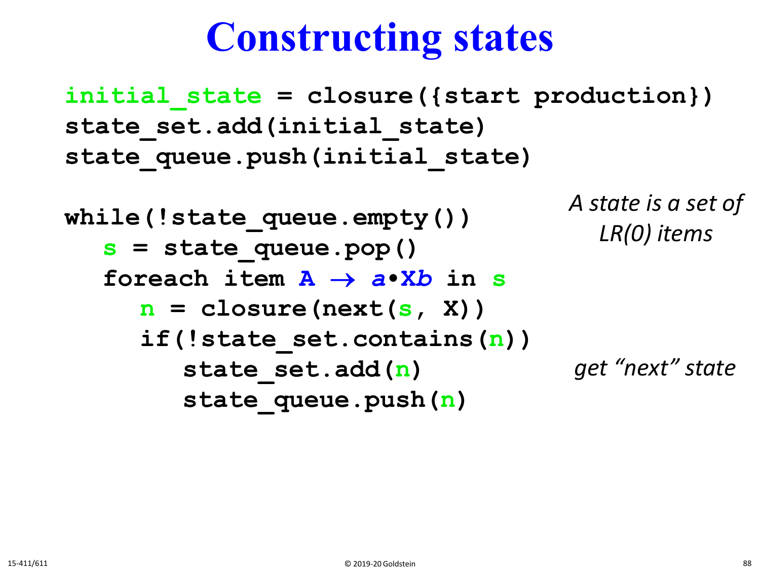# Constructing states

```
initial_state = closure({start production})
state_set.add(initial_state)
state_queue.push(initial_state)

while(!state_queue.empty())
   s = state_queue.pop()
   foreach item A → a•Xb in s
      n = closure(next(s, X))
      if(!state_set.contains(n))
         state_set.add(n)
         state_queue.push(n)
```

*A state is a set of LR(0) items*

*get "next" state*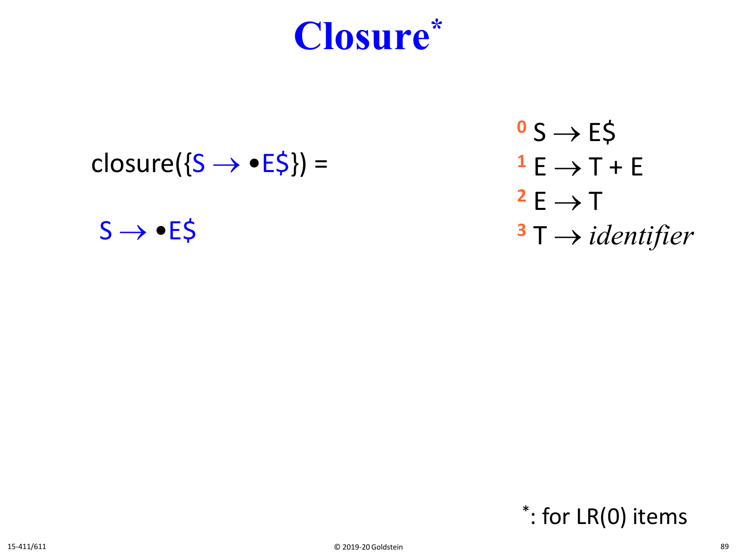# Closure*

closure({S $\rightarrow$ •E$}) =

S $\rightarrow$ •E$

[0] S $\rightarrow$ E$
[1] E $\rightarrow$ T + E
[2] E $\rightarrow$ T
[3] T $\rightarrow$ *identifier*

*: for LR(0) items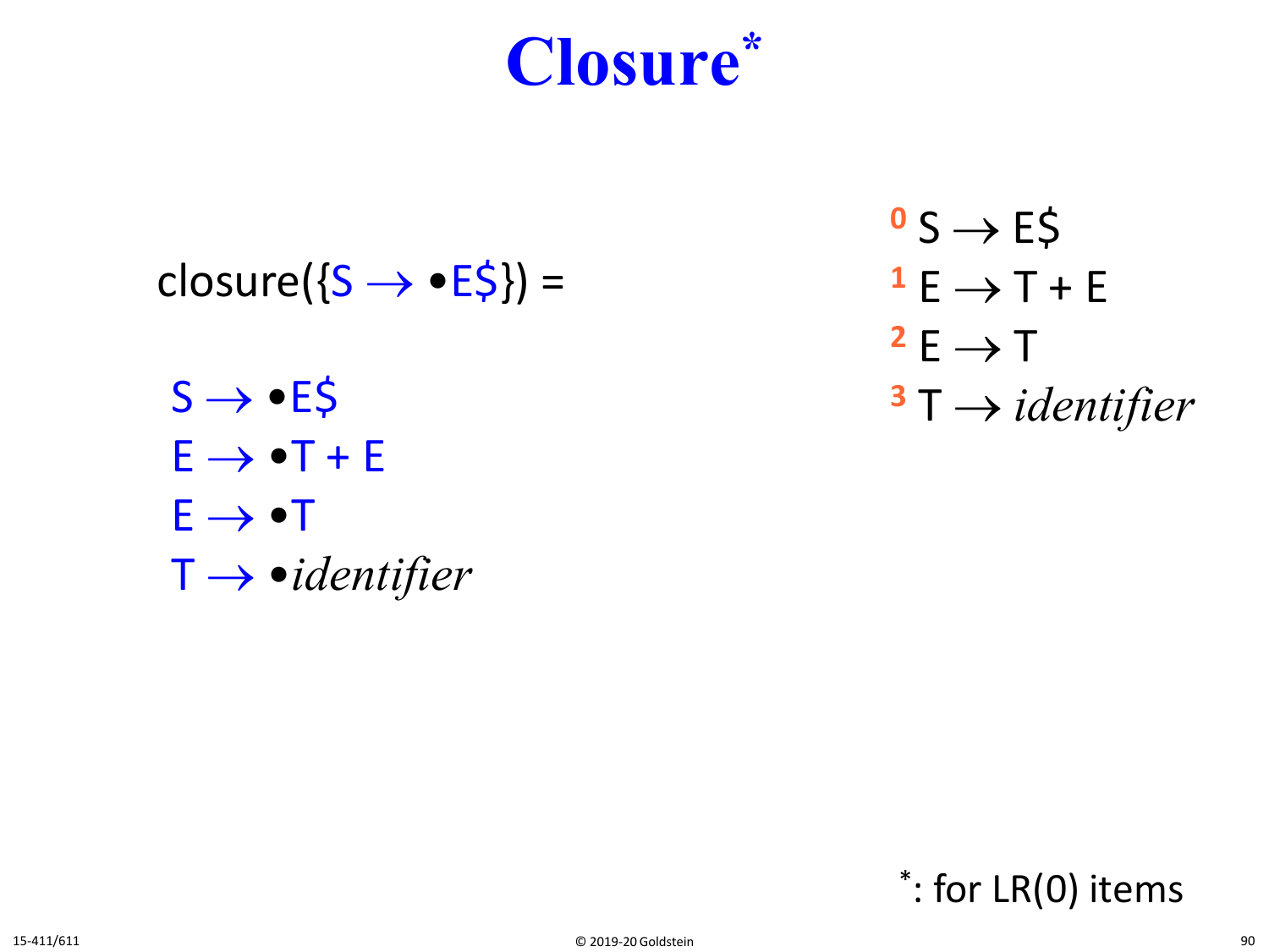# Closure*

closure({S → •E$}) =

S → •E$
E → •T + E
E → •T
T → •*identifier*

[0] S → E$
[1] E → T + E
[2] E → T
[3] T → *identifier*

*: for LR(0) items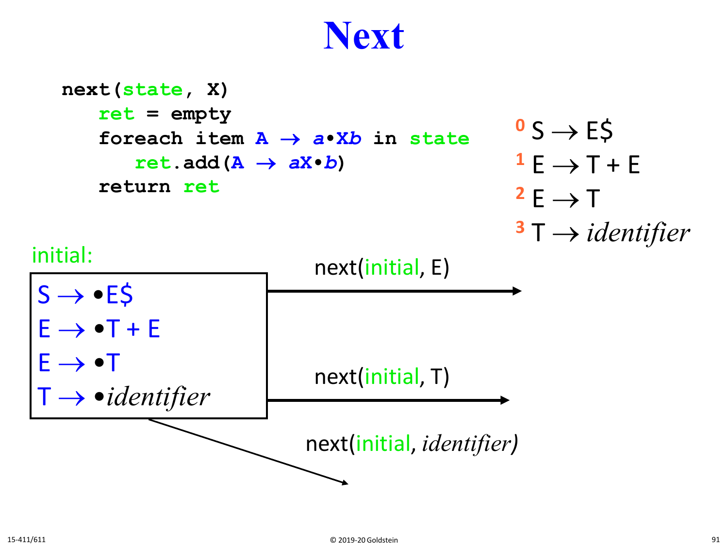# Next

```
next(state, X)
   ret = empty
   foreach item A → a•Xb in state
      ret.add(A → aX•b)
   return ret
```

0 S → E$

1 E → T + E

2 E → T

3 T → *identifier*

initial:

S → •E$
E → •T + E
E → •T
T → •*identifier*

next(initial, E)

next(initial, T)

next(initial, *identifier*)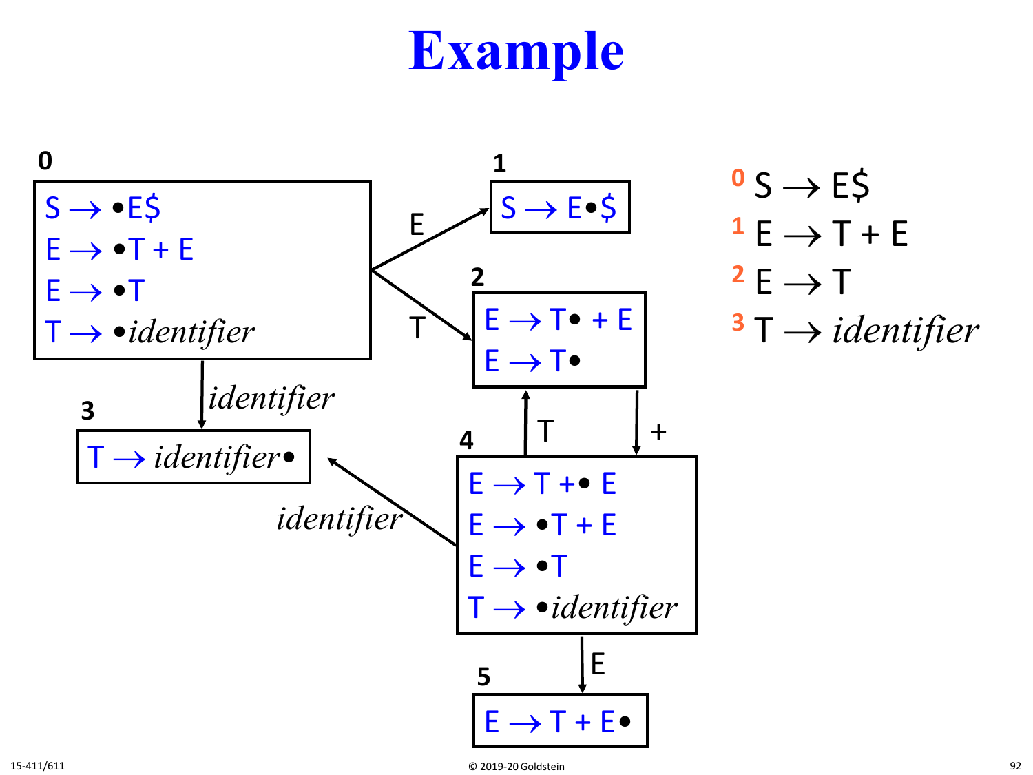# Example

**0**
- $S \rightarrow \bullet E\$$
- $E \rightarrow \bullet T + E$
- $E \rightarrow \bullet T$
- $T \rightarrow \bullet$*identifier*

**1**
- $S \rightarrow E \bullet \$$

**2**
- $E \rightarrow T \bullet + E$
- $E \rightarrow T \bullet$

**3**
- $T \rightarrow$ *identifier*$\bullet$

**4**
- $E \rightarrow T + \bullet E$
- $E \rightarrow \bullet T + E$
- $E \rightarrow \bullet T$
- $T \rightarrow \bullet$*identifier*

**5**
- $E \rightarrow T + E \bullet$

Transitions:
- 0 —E→ 1
- 0 —T→ 2
- 0 —*identifier*→ 3
- 2 —+→ 4
- 4 —T→ 2
- 4 —*identifier*→ 3
- 4 —E→ 5

Grammar:

0 $S \rightarrow E\$$

1 $E \rightarrow T + E$

2 $E \rightarrow T$

3 $T \rightarrow$ *identifier*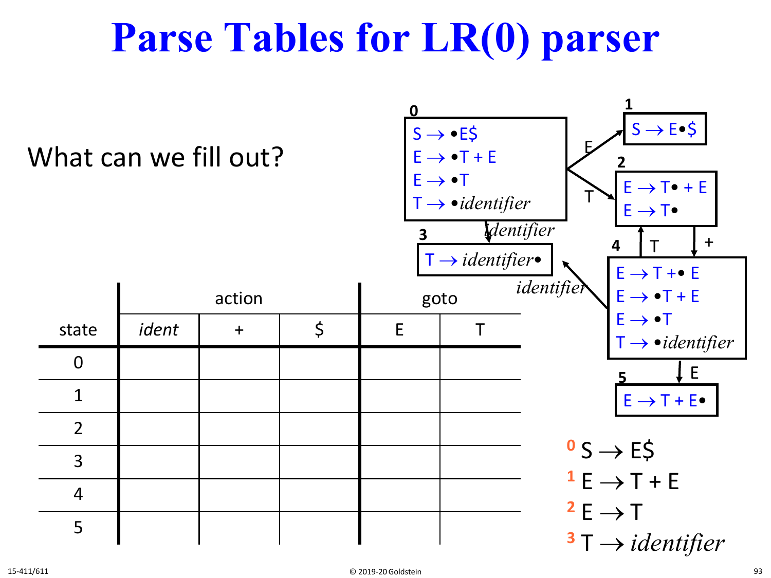# Parse Tables for LR(0) parser

What can we fill out?

| state | action | | | goto | |
|---|---|---|---|---|---|
| | *ident* | + | $ | E | T |
| 0 | | | | | |
| 1 | | | | | |
| 2 | | | | | |
| 3 | | | | | |
| 4 | | | | | |
| 5 | | | | | |

**0**
- $S \rightarrow \bullet E\$$
- $E \rightarrow \bullet T + E$
- $E \rightarrow \bullet T$
- $T \rightarrow \bullet identifier$

**1**
- $S \rightarrow E \bullet \$$

**2**
- $E \rightarrow T \bullet + E$
- $E \rightarrow T \bullet$

**3**
- $T \rightarrow identifier \bullet$

**4**
- $E \rightarrow T + \bullet E$
- $E \rightarrow \bullet T + E$
- $E \rightarrow \bullet T$
- $T \rightarrow \bullet identifier$

**5**
- $E \rightarrow T + E \bullet$

Transitions: 0 –E→ 1; 0 –T→ 2; 0 –*identifier*→ 3; 2 –+→ 4; 4 –T→ 2; 4 –*identifier*→ 3; 4 –E→ 5

0 $S \rightarrow E\$$
1 $E \rightarrow T + E$
2 $E \rightarrow T$
3 $T \rightarrow identifier$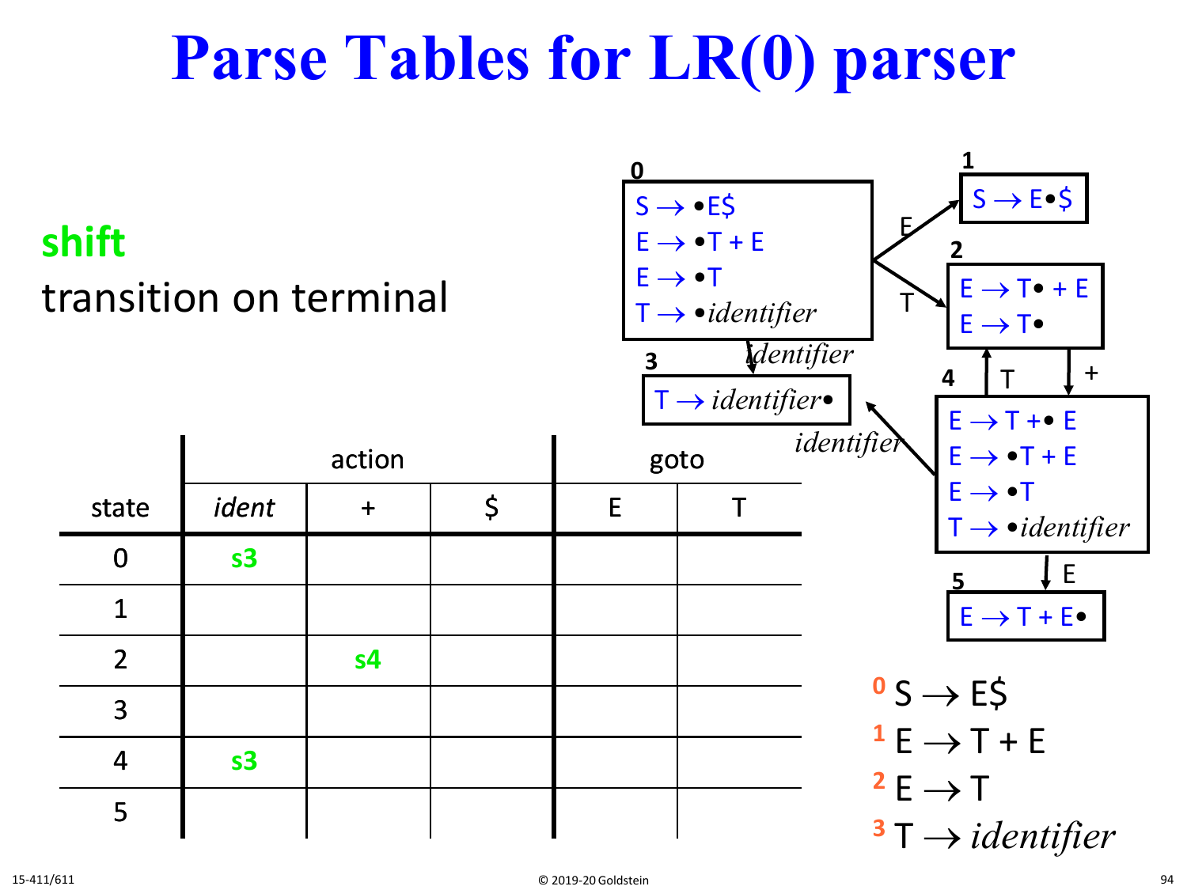# Parse Tables for LR(0) parser

**shift**

transition on terminal

| state | action | | | goto | |
|---|---|---|---|---|---|
| | *ident* | + | $ | E | T |
| 0 | **s3** | | | | |
| 1 | | | | | |
| 2 | | **s4** | | | |
| 3 | | | | | |
| 4 | **s3** | | | | |
| 5 | | | | | |

**0**
- S → •E$
- E → •T + E
- E → •T
- T → •*identifier*

**1**
- S → E•$

**2**
- E → T• + E
- E → T•

**3**
- T → *identifier*•

**4**
- E → T +• E
- E → •T + E
- E → •T
- T → •*identifier*

**5**
- E → T + E•

Transitions: 0 –E→ 1; 0 –T→ 2; 0 –*identifier*→ 3; 2 –+→ 4; 4 –T→ 2; 4 –*identifier*→ 3; 4 –E→ 5

- 0 S → E$
- 1 E → T + E
- 2 E → T
- 3 T → *identifier*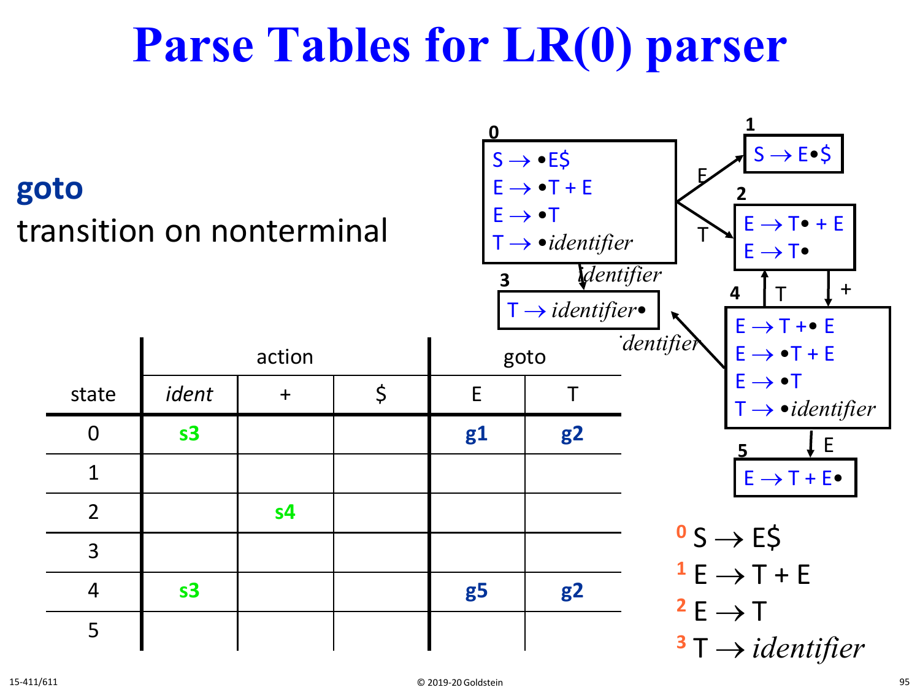# Parse Tables for LR(0) parser

**goto**

transition on nonterminal

| state | action | | | goto | |
|---|---|---|---|---|---|
| | *ident* | + | $ | E | T |
| 0 | **s3** | | | **g1** | **g2** |
| 1 | | | | | |
| 2 | | **s4** | | | |
| 3 | | | | | |
| 4 | **s3** | | | **g5** | **g2** |
| 5 | | | | | |

**0**
- S → •E$
- E → •T + E
- E → •T
- T → •*identifier*

**1**
- S → E•$

**2**
- E → T• + E
- E → T•

**3**
- T → *identifier*•

**4**
- E → T +• E
- E → •T + E
- E → •T
- T → •*identifier*

**5**
- E → T + E•

Transitions: 0 –E→ 1; 0 –T→ 2; 0 –*identifier*→ 3; 2 –+→ 4; 4 –T→ 2; 4 –*identifier*→ 3; 4 –E→ 5

[0] S → E$
[1] E → T + E
[2] E → T
[3] T → *identifier*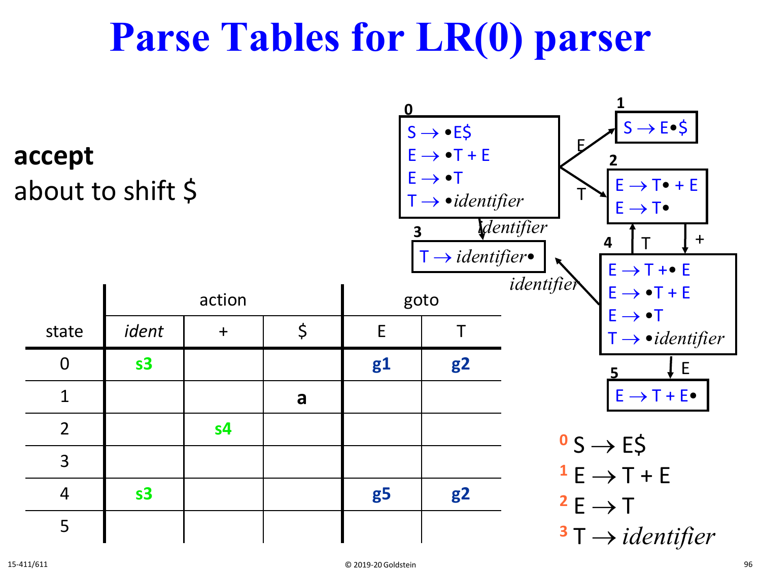# Parse Tables for LR(0) parser

**accept**

about to shift $

| state | action | | | goto | |
|---|---|---|---|---|---|
| | *ident* | + | $ | E | T |
| 0 | **s3** | | | **g1** | **g2** |
| 1 | | | **a** | | |
| 2 | | **s4** | | | |
| 3 | | | | | |
| 4 | **s3** | | | **g5** | **g2** |
| 5 | | | | | |

**State 0:**
- $S \rightarrow \bullet E\$$
- $E \rightarrow \bullet T + E$
- $E \rightarrow \bullet T$
- $T \rightarrow \bullet \textit{identifier}$

**State 1:**
- $S \rightarrow E \bullet \$$

**State 2:**
- $E \rightarrow T \bullet + E$
- $E \rightarrow T \bullet$

**State 3:**
- $T \rightarrow \textit{identifier} \bullet$

**State 4:**
- $E \rightarrow T + \bullet E$
- $E \rightarrow \bullet T + E$
- $E \rightarrow \bullet T$
- $T \rightarrow \bullet \textit{identifier}$

**State 5:**
- $E \rightarrow T + E \bullet$

Transitions: 0 –E→ 1; 0 –T→ 2; 0 –*identifier*→ 3; 2 –+→ 4; 4 –T→ 2; 4 –*identifier*→ 3; 4 –E→ 5

Grammar:

0. $S \rightarrow E\$$
1. $E \rightarrow T + E$
2. $E \rightarrow T$
3. $T \rightarrow \textit{identifier}$

15-411/611 © 2019-20 Goldstein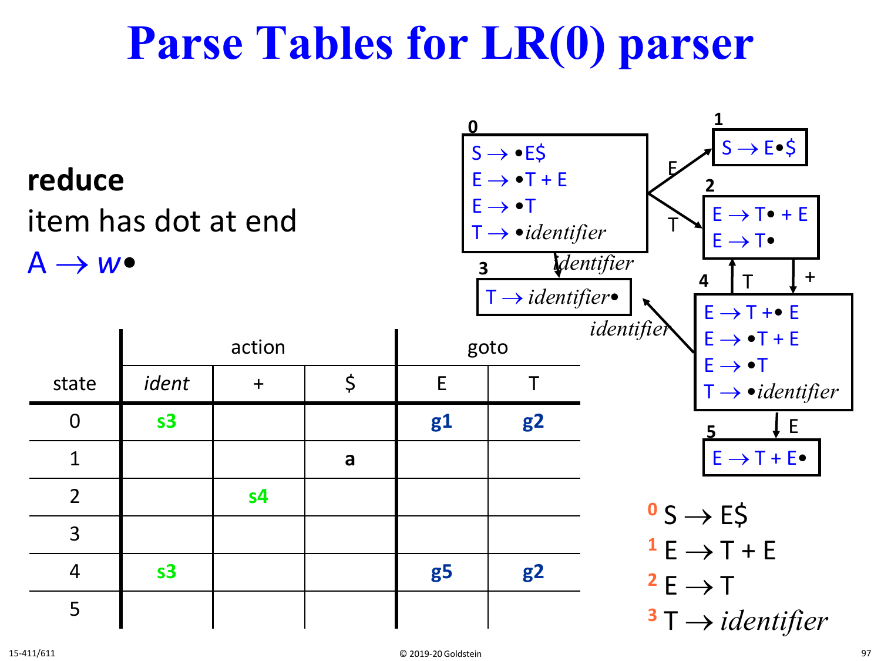# Parse Tables for LR(0) parser

**reduce**

item has dot at end

A → *w*•

| state | action | | | goto | |
|---|---|---|---|---|---|
| | *ident* | + | $ | E | T |
| 0 | s3 | | | g1 | g2 |
| 1 | | | a | | |
| 2 | | s4 | | | |
| 3 | | | | | |
| 4 | s3 | | | g5 | g2 |
| 5 | | | | | |

**0**
S → •E$
E → •T + E
E → •T
T → •*identifier*

**1**
S → E•$

**2**
E → T• + E
E → T•

**3**
T → *identifier*•

**4**
E → T +• E
E → •T + E
E → •T
T → •*identifier*

**5**
E → T + E•

Transitions: 0 –E→ 1; 0 –T→ 2; 0 –*identifier*→ 3; 2 –+→ 4; 4 –T→ 2; 4 –*identifier*→ 3; 4 –E→ 5

[0] S → E$
[1] E → T + E
[2] E → T
[3] T → *identifier*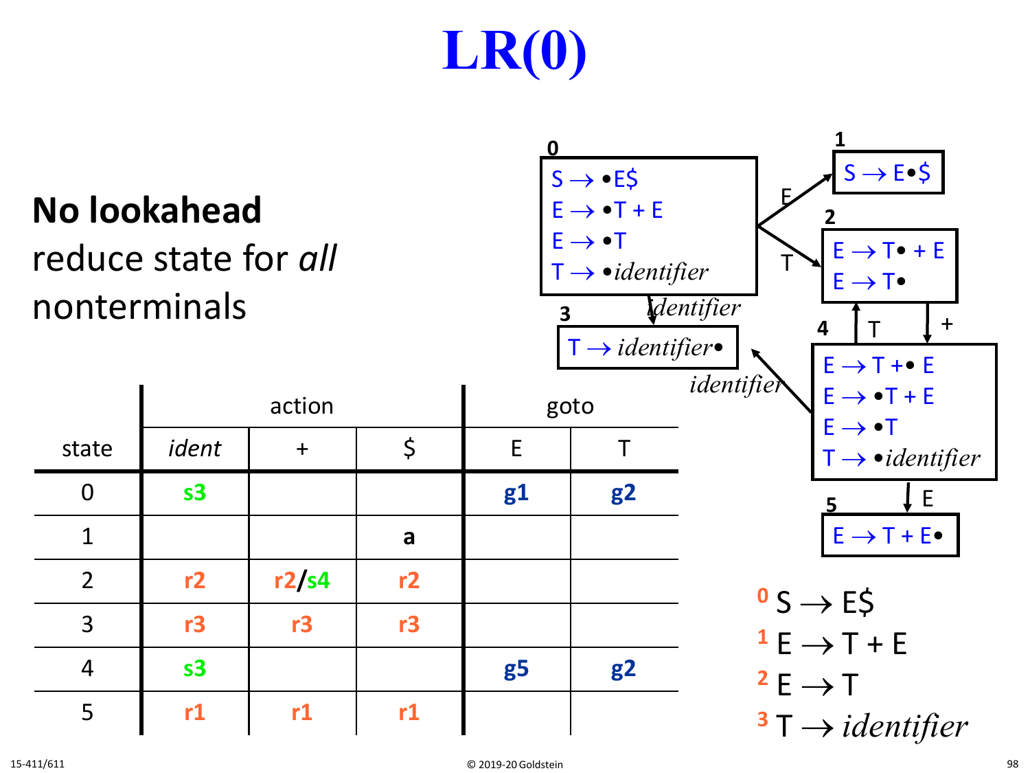# LR(0)

**No lookahead**
reduce state for *all* nonterminals

| state | action | | | goto | |
|---|---|---|---|---|---|
| | *ident* | + | $ | E | T |
| 0 | s3 | | | g1 | g2 |
| 1 | | | a | | |
| 2 | r2 | r2/s4 | r2 | | |
| 3 | r3 | r3 | r3 | | |
| 4 | s3 | | | g5 | g2 |
| 5 | r1 | r1 | r1 | | |

**State 0:**
- $S \rightarrow \bullet E\$$
- $E \rightarrow \bullet T + E$
- $E \rightarrow \bullet T$
- $T \rightarrow \bullet identifier$

**State 1:**
- $S \rightarrow E \bullet \$$

**State 2:**
- $E \rightarrow T \bullet + E$
- $E \rightarrow T \bullet$

**State 3:**
- $T \rightarrow identifier \bullet$

**State 4:**
- $E \rightarrow T + \bullet E$
- $E \rightarrow \bullet T + E$
- $E \rightarrow \bullet T$
- $T \rightarrow \bullet identifier$

**State 5:**
- $E \rightarrow T + E \bullet$

Transitions: 0 –E→ 1; 0 –T→ 2; 0 –*identifier*→ 3; 2 –+→ 4; 4 –T→ 2; 4 –*identifier*→ 3; 4 –E→ 5

0 $S \rightarrow E\$$
1 $E \rightarrow T + E$
2 $E \rightarrow T$
3 $T \rightarrow identifier$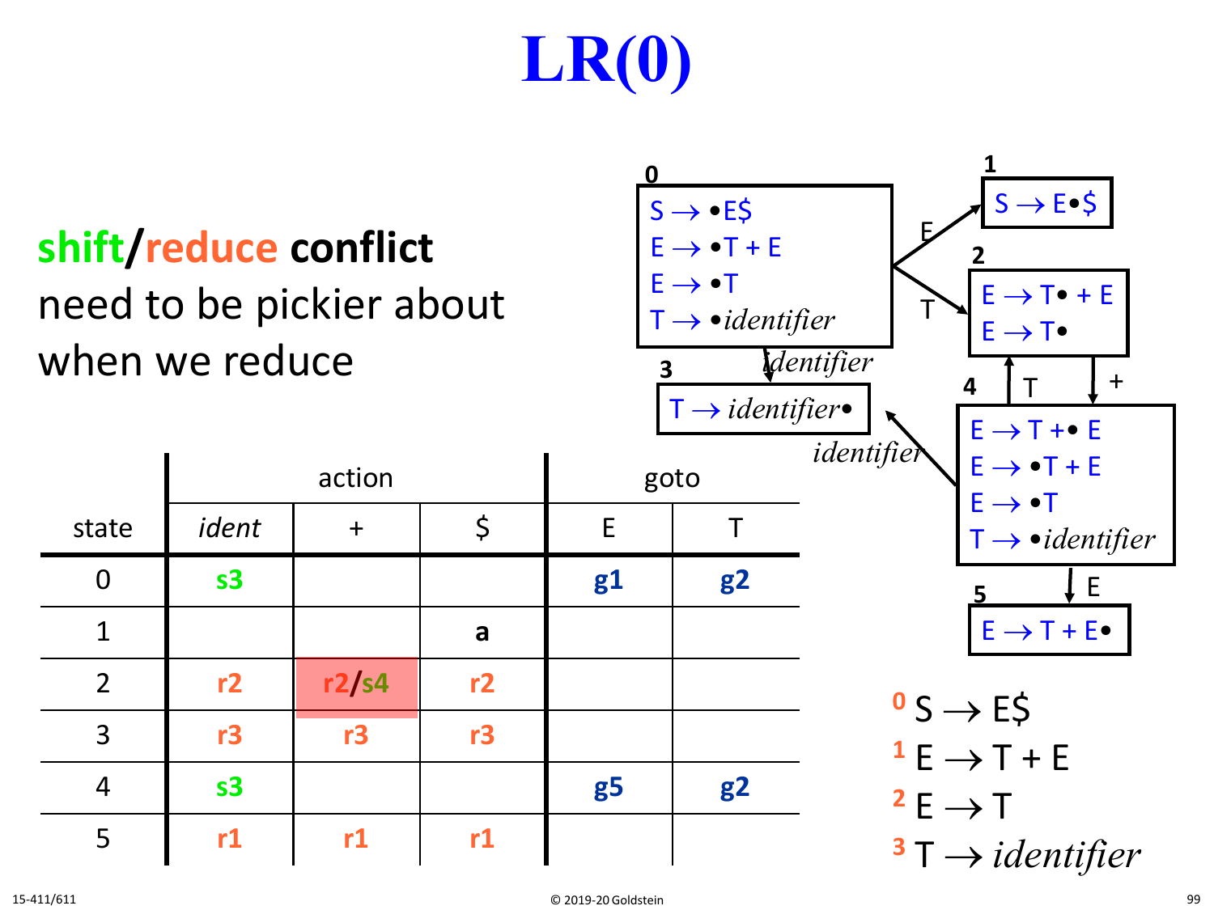# LR(0)

**shift**/**reduce** **conflict**

need to be pickier about when we reduce

| state | action | | | goto | |
|---|---|---|---|---|---|
| | *ident* | + | $ | E | T |
| 0 | s3 | | | g1 | g2 |
| 1 | | | a | | |
| 2 | r2 | r2/s4 | r2 | | |
| 3 | r3 | r3 | r3 | | |
| 4 | s3 | | | g5 | g2 |
| 5 | r1 | r1 | r1 | | |

**0**
$S \rightarrow \bullet E\$$
$E \rightarrow \bullet T + E$
$E \rightarrow \bullet T$
$T \rightarrow \bullet \textit{identifier}$

**1**
$S \rightarrow E \bullet \$$

**2**
$E \rightarrow T \bullet + E$
$E \rightarrow T \bullet$

**3**
$T \rightarrow \textit{identifier} \bullet$

**4**
$E \rightarrow T + \bullet E$
$E \rightarrow \bullet T + E$
$E \rightarrow \bullet T$
$T \rightarrow \bullet \textit{identifier}$

**5**
$E \rightarrow T + E \bullet$

Transitions: 0 –E→ 1; 0 –T→ 2; 0 –*identifier*→ 3; 2 –+→ 4; 4 –T→ 2; 4 –*identifier*→ 3; 4 –E→ 5

[0] $S \rightarrow E\$$
[1] $E \rightarrow T + E$
[2] $E \rightarrow T$
[3] $T \rightarrow \textit{identifier}$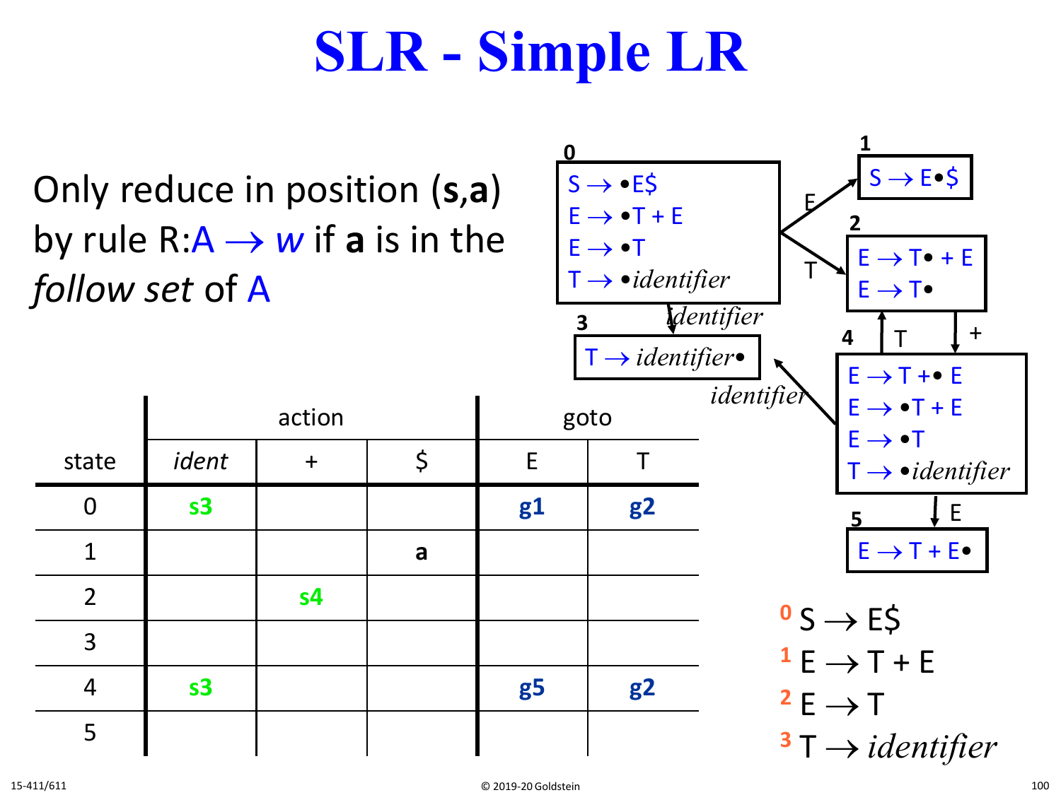# SLR - Simple LR

Only reduce in position (**s**,**a**) by rule R:A $\rightarrow$ *w* if **a** is in the *follow set* of A

| state | action | | | goto | |
|---|---|---|---|---|---|
| | *ident* | + | $ | E | T |
| 0 | s3 | | | g1 | g2 |
| 1 | | | a | | |
| 2 | | s4 | | | |
| 3 | | | | | |
| 4 | s3 | | | g5 | g2 |
| 5 | | | | | |

**0**
- S $\rightarrow$ •E$
- E $\rightarrow$ •T + E
- E $\rightarrow$ •T
- T $\rightarrow$ •*identifier*

**1**
- S $\rightarrow$ E•$

**2**
- E $\rightarrow$ T• + E
- E $\rightarrow$ T•

**3**
- T $\rightarrow$ *identifier*•

**4**
- E $\rightarrow$ T +• E
- E $\rightarrow$ •T + E
- E $\rightarrow$ •T
- T $\rightarrow$ •*identifier*

**5**
- E $\rightarrow$ T + E•

Transitions: 0 –E→ 1; 0 –T→ 2; 0 –*identifier*→ 3; 2 –+→ 4; 4 –T→ 2; 4 –*identifier*→ 3; 4 –E→ 5

0 S $\rightarrow$ E$
1 E $\rightarrow$ T + E
2 E $\rightarrow$ T
3 T $\rightarrow$ *identifier*

15-411/611

© 2019-20 Goldstein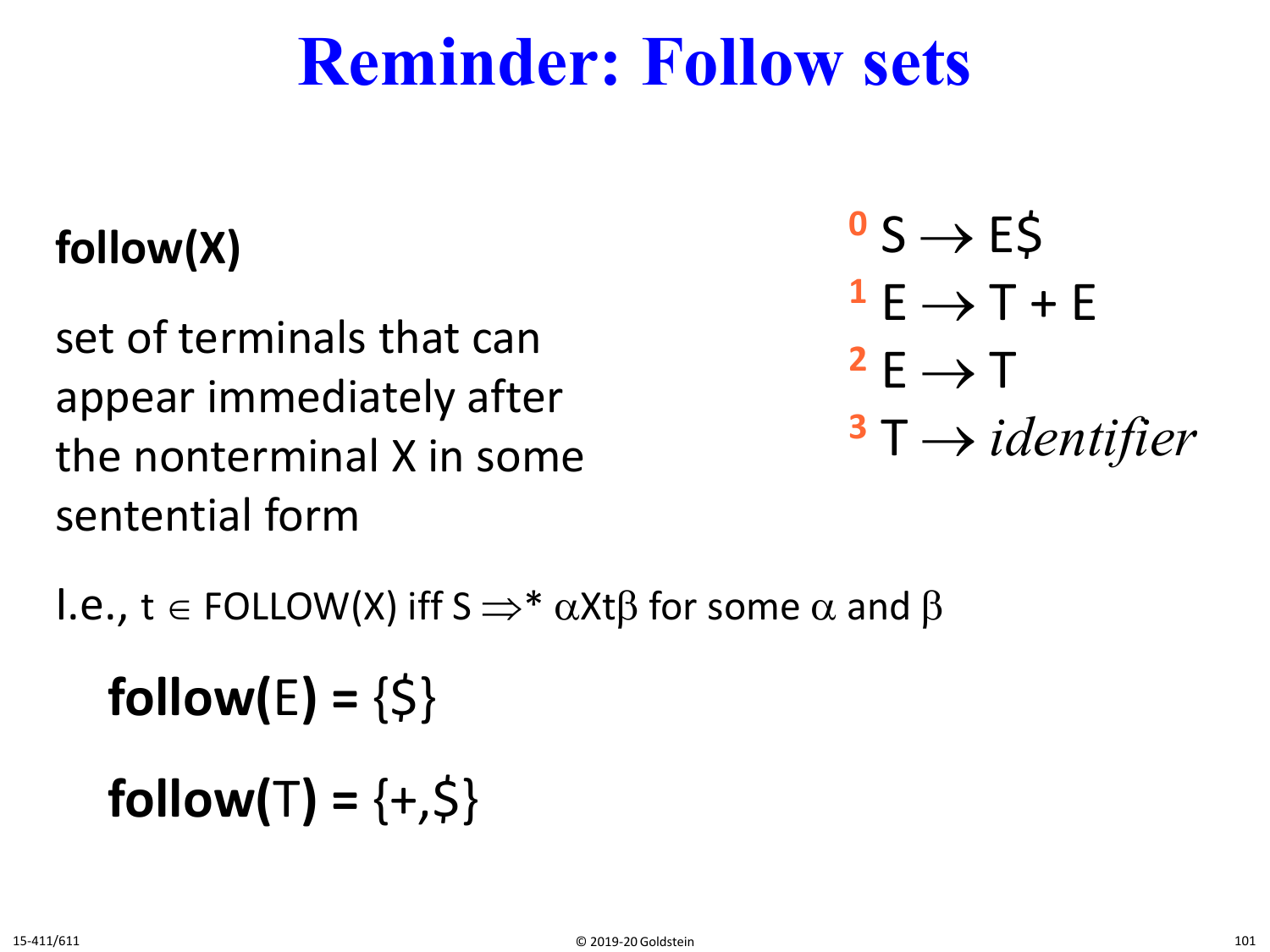# Reminder: Follow sets

**follow(X)**

set of terminals that can appear immediately after the nonterminal X in some sentential form

0 $S \rightarrow E\$$
1 $E \rightarrow T + E$
2 $E \rightarrow T$
3 $T \rightarrow \textit{identifier}$

I.e., $t \in$ FOLLOW(X) iff $S \Rightarrow^* \alpha X t \beta$ for some $\alpha$ and $\beta$

**follow(**E**) =** {\$}

**follow(**T**) =** {+,\$}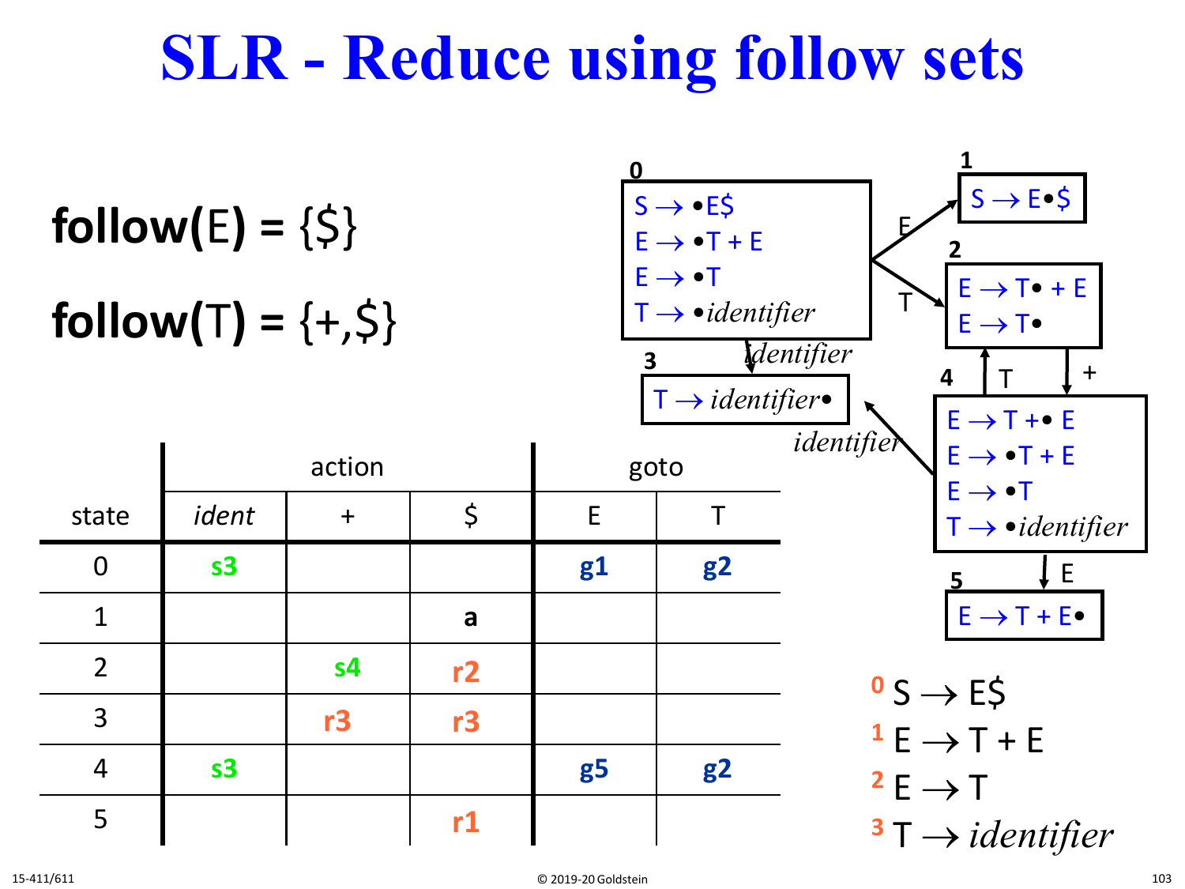# SLR - Reduce using follow sets

**follow**(E) = {$}

**follow**(T) = {+,$}

**State diagram:**

- **State 0:**
  - S → •E$
  - E → •T + E
  - E → •T
  - T → •*identifier*
- **State 1:** S → E•$
- **State 2:**
  - E → T• + E
  - E → T•
- **State 3:** T → *identifier*•
- **State 4:**
  - E → T +• E
  - E → •T + E
  - E → •T
  - T → •*identifier*
- **State 5:** E → T + E•

**Transitions:**

- 0 --E--> 1
- 0 --T--> 2
- 0 --*identifier*--> 3
- 2 --+--> 4
- 4 --T--> 2
- 4 --*identifier*--> 3
- 4 --E--> 5

| state | action | | | goto | |
|---|---|---|---|---|---|
| | *ident* | + | $ | E | T |
| 0 | s3 | | | g1 | g2 |
| 1 | | | a | | |
| 2 | | s4 | r2 | | |
| 3 | | r3 | r3 | | |
| 4 | s3 | | | g5 | g2 |
| 5 | | | r1 | | |

**Grammar:**

0. S → E$
1. E → T + E
2. E → T
3. T → *identifier*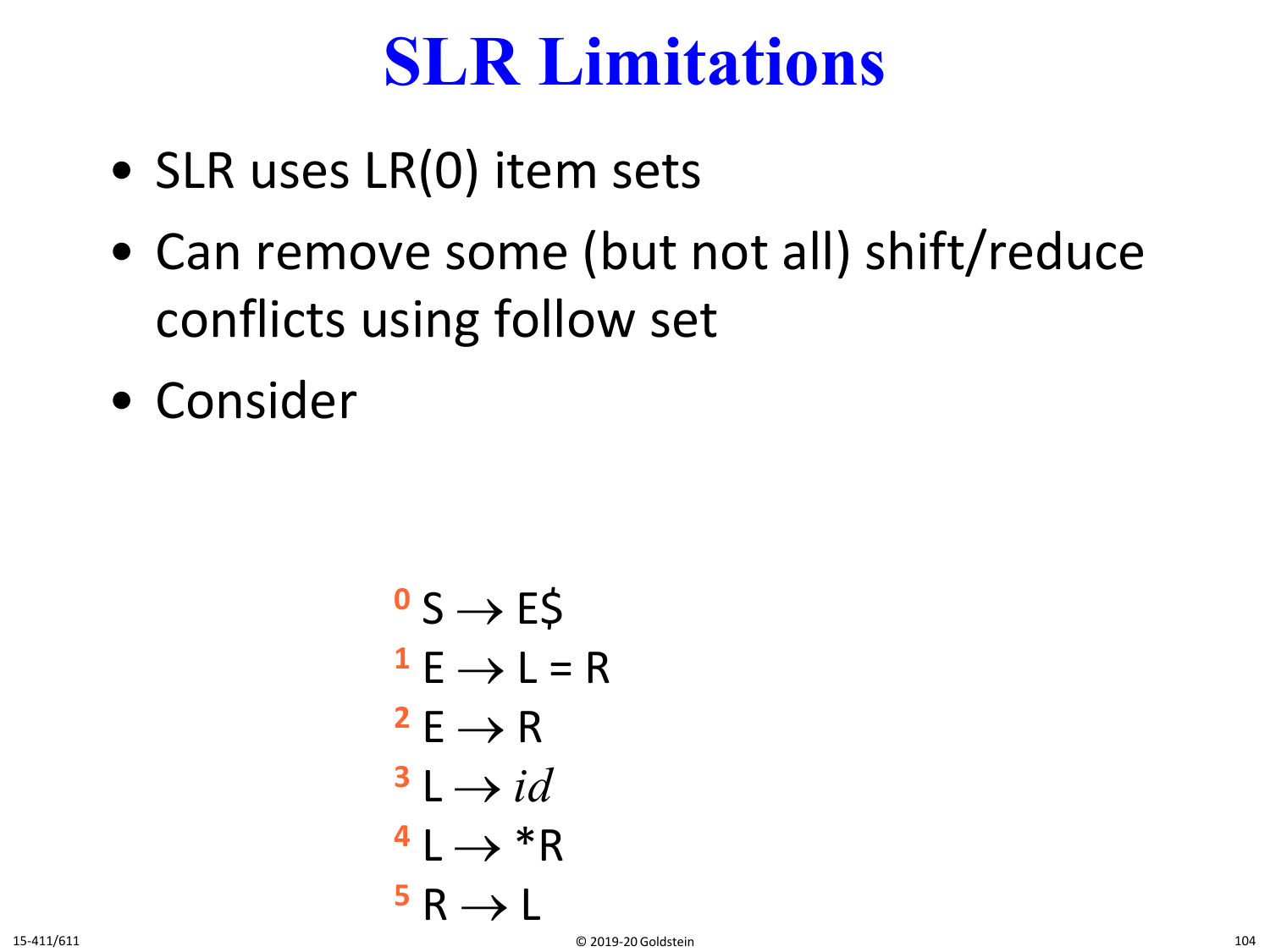# SLR Limitations

- SLR uses LR(0) item sets
- Can remove some (but not all) shift/reduce conflicts using follow set
- Consider

$$
\begin{array}{ll}
{}^{0} & S \rightarrow E\$ \\
{}^{1} & E \rightarrow L = R \\
{}^{2} & E \rightarrow R \\
{}^{3} & L \rightarrow id \\
{}^{4} & L \rightarrow *R \\
{}^{5} & R \rightarrow L
\end{array}
$$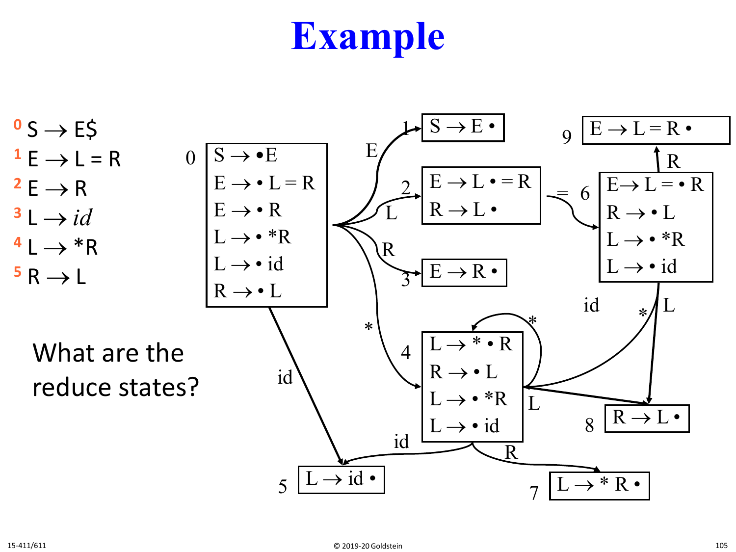# Example

0 S → E$
1 E → L = R
2 E → R
3 L → *id*
4 L → *R
5 R → L

State 0:
- S → •E
- E → • L = R
- E → • R
- L → • *R
- L → • id
- R → • L

State 1:
- S → E •

State 2:
- E → L • = R
- R → L •

State 3:
- E → R •

State 4:
- L → * • R
- R → • L
- L → • *R
- L → • id

State 5:
- L → id •

State 6:
- E→ L = • R
- R → • L
- L → • *R
- L → • id

State 7:
- L → * R •

State 8:
- R → L •

State 9:
- E → L = R •

Transitions: 0 –E→ 1, 0 –L→ 2, 0 –R→ 3, 0 –*→ 4, 0 –id→ 5, 2 –=→ 6, 6 –R→ 9, 6 –id→ 5, 6 –*→ 4, 6 –L→ 8, 4 –*→ 4, 4 –L→ 8, 4 –id→ 5, 4 –R→ 7

What are the reduce states?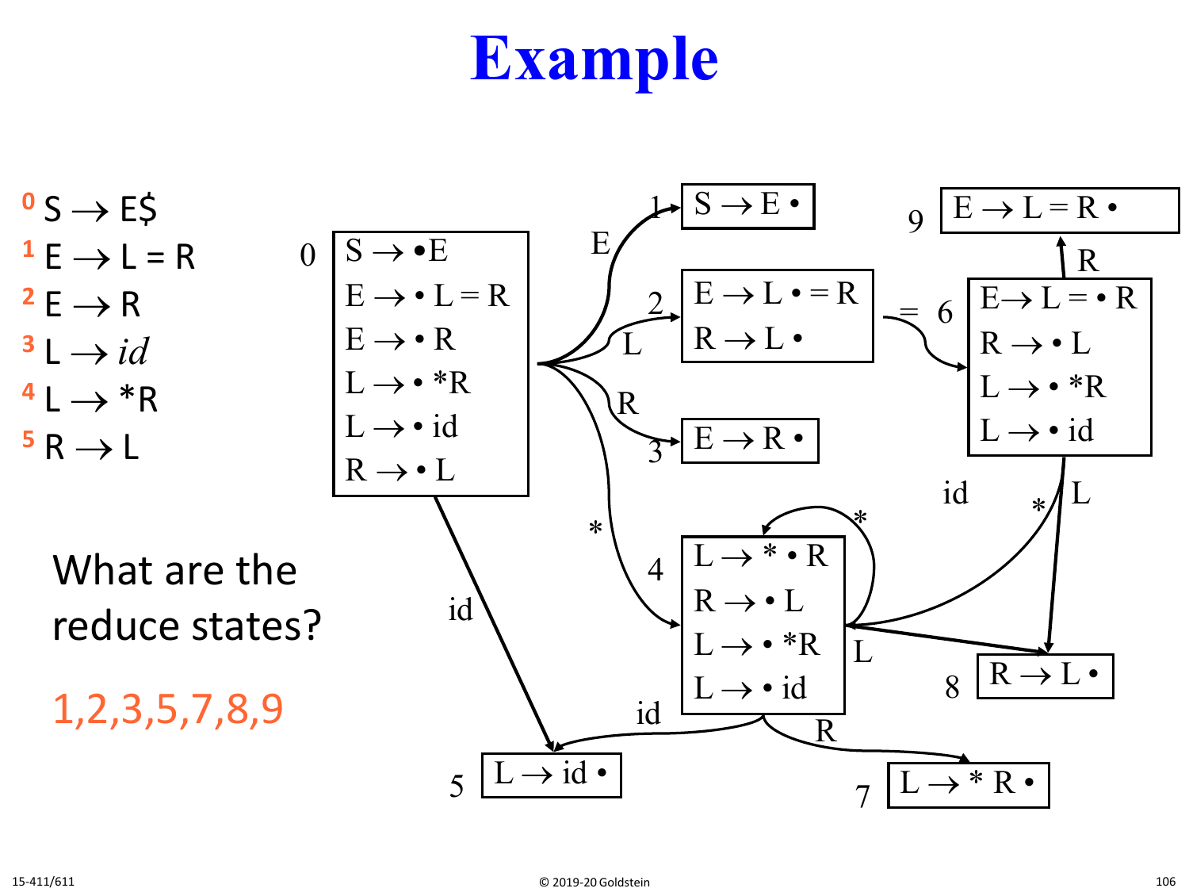# Example

0 $S \to E\$$

1 $E \to L = R$

2 $E \to R$

3 $L \to id$

4 $L \to *R$

5 $R \to L$

State 0:
- $S \to \bullet E$
- $E \to \bullet L = R$
- $E \to \bullet R$
- $L \to \bullet *R$
- $L \to \bullet id$
- $R \to \bullet L$

State 1:
- $S \to E \bullet$

State 2:
- $E \to L \bullet = R$
- $R \to L \bullet$

State 3:
- $E \to R \bullet$

State 4:
- $L \to * \bullet R$
- $R \to \bullet L$
- $L \to \bullet *R$
- $L \to \bullet id$

State 5:
- $L \to id \bullet$

State 6:
- $E \to L = \bullet R$
- $R \to \bullet L$
- $L \to \bullet *R$
- $L \to \bullet id$

State 7:
- $L \to * R \bullet$

State 8:
- $R \to L \bullet$

State 9:
- $E \to L = R \bullet$

Transitions: 0 –E→ 1, 0 –L→ 2, 0 –R→ 3, 0 –*→ 4, 0 –id→ 5, 2 –=→ 6, 6 –R→ 9, 6 –L→ 8, 6 –*→ 4, 6 –id→ 5, 4 –*→ 4, 4 –L→ 8, 4 –id→ 5, 4 –R→ 7

What are the reduce states?

1,2,3,5,7,8,9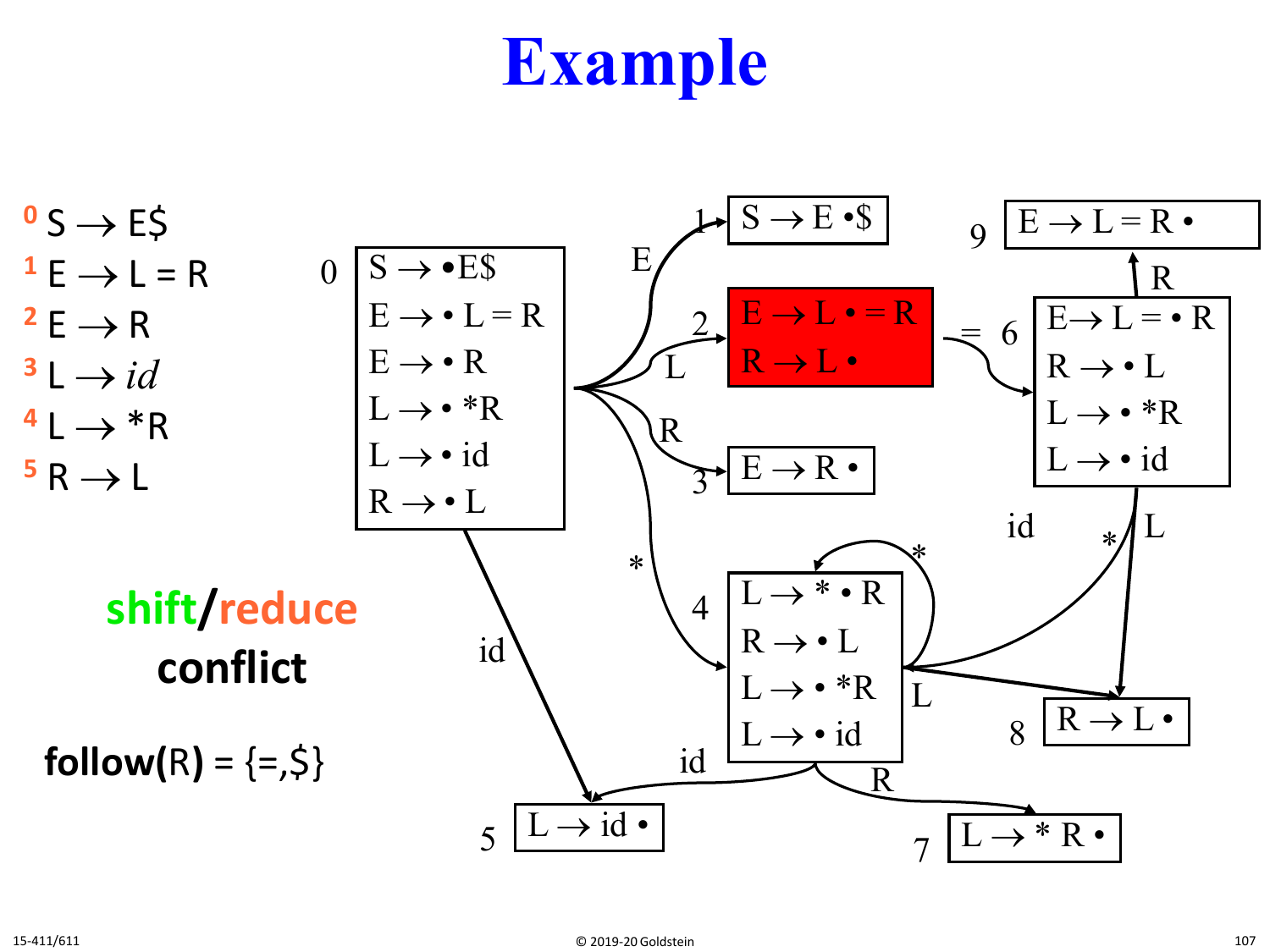# Example

0 S → E$
1 E → L = R
2 E → R
3 L → *id*
4 L → *R
5 R → L

**shift/reduce conflict**

**follow(R) = {=,$}**

**State 0:**
- S → •E$
- E → • L = R
- E → • R
- L → • *R
- L → • id
- R → • L

**State 1:**
- S → E •$

**State 2:**
- E → L • = R
- R → L •

**State 3:**
- E → R •

**State 4:**
- L → * • R
- R → • L
- L → • *R
- L → • id

**State 5:**
- L → id •

**State 6:**
- E→ L = • R
- R → • L
- L → • *R
- L → • id

**State 7:**
- L → * R •

**State 8:**
- R → L •

**State 9:**
- E → L = R •

**Transitions:**
- 0 –E→ 1
- 0 –L→ 2
- 0 –R→ 3
- 0 –*→ 4
- 0 –id→ 5
- 2 –=→ 6
- 4 –*→ 4
- 4 –id→ 5
- 4 –R→ 7
- 4 –L→ 8
- 6 –R→ 9
- 6 –L→ 8
- 6 –*→ 4
- 6 –id→ 5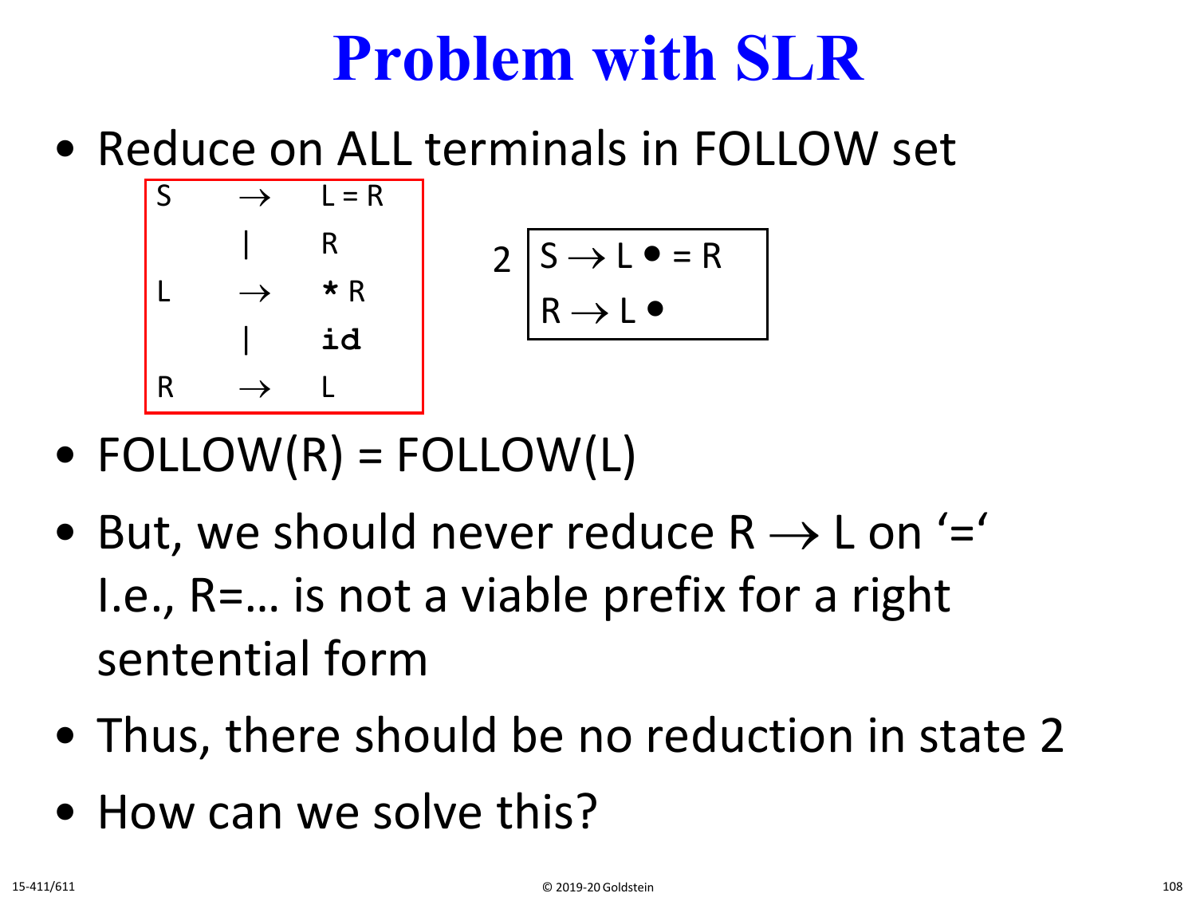# Problem with SLR

- Reduce on ALL terminals in FOLLOW set

```
S  →  L = R
   |  R
L  →  * R
   |  id
R  →  L
```

2
```
S → L • = R
R → L •
```

- FOLLOW(R) = FOLLOW(L)
- But, we should never reduce R → L on '=' I.e., R=… is not a viable prefix for a right sentential form
- Thus, there should be no reduction in state 2
- How can we solve this?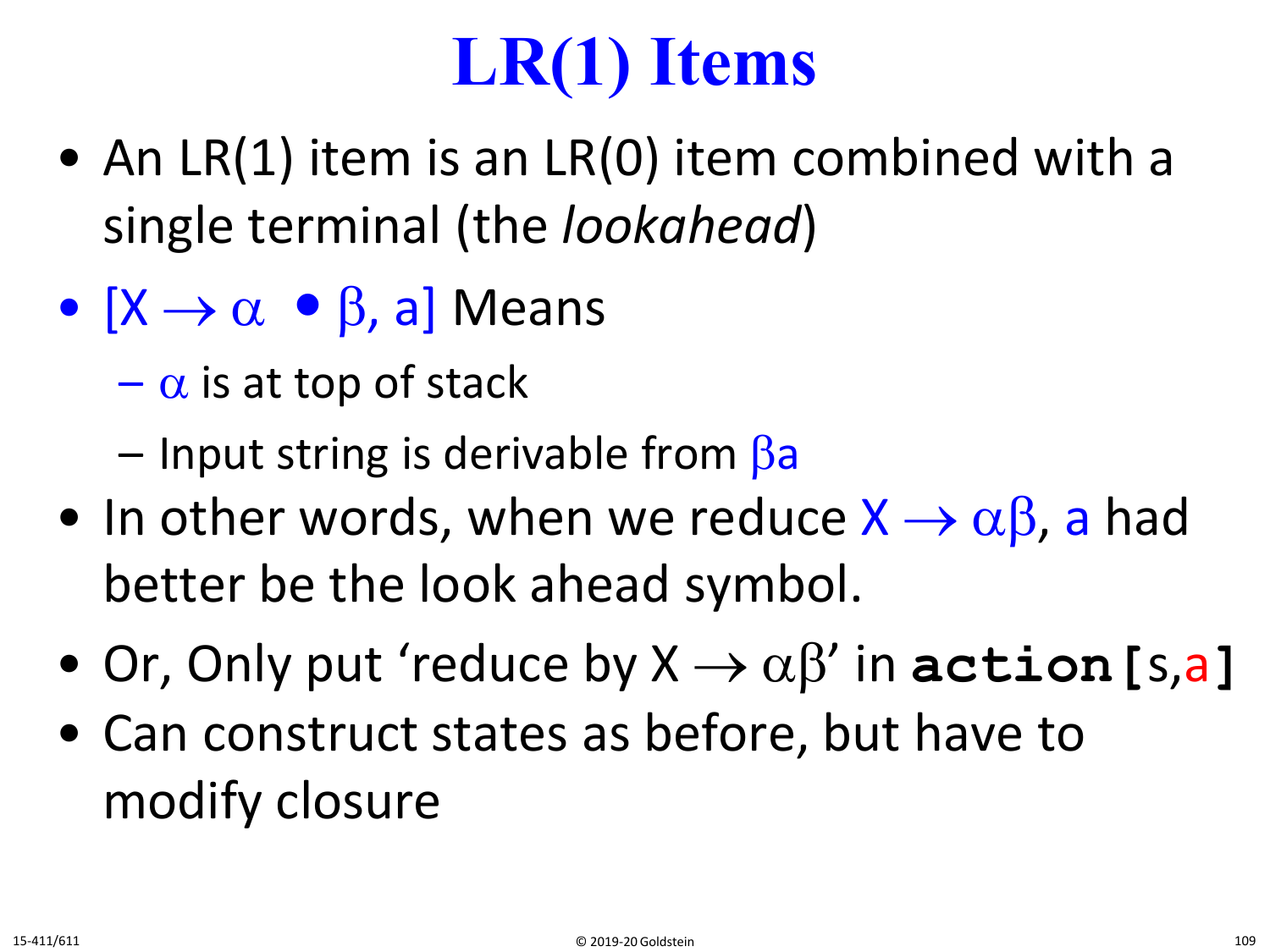# LR(1) Items

- An LR(1) item is an LR(0) item combined with a single terminal (the *lookahead*)
- $[X \rightarrow \alpha \bullet \beta, a]$ Means
  - $\alpha$ is at top of stack
  - Input string is derivable from $\beta a$
- In other words, when we reduce $X \rightarrow \alpha\beta$, $a$ had better be the look ahead symbol.
- Or, Only put 'reduce by $X \rightarrow \alpha\beta$' in **action[**s,a**]**
- Can construct states as before, but have to modify closure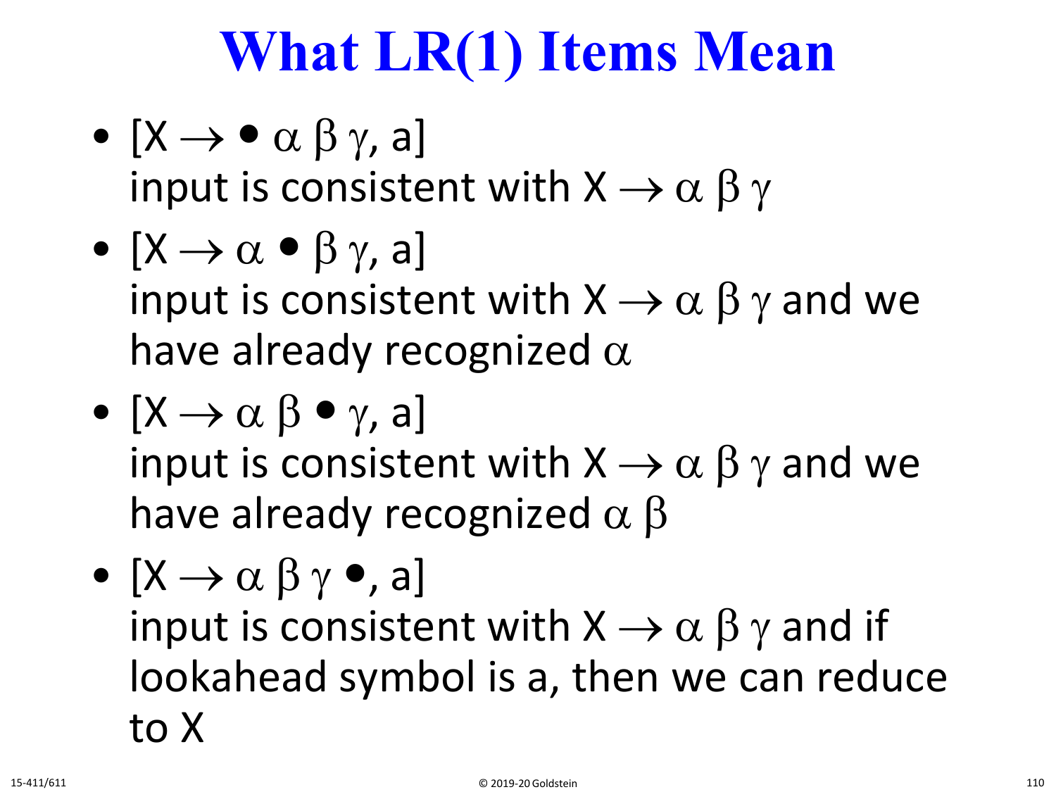# What LR(1) Items Mean

- $[X \rightarrow \bullet\, \alpha\, \beta\, \gamma, a]$
  input is consistent with $X \rightarrow \alpha\, \beta\, \gamma$
- $[X \rightarrow \alpha \bullet \beta\, \gamma, a]$
  input is consistent with $X \rightarrow \alpha\, \beta\, \gamma$ and we have already recognized $\alpha$
- $[X \rightarrow \alpha\, \beta \bullet \gamma, a]$
  input is consistent with $X \rightarrow \alpha\, \beta\, \gamma$ and we have already recognized $\alpha\, \beta$
- $[X \rightarrow \alpha\, \beta\, \gamma \bullet, a]$
  input is consistent with $X \rightarrow \alpha\, \beta\, \gamma$ and if lookahead symbol is a, then we can reduce to X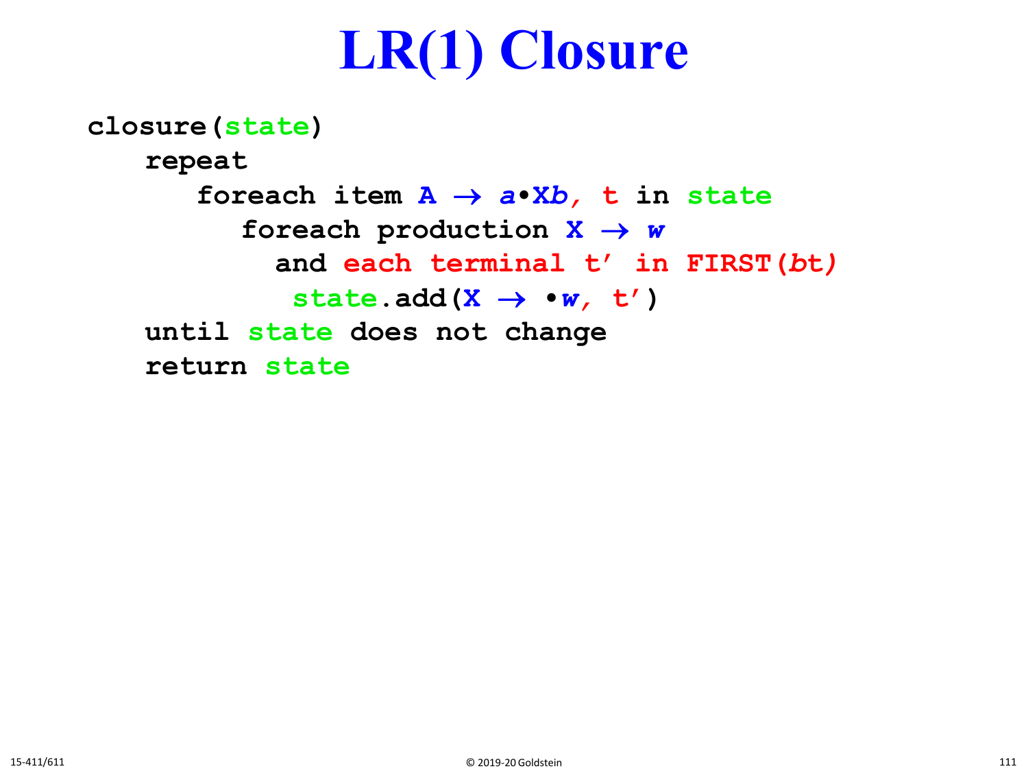# LR(1) Closure

```
closure(state)
   repeat
      foreach item A → a•Xb, t in state
         foreach production X → w
           and each terminal t' in FIRST(bt)
            state.add(X → •w, t')
   until state does not change
   return state
```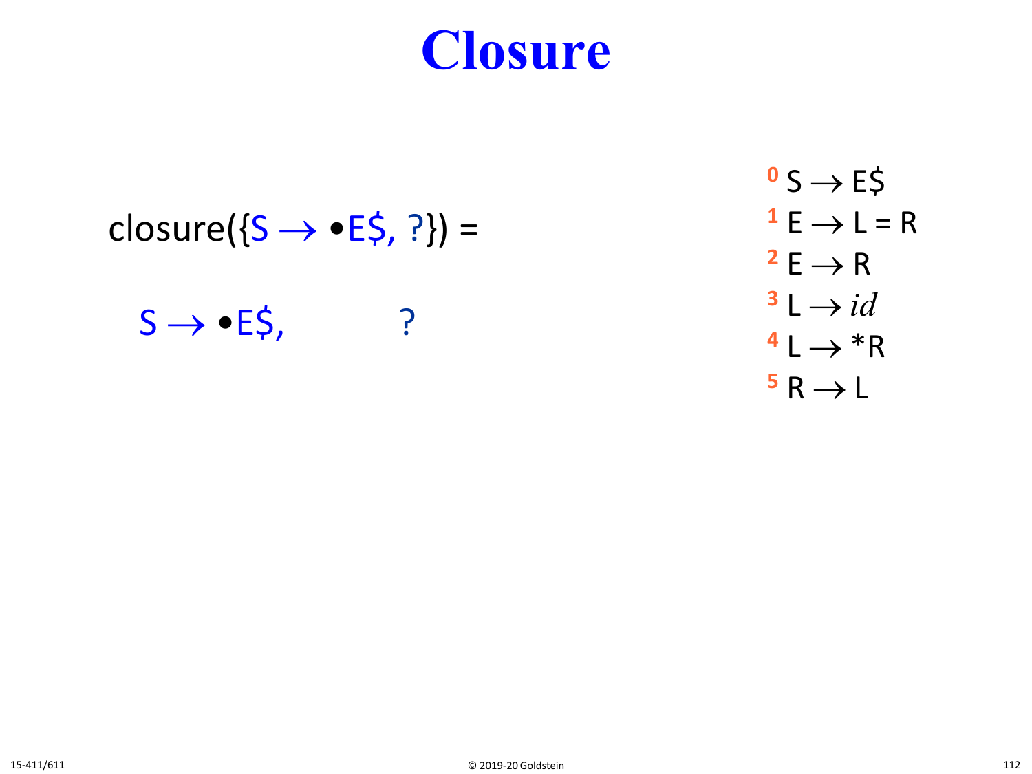# Closure

closure({S → •E\$, ?}) =

S → •E\$,            ?

[0] S → E\$

[1] E → L = R

[2] E → R

[3] L → *id*

[4] L → *R

[5] R → L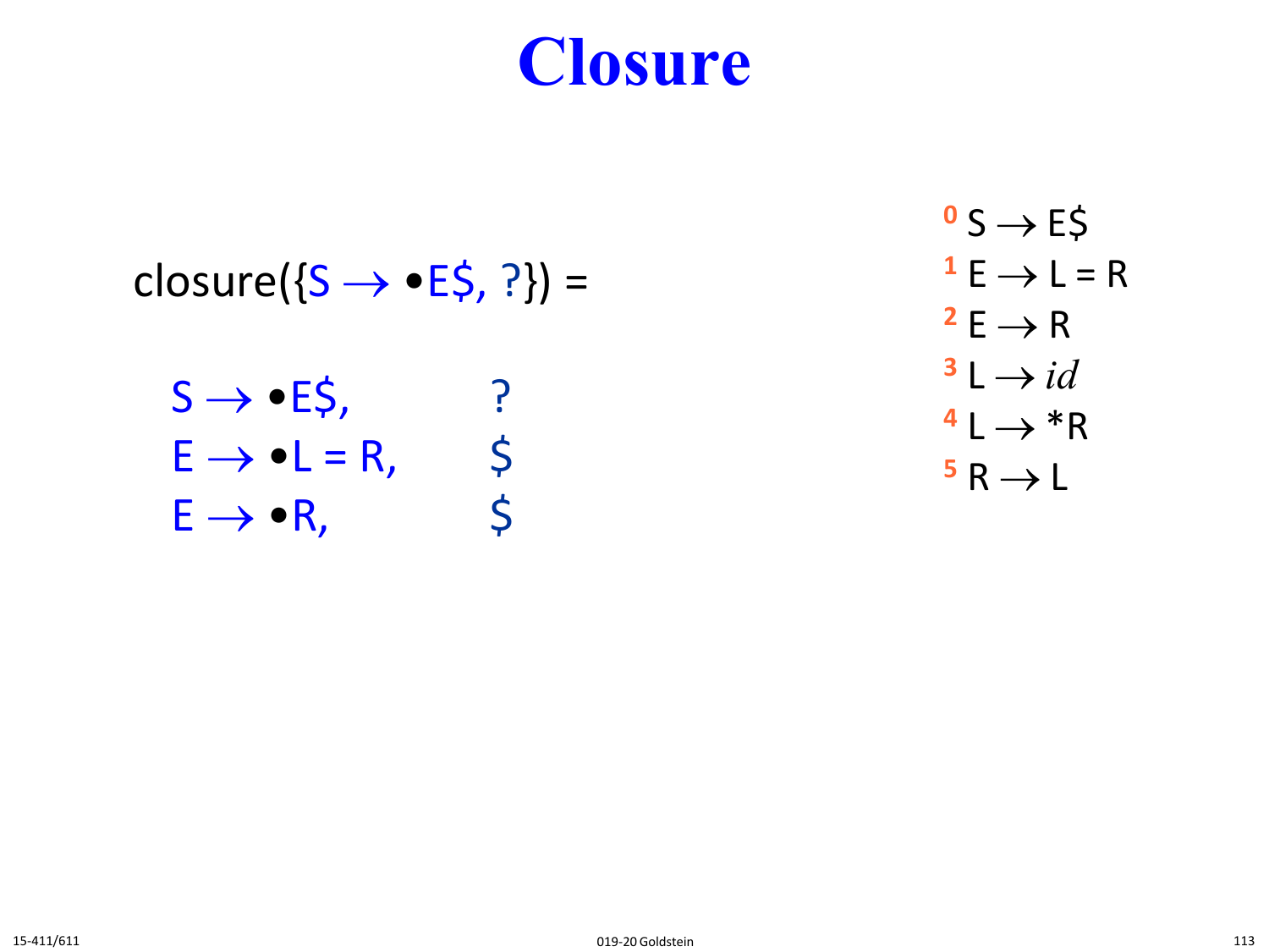# Closure

closure({S → •E$, ?}) =

| | |
|---|---|
| S → •E$, | ? |
| E → •L = R, | $ |
| E → •R, | $ |

[0] S → E$
[1] E → L = R
[2] E → R
[3] L → *id*
[4] L → *R
[5] R → L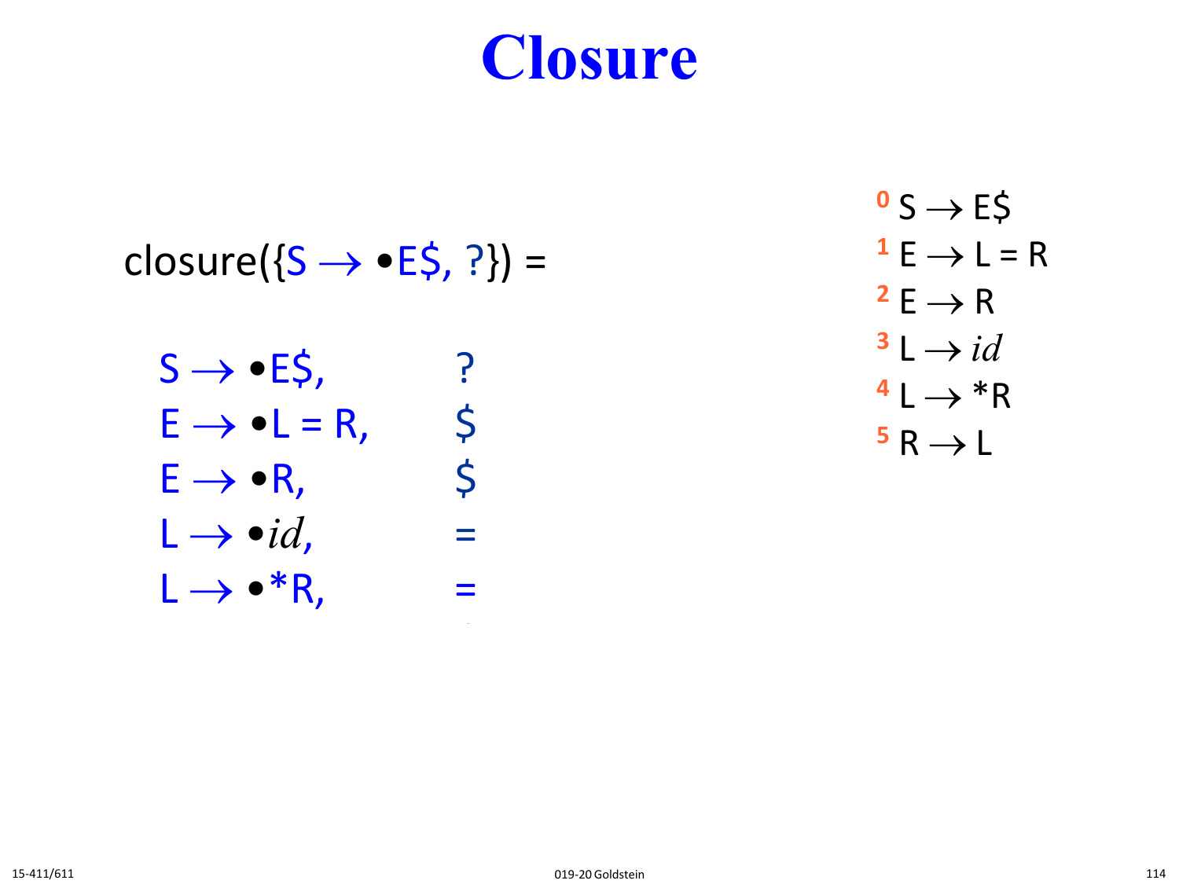# Closure

closure({S → •E$, ?}) =

| | |
|---|---|
| S → •E$, | ? |
| E → •L = R, | $ |
| E → •R, | $ |
| L → •*id*, | = |
| L → •*R, | = |

[0] S → E$
[1] E → L = R
[2] E → R
[3] L → *id*
[4] L → *R
[5] R → L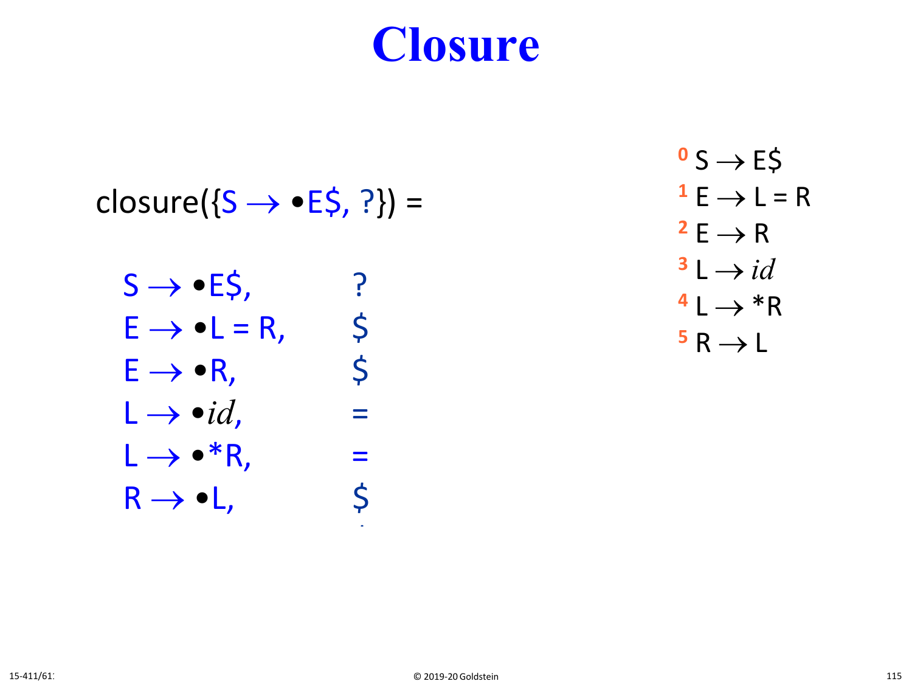# Closure

closure({$S \rightarrow \bullet E\$$, ?}) =

| | |
|---|---|
| $S \rightarrow \bullet E\$$, | ? |
| $E \rightarrow \bullet L = R$, | \$ |
| $E \rightarrow \bullet R$, | \$ |
| $L \rightarrow \bullet id$, | = |
| $L \rightarrow \bullet {*}R$, | = |
| $R \rightarrow \bullet L$, | \$ |

0 $S \rightarrow E\$$
1 $E \rightarrow L = R$
2 $E \rightarrow R$
3 $L \rightarrow id$
4 $L \rightarrow {*}R$
5 $R \rightarrow L$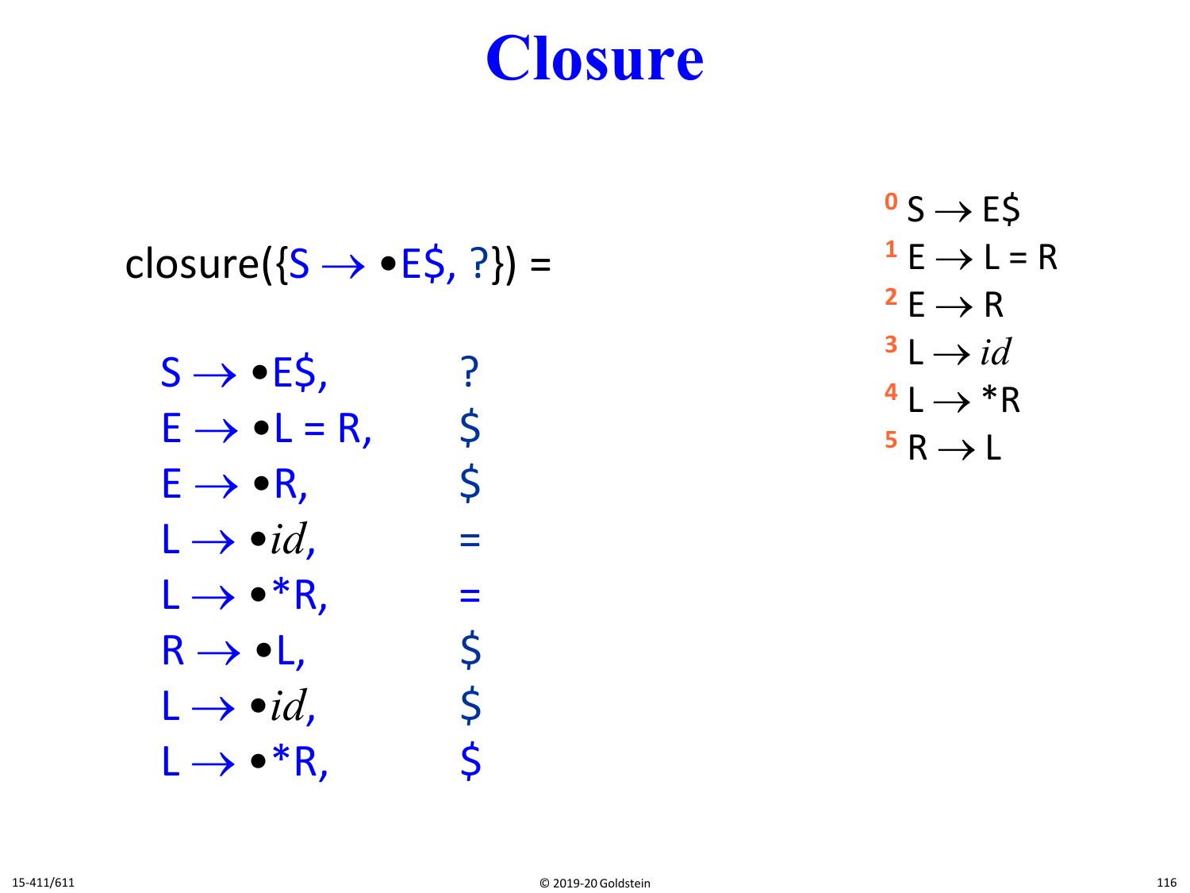# Closure

closure({S → •E$, ?}) =

| | |
|---|---|
| S → •E$, | ? |
| E → •L = R, | $ |
| E → •R, | $ |
| L → •*id*, | = |
| L → •*R, | = |
| R → •L, | $ |
| L → •*id*, | $ |
| L → •*R, | $ |

0 S → E$
1 E → L = R
2 E → R
3 L → *id*
4 L → *R
5 R → L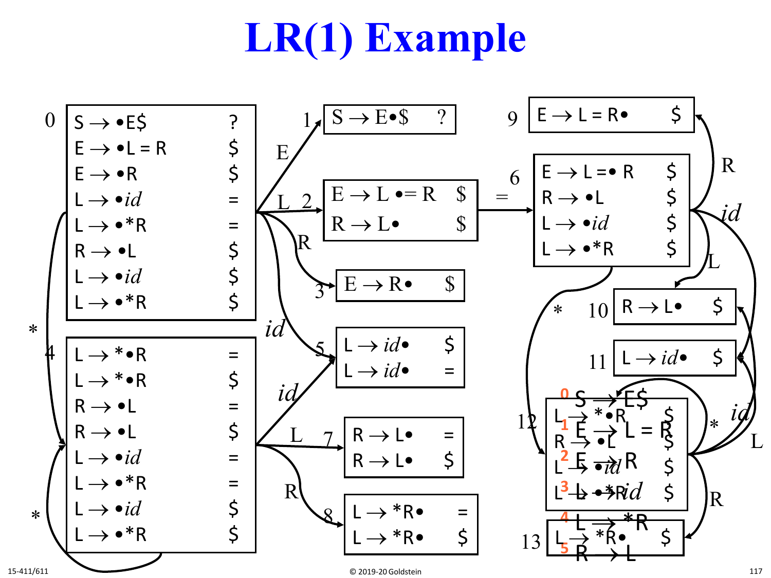# LR(1) Example

**State 0**

| Item | Lookahead |
|---|---|
| S → •E$ | ? |
| E → •L = R | $ |
| E → •R | $ |
| L → •*id* | = |
| L → •*R | = |
| R → •L | $ |
| L → •*id* | $ |
| L → •*R | $ |

**State 1**

| Item | Lookahead |
|---|---|
| S → E•$ | ? |

**State 2**

| Item | Lookahead |
|---|---|
| E → L •= R | $ |
| R → L• | $ |

**State 3**

| Item | Lookahead |
|---|---|
| E → R• | $ |

**State 4**

| Item | Lookahead |
|---|---|
| L → *•R | = |
| L → *•R | $ |
| R → •L | = |
| R → •L | $ |
| L → •*id* | = |
| L → •*R | = |
| L → •*id* | $ |
| L → •*R | $ |

**State 5**

| Item | Lookahead |
|---|---|
| L → *id*• | $ |
| L → *id*• | = |

**State 6**

| Item | Lookahead |
|---|---|
| E → L =• R | $ |
| R → •L | $ |
| L → •*id* | $ |
| L → •*R | $ |

**State 7**

| Item | Lookahead |
|---|---|
| R → L• | = |
| R → L• | $ |

**State 8**

| Item | Lookahead |
|---|---|
| L → *R• | = |
| L → *R• | $ |

**State 9**

| Item | Lookahead |
|---|---|
| E → L = R• | $ |

**State 10**

| Item | Lookahead |
|---|---|
| R → L• | $ |

**State 11**

| Item | Lookahead |
|---|---|
| L → *id*• | $ |

**State 12**

| Item | Lookahead |
|---|---|
| L → *•R | $ |
| R → •L | $ |
| L → •*id* | $ |
| L → •*R | $ |

**State 13**

| Item | Lookahead |
|---|---|
| L → *R• | $ |

Transitions: 0 –E→ 1; 0 –L→ 2; 0 –R→ 3; 0 –*id*→ 5; 0 –*→ 4; 4 –*id*→ 5; 4 –L→ 7; 4 –R→ 8; 4 –*→ 4; 2 –=→ 6; 6 –R→ 9; 6 –*id*→ 11; 6 –L→ 10; 6 –*→ 12; 12 –*id*→ 11; 12 –L→ 10; 12 –*→ 12; 12 –R→ 13

Grammar (overlay):

0. S → E$
1. E → L = R
2. E → R
3. L → *id*
4. L → *R
5. R → L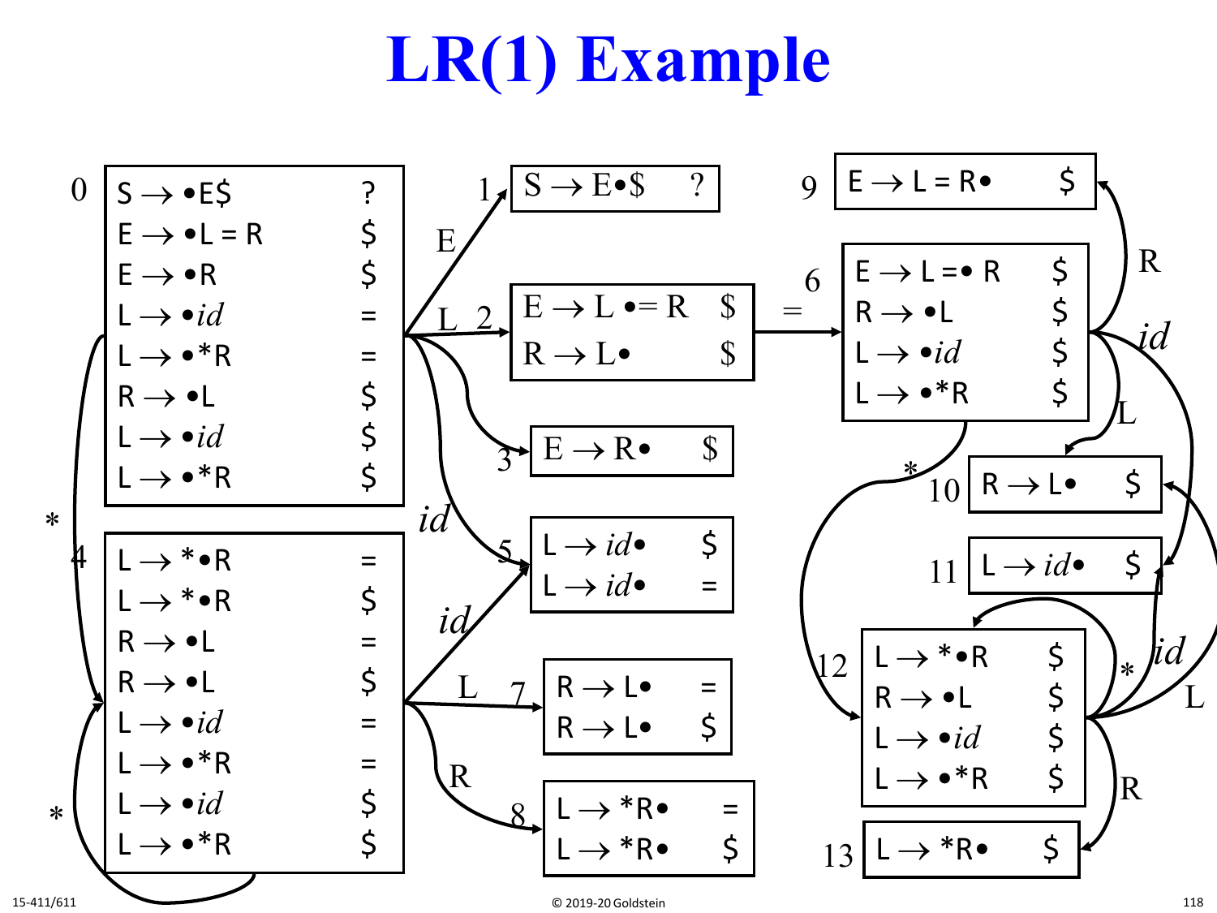# LR(1) Example

**State 0**

| Item | Lookahead |
|---|---|
| S → •E$ | ? |
| E → •L = R | $ |
| E → •R | $ |
| L → •*id* | = |
| L → •*R | = |
| R → •L | $ |
| L → •*id* | $ |
| L → •*R | $ |

**State 1**

| Item | Lookahead |
|---|---|
| S → E•$ | ? |

**State 2**

| Item | Lookahead |
|---|---|
| E → L •= R | $ |
| R → L• | $ |

**State 3**

| Item | Lookahead |
|---|---|
| E → R• | $ |

**State 4**

| Item | Lookahead |
|---|---|
| L → *•R | = |
| L → *•R | $ |
| R → •L | = |
| R → •L | $ |
| L → •*id* | = |
| L → •*R | = |
| L → •*id* | $ |
| L → •*R | $ |

**State 5**

| Item | Lookahead |
|---|---|
| L → *id*• | $ |
| L → *id*• | = |

**State 6**

| Item | Lookahead |
|---|---|
| E → L =• R | $ |
| R → •L | $ |
| L → •*id* | $ |
| L → •*R | $ |

**State 7**

| Item | Lookahead |
|---|---|
| R → L• | = |
| R → L• | $ |

**State 8**

| Item | Lookahead |
|---|---|
| L → *R• | = |
| L → *R• | $ |

**State 9**

| Item | Lookahead |
|---|---|
| E → L = R• | $ |

**State 10**

| Item | Lookahead |
|---|---|
| R → L• | $ |

**State 11**

| Item | Lookahead |
|---|---|
| L → *id*• | $ |

**State 12**

| Item | Lookahead |
|---|---|
| L → *•R | $ |
| R → •L | $ |
| L → •*id* | $ |
| L → •*R | $ |

**State 13**

| Item | Lookahead |
|---|---|
| L → *R• | $ |

**Transitions**

| From | Symbol | To |
|---|---|---|
| 0 | E | 1 |
| 0 | L | 2 |
| 0 | R | 3 |
| 0 | *id* | 5 |
| 0 | * | 4 |
| 2 | = | 6 |
| 4 | *id* | 5 |
| 4 | L | 7 |
| 4 | R | 8 |
| 4 | * | 4 |
| 6 | R | 9 |
| 6 | L | 10 |
| 6 | *id* | 11 |
| 6 | * | 12 |
| 12 | * | 12 |
| 12 | *id* | 11 |
| 12 | L | 10 |
| 12 | R | 13 |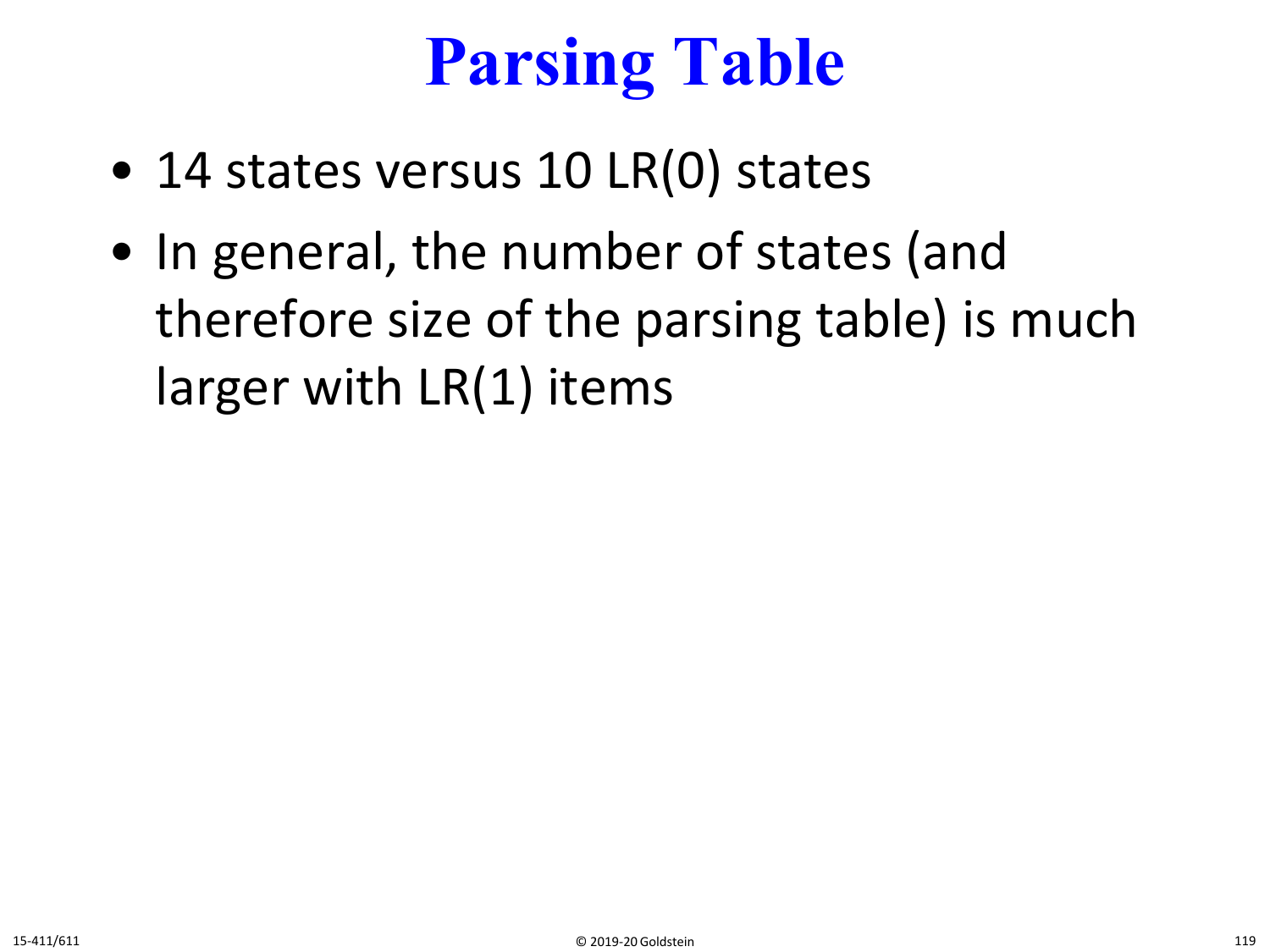# Parsing Table

- 14 states versus 10 LR(0) states
- In general, the number of states (and therefore size of the parsing table) is much larger with LR(1) items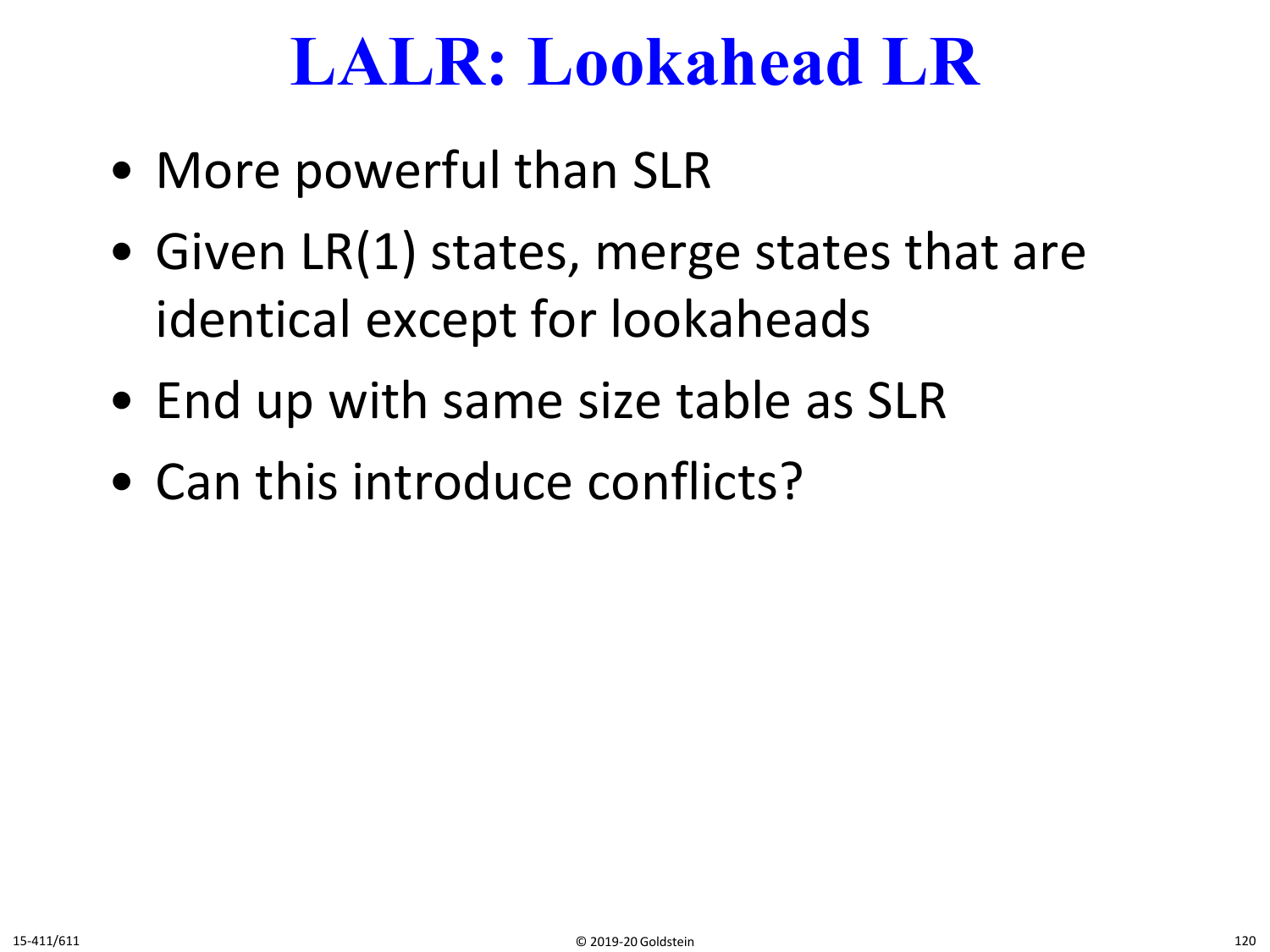# LALR: Lookahead LR

- More powerful than SLR
- Given LR(1) states, merge states that are identical except for lookaheads
- End up with same size table as SLR
- Can this introduce conflicts?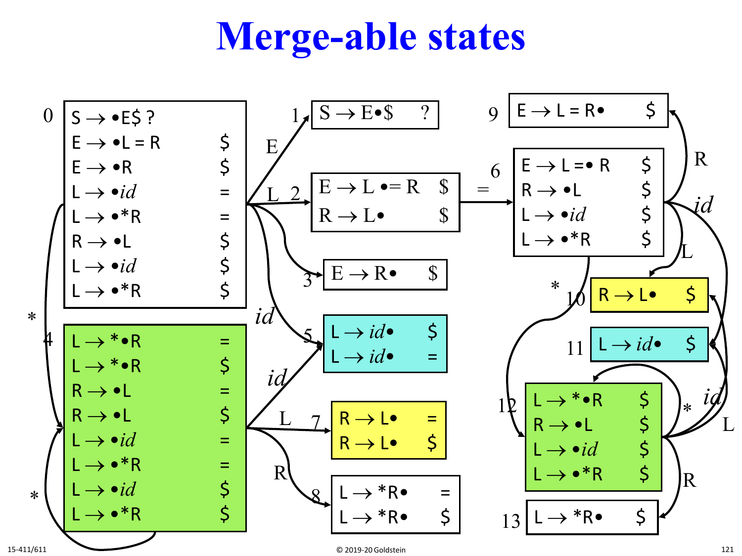# Merge-able states

**State 0**

| Item | Lookahead |
|---|---|
| S → •E$ | ? |
| E → •L = R | $ |
| E → •R | $ |
| L → •*id* | = |
| L → •*R | = |
| R → •L | $ |
| L → •*id* | $ |
| L → •*R | $ |

**State 1** (0 —E→ 1)

| Item | Lookahead |
|---|---|
| S → E•$ | ? |

**State 2** (0 —L→ 2)

| Item | Lookahead |
|---|---|
| E → L •= R | $ |
| R → L• | $ |

**State 3** (0 —R→ 3)

| Item | Lookahead |
|---|---|
| E → R• | $ |

**State 4** (0 —*→ 4, 4 —*→ 4)

| Item | Lookahead |
|---|---|
| L → *•R | = |
| L → *•R | $ |
| R → •L | = |
| R → •L | $ |
| L → •*id* | = |
| L → •*R | = |
| L → •*id* | $ |
| L → •*R | $ |

**State 5** (0 —*id*→ 5, 4 —*id*→ 5)

| Item | Lookahead |
|---|---|
| L → *id*• | $ |
| L → *id*• | = |

**State 6** (2 —=→ 6)

| Item | Lookahead |
|---|---|
| E → L =• R | $ |
| R → •L | $ |
| L → •*id* | $ |
| L → •*R | $ |

**State 7** (4 —L→ 7)

| Item | Lookahead |
|---|---|
| R → L• | = |
| R → L• | $ |

**State 8** (4 —R→ 8)

| Item | Lookahead |
|---|---|
| L → *R• | = |
| L → *R• | $ |

**State 9** (6 —R→ 9)

| Item | Lookahead |
|---|---|
| E → L = R• | $ |

**State 10** (6 —L→ 10, 12 —L→ 10)

| Item | Lookahead |
|---|---|
| R → L• | $ |

**State 11** (6 —*id*→ 11, 12 —*id*→ 11)

| Item | Lookahead |
|---|---|
| L → *id*• | $ |

**State 12** (6 —*→ 12, 12 —*→ 12)

| Item | Lookahead |
|---|---|
| L → *•R | $ |
| R → •L | $ |
| L → •*id* | $ |
| L → •*R | $ |

**State 13** (12 —R→ 13)

| Item | Lookahead |
|---|---|
| L → *R• | $ |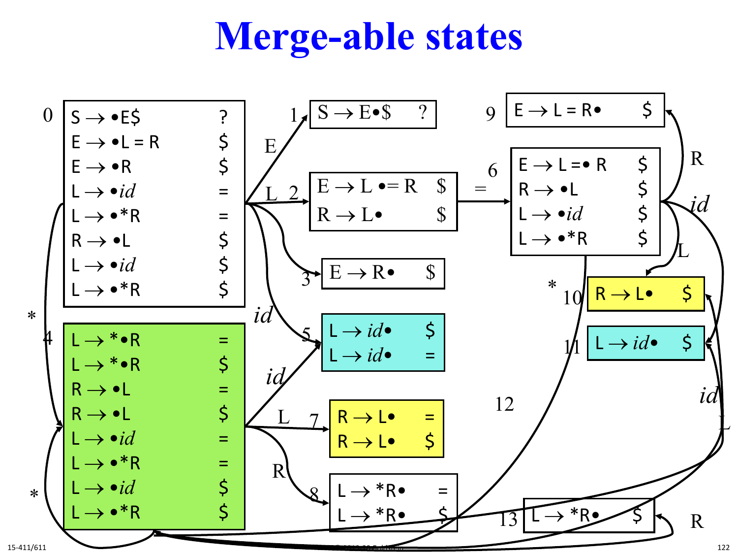# Merge-able states

**State 0**

| Item | Lookahead |
|---|---|
| S → •E$ | ? |
| E → •L = R | $ |
| E → •R | $ |
| L → •*id* | = |
| L → •*R | = |
| R → •L | $ |
| L → •*id* | $ |
| L → •*R | $ |

**State 1** (from 0 on E)

| Item | Lookahead |
|---|---|
| S → E•$ | ? |

**State 2** (from 0 on L)

| Item | Lookahead |
|---|---|
| E → L •= R | $ |
| R → L• | $ |

**State 3** (from 0 on R)

| Item | Lookahead |
|---|---|
| E → R• | $ |

**State 4** (from 0 on *, from 4 on *)

| Item | Lookahead |
|---|---|
| L → *•R | = |
| L → *•R | $ |
| R → •L | = |
| R → •L | $ |
| L → •*id* | = |
| L → •*R | = |
| L → •*id* | $ |
| L → •*R | $ |

**State 5** (from 0 on *id*, from 4 on *id*)

| Item | Lookahead |
|---|---|
| L → *id*• | $ |
| L → *id*• | = |

**State 6** (from 2 on =)

| Item | Lookahead |
|---|---|
| E → L =• R | $ |
| R → •L | $ |
| L → •*id* | $ |
| L → •*R | $ |

**State 7** (from 4 on L)

| Item | Lookahead |
|---|---|
| R → L• | = |
| R → L• | $ |

**State 8** (from 4 on R)

| Item | Lookahead |
|---|---|
| L → *R• | = |
| L → *R• | $ |

**State 9** (from 6 on R)

| Item | Lookahead |
|---|---|
| E → L = R• | $ |

**State 10** (from 6 on L, from 12 on L)

| Item | Lookahead |
|---|---|
| R → L• | $ |

**State 11** (from 6 on *id*, from 12 on *id*)

| Item | Lookahead |
|---|---|
| L → *id*• | $ |

**State 12** (from 6 on *, from 12 on *)

**State 13** (from 12 on R)

| Item | Lookahead |
|---|---|
| L → *R• | $ |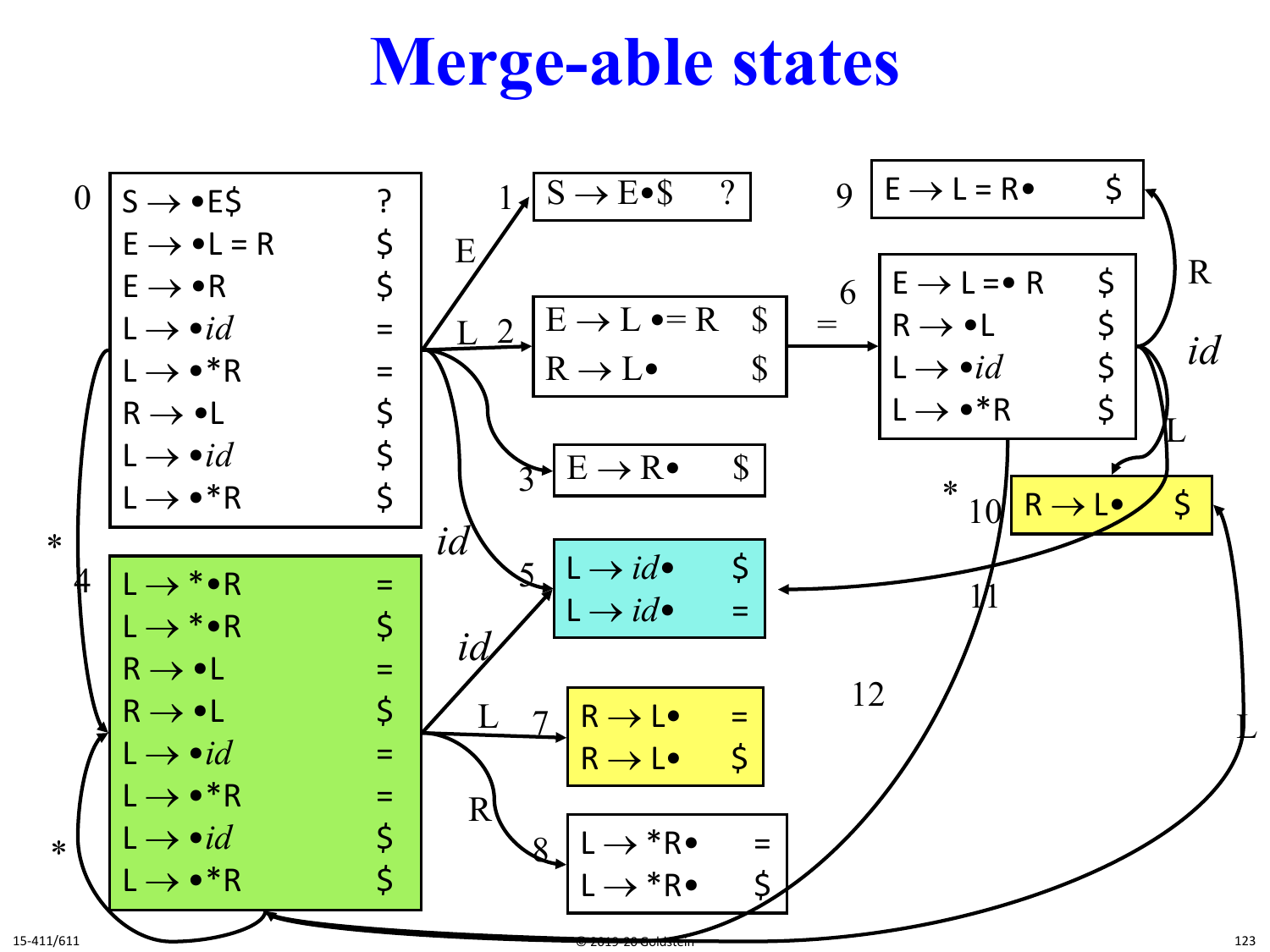# Merge-able states

**State 0**

| Item | Lookahead |
|---|---|
| S → •E$ | ? |
| E → •L = R | $ |
| E → •R | $ |
| L → •*id* | = |
| L → •*R | = |
| R → •L | $ |
| L → •*id* | $ |
| L → •*R | $ |

**State 1**

| Item | Lookahead |
|---|---|
| S → E•$ | ? |

**State 2**

| Item | Lookahead |
|---|---|
| E → L •= R | $ |
| R → L• | $ |

**State 3**

| Item | Lookahead |
|---|---|
| E → R• | $ |

**State 4**

| Item | Lookahead |
|---|---|
| L → *•R | = |
| L → *•R | $ |
| R → •L | = |
| R → •L | $ |
| L → •*id* | = |
| L → •*R | = |
| L → •*id* | $ |
| L → •*R | $ |

**State 5**

| Item | Lookahead |
|---|---|
| L → *id*• | $ |
| L → *id*• | = |

**State 6**

| Item | Lookahead |
|---|---|
| E → L =• R | $ |
| R → •L | $ |
| L → •*id* | $ |
| L → •*R | $ |

**State 7**

| Item | Lookahead |
|---|---|
| R → L• | = |
| R → L• | $ |

**State 8**

| Item | Lookahead |
|---|---|
| L → *R• | = |
| L → *R• | $ |

**State 9**

| Item | Lookahead |
|---|---|
| E → L = R• | $ |

**State 10**

| Item | Lookahead |
|---|---|
| R → L• | $ |

Transitions: 0 –E→ 1; 0 –L→ 2; 0 –R→ 3; 0 –*id*→ 5; 0 –*→ 4; 2 –=→ 6; 4 –*id*→ 5; 4 –L→ 7; 4 –R→ 8; 4 –*→ 4; 6 –R→ 9; 6 –*id*→ 5 (11); 6 –L→ 10; 6 –*→ 4 (12); 4 –L→ 10.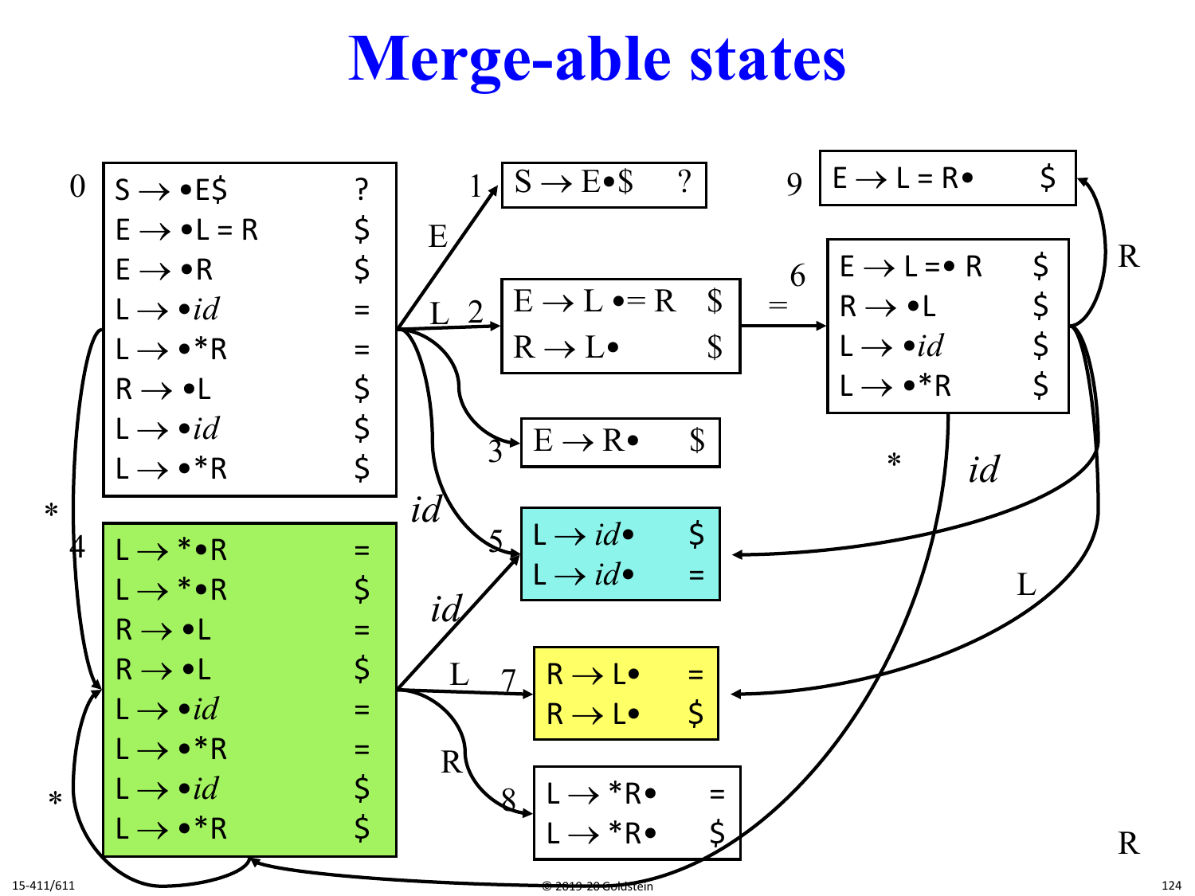# Merge-able states

**State 0**

| Item | Lookahead |
|---|---|
| S → •E$ | ? |
| E → •L = R | $ |
| E → •R | $ |
| L → •*id* | = |
| L → •*R | = |
| R → •L | $ |
| L → •*id* | $ |
| L → •*R | $ |

**State 1**

| Item | Lookahead |
|---|---|
| S → E•$ | ? |

**State 2**

| Item | Lookahead |
|---|---|
| E → L •= R | $ |
| R → L• | $ |

**State 3**

| Item | Lookahead |
|---|---|
| E → R• | $ |

**State 4**

| Item | Lookahead |
|---|---|
| L → *•R | = |
| L → *•R | $ |
| R → •L | = |
| R → •L | $ |
| L → •*id* | = |
| L → •*R | = |
| L → •*id* | $ |
| L → •*R | $ |

**State 5**

| Item | Lookahead |
|---|---|
| L → *id*• | $ |
| L → *id*• | = |

**State 6**

| Item | Lookahead |
|---|---|
| E → L =• R | $ |
| R → •L | $ |
| L → •*id* | $ |
| L → •*R | $ |

**State 7**

| Item | Lookahead |
|---|---|
| R → L• | = |
| R → L• | $ |

**State 8**

| Item | Lookahead |
|---|---|
| L → *R• | = |
| L → *R• | $ |

**State 9**

| Item | Lookahead |
|---|---|
| E → L = R• | $ |

Transitions:

- 0 —E→ 1
- 0 —L→ 2
- 0 —R→ 3
- 0 —*id*→ 5
- 0 —*→ 4
- 2 —=→ 6
- 4 —*id*→ 5
- 4 —L→ 7
- 4 —R→ 8
- 4 —*→ 4
- 6 —R→ 9
- 6 —*id*→ 5
- 6 —L→ 7
- 6 —*→ 4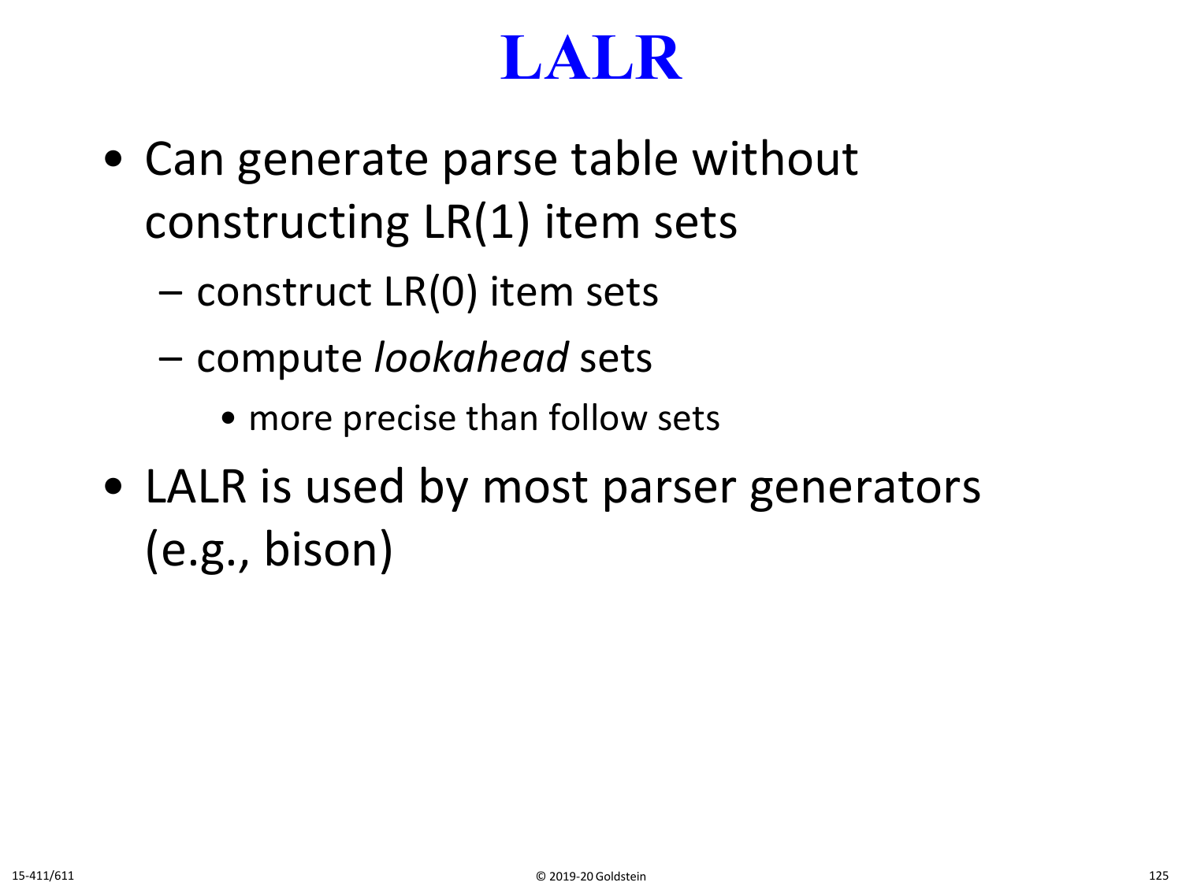# LALR

- Can generate parse table without constructing LR(1) item sets
  - construct LR(0) item sets
  - compute *lookahead* sets
    - more precise than follow sets
- LALR is used by most parser generators (e.g., bison)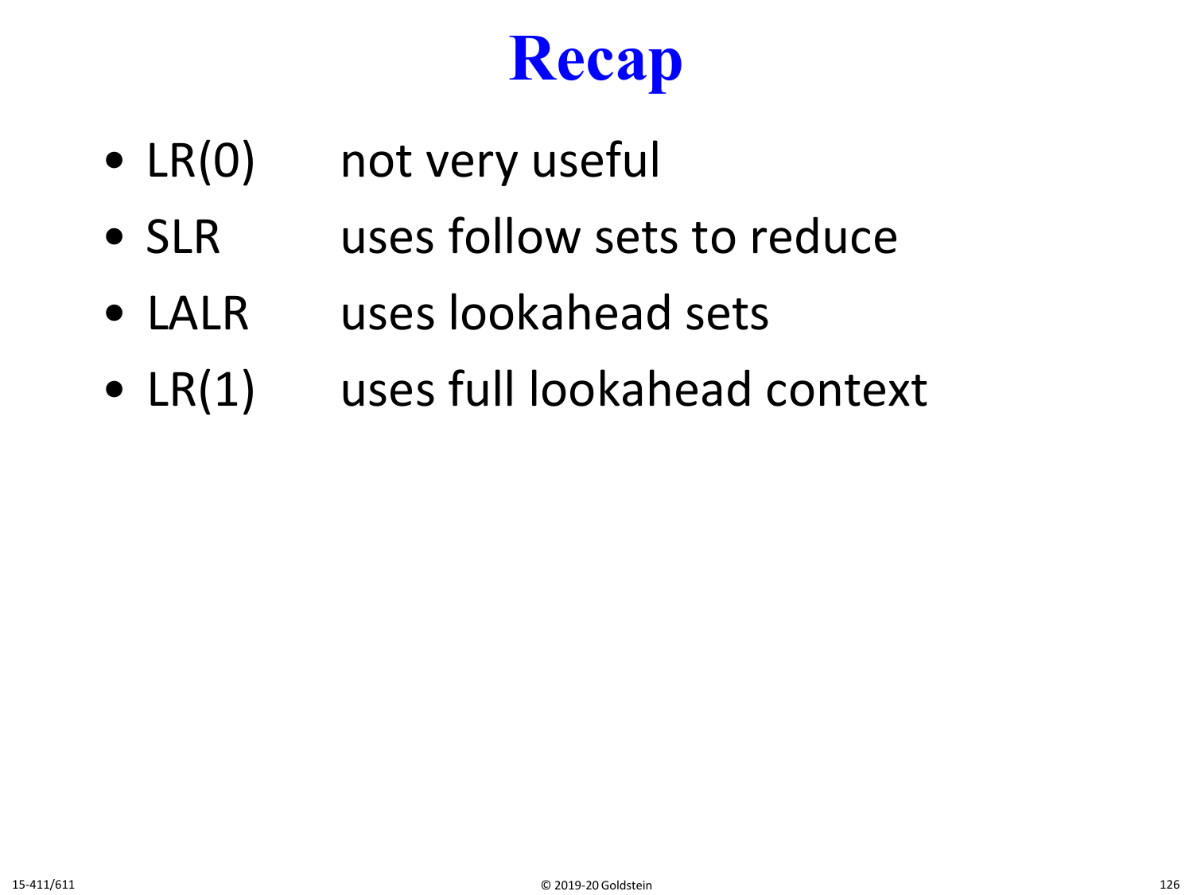# Recap

- LR(0) not very useful
- SLR uses follow sets to reduce
- LALR uses lookahead sets
- LR(1) uses full lookahead context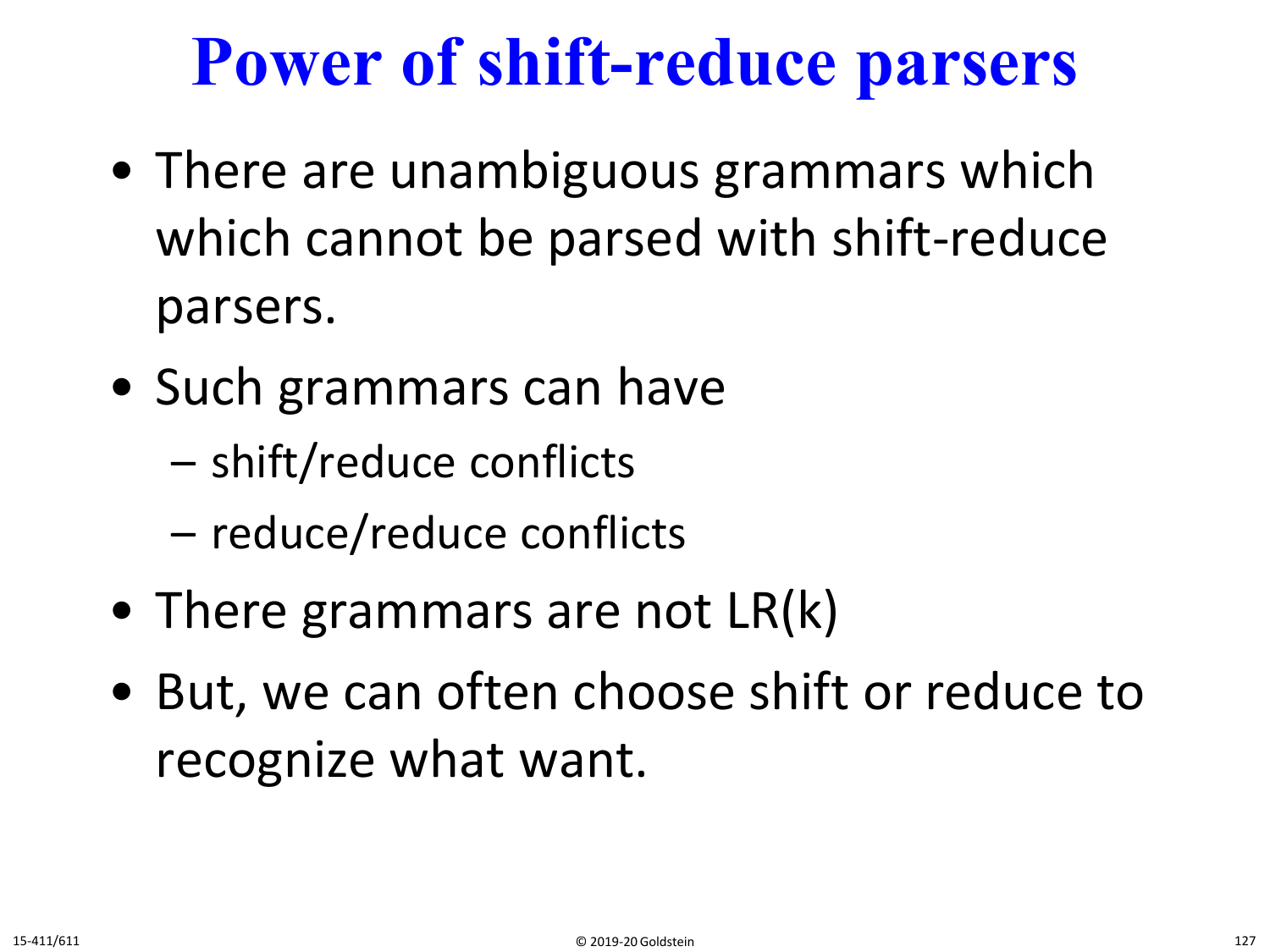# Power of shift-reduce parsers

- There are unambiguous grammars which which cannot be parsed with shift-reduce parsers.
- Such grammars can have
  - shift/reduce conflicts
  - reduce/reduce conflicts
- There grammars are not LR(k)
- But, we can often choose shift or reduce to recognize what want.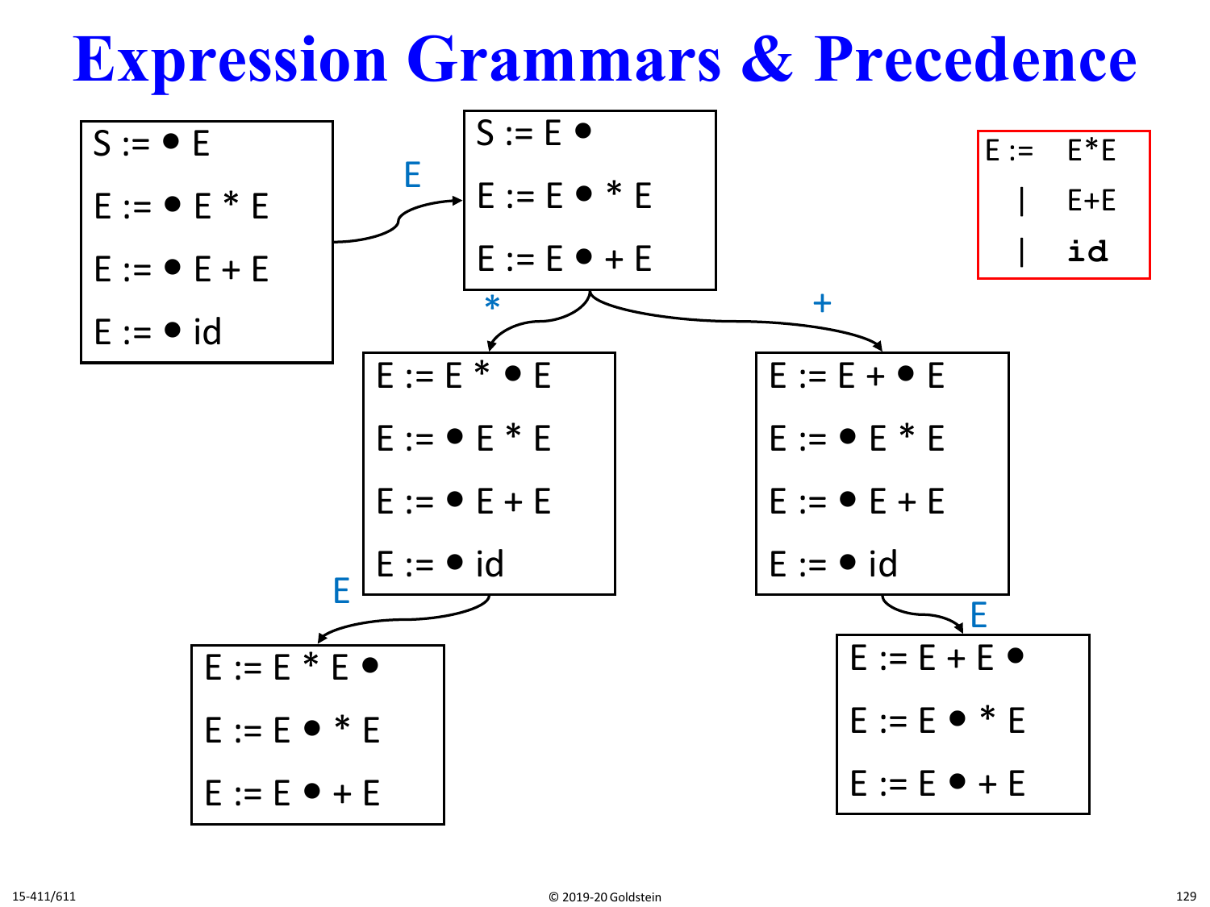# Expression Grammars & Precedence

```
E :=  E*E
   |  E+E
   |  id
```

**State 0:**

- S := ● E
- E := ● E * E
- E := ● E + E
- E := ● id

—E→

**State 1:**

- S := E ●
- E := E ● * E
- E := E ● + E

—*→

**State 2:**

- E := E * ● E
- E := ● E * E
- E := ● E + E
- E := ● id

—E→

**State 3:**

- E := E * E ●
- E := E ● * E
- E := E ● + E

From State 1 —+→

**State 4:**

- E := E + ● E
- E := ● E * E
- E := ● E + E
- E := ● id

—E→

**State 5:**

- E := E + E ●
- E := E ● * E
- E := E ● + E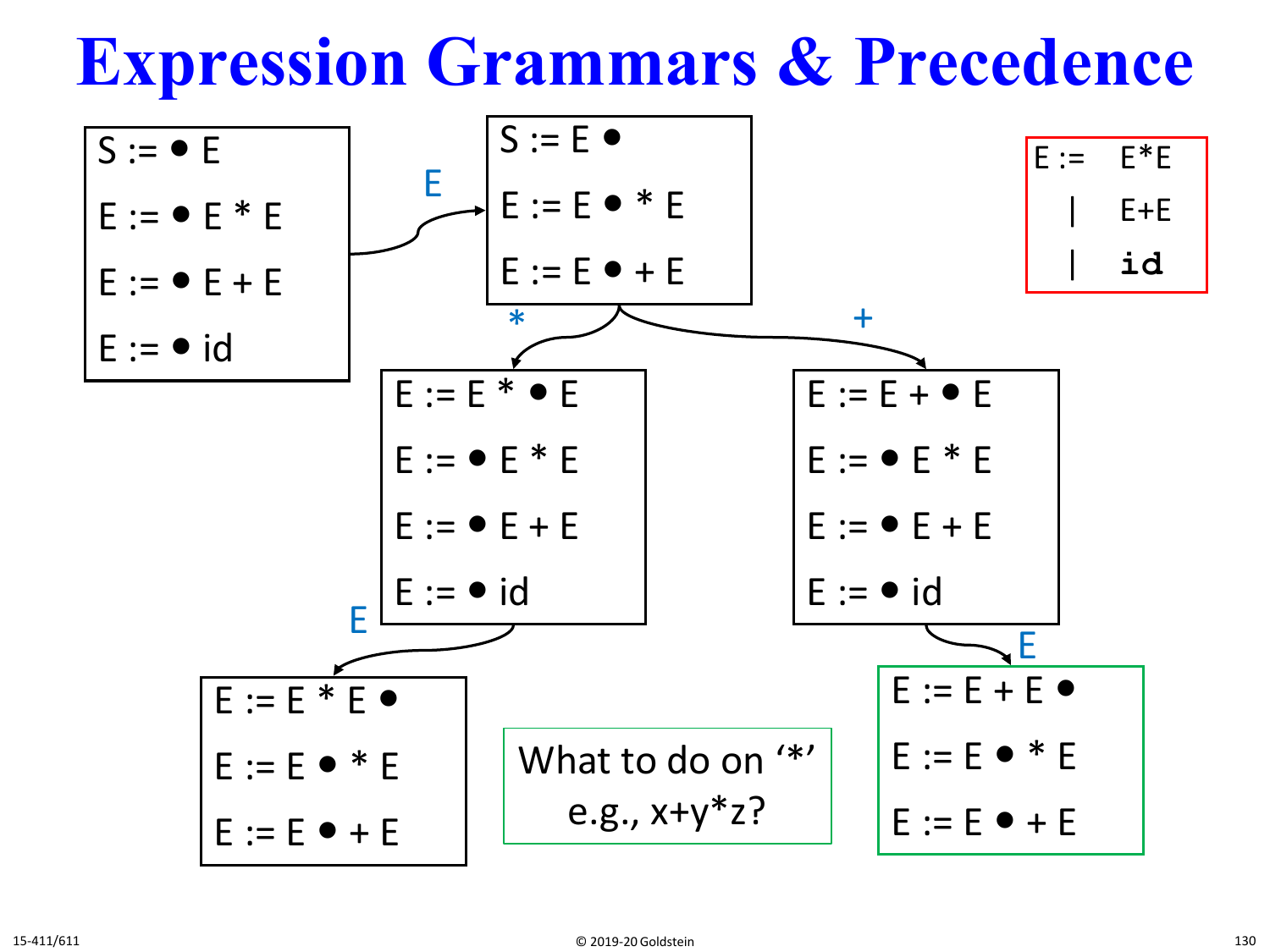# Expression Grammars & Precedence

```
E :=  E*E
   |  E+E
   |  id
```

**State 0:**

```
S := • E
E := • E * E
E := • E + E
E := • id
```

On **E** → **State 1:**

```
S := E •
E := E • * E
E := E • + E
```

On **\*** → **State 2:**

```
E := E * • E
E := • E * E
E := • E + E
E := • id
```

On **+** → **State 3:**

```
E := E + • E
E := • E * E
E := • E + E
E := • id
```

From State 2, on **E** → **State 4:**

```
E := E * E •
E := E • * E
E := E • + E
```

From State 3, on **E** → **State 5:**

```
E := E + E •
E := E • * E
E := E • + E
```

What to do on '\*' e.g., x+y\*z?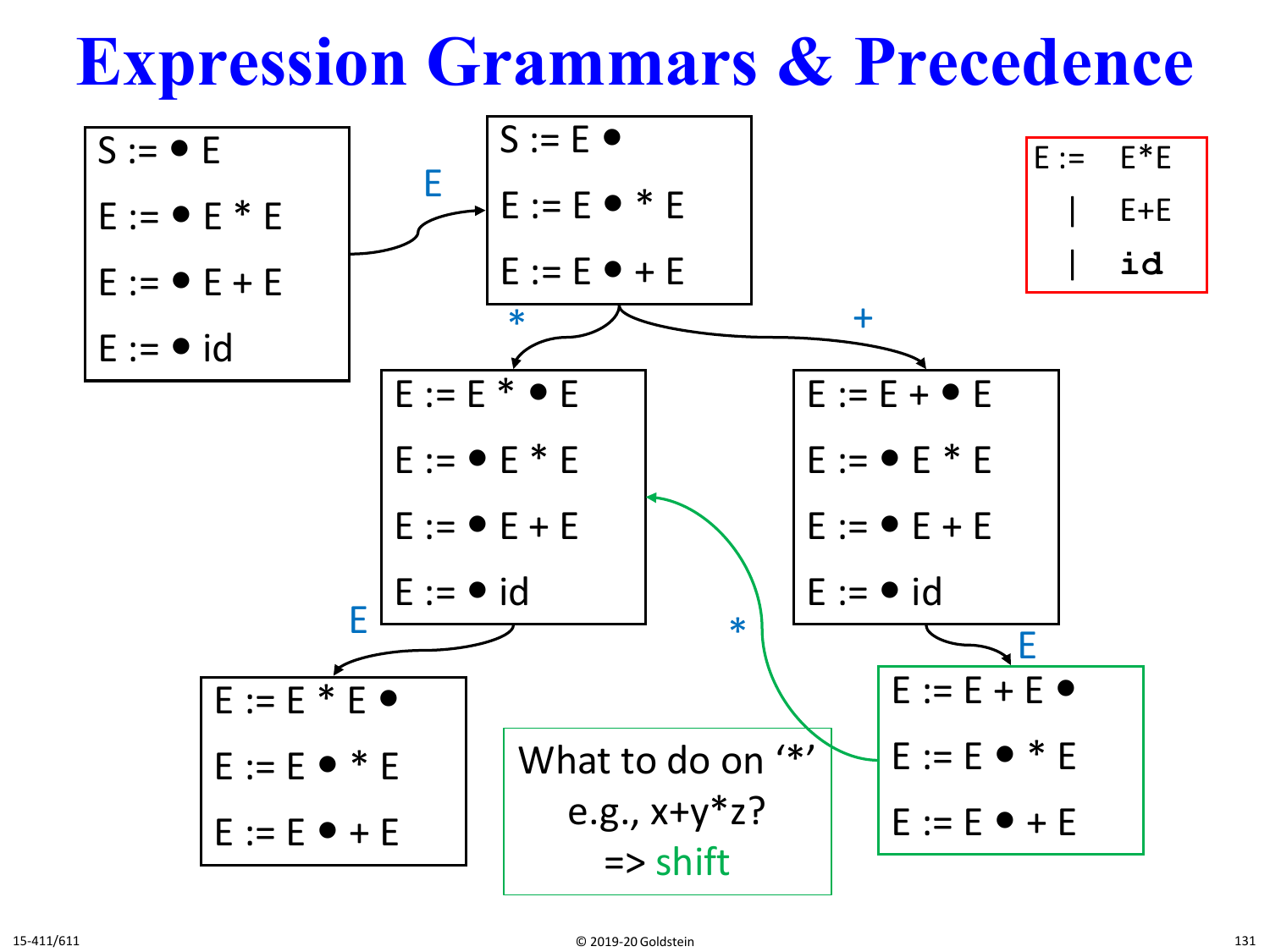# Expression Grammars & Precedence

```
E :=  E*E
  |   E+E
  |   id
```

**State 0:**
- S := ● E
- E := ● E * E
- E := ● E + E
- E := ● id

— E →

**State 1:**
- S := E ●
- E := E ● * E
- E := E ● + E

— * →

**State 2:**
- E := E * ● E
- E := ● E * E
- E := ● E + E
- E := ● id

— + → (from State 1)

**State 3:**
- E := E + ● E
- E := ● E * E
- E := ● E + E
- E := ● id

— E → (from State 2)

**State 4:**
- E := E * E ●
- E := E ● * E
- E := E ● + E

— E → (from State 3)

**State 5:**
- E := E + E ●
- E := E ● * E
- E := E ● + E

— * → (from State 5 to State 2)

What to do on '*' e.g., x+y*z?
=> shift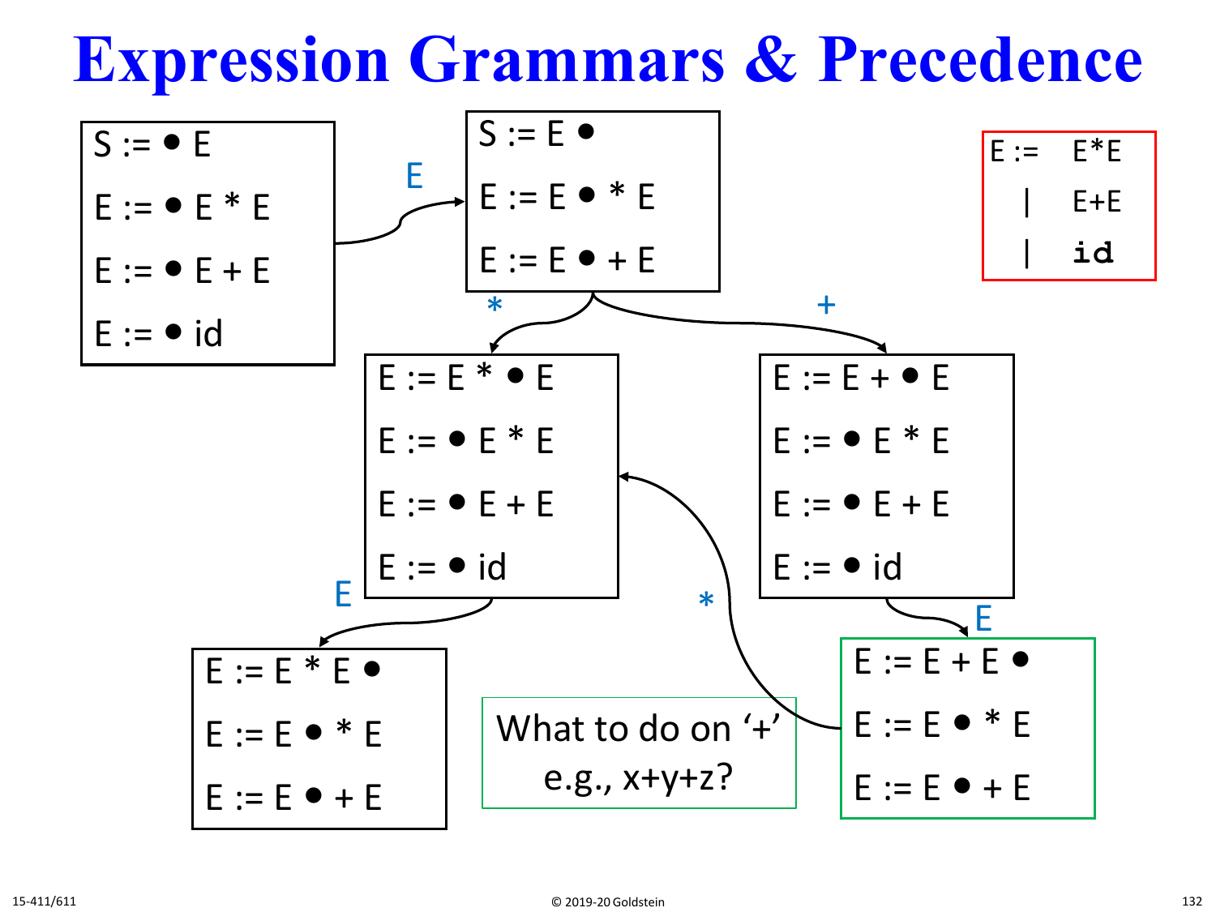# Expression Grammars & Precedence

```
E :=   E*E
    |  E+E
    |  id
```

State 0:
- S := • E
- E := • E * E
- E := • E + E
- E := • id

On E → State 1:
- S := E •
- E := E • * E
- E := E • + E

On * (from State 1) → State 2:
- E := E * • E
- E := • E * E
- E := • E + E
- E := • id

On + (from State 1) → State 3:
- E := E + • E
- E := • E * E
- E := • E + E
- E := • id

On E (from State 2) → State 4:
- E := E * E •
- E := E • * E
- E := E • + E

On E (from State 3) → State 5:
- E := E + E •
- E := E • * E
- E := E • + E

On * (from State 5) → State 2

What to do on '+' e.g., x+y+z?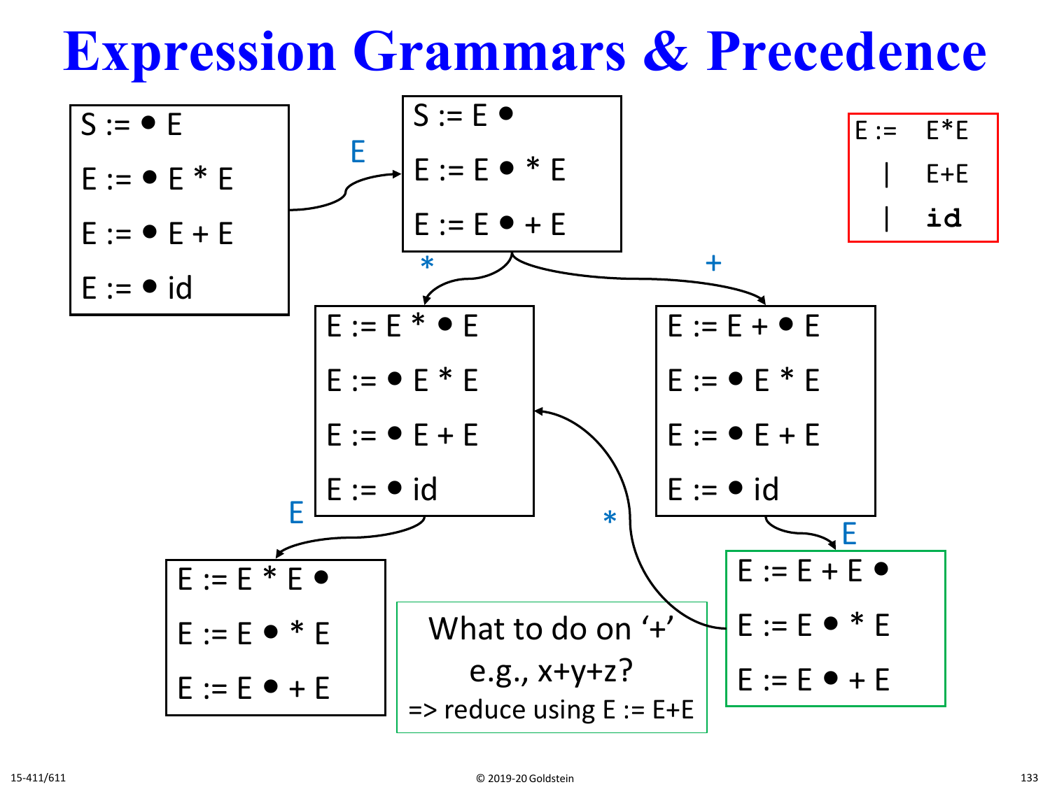# Expression Grammars & Precedence

```
E :=  E*E
   |  E+E
   |  id
```

**State 0:**

```
S := • E
E := • E * E
E := • E + E
E := • id
```

On E → **State 1:**

```
S := E •
E := E • * E
E := E • + E
```

On * → **State 2:**

```
E := E * • E
E := • E * E
E := • E + E
E := • id
```

On + → **State 3:**

```
E := E + • E
E := • E * E
E := • E + E
E := • id
```

From State 2, on E → **State 4:**

```
E := E * E •
E := E • * E
E := E • + E
```

From State 3, on E → **State 5:**

```
E := E + E •
E := E • * E
E := E • + E
```

From State 5, on * → State 2.

What to do on '+' e.g., x+y+z?
=> reduce using E := E+E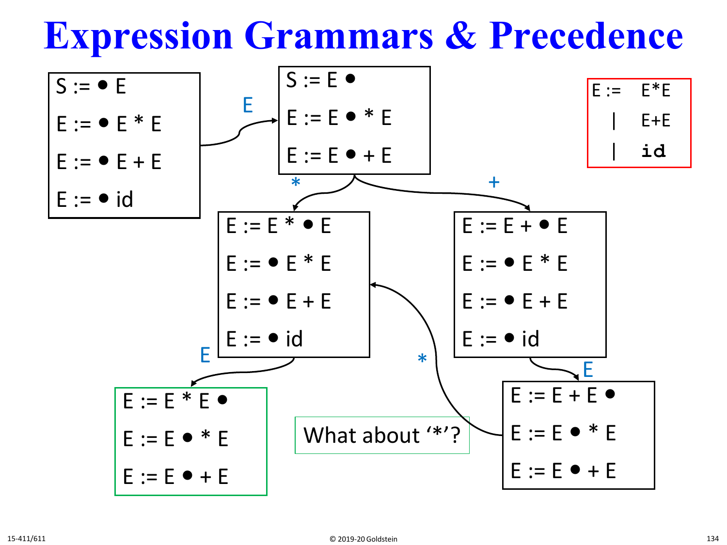# Expression Grammars & Precedence

```
E :=  E*E
   |  E+E
   |  id
```

State 0:

- S := ● E
- E := ● E * E
- E := ● E + E
- E := ● id

(on E →)

State 1:

- S := E ●
- E := E ● * E
- E := E ● + E

(on * →)

State 2:

- E := E * ● E
- E := ● E * E
- E := ● E + E
- E := ● id

(on + →)

State 3:

- E := E + ● E
- E := ● E * E
- E := ● E + E
- E := ● id

(State 2 on E →)

State 4:

- E := E * E ●
- E := E ● * E
- E := E ● + E

(State 3 on E →)

State 5:

- E := E + E ●
- E := E ● * E
- E := E ● + E

(State 5 on * → State 2)

What about '*'?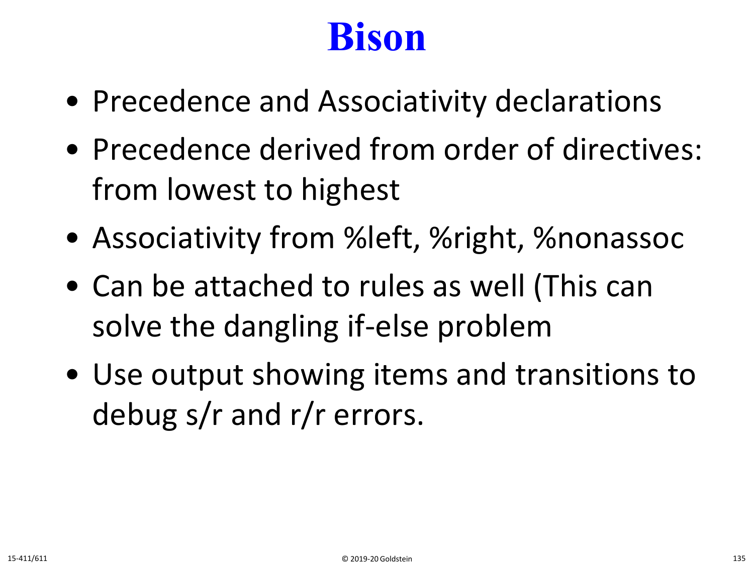# Bison

- Precedence and Associativity declarations
- Precedence derived from order of directives: from lowest to highest
- Associativity from %left, %right, %nonassoc
- Can be attached to rules as well (This can solve the dangling if-else problem
- Use output showing items and transitions to debug s/r and r/r errors.